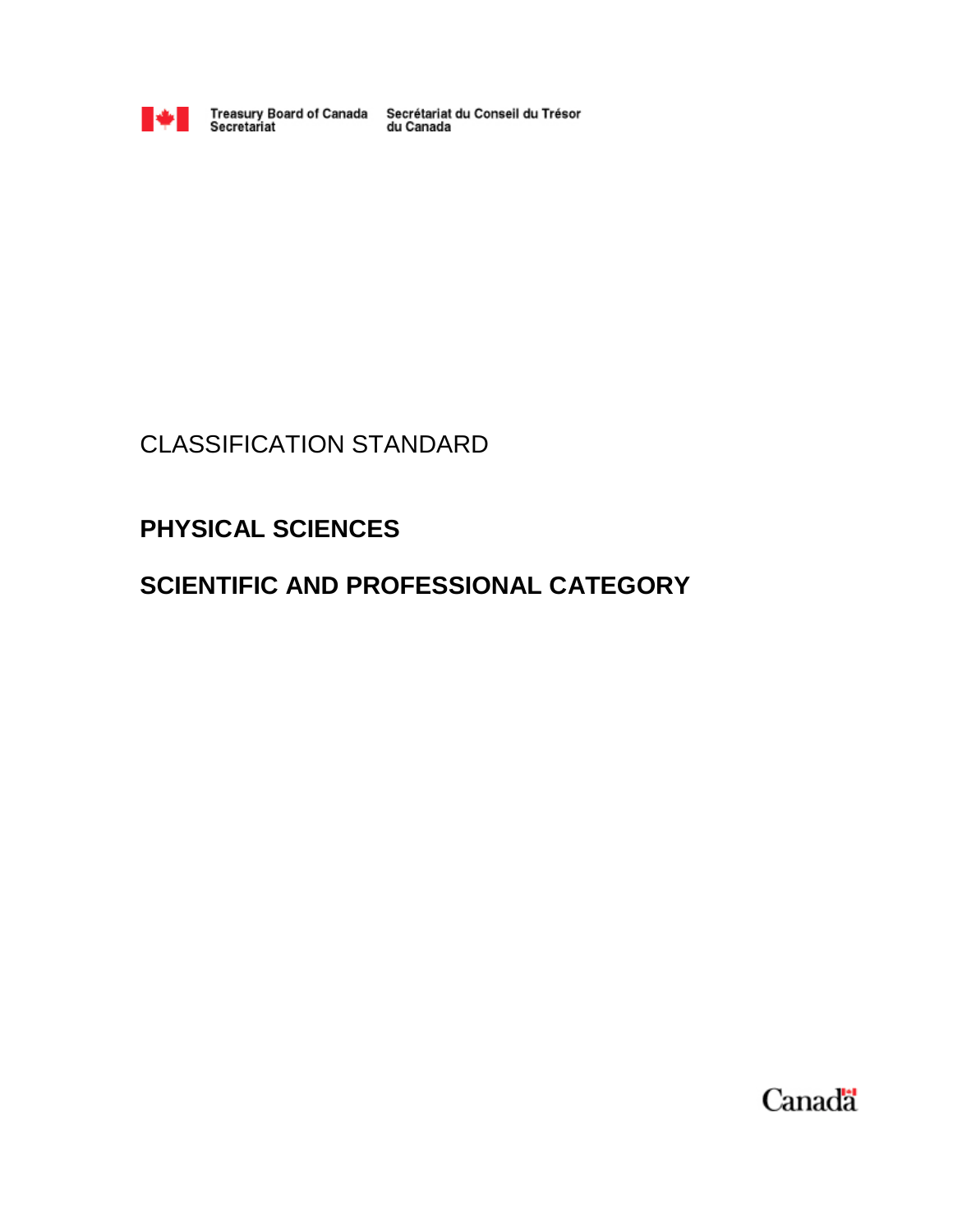Treasury Board of Canada Secretariat    Secrétariat du Conseil du Trésor du Canada

CLASSIFICATION STANDARD

# PHYSICAL SCIENCES

# SCIENTIFIC AND PROFESSIONAL CATEGORY

Canada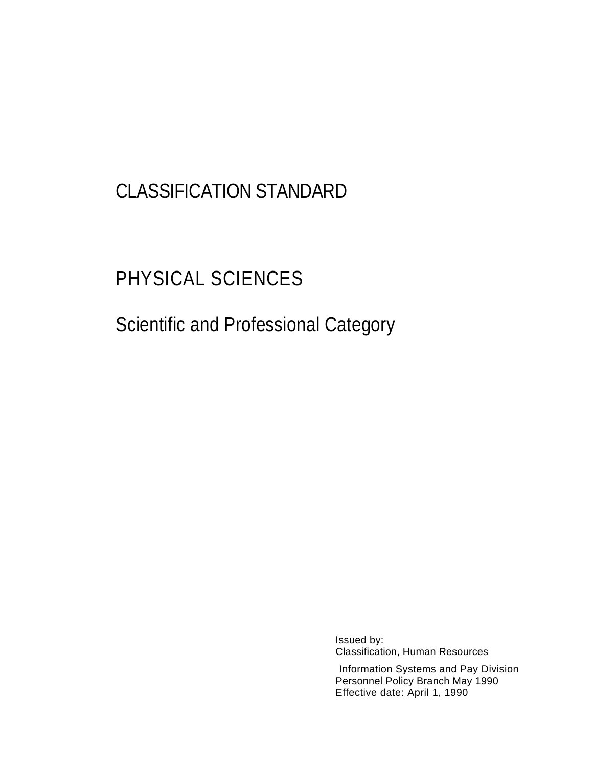# CLASSIFICATION STANDARD

# PHYSICAL SCIENCES

## Scientific and Professional Category

Issued by:
Classification, Human Resources

Information Systems and Pay Division
Personnel Policy Branch May 1990
Effective date: April 1, 1990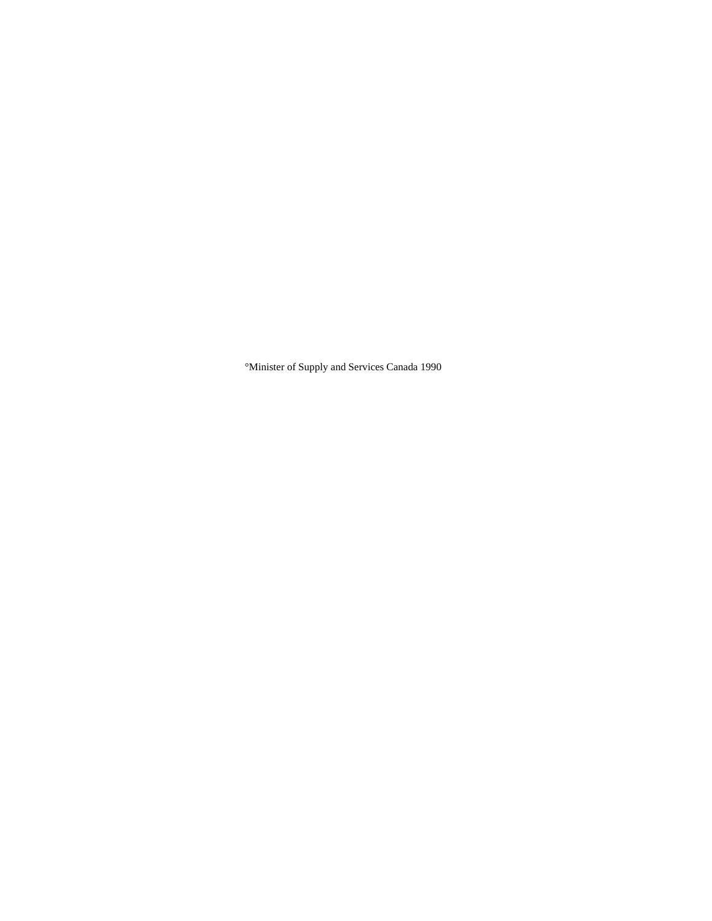°Minister of Supply and Services Canada 1990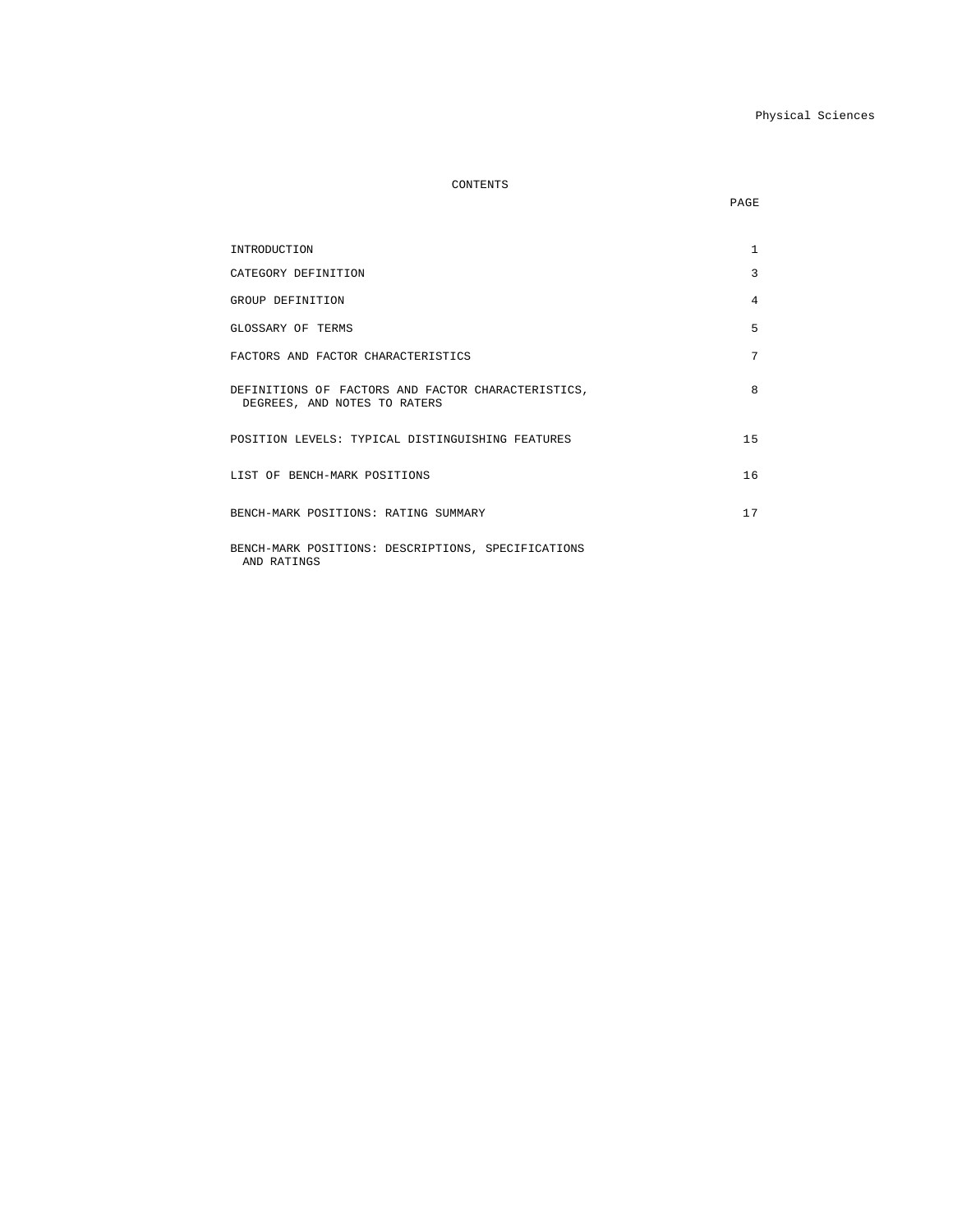# CONTENTS

| | PAGE |
|---|---|
| INTRODUCTION | 1 |
| CATEGORY DEFINITION | 3 |
| GROUP DEFINITION | 4 |
| GLOSSARY OF TERMS | 5 |
| FACTORS AND FACTOR CHARACTERISTICS | 7 |
| DEFINITIONS OF FACTORS AND FACTOR CHARACTERISTICS, DEGREES, AND NOTES TO RATERS | 8 |
| POSITION LEVELS: TYPICAL DISTINGUISHING FEATURES | 15 |
| LIST OF BENCH-MARK POSITIONS | 16 |
| BENCH-MARK POSITIONS: RATING SUMMARY | 17 |
| BENCH-MARK POSITIONS: DESCRIPTIONS, SPECIFICATIONS AND RATINGS | |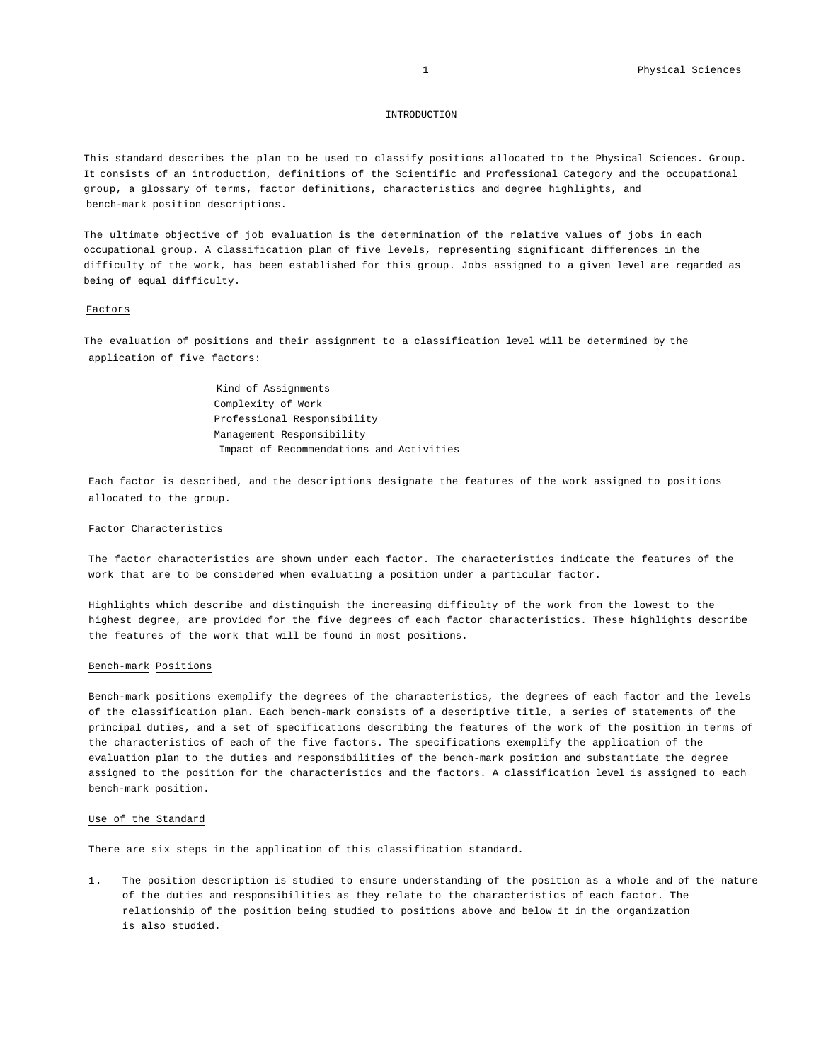# INTRODUCTION

This standard describes the plan to be used to classify positions allocated to the Physical Sciences. Group. It consists of an introduction, definitions of the Scientific and Professional Category and the occupational group, a glossary of terms, factor definitions, characteristics and degree highlights, and bench-mark position descriptions.

The ultimate objective of job evaluation is the determination of the relative values of jobs in each occupational group. A classification plan of five levels, representing significant differences in the difficulty of the work, has been established for this group. Jobs assigned to a given level are regarded as being of equal difficulty.

## Factors

The evaluation of positions and their assignment to a classification level will be determined by the application of five factors:

- Kind of Assignments
- Complexity of Work
- Professional Responsibility
- Management Responsibility
- Impact of Recommendations and Activities

Each factor is described, and the descriptions designate the features of the work assigned to positions allocated to the group.

## Factor Characteristics

The factor characteristics are shown under each factor. The characteristics indicate the features of the work that are to be considered when evaluating a position under a particular factor.

Highlights which describe and distinguish the increasing difficulty of the work from the lowest to the highest degree, are provided for the five degrees of each factor characteristics. These highlights describe the features of the work that will be found in most positions.

## Bench-mark Positions

Bench-mark positions exemplify the degrees of the characteristics, the degrees of each factor and the levels of the classification plan. Each bench-mark consists of a descriptive title, a series of statements of the principal duties, and a set of specifications describing the features of the work of the position in terms of the characteristics of each of the five factors. The specifications exemplify the application of the evaluation plan to the duties and responsibilities of the bench-mark position and substantiate the degree assigned to the position for the characteristics and the factors. A classification level is assigned to each bench-mark position.

## Use of the Standard

There are six steps in the application of this classification standard.

1. The position description is studied to ensure understanding of the position as a whole and of the nature of the duties and responsibilities as they relate to the characteristics of each factor. The relationship of the position being studied to positions above and below it in the organization is also studied.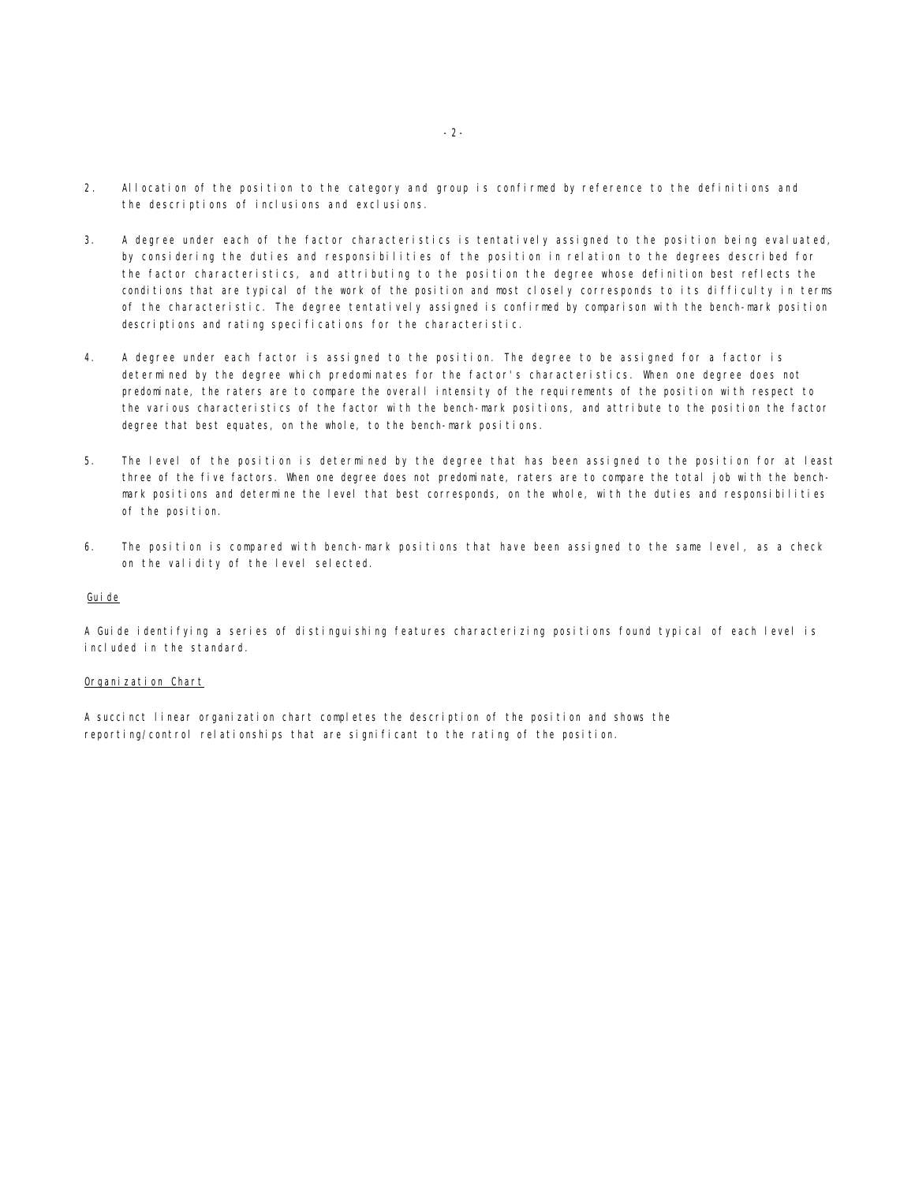2. Allocation of the position to the category and group is confirmed by reference to the definitions and the descriptions of inclusions and exclusions.

3. A degree under each of the factor characteristics is tentatively assigned to the position being evaluated, by considering the duties and responsibilities of the position in relation to the degrees described for the factor characteristics, and attributing to the position the degree whose definition best reflects the conditions that are typical of the work of the position and most closely corresponds to its difficulty in terms of the characteristic. The degree tentatively assigned is confirmed by comparison with the bench-mark position descriptions and rating specifications for the characteristic.

4. A degree under each factor is assigned to the position. The degree to be assigned for a factor is determined by the degree which predominates for the factor's characteristics. When one degree does not predominate, the raters are to compare the overall intensity of the requirements of the position with respect to the various characteristics of the factor with the bench-mark positions, and attribute to the position the factor degree that best equates, on the whole, to the bench-mark positions.

5. The level of the position is determined by the degree that has been assigned to the position for at least three of the five factors. When one degree does not predominate, raters are to compare the total job with the bench-mark positions and determine the level that best corresponds, on the whole, with the duties and responsibilities of the position.

6. The position is compared with bench-mark positions that have been assigned to the same level, as a check on the validity of the level selected.

Guide

A Guide identifying a series of distinguishing features characterizing positions found typical of each level is included in the standard.

Organization Chart

A succinct linear organization chart completes the description of the position and shows the reporting/control relationships that are significant to the rating of the position.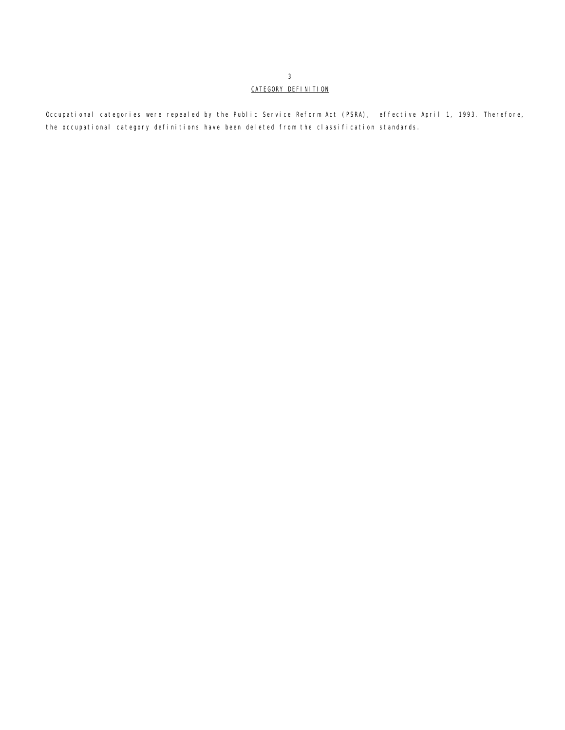## CATEGORY DEFINITION

Occupational categories were repealed by the Public Service Reform Act (PSRA), effective April 1, 1993. Therefore, the occupational category definitions have been deleted from the classification standards.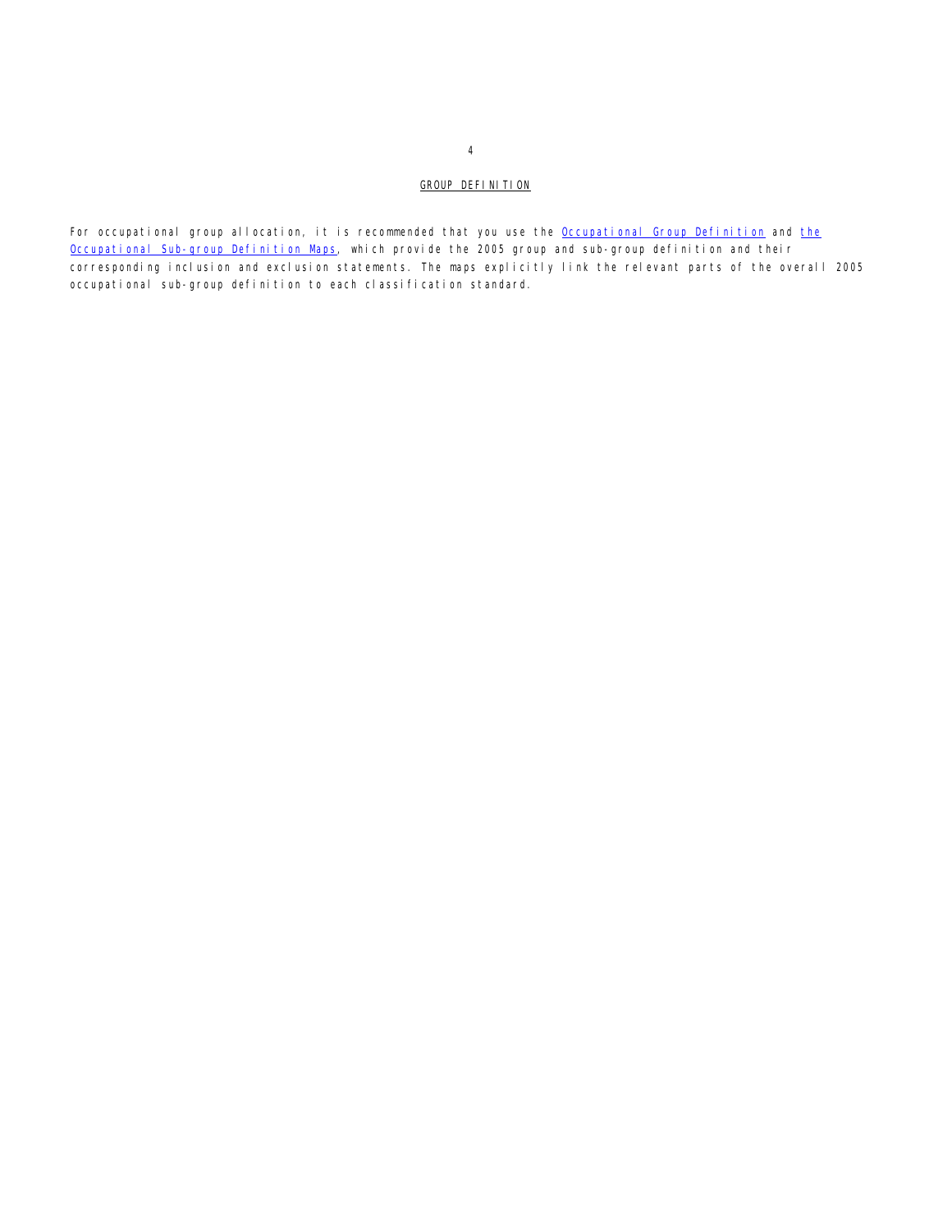## GROUP DEFINITION

For occupational group allocation, it is recommended that you use the Occupational Group Definition and the Occupational Sub-group Definition Maps, which provide the 2005 group and sub-group definition and their corresponding inclusion and exclusion statements. The maps explicitly link the relevant parts of the overall 2005 occupational sub-group definition to each classification standard.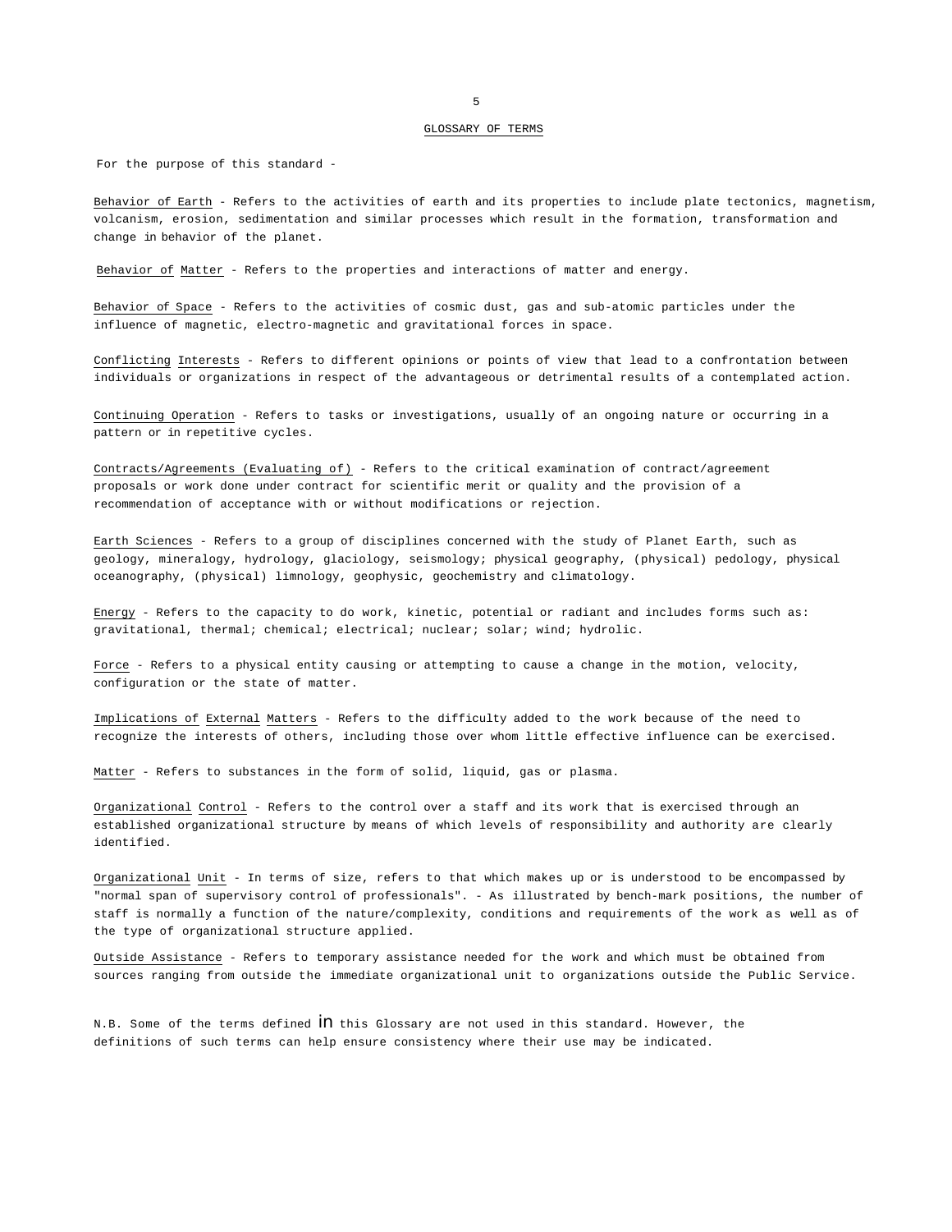## GLOSSARY OF TERMS

For the purpose of this standard -

Behavior of Earth - Refers to the activities of earth and its properties to include plate tectonics, magnetism, volcanism, erosion, sedimentation and similar processes which result in the formation, transformation and change in behavior of the planet.

Behavior of Matter - Refers to the properties and interactions of matter and energy.

Behavior of Space - Refers to the activities of cosmic dust, gas and sub-atomic particles under the influence of magnetic, electro-magnetic and gravitational forces in space.

Conflicting Interests - Refers to different opinions or points of view that lead to a confrontation between individuals or organizations in respect of the advantageous or detrimental results of a contemplated action.

Continuing Operation - Refers to tasks or investigations, usually of an ongoing nature or occurring in a pattern or in repetitive cycles.

Contracts/Agreements (Evaluating of) - Refers to the critical examination of contract/agreement proposals or work done under contract for scientific merit or quality and the provision of a recommendation of acceptance with or without modifications or rejection.

Earth Sciences - Refers to a group of disciplines concerned with the study of Planet Earth, such as geology, mineralogy, hydrology, glaciology, seismology; physical geography, (physical) pedology, physical oceanography, (physical) limnology, geophysic, geochemistry and climatology.

Energy - Refers to the capacity to do work, kinetic, potential or radiant and includes forms such as: gravitational, thermal; chemical; electrical; nuclear; solar; wind; hydrolic.

Force - Refers to a physical entity causing or attempting to cause a change in the motion, velocity, configuration or the state of matter.

Implications of External Matters - Refers to the difficulty added to the work because of the need to recognize the interests of others, including those over whom little effective influence can be exercised.

Matter - Refers to substances in the form of solid, liquid, gas or plasma.

Organizational Control - Refers to the control over a staff and its work that is exercised through an established organizational structure by means of which levels of responsibility and authority are clearly identified.

Organizational Unit - In terms of size, refers to that which makes up or is understood to be encompassed by "normal span of supervisory control of professionals". - As illustrated by bench-mark positions, the number of staff is normally a function of the nature/complexity, conditions and requirements of the work as well as of the type of organizational structure applied.

Outside Assistance - Refers to temporary assistance needed for the work and which must be obtained from sources ranging from outside the immediate organizational unit to organizations outside the Public Service.

N.B. Some of the terms defined in this Glossary are not used in this standard. However, the definitions of such terms can help ensure consistency where their use may be indicated.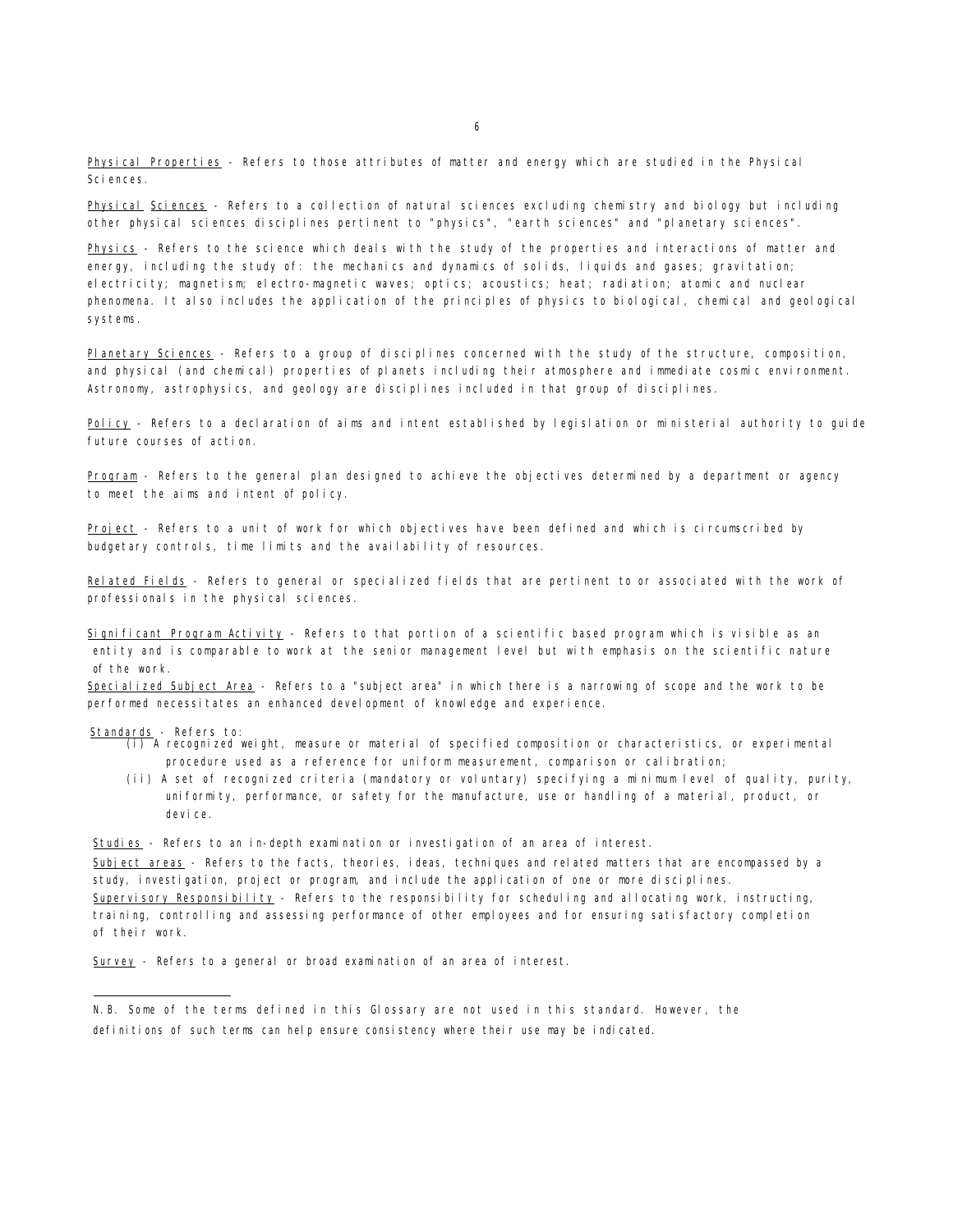Physical Properties - Refers to those attributes of matter and energy which are studied in the Physical Sciences.

Physical Sciences - Refers to a collection of natural sciences excluding chemistry and biology but including other physical sciences disciplines pertinent to "physics", "earth sciences" and "planetary sciences".

Physics - Refers to the science which deals with the study of the properties and interactions of matter and energy, including the study of: the mechanics and dynamics of solids, liquids and gases; gravitation; electricity; magnetism; electro-magnetic waves; optics; acoustics; heat; radiation; atomic and nuclear phenomena. It also includes the application of the principles of physics to biological, chemical and geological systems.

Planetary Sciences - Refers to a group of disciplines concerned with the study of the structure, composition, and physical (and chemical) properties of planets including their atmosphere and immediate cosmic environment. Astronomy, astrophysics, and geology are disciplines included in that group of disciplines.

Policy - Refers to a declaration of aims and intent established by legislation or ministerial authority to guide future courses of action.

Program - Refers to the general plan designed to achieve the objectives determined by a department or agency to meet the aims and intent of policy.

Project - Refers to a unit of work for which objectives have been defined and which is circumscribed by budgetary controls, time limits and the availability of resources.

Related Fields - Refers to general or specialized fields that are pertinent to or associated with the work of professionals in the physical sciences.

Significant Program Activity - Refers to that portion of a scientific based program which is visible as an entity and is comparable to work at the senior management level but with emphasis on the scientific nature of the work.

Specialized Subject Area - Refers to a "subject area" in which there is a narrowing of scope and the work to be performed necessitates an enhanced development of knowledge and experience.

Standards - Refers to:

- (i) A recognized weight, measure or material of specified composition or characteristics, or experimental procedure used as a reference for uniform measurement, comparison or calibration;
- (ii) A set of recognized criteria (mandatory or voluntary) specifying a minimum level of quality, purity, uniformity, performance, or safety for the manufacture, use or handling of a material, product, or device.

Studies - Refers to an in-depth examination or investigation of an area of interest.

Subject areas - Refers to the facts, theories, ideas, techniques and related matters that are encompassed by a study, investigation, project or program, and include the application of one or more disciplines.

Supervisory Responsibility - Refers to the responsibility for scheduling and allocating work, instructing, training, controlling and assessing performance of other employees and for ensuring satisfactory completion of their work.

Survey - Refers to a general or broad examination of an area of interest.

---

N.B. Some of the terms defined in this Glossary are not used in this standard. However, the definitions of such terms can help ensure consistency where their use may be indicated.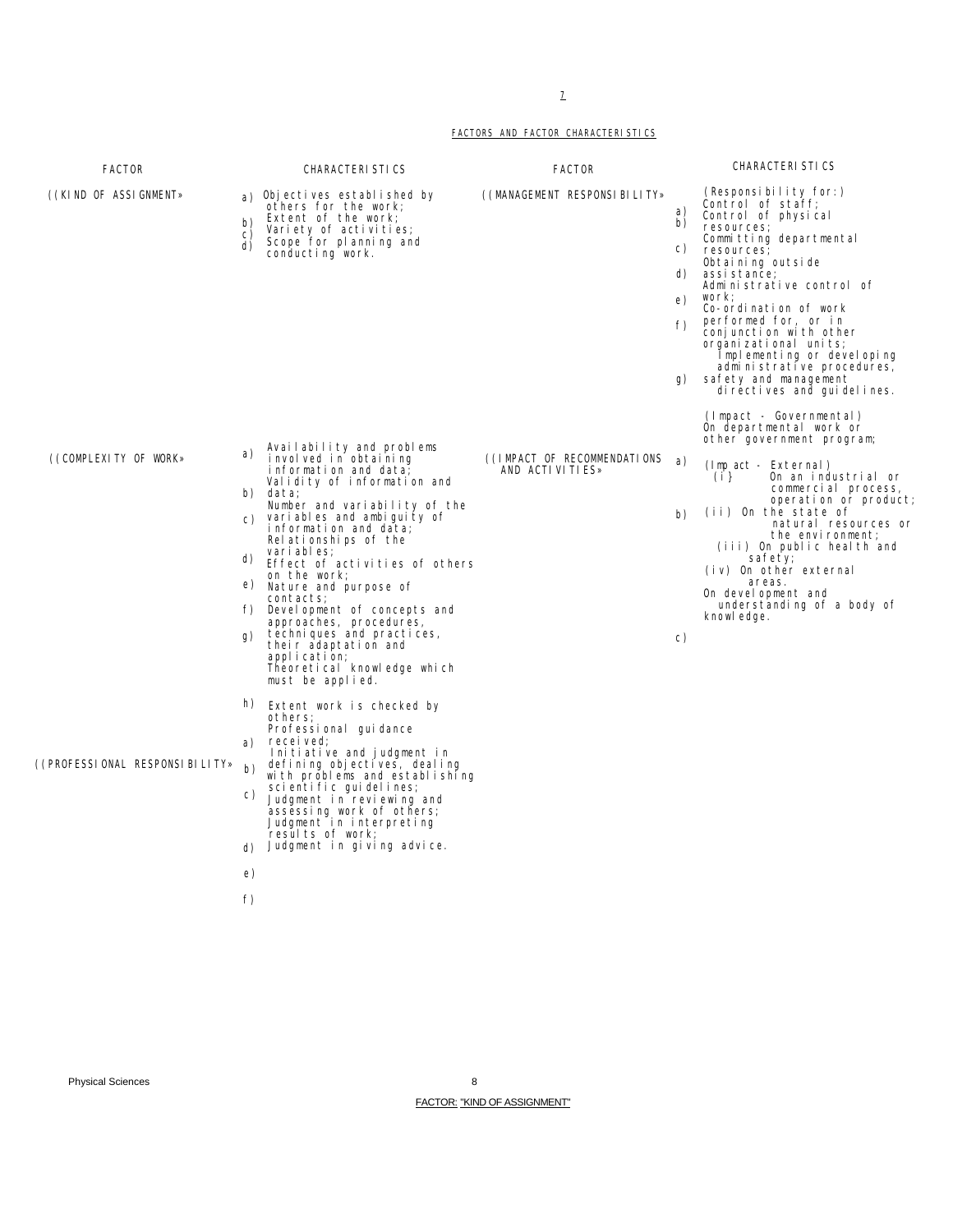FACTORS AND FACTOR CHARACTERISTICS

| FACTOR | CHARACTERISTICS | FACTOR | CHARACTERISTICS |
| --- | --- | --- | --- |
| ((KIND OF ASSIGNMENT» | a) Objectives established by others for the work;<br>b) Extent of the work;<br>c) Variety of activities;<br>d) Scope for planning and conducting work. | ((MANAGEMENT RESPONSIBILITY» | (Responsibility for:)<br>a) Control of staff;<br>b) Control of physical resources;<br>c) Committing departmental resources;<br>d) Obtaining outside assistance;<br>e) Administrative control of work;<br>f) Co-ordination of work performed for, or in conjunction with other organizational units;<br>g) Implementing or developing administrative procedures, safety and management directives and guidelines. |
| ((COMPLEXITY OF WORK» | a) Availability and problems involved in obtaining information and data;<br>b) Validity of information and data;<br>c) Number and variability of the variables and ambiguity of information and data;<br>d) Relationships of the variables;<br>e) Effect of activities of others on the work;<br>f) Nature and purpose of contacts;<br>g) Development of concepts and approaches, procedures, techniques and practices, their adaptation and application;<br>h) Theoretical knowledge which must be applied. | ((IMPACT OF RECOMMENDATIONS AND ACTIVITIES» | a) (Impact - Governmental) On departmental work or other government program;<br>b) (Impact - External)<br>(i) On an industrial or commercial process, operation or product;<br>(ii) On the state of natural resources or the environment;<br>(iii) On public health and safety;<br>(iv) On other external areas.<br>c) On development and understanding of a body of knowledge. |
| ((PROFESSIONAL RESPONSIBILITY» | a) Extent work is checked by others;<br>b) Professional guidance received;<br>c) Initiative and judgment in defining objectives, dealing with problems and establishing scientific guidelines;<br>d) Judgment in reviewing and assessing work of others;<br>e) Judgment in interpreting results of work;<br>f) Judgment in giving advice. | | |

FACTOR: "KIND OF ASSIGNMENT"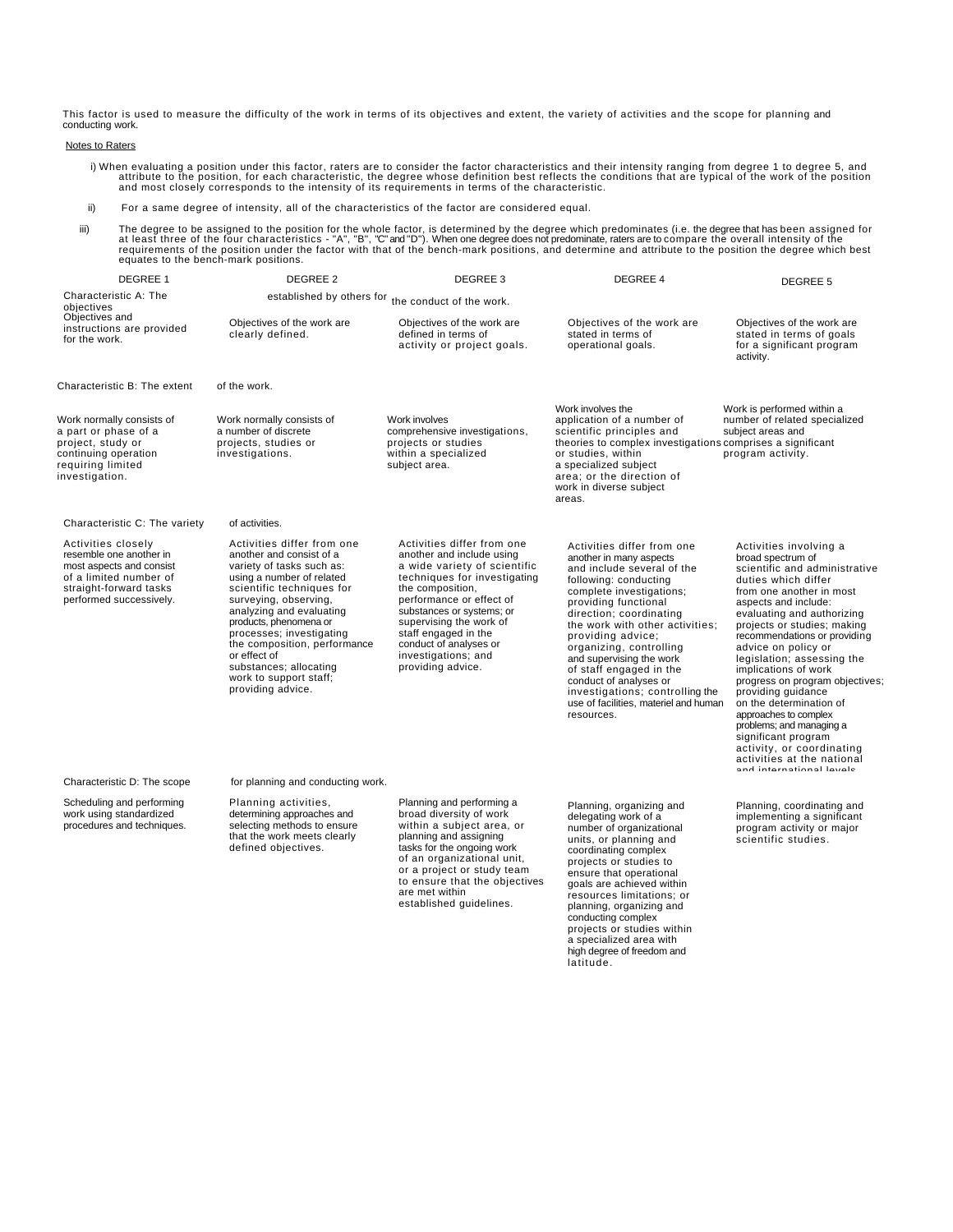This factor is used to measure the difficulty of the work in terms of its objectives and extent, the variety of activities and the scope for planning and conducting work.

Notes to Raters

i) When evaluating a position under this factor, raters are to consider the factor characteristics and their intensity ranging from degree 1 to degree 5, and attribute to the position, for each characteristic, the degree whose definition best reflects the conditions that are typical of the work of the position and most closely corresponds to the intensity of its requirements in terms of the characteristic.

ii) For a same degree of intensity, all of the characteristics of the factor are considered equal.

iii) The degree to be assigned to the position for the whole factor, is determined by the degree which predominates (i.e. the degree that has been assigned for at least three of the four characteristics - "A", "B", "C" and "D"). When one degree does not predominate, raters are to compare the overall intensity of the requirements of the position under the factor with that of the bench-mark positions, and determine and attribute to the position the degree which best equates to the bench-mark positions.

| DEGREE 1 | DEGREE 2 | DEGREE 3 | DEGREE 4 | DEGREE 5 |
|---|---|---|---|---|
| **Characteristic A: The objectives established by others for the conduct of the work.** | | | | |
| Objectives and instructions are provided for the work. | Objectives of the work are clearly defined. | Objectives of the work are defined in terms of activity or project goals. | Objectives of the work are stated in terms of operational goals. | Objectives of the work are stated in terms of goals for a significant program activity. |
| **Characteristic B: The extent of the work.** | | | | |
| Work normally consists of a part or phase of a project, study or continuing operation requiring limited investigation. | Work normally consists of a number of discrete projects, studies or investigations. | Work involves comprehensive investigations, projects or studies within a specialized subject area. | Work involves the application of a number of scientific principles and theories to complex investigations or studies, within a specialized subject area; or the direction of work in diverse subject areas. | Work is performed within a number of related specialized subject areas and comprises a significant program activity. |
| **Characteristic C: The variety of activities.** | | | | |
| Activities closely resemble one another in most aspects and consist of a limited number of straight-forward tasks performed successively. | Activities differ from one another and consist of a variety of tasks such as: using a number of related scientific techniques for surveying, observing, analyzing and evaluating products, phenomena or processes; investigating the composition, performance or effect of substances; allocating work to support staff; providing advice. | Activities differ from one another and include using a wide variety of scientific techniques for investigating the composition, performance or effect of substances or systems; or supervising the work of staff engaged in the conduct of analyses or investigations; and providing advice. | Activities differ from one another in many aspects and include several of the following: conducting complete investigations; providing functional direction; coordinating the work with other activities; providing advice; organizing, controlling and supervising the work of staff engaged in the conduct of analyses or investigations; controlling the use of facilities, materiel and human resources. | Activities involving a broad spectrum of scientific and administrative duties which differ from one another in most aspects and include: evaluating and authorizing projects or studies; making recommendations or providing advice on policy or legislation; assessing the implications of work progress on program objectives; providing guidance on the determination of approaches to complex problems; and managing a significant program activity, or coordinating activities at the national and international levels. |
| **Characteristic D: The scope for planning and conducting work.** | | | | |
| Scheduling and performing work using standardized procedures and techniques. | Planning activities, determining approaches and selecting methods to ensure that the work meets clearly defined objectives. | Planning and performing a broad diversity of work within a subject area, or planning and assigning tasks for the ongoing work of an organizational unit, or a project or study team to ensure that the objectives are met within established guidelines. | Planning, organizing and delegating work of a number of organizational units, or planning and coordinating complex projects or studies to ensure that operational goals are achieved within resources limitations; or planning, organizing and conducting complex projects or studies within a specialized area with high degree of freedom and latitude. | Planning, coordinating and implementing a significant program activity or major scientific studies. |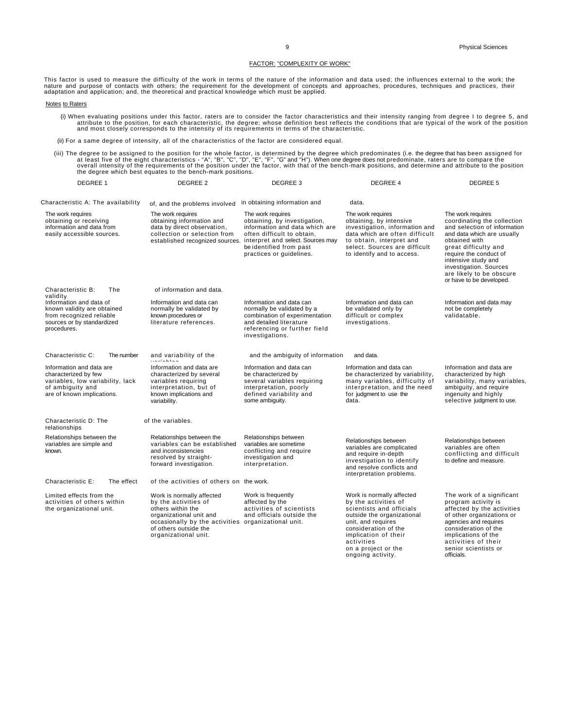## FACTOR: "COMPLEXITY OF WORK"

This factor is used to measure the difficulty of the work in terms of the nature of the information and data used; the influences external to the work; the nature and purpose of contacts with others; the requirement for the development of concepts and approaches, procedures, techniques and practices, their adaptation and application; and, the theoretical and practical knowledge which must be applied.

### Notes to Raters

(i) When evaluating positions under this factor, raters are to consider the factor characteristics and their intensity ranging from degree I to degree 5, and attribute to the position, for each characteristic, the degree; whose definition best reflects the conditions that are typical of the work of the position and most closely corresponds to the intensity of its requirements in terms of the characteristic.

(ii) For a same degree of intensity, all of the characteristics of the factor are considered equal.

(iii) The degree to be assigned to the position for the whole factor, is determined by the degree which predominates (i.e. the degree that has been assigned for at least five of the eight characteristics - "A", "B", "C", "D", "E", "F", "G" and "H"). When one degree does not predominate, raters are to compare the overall intensity of the requirements of the position under the factor, with that of the bench-mark positions, and determine and attribute to the position the degree which best equates to the bench-mark positions.

| DEGREE 1 | DEGREE 2 | DEGREE 3 | DEGREE 4 | DEGREE 5 |
|---|---|---|---|---|
| **Characteristic A: The availability of, and the problems involved in obtaining information and data.** | | | | |
| The work requires obtaining or receiving information and data from easily accessible sources. | The work requires obtaining information and data by direct observation, collection or selection from established recognized sources. | The work requires obtaining, by investigation, information and data which are often difficult to obtain, interpret and select. Sources may be identified from past practices or guidelines. | The work requires obtaining, by intensive investigation, information and data which are often difficult to obtain, interpret and select. Sources are difficult to identify and to access. | The work requires coordinating the collection and selection of information and data which are usually obtained with great difficulty and require the conduct of intensive study and investigation. Sources are likely to be obscure or have to be developed. |
| **Characteristic B: The validity of information and data.** | | | | |
| Information and data of known validity are obtained from recognized reliable sources or by standardized procedures. | Information and data can normally be validated by known procedures or literature references. | Information and data can normally be validated by a combination of experimentation and detailed literature referencing or further field investigations. | Information and data can be validated only by difficult or complex investigations. | Information and data may not be completely validatable. |
| **Characteristic C: The number and variability of the variables and the ambiguity of information and data.** | | | | |
| Information and data are characterized by few variables, low variability, lack of ambiguity and are of known implications. | Information and data are characterized by several variables requiring interpretation, but of known implications and variability. | Information and data can be characterized by several variables requiring interpretation, poorly defined variability and some ambiguity. | Information and data can be characterized by variability, many variables, difficulty of interpretation, and the need for judgment to use the data. | Information and data are characterized by high variability, many variables, ambiguity, and require ingenuity and highly selective judgment to use. |
| **Characteristic D: The relationships of the variables.** | | | | |
| Relationships between the variables are simple and known. | Relationships between the variables can be established and inconsistencies resolved by straight-forward investigation. | Relationships between variables are sometime conflicting and require investigation and interpretation. | Relationships between variables are complicated and require in-depth investigation to identify and resolve conflicts and interpretation problems. | Relationships between variables are often conflicting and difficult to define and measure. |
| **Characteristic E: The effect of the activities of others on the work.** | | | | |
| Limited effects from the activities of others within the organizational unit. | Work is normally affected by the activities of others within the organizational unit and occasionally by the activities of others outside the organizational unit. | Work is frequently affected by the activities of scientists and officials outside the organizational unit. | Work is normally affected by the activities of scientists and officials outside the organizational unit, and requires consideration of the implication of their activities on a project or the ongoing activity. | The work of a significant program activity is affected by the activities of other organizations or agencies and requires consideration of the implications of the activities of their senior scientists or officials. |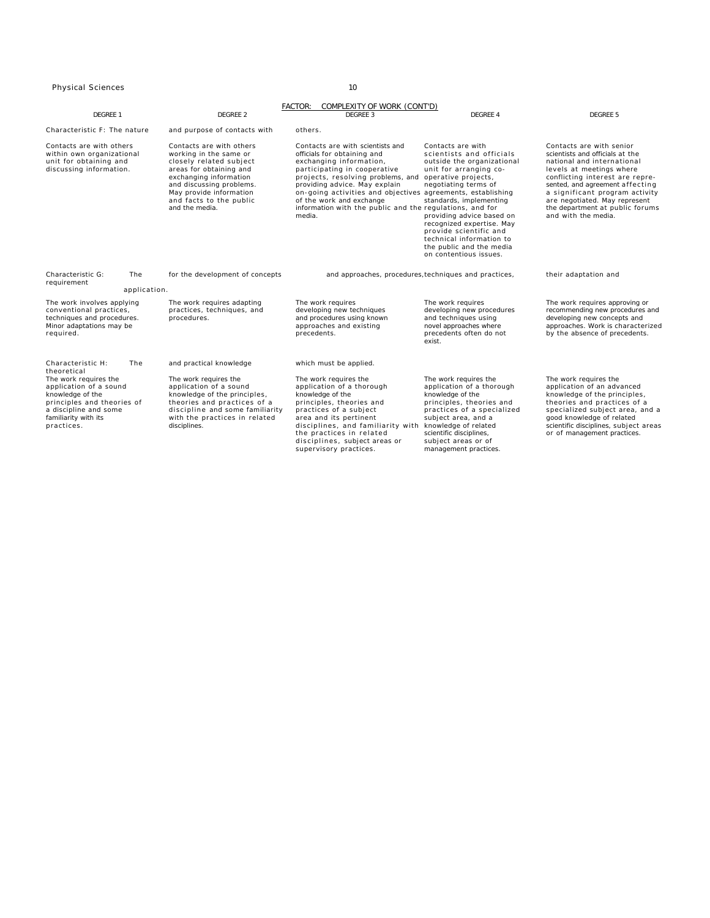## FACTOR: COMPLEXITY OF WORK (CONT'D)

| DEGREE 1 | DEGREE 2 | DEGREE 3 | DEGREE 4 | DEGREE 5 |
|---|---|---|---|---|
| Characteristic F: The nature and purpose of contacts with others. | | | | |
| Contacts are with others within own organizational unit for obtaining and discussing information. | Contacts are with others working in the same or closely related subject areas for obtaining and exchanging information and discussing problems. May provide information and facts to the public and the media. | Contacts are with scientists and officials for obtaining and exchanging information, participating in cooperative projects, resolving problems, and providing advice. May explain on-going activities and objectives of the work and exchange information with the public and the media. | Contacts are with scientists and officials outside the organizational unit for arranging co-operative projects, negotiating terms of agreements, establishing standards, implementing regulations, and for providing advice based on recognized expertise. May provide scientific and technical information to the public and the media on contentious issues. | Contacts are with senior scientists and officials at the national and international levels at meetings where conflicting interest are represented, and agreement affecting a significant program activity are negotiated. May represent the department at public forums and with the media. |
| Characteristic G: The requirement for the development of concepts and approaches, procedures, techniques and practices, their adaptation and application. | | | | |
| The work involves applying conventional practices, techniques and procedures. Minor adaptations may be required. | The work requires adapting practices, techniques, and procedures. | The work requires developing new techniques and procedures using known approaches and existing precedents. | The work requires developing new procedures and techniques using novel approaches where precedents often do not exist. | The work requires approving or recommending new procedures and developing new concepts and approaches. Work is characterized by the absence of precedents. |
| Characteristic H: The theoretical and practical knowledge which must be applied. | | | | |
| The work requires the application of a sound knowledge of the principles and theories of a discipline and some familiarity with its practices. | The work requires the application of a sound knowledge of the principles, theories and practices of a discipline and some familiarity with the practices in related disciplines. | The work requires the application of a thorough knowledge of the principles, theories and practices of a subject area and its pertinent disciplines, and familiarity with the practices in related disciplines, subject areas or supervisory practices. | The work requires the application of a thorough knowledge of the principles, theories and practices of a specialized subject area, and a knowledge of related scientific disciplines, subject areas or of management practices. | The work requires the application of an advanced knowledge of the principles, theories and practices of a specialized subject area, and a good knowledge of related scientific disciplines, subject areas or of management practices. |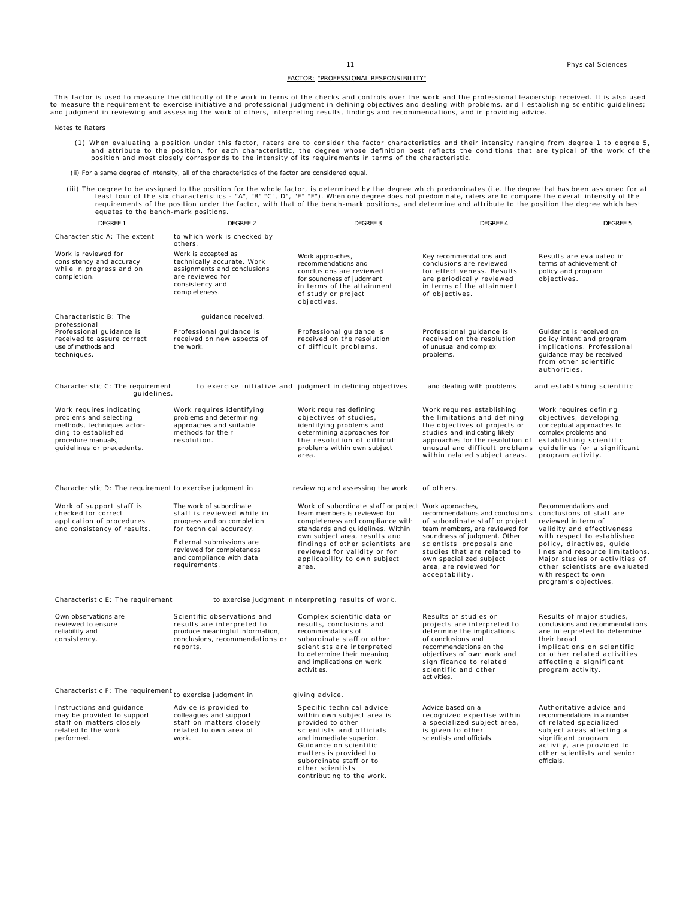## FACTOR: "PROFESSIONAL RESPONSIBILITY"

This factor is used to measure the difficulty of the work in terns of the checks and controls over the work and the professional leadership received. It is also used to measure the requirement to exercise initiative and professional judgment in defining objectives and dealing with problems, and I establishing scientific guidelines; and judgment in reviewing and assessing the work of others, interpreting results, findings and recommendations, and in providing advice.

Notes to Raters

(1) When evaluating a position under this factor, raters are to consider the factor characteristics and their intensity ranging from degree 1 to degree 5, and attribute to the position, for each characteristic, the degree whose definition best reflects the conditions that are typical of the work of the position and most closely corresponds to the intensity of its requirements in terms of the characteristic.

(ii) For a same degree of intensity, all of the characteristics of the factor are considered equal.

(iii) The degree to be assigned to the position for the whole factor, is determined by the degree which predominates (i.e. the degree that has been assigned for at least four of the six characteristics - "A", "B" "C", D", "E" "F"). When one degree does not predominate, raters are to compare the overall intensity of the requirements of the position under the factor, with that of the bench-mark positions, and determine and attribute to the position the degree which best equates to the bench-mark positions.

| DEGREE 1 | DEGREE 2 | DEGREE 3 | DEGREE 4 | DEGREE 5 |
|---|---|---|---|---|
| **Characteristic A: The extent to which work is checked by others.** | | | | |
| Work is reviewed for consistency and accuracy while in progress and on completion. | Work is accepted as technically accurate. Work assignments and conclusions are reviewed for consistency and completeness. | Work approaches, recommendations and conclusions are reviewed for soundness of judgment in terms of the attainment of study or project objectives. | Key recommendations and conclusions are reviewed for effectiveness. Results are periodically reviewed in terms of the attainment of objectives. | Results are evaluated in terms of achievement of policy and program objectives. |
| **Characteristic B: The professional guidance received.** | | | | |
| Professional guidance is received to assure correct use of methods and techniques. | Professional guidance is received on new aspects of the work. | Professional guidance is received on the resolution of difficult problems. | Professional guidance is received on the resolution of unusual and complex problems. | Guidance is received on policy intent and program implications. Professional guidance may be received from other scientific authorities. |
| **Characteristic C: The requirement to exercise initiative and judgment in defining objectives and dealing with problems and establishing scientific guidelines.** | | | | |
| Work requires indicating problems and selecting methods, techniques actor-ding to established procedure manuals, guidelines or precedents. | Work requires identifying problems and determining approaches and suitable methods for their resolution. | Work requires defining objectives of studies, identifying problems and determining approaches for the resolution of difficult problems within own subject area. | Work requires establishing the limitations and defining the objectives of projects or studies and indicating likely approaches for the resolution of unusual and difficult problems within related subject areas. | Work requires defining objectives, developing conceptual approaches to complex problems and establishing scientific guidelines for a significant program activity. |
| **Characteristic D: The requirement to exercise judgment in reviewing and assessing the work of others.** | | | | |
| Work of support staff is checked for correct application of procedures and consistency of results. | The work of subordinate staff is reviewed while in progress and on completion for technical accuracy. External submissions are reviewed for completeness and compliance with data requirements. | Work of subordinate staff or project team members is reviewed for completeness and compliance with standards and guidelines. Within own subject area, results and findings of other scientists are reviewed for validity or for applicability to own subject area. | Work approaches, recommendations and conclusions of subordinate staff or project team members, are reviewed for soundness of judgment. Other scientists' proposals and studies that are related to own specialized subject area, are reviewed for acceptability. | Recommendations and conclusions of staff are reviewed in term of validity and effectiveness with respect to established policy, directives, guide lines and resource limitations. Major studies or activities of other scientists are evaluated with respect to own program's objectives. |
| **Characteristic E: The requirement to exercise judgment ininterpreting results of work.** | | | | |
| Own observations are reviewed to ensure reliability and consistency. | Scientific observations and results are interpreted to produce meaningful information, conclusions, recommendations or reports. | Complex scientific data or results, conclusions and recommendations of subordinate staff or other scientists are interpreted to determine their meaning and implications on work activities. | Results of studies or projects are interpreted to determine the implications of conclusions and recommendations on the objectives of own work and significance to related scientific and other activities. | Results of major studies, conclusions and recommendations are interpreted to determine their broad implications on scientific or other related activities affecting a significant program activity. |
| **Characteristic F: The requirement to exercise judgment in giving advice.** | | | | |
| Instructions and guidance may be provided to support staff on matters closely related to the work performed. | Advice is provided to colleagues and support staff on matters closely related to own area of work. | Specific technical advice within own subject area is provided to other scientists and officials and immediate superior. Guidance on scientific matters is provided to subordinate staff or to other scientists contributing to the work. | Advice based on a recognized expertise within a specialized subject area, is given to other scientists and officials. | Authoritative advice and recommendations in a number of related specialized subject areas affecting a significant program activity, are provided to other scientists and senior officials. |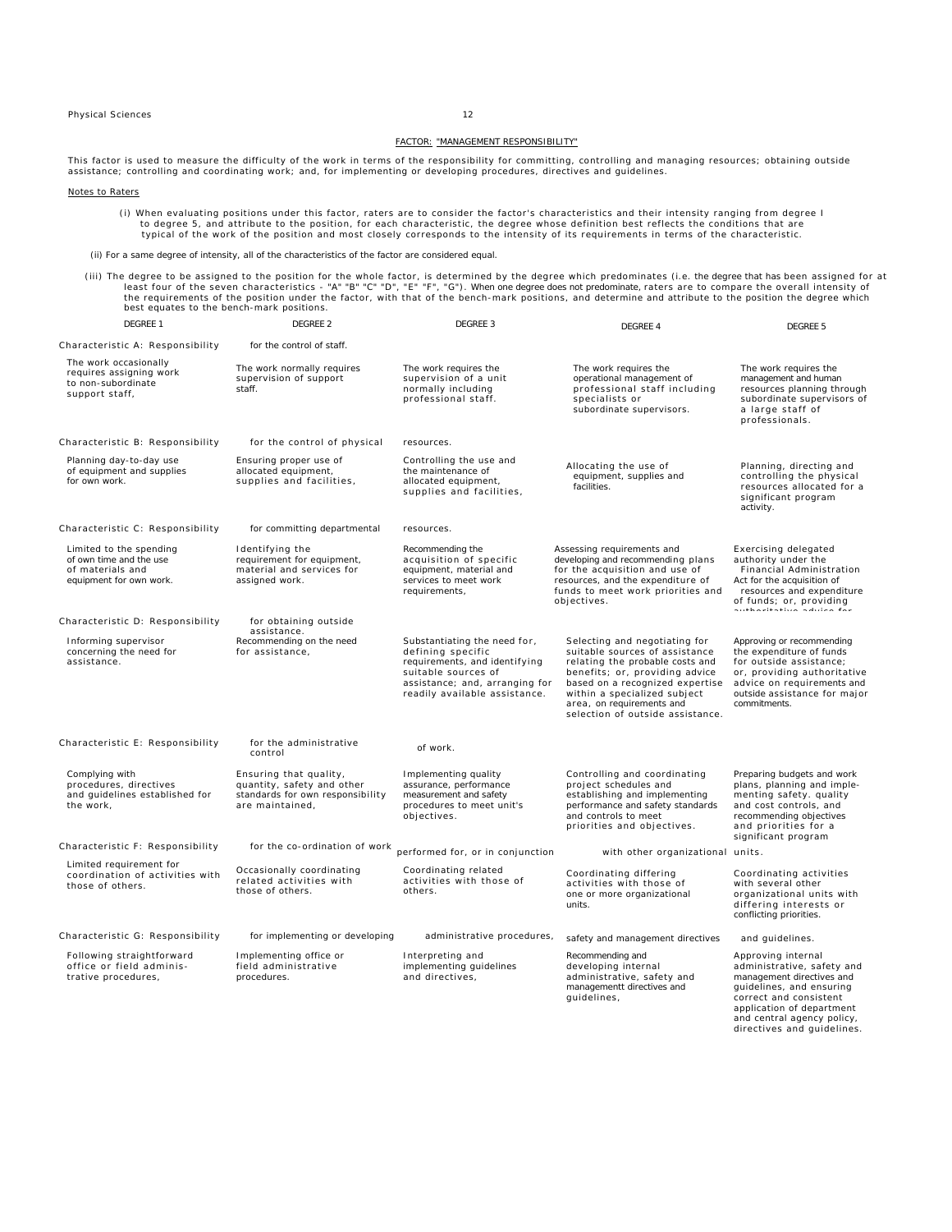## FACTOR: "MANAGEMENT RESPONSIBILITY"

This factor is used to measure the difficulty of the work in terms of the responsibility for committing, controlling and managing resources; obtaining outside assistance; controlling and coordinating work; and, for implementing or developing procedures, directives and guidelines.

Notes to Raters

(i) When evaluating positions under this factor, raters are to consider the factor's characteristics and their intensity ranging from degree I to degree 5, and attribute to the position, for each characteristic, the degree whose definition best reflects the conditions that are typical of the work of the position and most closely corresponds to the intensity of its requirements in terms of the characteristic.

(ii) For a same degree of intensity, all of the characteristics of the factor are considered equal.

(iii) The degree to be assigned to the position for the whole factor, is determined by the degree which predominates (i.e. the degree that has been assigned for at least four of the seven characteristics - "A" "B" "C" "D", "E" "F", "G"). When one degree does not predominate, raters are to compare the overall intensity of the requirements of the position under the factor, with that of the bench-mark positions, and determine and attribute to the position the degree which best equates to the bench-mark positions.

| DEGREE 1 | DEGREE 2 | DEGREE 3 | DEGREE 4 | DEGREE 5 |
|---|---|---|---|---|
| **Characteristic A: Responsibility for the control of staff.** | | | | |
| The work occasionally requires assigning work to non-subordinate support staff, | The work normally requires supervision of support staff. | The work requires the supervision of a unit normally including professional staff. | The work requires the operational management of professional staff including specialists or subordinate supervisors. | The work requires the management and human resources planning through subordinate supervisors of a large staff of professionals. |
| **Characteristic B: Responsibility for the control of physical resources.** | | | | |
| Planning day-to-day use of equipment and supplies for own work. | Ensuring proper use of allocated equipment, supplies and facilities, | Controlling the use and the maintenance of allocated equipment, supplies and facilities, | Allocating the use of equipment, supplies and facilities. | Planning, directing and controlling the physical resources allocated for a significant program activity. |
| **Characteristic C: Responsibility for committing departmental resources.** | | | | |
| Limited to the spending of own time and the use of materials and equipment for own work. | Identifying the requirement for equipment, material and services for assigned work. | Recommending the acquisition of specific equipment, material and services to meet work requirements, | Assessing requirements and developing and recommending plans for the acquisition and use of resources, and the expenditure of funds to meet work priorities and objectives. | Exercising delegated authority under the Financial Administration Act for the acquisition of resources and expenditure of funds; or, providing authoritative advice for |
| **Characteristic D: Responsibility for obtaining outside assistance.** | | | | |
| Informing supervisor concerning the need for assistance. | Recommending on the need for assistance, | Substantiating the need for, defining specific requirements, and identifying suitable sources of assistance; and, arranging for readily available assistance. | Selecting and negotiating for suitable sources of assistance relating the probable costs and benefits; or, providing advice based on a recognized expertise within a specialized subject area, on requirements and selection of outside assistance. | Approving or recommending the expenditure of funds for outside assistance; or, providing authoritative advice on requirements and outside assistance for major commitments. |
| **Characteristic E: Responsibility for the administrative control of work.** | | | | |
| Complying with procedures, directives and guidelines established for the work, | Ensuring that quality, quantity, safety and other standards for own responsibility are maintained, | Implementing quality assurance, performance measurement and safety procedures to meet unit's objectives. | Controlling and coordinating project schedules and establishing and implementing performance and safety standards and controls to meet priorities and objectives. | Preparing budgets and work plans, planning and implementing safety. quality and cost controls, and recommending objectives and priorities for a significant program |
| **Characteristic F: Responsibility for the co-ordination of work performed for, or in conjunction with other organizational units.** | | | | |
| Limited requirement for coordination of activities with those of others. | Occasionally coordinating related activities with those of others. | Coordinating related activities with those of others. | Coordinating differing activities with those of one or more organizational units. | Coordinating activities with several other organizational units with differing interests or conflicting priorities. |
| **Characteristic G: Responsibility for implementing or developing administrative procedures, safety and management directives and guidelines.** | | | | |
| Following straightforward office or field administrative procedures, | Implementing office or field administrative procedures. | Interpreting and implementing guidelines and directives, | Recommending and developing internal administrative, safety and managementt directives and guidelines, | Approving internal administrative, safety and management directives and guidelines, and ensuring correct and consistent application of department and central agency policy, directives and guidelines. |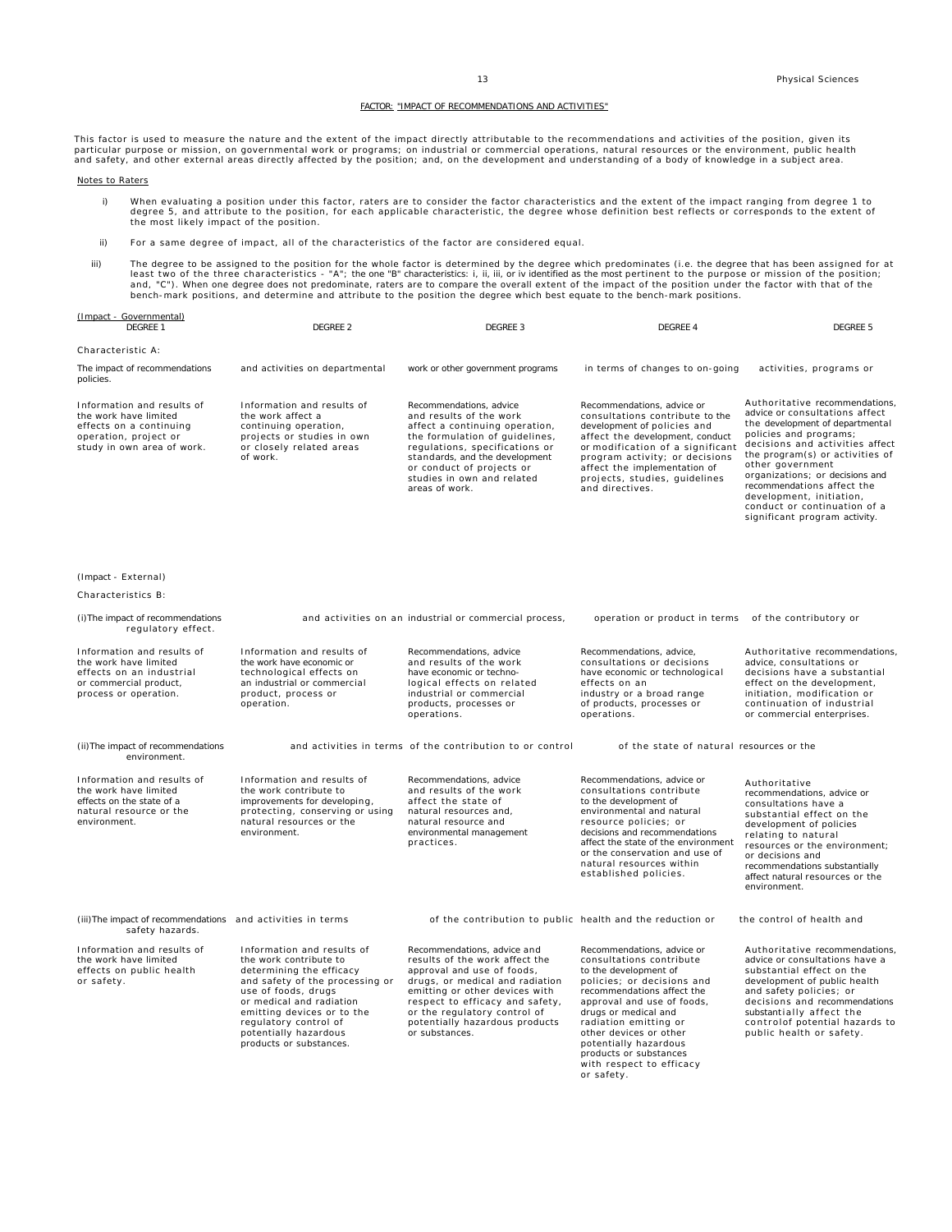## FACTOR: "IMPACT OF RECOMMENDATIONS AND ACTIVITIES"

This factor is used to measure the nature and the extent of the impact directly attributable to the recommendations and activities of the position, given its particular purpose or mission, on governmental work or programs; on industrial or commercial operations, natural resources or the environment, public health and safety, and other external areas directly affected by the position; and, on the development and understanding of a body of knowledge in a subject area.

Notes to Raters

i) When evaluating a position under this factor, raters are to consider the factor characteristics and the extent of the impact ranging from degree 1 to degree 5, and attribute to the position, for each applicable characteristic, the degree whose definition best reflects or corresponds to the extent of the most likely impact of the position.

ii) For a same degree of impact, all of the characteristics of the factor are considered equal.

iii) The degree to be assigned to the position for the whole factor is determined by the degree which predominates (i.e. the degree that has been assigned for at least two of the three characteristics - "A"; the one "B" characteristics: i, ii, iii, or iv identified as the most pertinent to the purpose or mission of the position; and, "C"). When one degree does not predominate, raters are to compare the overall extent of the impact of the position under the factor with that of the bench-mark positions, and determine and attribute to the position the degree which best equate to the bench-mark positions.

(Impact - Governmental)

| DEGREE 1 | DEGREE 2 | DEGREE 3 | DEGREE 4 | DEGREE 5 |
|---|---|---|---|---|
| Characteristic A: | | | | |
| The impact of recommendations | and activities on departmental | work or other government programs | in terms of changes to on-going | activities, programs or policies. |
| Information and results of the work have limited effects on a continuing operation, project or study in own area of work. | Information and results of the work affect a continuing operation, projects or studies in own or closely related areas of work. | Recommendations, advice and results of the work affect a continuing operation, the formulation of guidelines, regulations, specifications or standards, and the development or conduct of projects or studies in own and related areas of work. | Recommendations, advice or consultations contribute to the development of policies and affect the development, conduct or modification of a significant program activity; or decisions affect the implementation of projects, studies, guidelines and directives. | Authoritative recommendations, advice or consultations affect the development of departmental policies and programs; decisions and activities affect the program(s) or activities of other government organizations; or decisions and recommendations affect the development, initiation, conduct or continuation of a significant program activity. |

(Impact - External)

Characteristics B:

| DEGREE 1 | DEGREE 2 | DEGREE 3 | DEGREE 4 | DEGREE 5 |
|---|---|---|---|---|
| (i) The impact of recommendations | and activities on an industrial or commercial process, | | operation or product in terms | of the contributory or regulatory effect. |
| Information and results of the work have limited effects on an industrial or commercial product, process or operation. | Information and results of the work have economic or technological effects on an industrial or commercial product, process or operation. | Recommendations, advice and results of the work have economic or technological effects on related industrial or commercial products, processes or operations. | Recommendations, advice, consultations or decisions have economic or technological effects on an industry or a broad range of products, processes or operations. | Authoritative recommendations, advice, consultations or decisions have a substantial effect on the development, initiation, modification or continuation of industrial or commercial enterprises. |
| (ii) The impact of recommendations | and activities in terms of the contribution to or control | | of the state of natural resources or the environment. | |
| Information and results of the work have limited effects on the state of a natural resource or the environment. | Information and results of the work contribute to improvements for developing, protecting, conserving or using natural resources or the environment. | Recommendations, advice and results of the work affect the state of natural resources and, natural resource and environmental management practices. | Recommendations, advice or consultations contribute to the development of environmental and natural resource policies; or decisions and recommendations affect the state of the environment or the conservation and use of natural resources within established policies. | Authoritative recommendations, advice or consultations have a substantial effect on the development of policies relating to natural resources or the environment; or decisions and recommendations substantially affect natural resources or the environment. |
| (iii) The impact of recommendations | and activities in terms | of the contribution to public health and the reduction or | | the control of health and safety hazards. |
| Information and results of the work have limited effects on public health or safety. | Information and results of the work contribute to determining the efficacy and safety of the processing or use of foods, drugs or medical and radiation emitting devices or to the regulatory control of potentially hazardous products or substances. | Recommendations, advice and results of the work affect the approval and use of foods, drugs, or medical and radiation emitting or other devices with respect to efficacy and safety, or the regulatory control of potentially hazardous products or substances. | Recommendations, advice or consultations contribute to the development of policies; or decisions and recommendations affect the approval and use of foods, drugs or medical and radiation emitting or other devices or other potentially hazardous products or substances with respect to efficacy or safety. | Authoritative recommendations, advice or consultations have a substantial effect on the development of public health and safety policies; or decisions and recommendations substantially affect the controlof potential hazards to public health or safety. |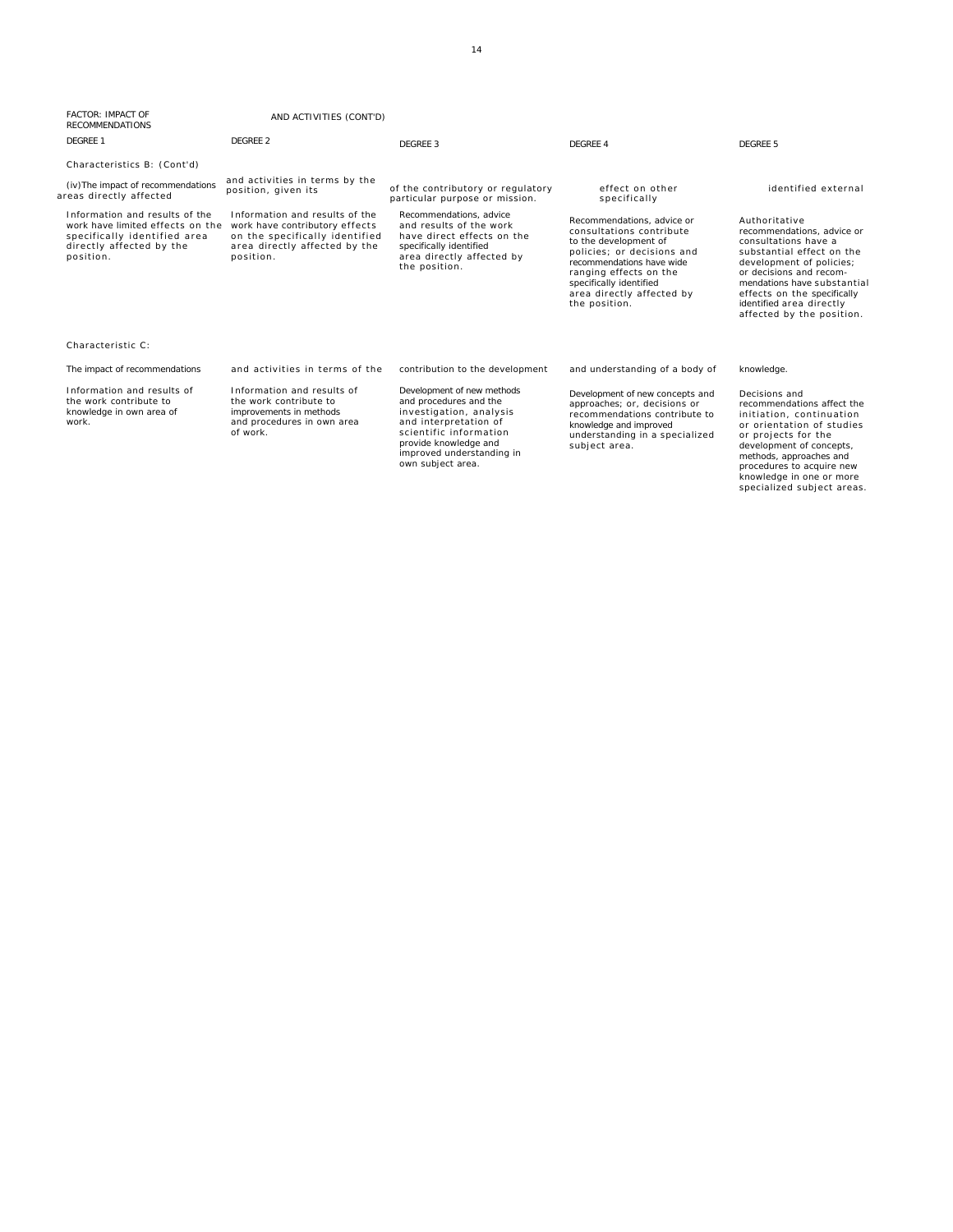FACTOR: IMPACT OF RECOMMENDATIONS AND ACTIVITIES (CONT'D)

| DEGREE 1 | DEGREE 2 | DEGREE 3 | DEGREE 4 | DEGREE 5 |
|---|---|---|---|---|
| Characteristics B: (Cont'd) | | | | |
| (iv)The impact of recommendations areas directly affected | and activities in terms by the position, given its | of the contributory or regulatory particular purpose or mission. | effect on other specifically | identified external |
| Information and results of the work have limited effects on the specifically identified area directly affected by the position. | Information and results of the work have contributory effects on the specifically identified area directly affected by the position. | Recommendations, advice and results of the work have direct effects on the specifically identified area directly affected by the position. | Recommendations, advice or consultations contribute to the development of policies; or decisions and recommendations have wide ranging effects on the specifically identified area directly affected by the position. | Authoritative recommendations, advice or consultations have a substantial effect on the development of policies; or decisions and recom-mendations have substantial effects on the specifically identified area directly affected by the position. |
| Characteristic C: | | | | |
| The impact of recommendations | and activities in terms of the | contribution to the development | and understanding of a body of | knowledge. |
| Information and results of the work contribute to knowledge in own area of work. | Information and results of the work contribute to improvements in methods and procedures in own area of work. | Development of new methods and procedures and the investigation, analysis and interpretation of scientific information provide knowledge and improved understanding in own subject area. | Development of new concepts and approaches; or, decisions or recommendations contribute to knowledge and improved understanding in a specialized subject area. | Decisions and recommendations affect the initiation, continuation or orientation of studies or projects for the development of concepts, methods, approaches and procedures to acquire new knowledge in one or more specialized subject areas. |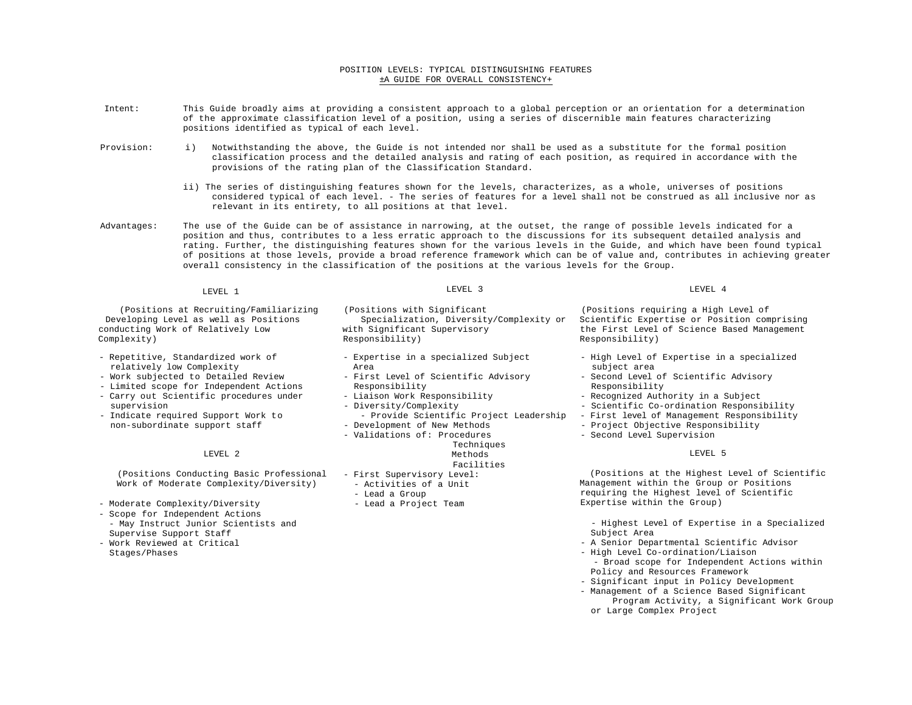# POSITION LEVELS: TYPICAL DISTINGUISHING FEATURES

## ±A GUIDE FOR OVERALL CONSISTENCY+

**Intent:** This Guide broadly aims at providing a consistent approach to a global perception or an orientation for a determination of the approximate classification level of a position, using a series of discernible main features characterizing positions identified as typical of each level.

**Provision:**

i) Notwithstanding the above, the Guide is not intended nor shall be used as a substitute for the formal position classification process and the detailed analysis and rating of each position, as required in accordance with the provisions of the rating plan of the Classification Standard.

ii) The series of distinguishing features shown for the levels, characterizes, as a whole, universes of positions considered typical of each level. - The series of features for a level shall not be construed as all inclusive nor as relevant in its entirety, to all positions at that level.

**Advantages:** The use of the Guide can be of assistance in narrowing, at the outset, the range of possible levels indicated for a position and thus, contributes to a less erratic approach to the discussions for its subsequent detailed analysis and rating. Further, the distinguishing features shown for the various levels in the Guide, and which have been found typical of positions at those levels, provide a broad reference framework which can be of value and, contributes in achieving greater overall consistency in the classification of the positions at the various levels for the Group.

### LEVEL 1

(Positions at Recruiting/Familiarizing Developing Level as well as Positions conducting Work of Relatively Low Complexity)

- Repetitive, Standardized work of relatively low Complexity
- Work subjected to Detailed Review
- Limited scope for Independent Actions
- Carry out Scientific procedures under supervision
- Indicate required Support Work to non-subordinate support staff

### LEVEL 2

(Positions Conducting Basic Professional Work of Moderate Complexity/Diversity)

- Moderate Complexity/Diversity
- Scope for Independent Actions
  - May Instruct Junior Scientists and Supervise Support Staff
- Work Reviewed at Critical Stages/Phases

### LEVEL 3

(Positions with Significant Specialization, Diversity/Complexity or with Significant Supervisory Responsibility)

- Expertise in a specialized Subject Area
- First Level of Scientific Advisory Responsibility
- Liaison Work Responsibility
- Diversity/Complexity
  - Provide Scientific Project Leadership
- Development of New Methods
- Validations of: Procedures, Techniques, Methods, Facilities
- First Supervisory Level:
  - Activities of a Unit
  - Lead a Group
  - Lead a Project Team

### LEVEL 4

(Positions requiring a High Level of Scientific Expertise or Position comprising the First Level of Science Based Management Responsibility)

- High Level of Expertise in a specialized subject area
- Second Level of Scientific Advisory Responsibility
- Recognized Authority in a Subject
- Scientific Co-ordination Responsibility
- First level of Management Responsibility
- Project Objective Responsibility
- Second Level Supervision

### LEVEL 5

(Positions at the Highest Level of Scientific Management within the Group or Positions requiring the Highest level of Scientific Expertise within the Group)

- Highest Level of Expertise in a Specialized Subject Area
- A Senior Departmental Scientific Advisor
- High Level Co-ordination/Liaison
  - Broad scope for Independent Actions within Policy and Resources Framework
- Significant input in Policy Development
- Management of a Science Based Significant Program Activity, a Significant Work Group or Large Complex Project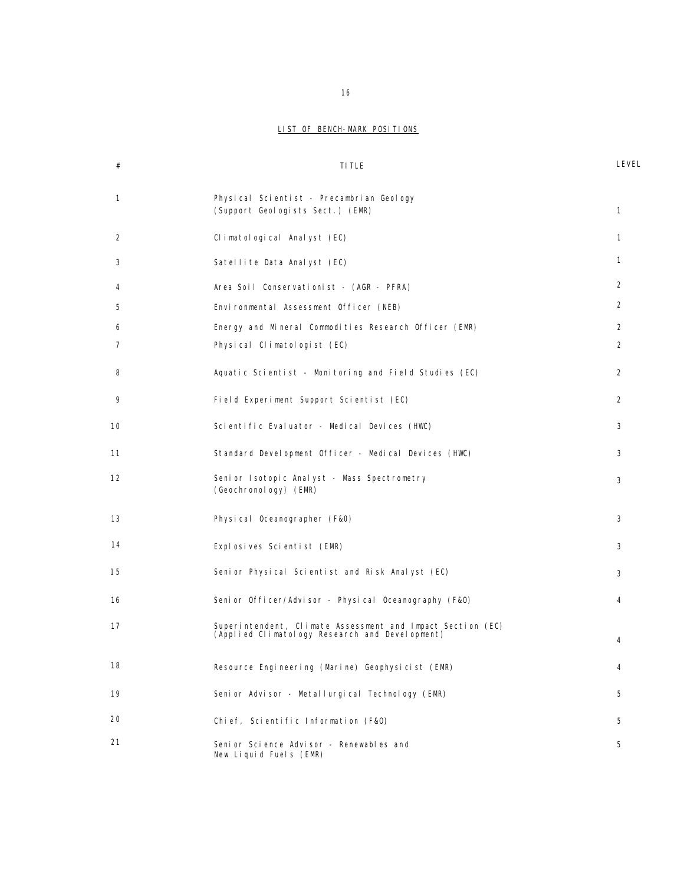<u>LIST OF BENCH-MARK POSITIONS</u>

| # | TITLE | LEVEL |
|---|---|---|
| 1 | Physical Scientist - Precambrian Geology (Support Geologists Sect.) (EMR) | 1 |
| 2 | Climatological Analyst (EC) | 1 |
| 3 | Satellite Data Analyst (EC) | 1 |
| 4 | Area Soil Conservationist - (AGR - PFRA) | 2 |
| 5 | Environmental Assessment Officer (NEB) | 2 |
| 6 | Energy and Mineral Commodities Research Officer (EMR) | 2 |
| 7 | Physical Climatologist (EC) | 2 |
| 8 | Aquatic Scientist - Monitoring and Field Studies (EC) | 2 |
| 9 | Field Experiment Support Scientist (EC) | 2 |
| 10 | Scientific Evaluator - Medical Devices (HWC) | 3 |
| 11 | Standard Development Officer - Medical Devices (HWC) | 3 |
| 12 | Senior Isotopic Analyst - Mass Spectrometry (Geochronology) (EMR) | 3 |
| 13 | Physical Oceanographer (F&O) | 3 |
| 14 | Explosives Scientist (EMR) | 3 |
| 15 | Senior Physical Scientist and Risk Analyst (EC) | 3 |
| 16 | Senior Officer/Advisor - Physical Oceanography (F&O) | 4 |
| 17 | Superintendent, Climate Assessment and Impact Section (EC) (Applied Climatology Research and Development) | 4 |
| 18 | Resource Engineering (Marine) Geophysicist (EMR) | 4 |
| 19 | Senior Advisor - Metallurgical Technology (EMR) | 5 |
| 20 | Chief, Scientific Information (F&O) | 5 |
| 21 | Senior Science Advisor - Renewables and New Liquid Fuels (EMR) | 5 |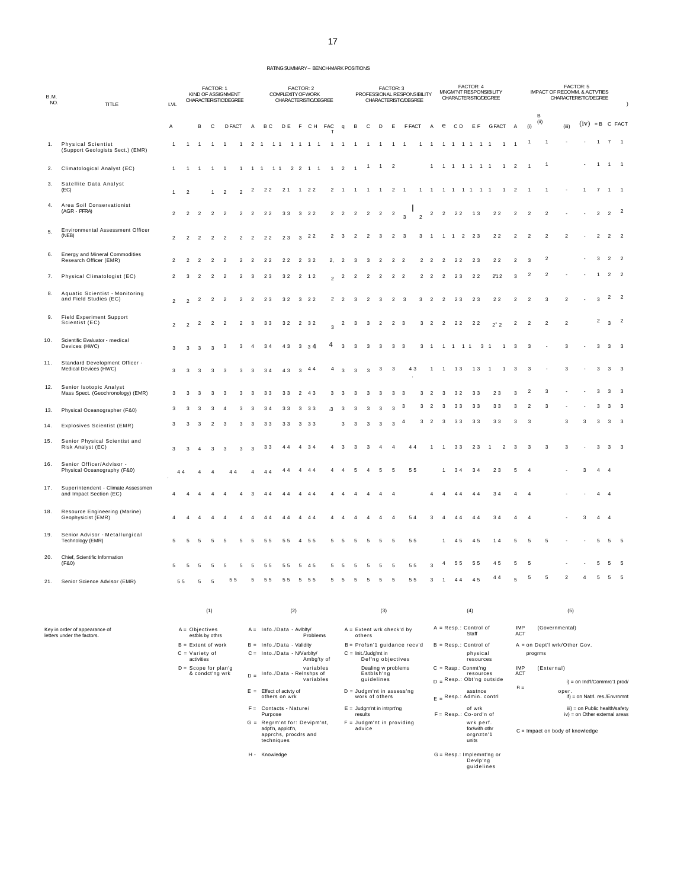RATING SUMMARY – BENCH-MARK POSITIONS

| B.M. NO. | TITLE | LVL | FACTOR: 1 KIND OF ASSIGNMENT CHARACTERISTIC/DEGREE | | | | | FACTOR: 2 COMPLEXITY OF WORK CHARACTERISTIC/DEGREE | | | | | | | | | FACTOR: 3 PROFESSIONAL RESPONSIBILITY CHARACTERISTIC/DEGREE | | | | | | | FACTOR: 4 MNGM'NT RESPONSIBILITY CHARACTERISTIC/DEGREE | | | | | | | | FACTOR: 5 IMPACT OF RECOMM. & ACTVTIES CHARACTERISTIC/DEGREE | | | | | | |
|---|---|---|---|---|---|---|---|---|---|---|---|---|---|---|---|---|---|---|---|---|---|---|---|---|---|---|---|---|---|---|---|---|---|---|---|---|---|---|
| | | | A | B | C | D | FACT | A | B | C | D | E | F | C | H | FACT | q | B | C | D | E | F | FACT | A | e | C | D | E | F | G | FACT | A (i) | B (ii) | (iii) | (iv) | B | C | FACT |
| 1. | Physical Scientist (Support Geologists Sect.) (EMR) | 1 | 1 | 1 | 1 | 1 | 1 | 2 | 1 | 1 1 | 1 | 1 | 1 | 1 | 1 | 1 | 1 | 1 | 1 | 1 | 1 | 1 | 1 | 1 | 1 | 1 1 | 1 | 1 | 1 | 1 | 1 | 1 | 1 | - | - | 1 | 7 | 1 |
| 2. | Climatological Analyst (EC) | 1 | 1 | 1 | 1 | 1 | 1 | 1 | 1 | 1 1 | 2 | 2 | 1 | 1 | 1 | 2 | 1 | 1 | 1 | 2 | | | 1 | 1 | 1 | 1 1 | 1 | 1 | 1 | 2 | 1 | 1 | | | - | 1 | 1 | 1 |
| 3. | Satellite Data Analyst (EC) | 1 | 2 | | 1 | 2 | 2 | 2 | 2 2 | 2 1 | 1 | 2 2 | | | 2 | 1 | 1 | 1 | 1 | 2 | 1 | 1 | 1 | 1 | 1 | 1 1 | 1 | 1 | 1 | 2 | 1 | 1 | - | 1 | 7 | 1 | 1 |
| 4. | Area Soil Conservationist (AGR - PFRA) | 2 | 2 | 2 | 2 | 2 | 2 | 2 | 2 2 | 3 3 | 3 | 2 2 | | | 2 | 2 | 2 | 2 | 2 | 2 | 3 | 2 | 2 | 2 | 2 2 | 1 3 | | 2 2 | | 2 | 2 | 2 | - | - | 2 | 2 | 2 |
| 5. | Environmental Assessment Officer (NEB) | 2 | 2 | 2 | 2 | 2 | 2 | 2 | 2 2 | 2 3 | 3 | 2 2 | | | 2 | 3 | 2 | 2 | 3 | 2 | 3 | 3 | 1 | 1 | 1 | 2 | 2 3 | | 2 2 | 2 | 2 | 2 | 2 | - | 2 | 2 | 2 |
| 6. | Energy and Mineral Commodities Research Officer (EMR) | 2 | 2 | 2 | 2 | 2 | 2 | 2 | 2 2 | 2 2 | 2 | 3 2 | | | 2, | 2 | 3 | 3 | 2 | 2 | 2 | 2 | 2 | 2 | 2 2 | 2 3 | | 2 2 | | 2 | 3 | 2 | | - | 3 | 2 | 2 |
| 7. | Physical Climatologist (EC) | 2 | 3 | 2 | 2 | 2 | 2 | 3 | 2 3 | 3 2 | 2 | 1 2 | | | 2 | 2 | 2 | 2 | 2 | 2 | 2 | 2 | 2 | 2 | 2 3 | 2 2 | | 2'1 2 | | 3 | 2 | 2 | - | - | 1 | 2 | 2 |
| 8. | Aquatic Scientist - Monitoring and Field Studies (EC) | 2 | 2 | 2 | 2 | 2 | 2 | 2 | 2 3 | 3 2 | 3 | 2 2 | | | 2 | 2 | 3 | 2 | 3 | 2 | 3 | 3 | 2 | 2 | 2 3 | 2 3 | | 2 2 | | 2 | 2 | 3 | 2 | - | 3 | 2 | 2 |
| 9. | Field Experiment Support Scientist (EC) | 2 | 2 | 2 | 2 | 2 | 2 | 3 | 3 3 | 3 2 | 2 | 3 2 | | | 3 | 2 | 3 | 3 | 2 | 2 | 3 | 3 | 2 | 2 | 2 2 | 2 2 | | $2^1$ 2 | | 2 | 2 | 2 | 2 | | 2 | 3 | 2 |
| 10. | Scientific Evaluator - medical Devices (HWC) | 3 | 3 | 3 | 3 | 3 | 3 | 4 | 3 4 | 4 3 | 3 | 3 4 | | | 4 | 3 | 3 | 3 | 3 | 3 | 3 | 3 | 1 | 1 | 1 | 1 1 | 3 | 1 | 1 | 3 | 3 | - | 3 | - | 3 | 3 | 3 |
| 11. | Standard Development Officer - Medical Devices (HWC) | 3 | 3 | 3 | 3 | 3 | 3 | 3 | 3 4 | 4 3 | 3 | 4 4 | | | 4 | 3 | 3 | 3 | 3 | 3 | 4 3 | | 1 | 1 | 1 3 | 1 3 | 1 | 1 | | 3 | 3 | - | 3 | - | 3 | 3 | 3 |
| 12. | Senior Isotopic Analyst Mass Spect. (Geochronology) (EMR) | 3 | 3 | 3 | 3 | 3 | 3 | 3 | 3 3 | 3 3 | 2 | 4 3 | | | 3 | 3 | 3 | 3 | 3 | 3 | 3 | 3 | 2 | 3 | 3 2 | 3 3 | | 2 3 | | 3 | 2 | 3 | - | - | 3 | 3 | 3 |
| 13. | Physical Oceanographer (F&0) | 3 | 3 | 3 | 3 | 4 | 3 | 3 | 3 4 | 3 3 | 3 | 3 3 | | | ,3 | 3 | 3 | 3 | 3 | 3 | 3 | 3 | 2 | 3 | 3 3 | 3 3 | | 3 3 | | 3 | 2 | 3 | - | - | 3 | 3 | 3 |
| 14. | Explosives Scientist (EMR) | 3 | 3 | 3 | 2 | 3 | 3 | 3 | 3 3 | 3 3 | 3 | 3 3 | | | | 3 | 3 | 3 | 3 | 3 | 4 | 3 | 2 | 3 | 3 3 | 3 3 | | 3 3 | | 3 | 3 | | 3 | 3 | 3 | 3 | 3 |
| 15. | Senior Physical Scientist and Risk Analyst (EC) | 3 | 3 | 4 | 3 | 3 | 3 | 3 | 3 3 | 4 4 | 4 | 3 4 | | | 4 | 3 | 3 | 3 | 4 | 4 | 4 4 | | 1 | 1 | 3 3 | 2 3 | 1 | 2 | | 3 | 3 | 3 | 3 | - | 3 | 3 | 3 |
| 16. | Senior Officer/Advisor - Physical Oceanography (F&0) | 4 4 | 4 | 4 | | 4 4 | | 4 | 4 4 | 4 4 | 4 | 4 4 | | | 4 | 4 | 5 | 4 | 5 | 5 | 5 5 | | | 1 | 3 4 | 3 4 | | 2 3 | | 5 | 4 | | - | 3 | 4 | 4 | |
| 17. | Superintendent - Climate Assessmen and Impact Section (EC) | 4 | 4 | 4 | 4 | 4 | 4 | 3 | 4 4 | 4 4 | 4 | 4 4 | | | 4 | 4 | 4 | 4 | 4 | 4 | | | 4 | 4 | 4 4 | 4 4 | | 3 4 | | 4 | 4 | | - | - | 4 | 4 | |
| 18. | Resource Engineering (Marine) Geophysicist (EMR) | 4 | 4 | 4 | 4 | 4 | 4 | 4 | 4 4 | 4 4 | 4 | 4 4 | | | 4 | 4 | 4 | 4 | 4 | 4 | 5 4 | | 3 | 4 | 4 4 | 4 4 | | 3 4 | | 4 | 4 | | - | 3 | 4 | 4 | |
| 19. | Senior Advisor - Metallurgical Technology (EMR) | 5 | 5 | 5 | 5 | 5 | 5 | 5 | 5 5 | 5 5 | 4 | 5 5 | | | 5 | 5 | 5 | 5 | 5 | 5 | 5 5 | | | 1 | 4 5 | 4 5 | | 1 4 | | 5 | 5 | 5 | - | - | 5 | 5 | 5 |
| 20. | Chief, Scientific Information (F&0) | 5 | 5 | 5 | 5 | 5 | 5 | 5 | 5 5 | 5 5 | 5 | 4 5 | | | 5 | 5 | 5 | 5 | 5 | 5 | 5 5 | | 3 | 4 | 5 5 | 5 5 | | 4 5 | | 5 | 5 | | - | - | 5 | 5 | 5 |
| 21. | Senior Science Advisor (EMR) | 5 5 | 5 | 5 | | 5 5 | | 5 | 5 5 | 5 5 | 5 | 5 5 | | | 5 | 5 | 5 | 5 | 5 | 5 | 5 5 | | 3 | 1 | 4 4 | 4 5 | | 4 4 | | 5 | 5 | 5 | 2 | 4 | 5 | 5 | 5 |

Key in order of appearance of letters under the factors.

**(1)**

A = Objectives estbls by othrs
B = Extent of work
C = Variety of activities
D = Scope for plan'g & condct'ng wrk

**(2)**

A = Info./Data - Avlblty/ Problems
B = Info./Data - Validity
C = Info./Data - N/Varblty/ Ambg'ty of variables
D = Info./Data - Relnshps of variables
E = Effect of actvty of others on wrk
F = Contacts - Nature/ Purpose
G = Regrm'nt for: Devipm'nt, adpt'n, applct'n, apprchs, procdrs and techniques
H - Knowledge

**(3)**

A = Extent wrk check'd by others
B = Profsn'l guidance recv'd
C = Init./Judg'mt in Def'ng objectives
Dealing w problems Estblsh'ng guidelines
D = Judgm'nt in assess'ng work of others
E = Judgm'nt in intrprt'ng results
F = Judgm'nt in providing advice

**(4)**

A = Resp.: Control of Staff
B = Resp.: Control of physical resources
C = Rasp.: Conmt'ng resources
D = Resp.: Obt'ng outside asstnce
E = Resp.: Admin. contrl of wrk
F = Resp.: Co-ord'n of wrk perf. for/with othr orgnztn'l units
G = Resp.: Implemnt'ng or Devlp'ng guidelines

**(5)**

IMP ACT (Governmental)
A = on Dept'l wrk/Other Gov. progrms
IMP ACT (External)
B = oper.
i) = on Ind'l/Commrc'1 prod/
ii) = on Natrl. res./Envrnmnt
iii) = on Public health/safety
iv) = on Other external areas
C = Impact on body of knowledge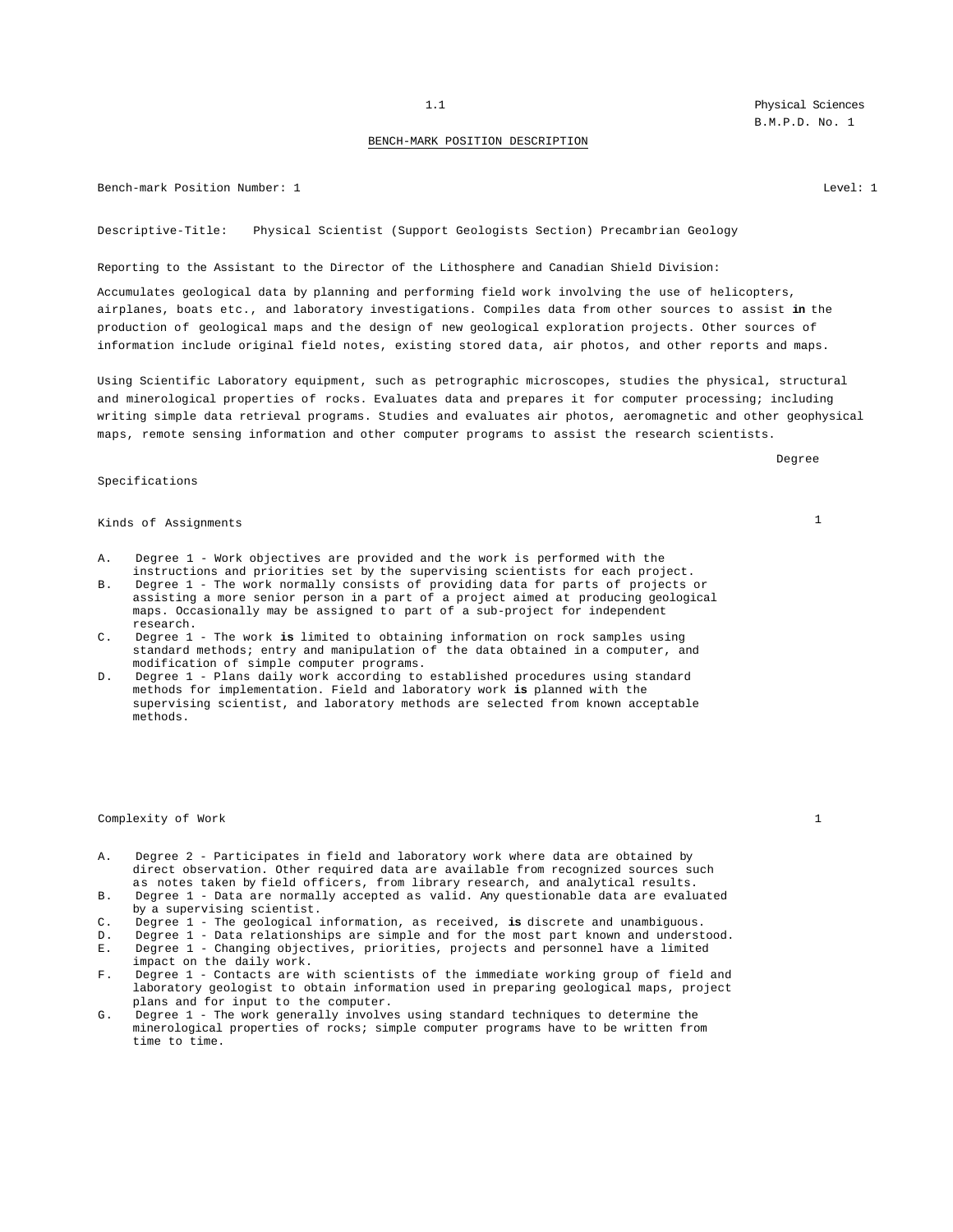## BENCH-MARK POSITION DESCRIPTION

Bench-mark Position Number: 1 Level: 1

Descriptive-Title: Physical Scientist (Support Geologists Section) Precambrian Geology

Reporting to the Assistant to the Director of the Lithosphere and Canadian Shield Division:

Accumulates geological data by planning and performing field work involving the use of helicopters, airplanes, boats etc., and laboratory investigations. Compiles data from other sources to assist **in** the production of geological maps and the design of new geological exploration projects. Other sources of information include original field notes, existing stored data, air photos, and other reports and maps.

Using Scientific Laboratory equipment, such as petrographic microscopes, studies the physical, structural and minerological properties of rocks. Evaluates data and prepares it for computer processing; including writing simple data retrieval programs. Studies and evaluates air photos, aeromagnetic and other geophysical maps, remote sensing information and other computer programs to assist the research scientists.

| Specifications | Degree |
|---|---|
| Kinds of Assignments | 1 |

A. Degree 1 - Work objectives are provided and the work is performed with the instructions and priorities set by the supervising scientists for each project.
B. Degree 1 - The work normally consists of providing data for parts of projects or assisting a more senior person in a part of a project aimed at producing geological maps. Occasionally may be assigned to part of a sub-project for independent research.
C. Degree 1 - The work **is** limited to obtaining information on rock samples using standard methods; entry and manipulation of the data obtained in a computer, and modification of simple computer programs.
D. Degree 1 - Plans daily work according to established procedures using standard methods for implementation. Field and laboratory work **is** planned with the supervising scientist, and laboratory methods are selected from known acceptable methods.

| | |
|---|---|
| Complexity of Work | 1 |

A. Degree 2 - Participates in field and laboratory work where data are obtained by direct observation. Other required data are available from recognized sources such as notes taken by field officers, from library research, and analytical results.
B. Degree 1 - Data are normally accepted as valid. Any questionable data are evaluated by a supervising scientist.
C. Degree 1 - The geological information, as received, **is** discrete and unambiguous.
D. Degree 1 - Data relationships are simple and for the most part known and understood.
E. Degree 1 - Changing objectives, priorities, projects and personnel have a limited impact on the daily work.
F. Degree 1 - Contacts are with scientists of the immediate working group of field and laboratory geologist to obtain information used in preparing geological maps, project plans and for input to the computer.
G. Degree 1 - The work generally involves using standard techniques to determine the minerological properties of rocks; simple computer programs have to be written from time to time.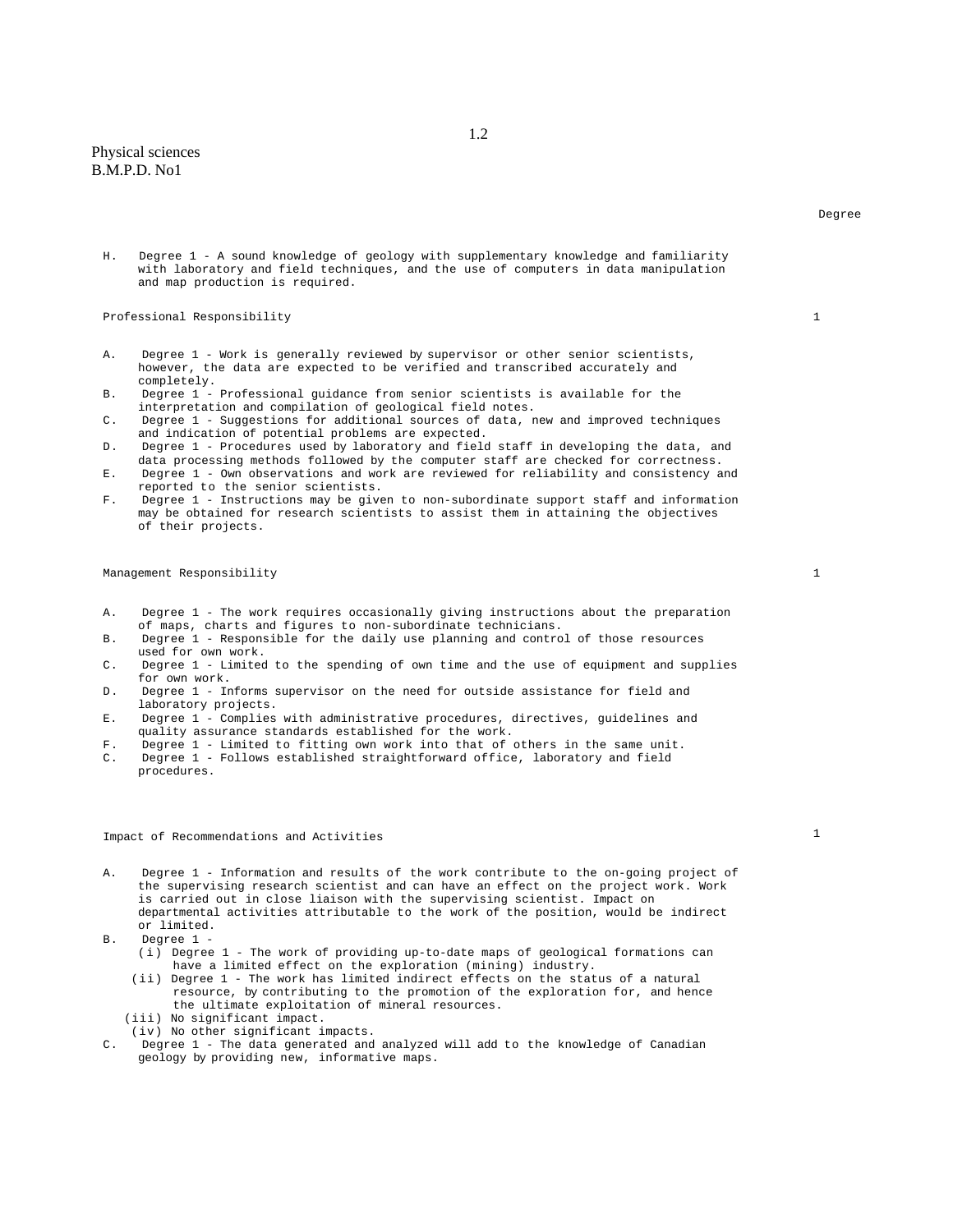Physical sciences
B.M.P.D. No1

Degree

H. Degree 1 - A sound knowledge of geology with supplementary knowledge and familiarity with laboratory and field techniques, and the use of computers in data manipulation and map production is required.

## Professional Responsibility 1

A. Degree 1 - Work is generally reviewed by supervisor or other senior scientists, however, the data are expected to be verified and transcribed accurately and completely.
B. Degree 1 - Professional guidance from senior scientists is available for the interpretation and compilation of geological field notes.
C. Degree 1 - Suggestions for additional sources of data, new and improved techniques and indication of potential problems are expected.
D. Degree 1 - Procedures used by laboratory and field staff in developing the data, and data processing methods followed by the computer staff are checked for correctness.
E. Degree 1 - Own observations and work are reviewed for reliability and consistency and reported to the senior scientists.
F. Degree 1 - Instructions may be given to non-subordinate support staff and information may be obtained for research scientists to assist them in attaining the objectives of their projects.

## Management Responsibility 1

A. Degree 1 - The work requires occasionally giving instructions about the preparation of maps, charts and figures to non-subordinate technicians.
B. Degree 1 - Responsible for the daily use planning and control of those resources used for own work.
C. Degree 1 - Limited to the spending of own time and the use of equipment and supplies for own work.
D. Degree 1 - Informs supervisor on the need for outside assistance for field and laboratory projects.
E. Degree 1 - Complies with administrative procedures, directives, guidelines and quality assurance standards established for the work.
F. Degree 1 - Limited to fitting own work into that of others in the same unit.
C. Degree 1 - Follows established straightforward office, laboratory and field procedures.

## Impact of Recommendations and Activities 1

A. Degree 1 - Information and results of the work contribute to the on-going project of the supervising research scientist and can have an effect on the project work. Work is carried out in close liaison with the supervising scientist. Impact on departmental activities attributable to the work of the position, would be indirect or limited.
B. Degree 1 -
   (i) Degree 1 - The work of providing up-to-date maps of geological formations can have a limited effect on the exploration (mining) industry.
   (ii) Degree 1 - The work has limited indirect effects on the status of a natural resource, by contributing to the promotion of the exploration for, and hence the ultimate exploitation of mineral resources.
   (iii) No significant impact.
   (iv) No other significant impacts.
C. Degree 1 - The data generated and analyzed will add to the knowledge of Canadian geology by providing new, informative maps.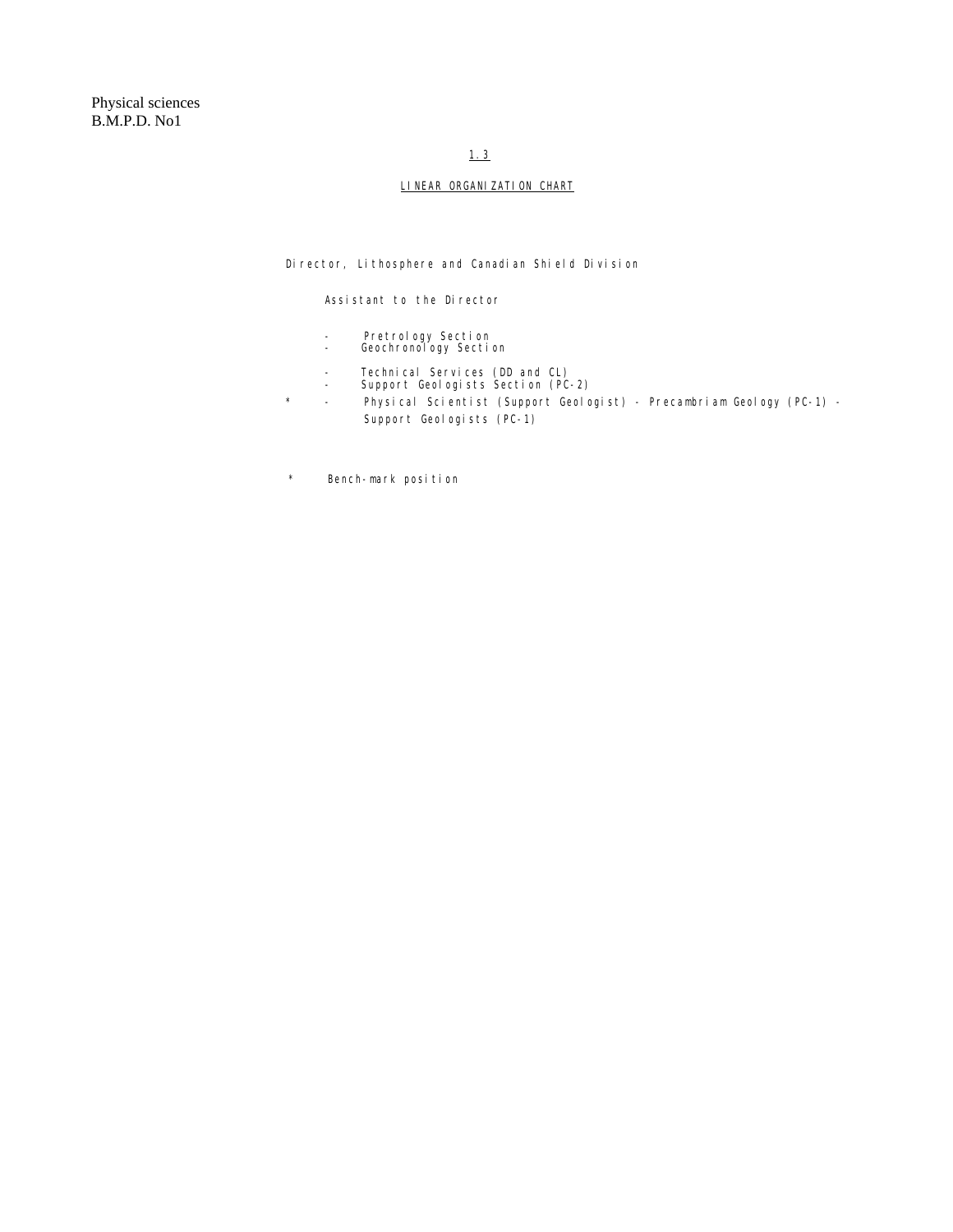Physical sciences
B.M.P.D. No1

## 1.3

## LINEAR ORGANIZATION CHART

Director, Lithosphere and Canadian Shield Division

Assistant to the Director

- Pretrology Section
- Geochronology Section

- Technical Services (DD and CL)
- Support Geologists Section (PC-2)

\* - Physical Scientist (Support Geologist) - Precambriam Geology (PC-1) - Support Geologists (PC-1)

\* Bench-mark position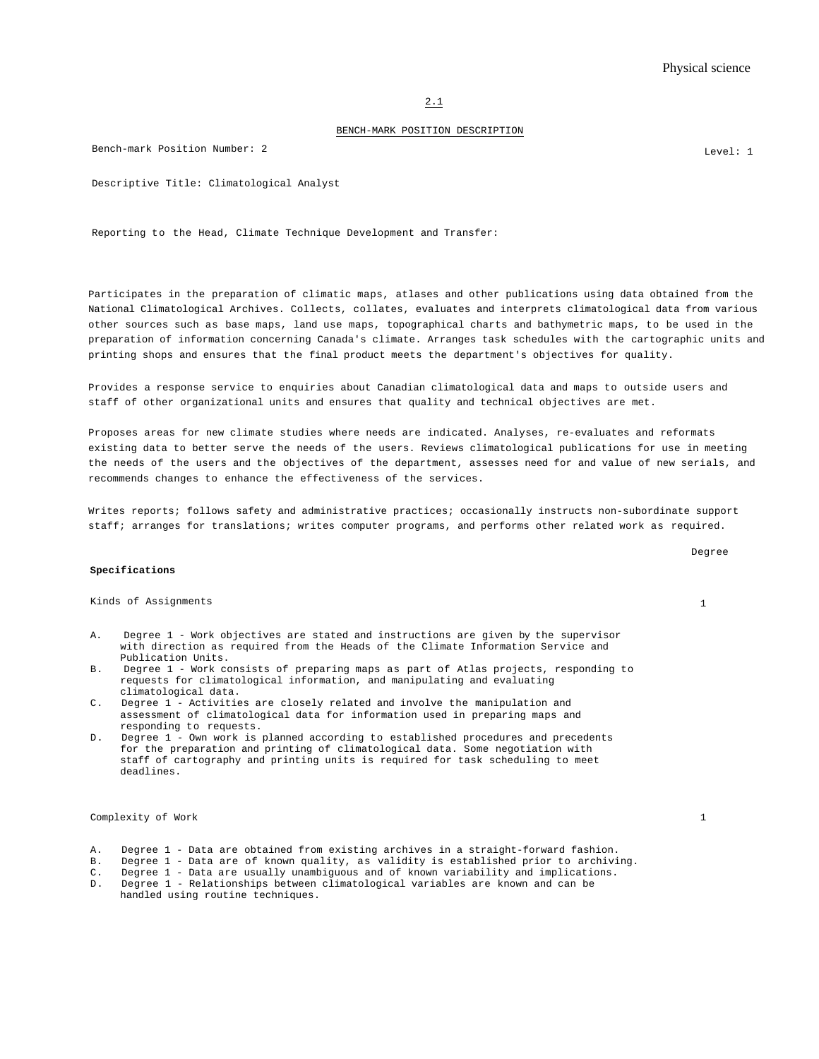2.1

BENCH-MARK POSITION DESCRIPTION

Bench-mark Position Number: 2

Level: 1

Descriptive Title: Climatological Analyst

Reporting to the Head, Climate Technique Development and Transfer:

Participates in the preparation of climatic maps, atlases and other publications using data obtained from the National Climatological Archives. Collects, collates, evaluates and interprets climatological data from various other sources such as base maps, land use maps, topographical charts and bathymetric maps, to be used in the preparation of information concerning Canada's climate. Arranges task schedules with the cartographic units and printing shops and ensures that the final product meets the department's objectives for quality.

Provides a response service to enquiries about Canadian climatological data and maps to outside users and staff of other organizational units and ensures that quality and technical objectives are met.

Proposes areas for new climate studies where needs are indicated. Analyses, re-evaluates and reformats existing data to better serve the needs of the users. Reviews climatological publications for use in meeting the needs of the users and the objectives of the department, assesses need for and value of new serials, and recommends changes to enhance the effectiveness of the services.

Writes reports; follows safety and administrative practices; occasionally instructs non-subordinate support staff; arranges for translations; writes computer programs, and performs other related work as required.

| **Specifications** | Degree |
|---|---|
| Kinds of Assignments | 1 |

A. Degree 1 - Work objectives are stated and instructions are given by the supervisor with direction as required from the Heads of the Climate Information Service and Publication Units.
B. Degree 1 - Work consists of preparing maps as part of Atlas projects, responding to requests for climatological information, and manipulating and evaluating climatological data.
C. Degree 1 - Activities are closely related and involve the manipulation and assessment of climatological data for information used in preparing maps and responding to requests.
D. Degree 1 - Own work is planned according to established procedures and precedents for the preparation and printing of climatological data. Some negotiation with staff of cartography and printing units is required for task scheduling to meet deadlines.

| | Degree |
|---|---|
| Complexity of Work | 1 |

A. Degree 1 - Data are obtained from existing archives in a straight-forward fashion.
B. Degree 1 - Data are of known quality, as validity is established prior to archiving.
C. Degree 1 - Data are usually unambiguous and of known variability and implications.
D. Degree 1 - Relationships between climatological variables are known and can be handled using routine techniques.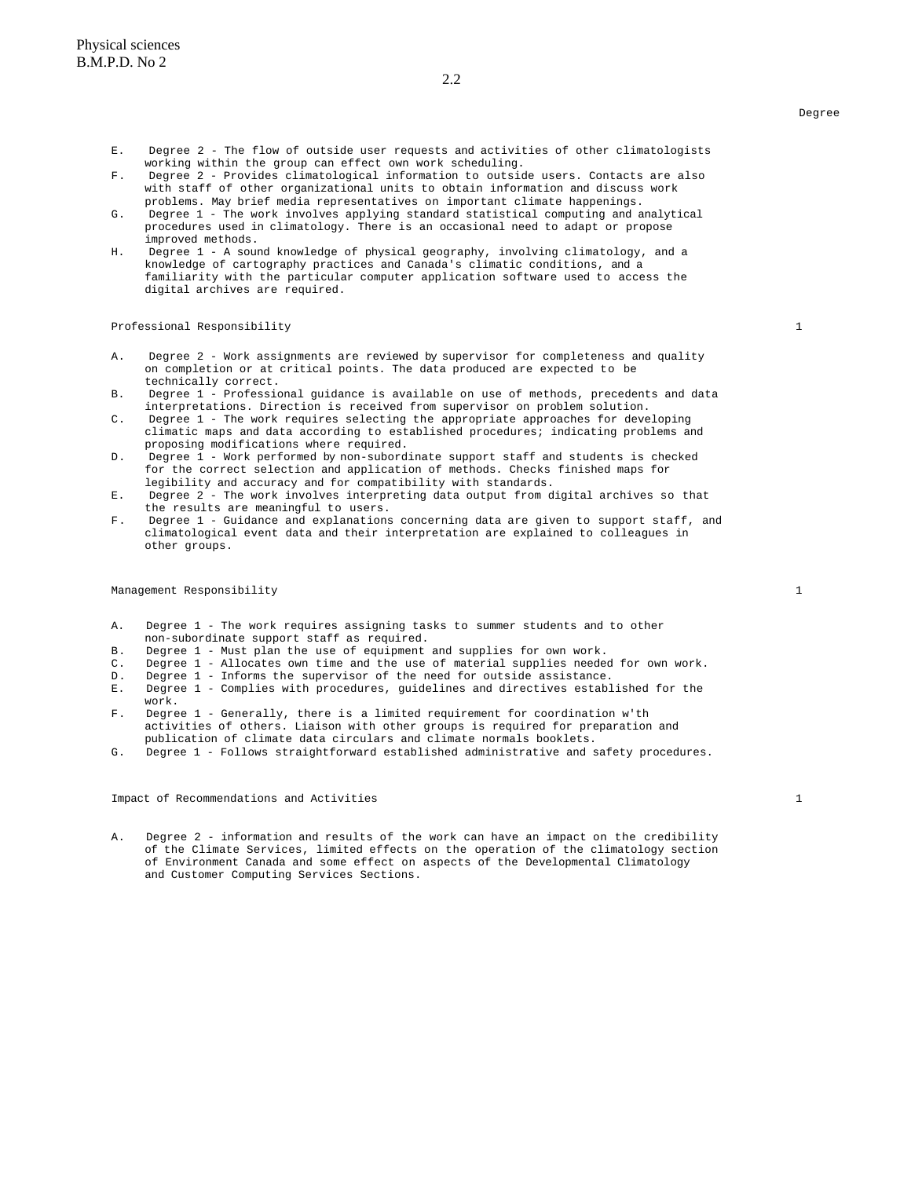Degree

E. Degree 2 - The flow of outside user requests and activities of other climatologists working within the group can effect own work scheduling.

F. Degree 2 - Provides climatological information to outside users. Contacts are also with staff of other organizational units to obtain information and discuss work problems. May brief media representatives on important climate happenings.

G. Degree 1 - The work involves applying standard statistical computing and analytical procedures used in climatology. There is an occasional need to adapt or propose improved methods.

H. Degree 1 - A sound knowledge of physical geography, involving climatology, and a knowledge of cartography practices and Canada's climatic conditions, and a familiarity with the particular computer application software used to access the digital archives are required.

## Professional Responsibility 1

A. Degree 2 - Work assignments are reviewed by supervisor for completeness and quality on completion or at critical points. The data produced are expected to be technically correct.

B. Degree 1 - Professional guidance is available on use of methods, precedents and data interpretations. Direction is received from supervisor on problem solution.

C. Degree 1 - The work requires selecting the appropriate approaches for developing climatic maps and data according to established procedures; indicating problems and proposing modifications where required.

D. Degree 1 - Work performed by non-subordinate support staff and students is checked for the correct selection and application of methods. Checks finished maps for legibility and accuracy and for compatibility with standards.

E. Degree 2 - The work involves interpreting data output from digital archives so that the results are meaningful to users.

F. Degree 1 - Guidance and explanations concerning data are given to support staff, and climatological event data and their interpretation are explained to colleagues in other groups.

## Management Responsibility 1

A. Degree 1 - The work requires assigning tasks to summer students and to other non-subordinate support staff as required.

B. Degree 1 - Must plan the use of equipment and supplies for own work.

C. Degree 1 - Allocates own time and the use of material supplies needed for own work.

D. Degree 1 - Informs the supervisor of the need for outside assistance.

E. Degree 1 - Complies with procedures, guidelines and directives established for the work.

F. Degree 1 - Generally, there is a limited requirement for coordination w'th activities of others. Liaison with other groups is required for preparation and publication of climate data circulars and climate normals booklets.

G. Degree 1 - Follows straightforward established administrative and safety procedures.

## Impact of Recommendations and Activities 1

A. Degree 2 - information and results of the work can have an impact on the credibility of the Climate Services, limited effects on the operation of the climatology section of Environment Canada and some effect on aspects of the Developmental Climatology and Customer Computing Services Sections.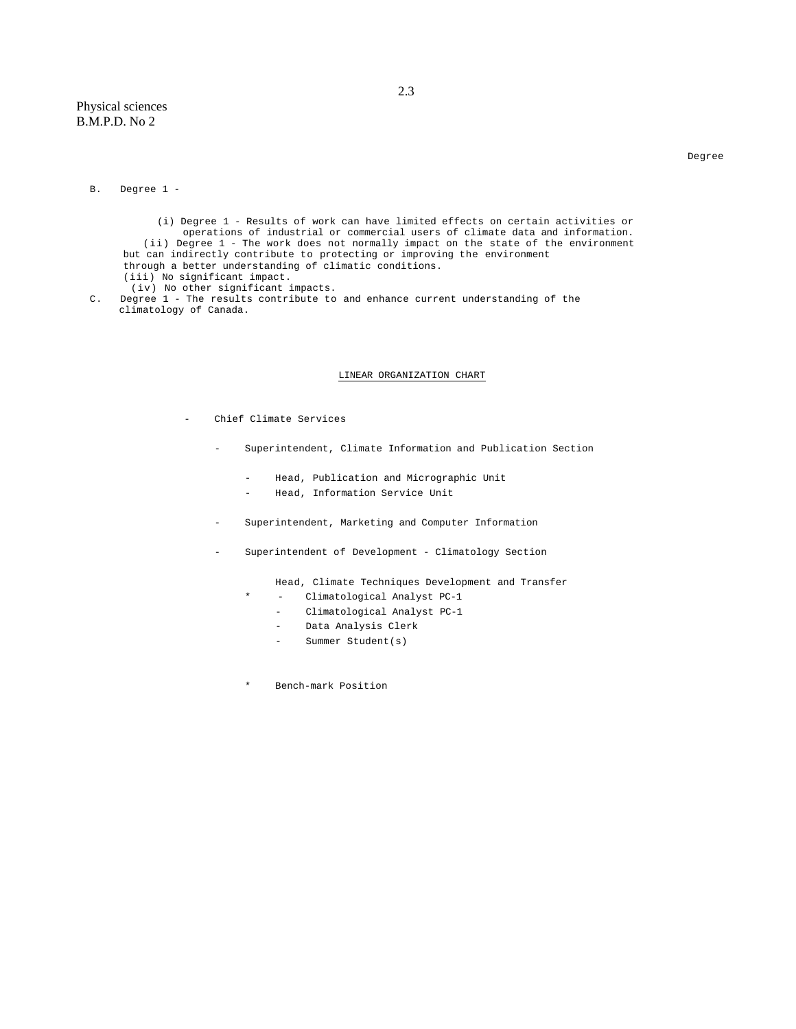Physical sciences
B.M.P.D. No 2

Degree

B. Degree 1 -

(i) Degree 1 - Results of work can have limited effects on certain activities or operations of industrial or commercial users of climate data and information.

(ii) Degree 1 - The work does not normally impact on the state of the environment but can indirectly contribute to protecting or improving the environment through a better understanding of climatic conditions.

(iii) No significant impact.

(iv) No other significant impacts.

C. Degree 1 - The results contribute to and enhance current understanding of the climatology of Canada.

LINEAR ORGANIZATION CHART

- Chief Climate Services
    - Superintendent, Climate Information and Publication Section
        - Head, Publication and Micrographic Unit
        - Head, Information Service Unit
    - Superintendent, Marketing and Computer Information
    - Superintendent of Development - Climatology Section

        Head, Climate Techniques Development and Transfer
        - \* Climatological Analyst PC-1
        - Climatological Analyst PC-1
        - Data Analysis Clerk
        - Summer Student(s)

\* Bench-mark Position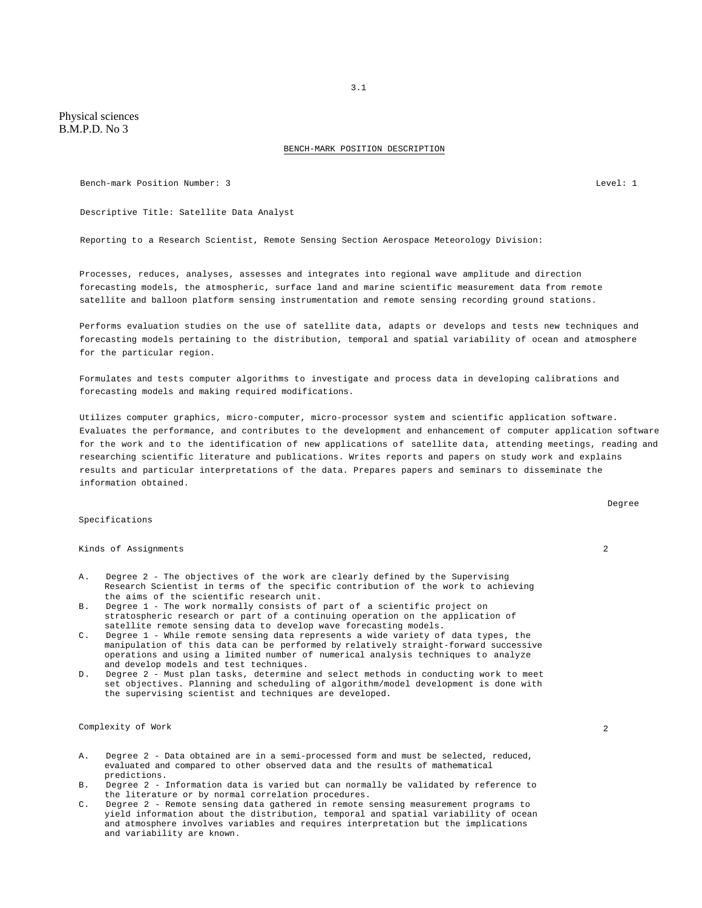Physical sciences
B.M.P.D. No 3

## BENCH-MARK POSITION DESCRIPTION

Bench-mark Position Number: 3 Level: 1

Descriptive Title: Satellite Data Analyst

Reporting to a Research Scientist, Remote Sensing Section Aerospace Meteorology Division:

Processes, reduces, analyses, assesses and integrates into regional wave amplitude and direction forecasting models, the atmospheric, surface land and marine scientific measurement data from remote satellite and balloon platform sensing instrumentation and remote sensing recording ground stations.

Performs evaluation studies on the use of satellite data, adapts or develops and tests new techniques and forecasting models pertaining to the distribution, temporal and spatial variability of ocean and atmosphere for the particular region.

Formulates and tests computer algorithms to investigate and process data in developing calibrations and forecasting models and making required modifications.

Utilizes computer graphics, micro-computer, micro-processor system and scientific application software. Evaluates the performance, and contributes to the development and enhancement of computer application software for the work and to the identification of new applications of satellite data, attending meetings, reading and researching scientific literature and publications. Writes reports and papers on study work and explains results and particular interpretations of the data. Prepares papers and seminars to disseminate the information obtained.

| Specifications | Degree |
|---|---|
| Kinds of Assignments | 2 |

A. Degree 2 - The objectives of the work are clearly defined by the Supervising Research Scientist in terms of the specific contribution of the work to achieving the aims of the scientific research unit.
B. Degree 1 - The work normally consists of part of a scientific project on stratospheric research or part of a continuing operation on the application of satellite remote sensing data to develop wave forecasting models.
C. Degree 1 - While remote sensing data represents a wide variety of data types, the manipulation of this data can be performed by relatively straight-forward successive operations and using a limited number of numerical analysis techniques to analyze and develop models and test techniques.
D. Degree 2 - Must plan tasks, determine and select methods in conducting work to meet set objectives. Planning and scheduling of algorithm/model development is done with the supervising scientist and techniques are developed.

| Specifications | Degree |
|---|---|
| Complexity of Work | 2 |

A. Degree 2 - Data obtained are in a semi-processed form and must be selected, reduced, evaluated and compared to other observed data and the results of mathematical predictions.
B. Degree 2 - Information data is varied but can normally be validated by reference to the literature or by normal correlation procedures.
C. Degree 2 - Remote sensing data gathered in remote sensing measurement programs to yield information about the distribution, temporal and spatial variability of ocean and atmosphere involves variables and requires interpretation but the implications and variability are known.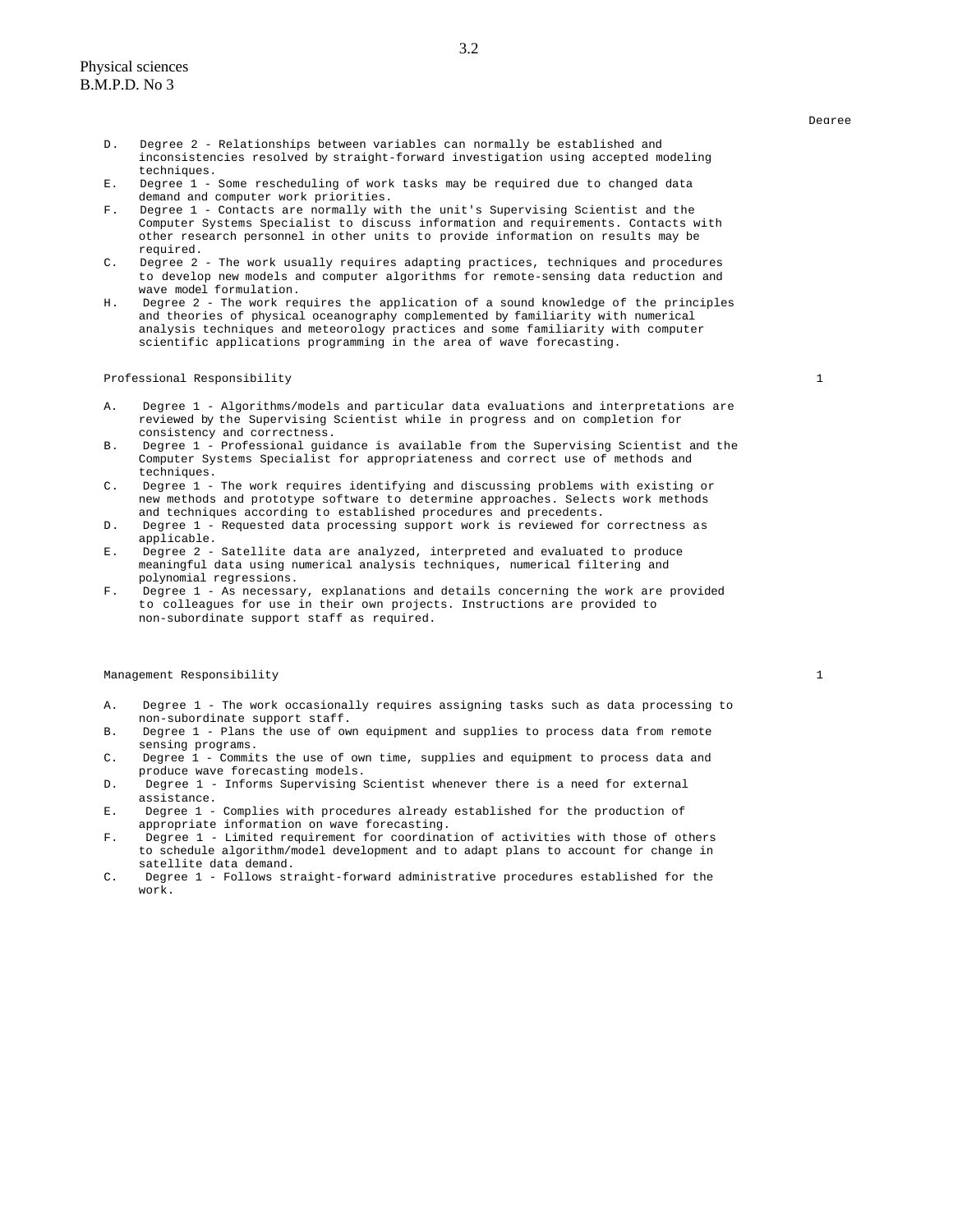Degree

D. Degree 2 - Relationships between variables can normally be established and inconsistencies resolved by straight-forward investigation using accepted modeling techniques.
E. Degree 1 - Some rescheduling of work tasks may be required due to changed data demand and computer work priorities.
F. Degree 1 - Contacts are normally with the unit's Supervising Scientist and the Computer Systems Specialist to discuss information and requirements. Contacts with other research personnel in other units to provide information on results may be required.
C. Degree 2 - The work usually requires adapting practices, techniques and procedures to develop new models and computer algorithms for remote-sensing data reduction and wave model formulation.
H. Degree 2 - The work requires the application of a sound knowledge of the principles and theories of physical oceanography complemented by familiarity with numerical analysis techniques and meteorology practices and some familiarity with computer scientific applications programming in the area of wave forecasting.

Professional Responsibility 1

A. Degree 1 - Algorithms/models and particular data evaluations and interpretations are reviewed by the Supervising Scientist while in progress and on completion for consistency and correctness.
B. Degree 1 - Professional guidance is available from the Supervising Scientist and the Computer Systems Specialist for appropriateness and correct use of methods and techniques.
C. Degree 1 - The work requires identifying and discussing problems with existing or new methods and prototype software to determine approaches. Selects work methods and techniques according to established procedures and precedents.
D. Degree 1 - Requested data processing support work is reviewed for correctness as applicable.
E. Degree 2 - Satellite data are analyzed, interpreted and evaluated to produce meaningful data using numerical analysis techniques, numerical filtering and polynomial regressions.
F. Degree 1 - As necessary, explanations and details concerning the work are provided to colleagues for use in their own projects. Instructions are provided to non-subordinate support staff as required.

Management Responsibility 1

A. Degree 1 - The work occasionally requires assigning tasks such as data processing to non-subordinate support staff.
B. Degree 1 - Plans the use of own equipment and supplies to process data from remote sensing programs.
C. Degree 1 - Commits the use of own time, supplies and equipment to process data and produce wave forecasting models.
D. Degree 1 - Informs Supervising Scientist whenever there is a need for external assistance.
E. Degree 1 - Complies with procedures already established for the production of appropriate information on wave forecasting.
F. Degree 1 - Limited requirement for coordination of activities with those of others to schedule algorithm/model development and to adapt plans to account for change in satellite data demand.
C. Degree 1 - Follows straight-forward administrative procedures established for the work.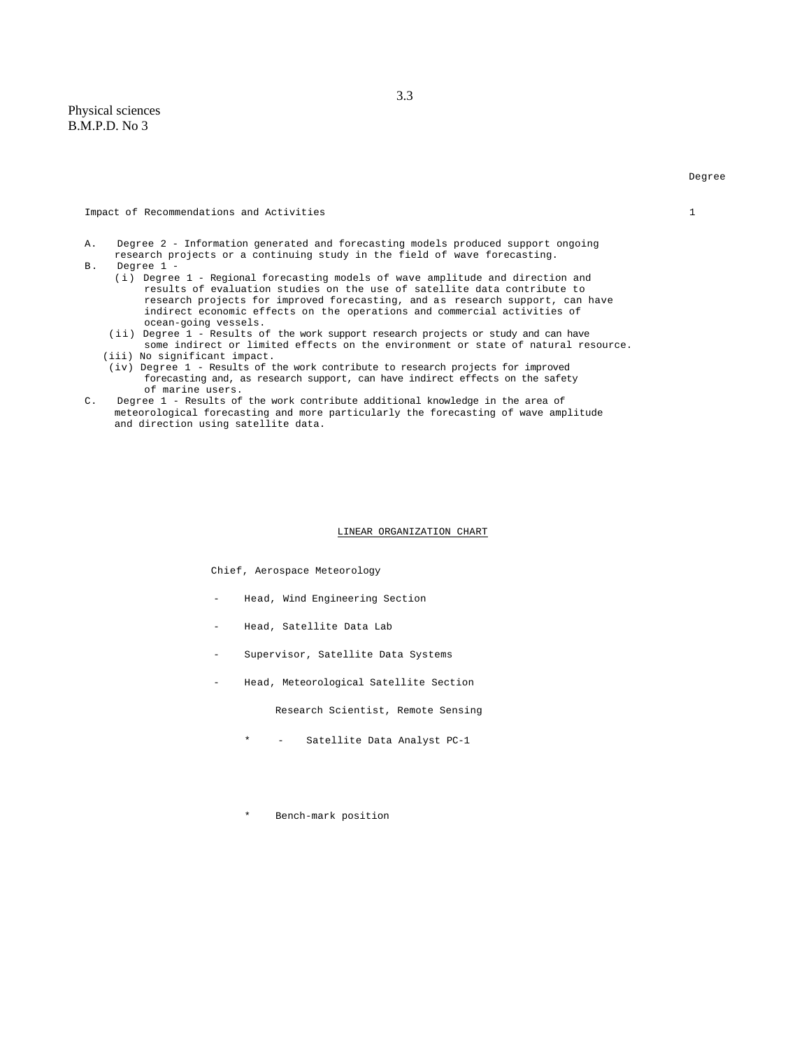Physical sciences
B.M.P.D. No 3

| | Degree |
|---|---|
| Impact of Recommendations and Activities | 1 |

A. Degree 2 - Information generated and forecasting models produced support ongoing research projects or a continuing study in the field of wave forecasting.

B. Degree 1 -
   (i) Degree 1 - Regional forecasting models of wave amplitude and direction and results of evaluation studies on the use of satellite data contribute to research projects for improved forecasting, and as research support, can have indirect economic effects on the operations and commercial activities of ocean-going vessels.
   (ii) Degree 1 - Results of the work support research projects or study and can have some indirect or limited effects on the environment or state of natural resource.
   (iii) No significant impact.
   (iv) Degree 1 - Results of the work contribute to research projects for improved forecasting and, as research support, can have indirect effects on the safety of marine users.

C. Degree 1 - Results of the work contribute additional knowledge in the area of meteorological forecasting and more particularly the forecasting of wave amplitude and direction using satellite data.

## LINEAR ORGANIZATION CHART

Chief, Aerospace Meteorology

- Head, Wind Engineering Section
- Head, Satellite Data Lab
- Supervisor, Satellite Data Systems
- Head, Meteorological Satellite Section

    Research Scientist, Remote Sensing

    \* - Satellite Data Analyst PC-1

\* Bench-mark position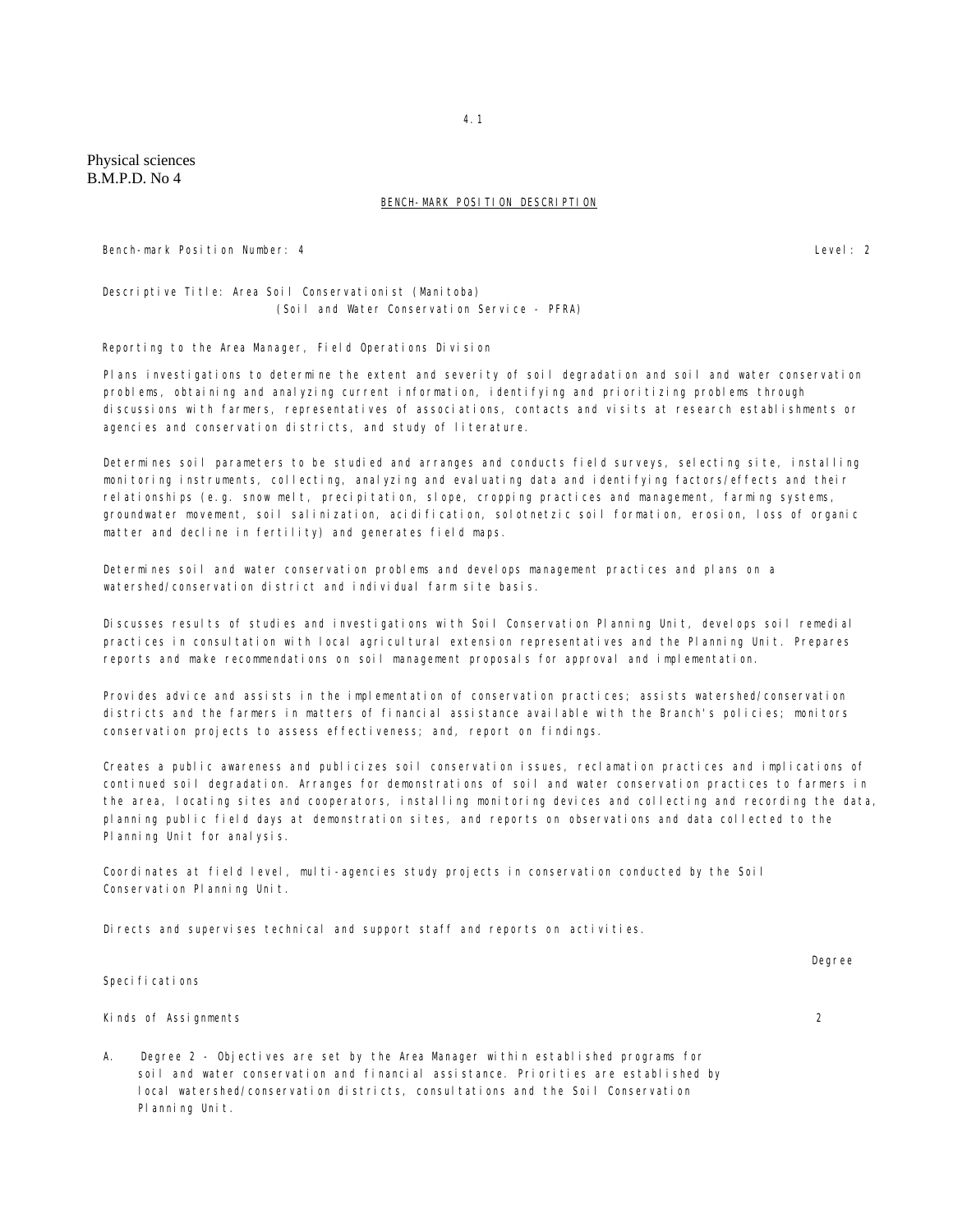Physical sciences
B.M.P.D. No 4

## BENCH-MARK POSITION DESCRIPTION

Bench-mark Position Number: 4 Level: 2

Descriptive Title: Area Soil Conservationist (Manitoba)
(Soil and Water Conservation Service - PFRA)

Reporting to the Area Manager, Field Operations Division

Plans investigations to determine the extent and severity of soil degradation and soil and water conservation problems, obtaining and analyzing current information, identifying and prioritizing problems through discussions with farmers, representatives of associations, contacts and visits at research establishments or agencies and conservation districts, and study of literature.

Determines soil parameters to be studied and arranges and conducts field surveys, selecting site, installing monitoring instruments, collecting, analyzing and evaluating data and identifying factors/effects and their relationships (e.g. snow melt, precipitation, slope, cropping practices and management, farming systems, groundwater movement, soil salinization, acidification, solotnetzic soil formation, erosion, loss of organic matter and decline in fertility) and generates field maps.

Determines soil and water conservation problems and develops management practices and plans on a watershed/conservation district and individual farm site basis.

Discusses results of studies and investigations with Soil Conservation Planning Unit, develops soil remedial practices in consultation with local agricultural extension representatives and the Planning Unit. Prepares reports and make recommendations on soil management proposals for approval and implementation.

Provides advice and assists in the implementation of conservation practices; assists watershed/conservation districts and the farmers in matters of financial assistance available with the Branch's policies; monitors conservation projects to assess effectiveness; and, report on findings.

Creates a public awareness and publicizes soil conservation issues, reclamation practices and implications of continued soil degradation. Arranges for demonstrations of soil and water conservation practices to farmers in the area, locating sites and cooperators, installing monitoring devices and collecting and recording the data, planning public field days at demonstration sites, and reports on observations and data collected to the Planning Unit for analysis.

Coordinates at field level, multi-agencies study projects in conservation conducted by the Soil Conservation Planning Unit.

Directs and supervises technical and support staff and reports on activities.

| Specifications | Degree |
|---|---|
| Kinds of Assignments | 2 |

A. Degree 2 - Objectives are set by the Area Manager within established programs for soil and water conservation and financial assistance. Priorities are established by local watershed/conservation districts, consultations and the Soil Conservation Planning Unit.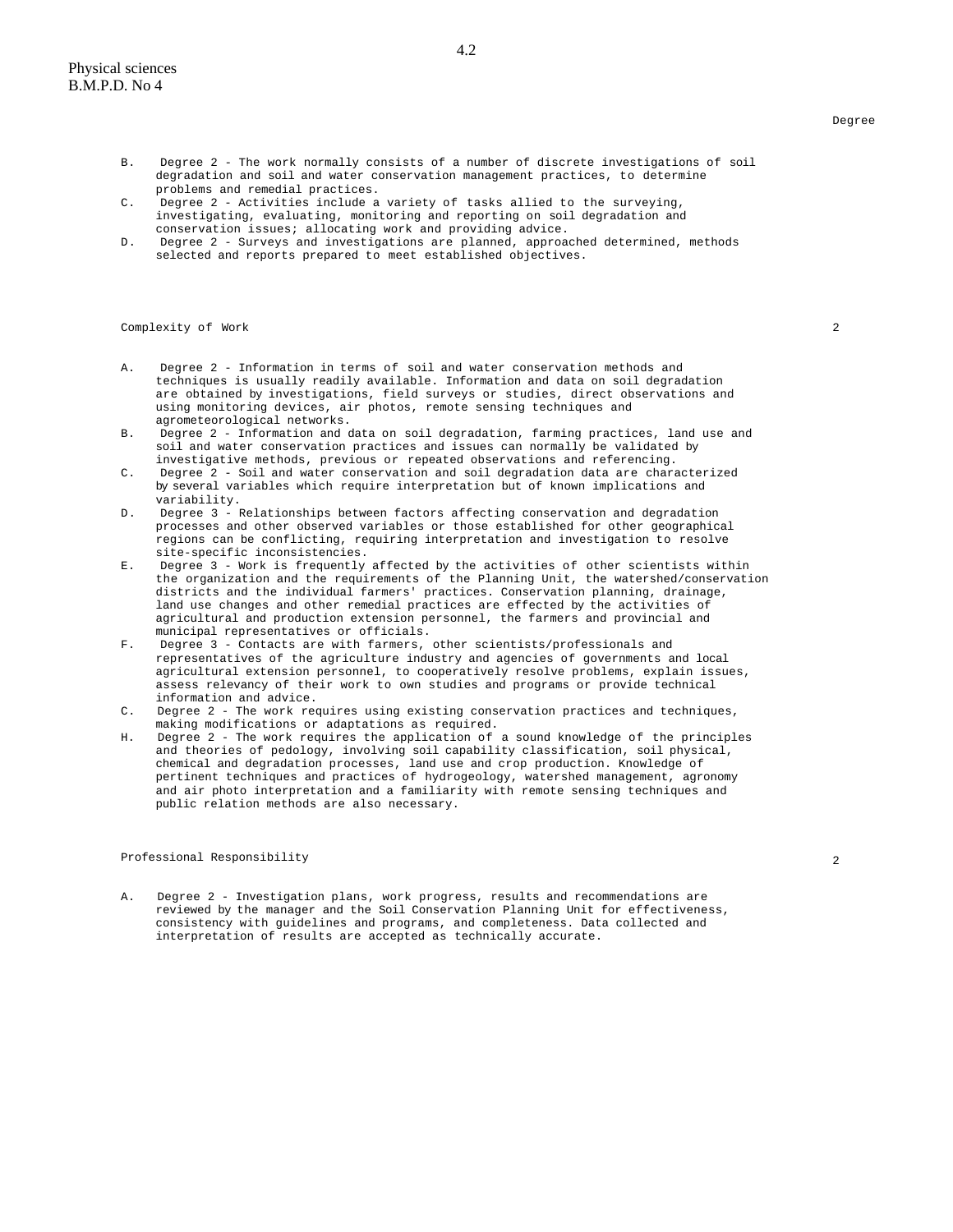Degree

B. Degree 2 - The work normally consists of a number of discrete investigations of soil degradation and soil and water conservation management practices, to determine problems and remedial practices.

C. Degree 2 - Activities include a variety of tasks allied to the surveying, investigating, evaluating, monitoring and reporting on soil degradation and conservation issues; allocating work and providing advice.

D. Degree 2 - Surveys and investigations are planned, approached determined, methods selected and reports prepared to meet established objectives.

Complexity of Work 2

A. Degree 2 - Information in terms of soil and water conservation methods and techniques is usually readily available. Information and data on soil degradation are obtained by investigations, field surveys or studies, direct observations and using monitoring devices, air photos, remote sensing techniques and agrometeorological networks.

B. Degree 2 - Information and data on soil degradation, farming practices, land use and soil and water conservation practices and issues can normally be validated by investigative methods, previous or repeated observations and referencing.

C. Degree 2 - Soil and water conservation and soil degradation data are characterized by several variables which require interpretation but of known implications and variability.

D. Degree 3 - Relationships between factors affecting conservation and degradation processes and other observed variables or those established for other geographical regions can be conflicting, requiring interpretation and investigation to resolve site-specific inconsistencies.

E. Degree 3 - Work is frequently affected by the activities of other scientists within the organization and the requirements of the Planning Unit, the watershed/conservation districts and the individual farmers' practices. Conservation planning, drainage, land use changes and other remedial practices are effected by the activities of agricultural and production extension personnel, the farmers and provincial and municipal representatives or officials.

F. Degree 3 - Contacts are with farmers, other scientists/professionals and representatives of the agriculture industry and agencies of governments and local agricultural extension personnel, to cooperatively resolve problems, explain issues, assess relevancy of their work to own studies and programs or provide technical information and advice.

C. Degree 2 - The work requires using existing conservation practices and techniques, making modifications or adaptations as required.

H. Degree 2 - The work requires the application of a sound knowledge of the principles and theories of pedology, involving soil capability classification, soil physical, chemical and degradation processes, land use and crop production. Knowledge of pertinent techniques and practices of hydrogeology, watershed management, agronomy and air photo interpretation and a familiarity with remote sensing techniques and public relation methods are also necessary.

Professional Responsibility 2

A. Degree 2 - Investigation plans, work progress, results and recommendations are reviewed by the manager and the Soil Conservation Planning Unit for effectiveness, consistency with guidelines and programs, and completeness. Data collected and interpretation of results are accepted as technically accurate.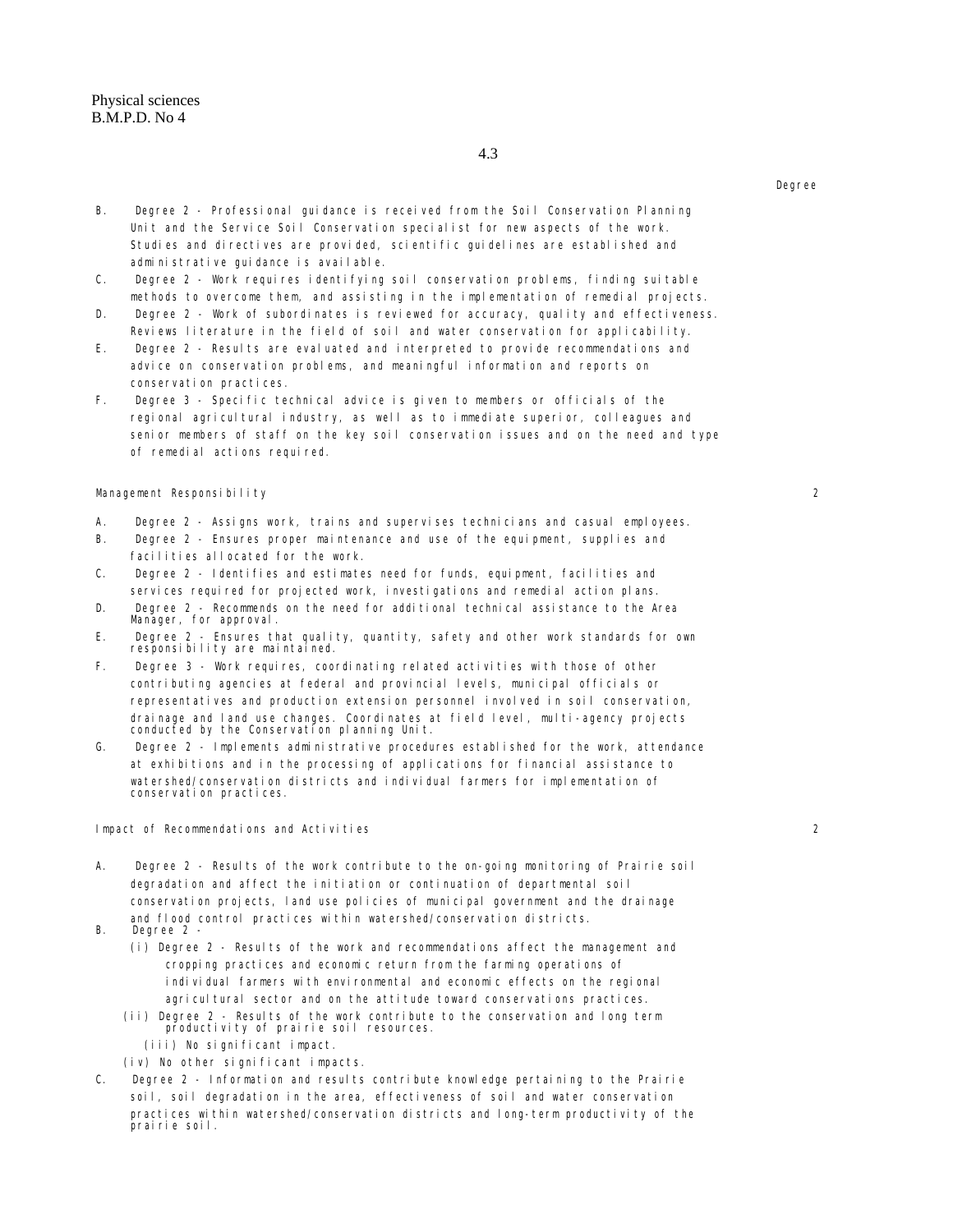4.3

Degree

B. Degree 2 - Professional guidance is received from the Soil Conservation Planning Unit and the Service Soil Conservation specialist for new aspects of the work. Studies and directives are provided, scientific guidelines are established and administrative guidance is available.

C. Degree 2 - Work requires identifying soil conservation problems, finding suitable methods to overcome them, and assisting in the implementation of remedial projects.

D. Degree 2 - Work of subordinates is reviewed for accuracy, quality and effectiveness. Reviews literature in the field of soil and water conservation for applicability.

E. Degree 2 - Results are evaluated and interpreted to provide recommendations and advice on conservation problems, and meaningful information and reports on conservation practices.

F. Degree 3 - Specific technical advice is given to members or officials of the regional agricultural industry, as well as to immediate superior, colleagues and senior members of staff on the key soil conservation issues and on the need and type of remedial actions required.

Management Responsibility 2

A. Degree 2 - Assigns work, trains and supervises technicians and casual employees.

B. Degree 2 - Ensures proper maintenance and use of the equipment, supplies and facilities allocated for the work.

C. Degree 2 - Identifies and estimates need for funds, equipment, facilities and services required for projected work, investigations and remedial action plans.

D. Degree 2 - Recommends on the need for additional technical assistance to the Area Manager, for approval.

E. Degree 2 - Ensures that quality, quantity, safety and other work standards for own responsibility are maintained.

F. Degree 3 - Work requires, coordinating related activities with those of other contributing agencies at federal and provincial levels, municipal officials or representatives and production extension personnel involved in soil conservation, drainage and land use changes. Coordinates at field level, multi-agency projects conducted by the Conservation planning Unit.

G. Degree 2 - Implements administrative procedures established for the work, attendance at exhibitions and in the processing of applications for financial assistance to watershed/conservation districts and individual farmers for implementation of conservation practices.

Impact of Recommendations and Activities 2

A. Degree 2 - Results of the work contribute to the on-going monitoring of Prairie soil degradation and affect the initiation or continuation of departmental soil conservation projects, land use policies of municipal government and the drainage and flood control practices within watershed/conservation districts.

B. Degree 2 -

(i) Degree 2 - Results of the work and recommendations affect the management and cropping practices and economic return from the farming operations of individual farmers with environmental and economic effects on the regional agricultural sector and on the attitude toward conservations practices.

(ii) Degree 2 - Results of the work contribute to the conservation and long term productivity of prairie soil resources.

(iii) No significant impact.

(iv) No other significant impacts.

C. Degree 2 - Information and results contribute knowledge pertaining to the Prairie soil, soil degradation in the area, effectiveness of soil and water conservation practices within watershed/conservation districts and long-term productivity of the prairie soil.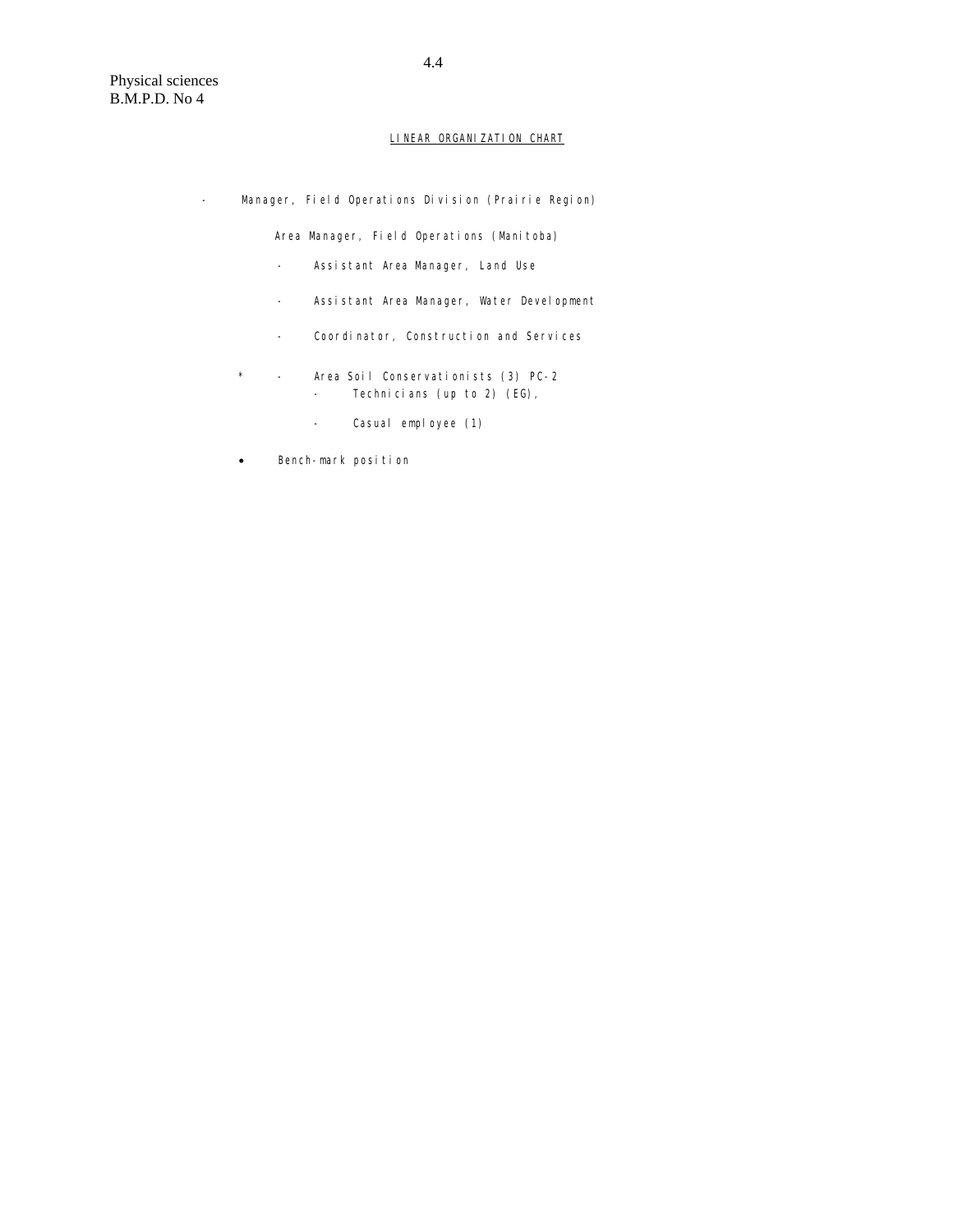Physical sciences
B.M.P.D. No 4

## LINEAR ORGANIZATION CHART

- Manager, Field Operations Division (Prairie Region)

  Area Manager, Field Operations (Manitoba)

  - Assistant Area Manager, Land Use
  - Assistant Area Manager, Water Development
  - Coordinator, Construction and Services
  - \* Area Soil Conservationists (3) PC-2
    - Technicians (up to 2) (EG),
    - Casual employee (1)

- Bench-mark position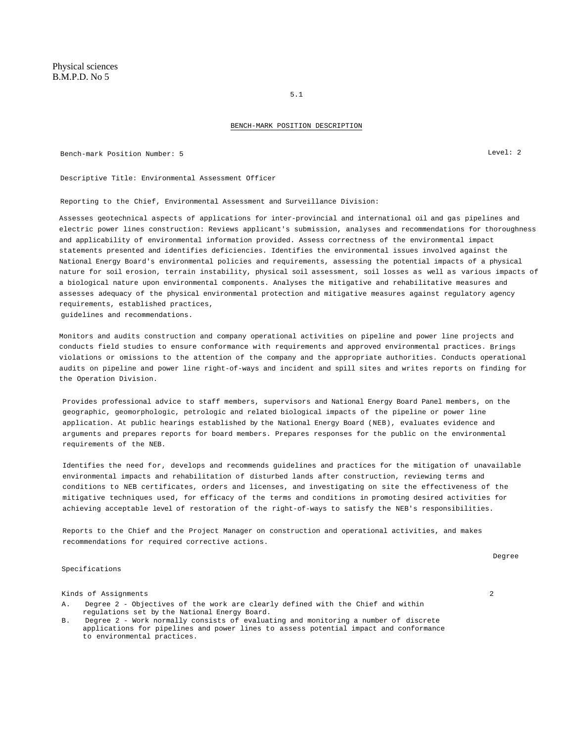Physical sciences
B.M.P.D. No 5

## BENCH-MARK POSITION DESCRIPTION

Bench-mark Position Number: 5 Level: 2

Descriptive Title: Environmental Assessment Officer

Reporting to the Chief, Environmental Assessment and Surveillance Division:

Assesses geotechnical aspects of applications for inter-provincial and international oil and gas pipelines and electric power lines construction: Reviews applicant's submission, analyses and recommendations for thoroughness and applicability of environmental information provided. Assess correctness of the environmental impact statements presented and identifies deficiencies. Identifies the environmental issues involved against the National Energy Board's environmental policies and requirements, assessing the potential impacts of a physical nature for soil erosion, terrain instability, physical soil assessment, soil losses as well as various impacts of a biological nature upon environmental components. Analyses the mitigative and rehabilitative measures and assesses adequacy of the physical environmental protection and mitigative measures against regulatory agency requirements, established practices, guidelines and recommendations.

Monitors and audits construction and company operational activities on pipeline and power line projects and conducts field studies to ensure conformance with requirements and approved environmental practices. Brings violations or omissions to the attention of the company and the appropriate authorities. Conducts operational audits on pipeline and power line right-of-ways and incident and spill sites and writes reports on finding for the Operation Division.

Provides professional advice to staff members, supervisors and National Energy Board Panel members, on the geographic, geomorphologic, petrologic and related biological impacts of the pipeline or power line application. At public hearings established by the National Energy Board (NEB), evaluates evidence and arguments and prepares reports for board members. Prepares responses for the public on the environmental requirements of the NEB.

Identifies the need for, develops and recommends guidelines and practices for the mitigation of unavailable environmental impacts and rehabilitation of disturbed lands after construction, reviewing terms and conditions to NEB certificates, orders and licenses, and investigating on site the effectiveness of the mitigative techniques used, for efficacy of the terms and conditions in promoting desired activities for achieving acceptable level of restoration of the right-of-ways to satisfy the NEB's responsibilities.

Reports to the Chief and the Project Manager on construction and operational activities, and makes recommendations for required corrective actions.

| Specifications | Degree |
|---|---|
| Kinds of Assignments | 2 |

A. Degree 2 - Objectives of the work are clearly defined with the Chief and within regulations set by the National Energy Board.

B. Degree 2 - Work normally consists of evaluating and monitoring a number of discrete applications for pipelines and power lines to assess potential impact and conformance to environmental practices.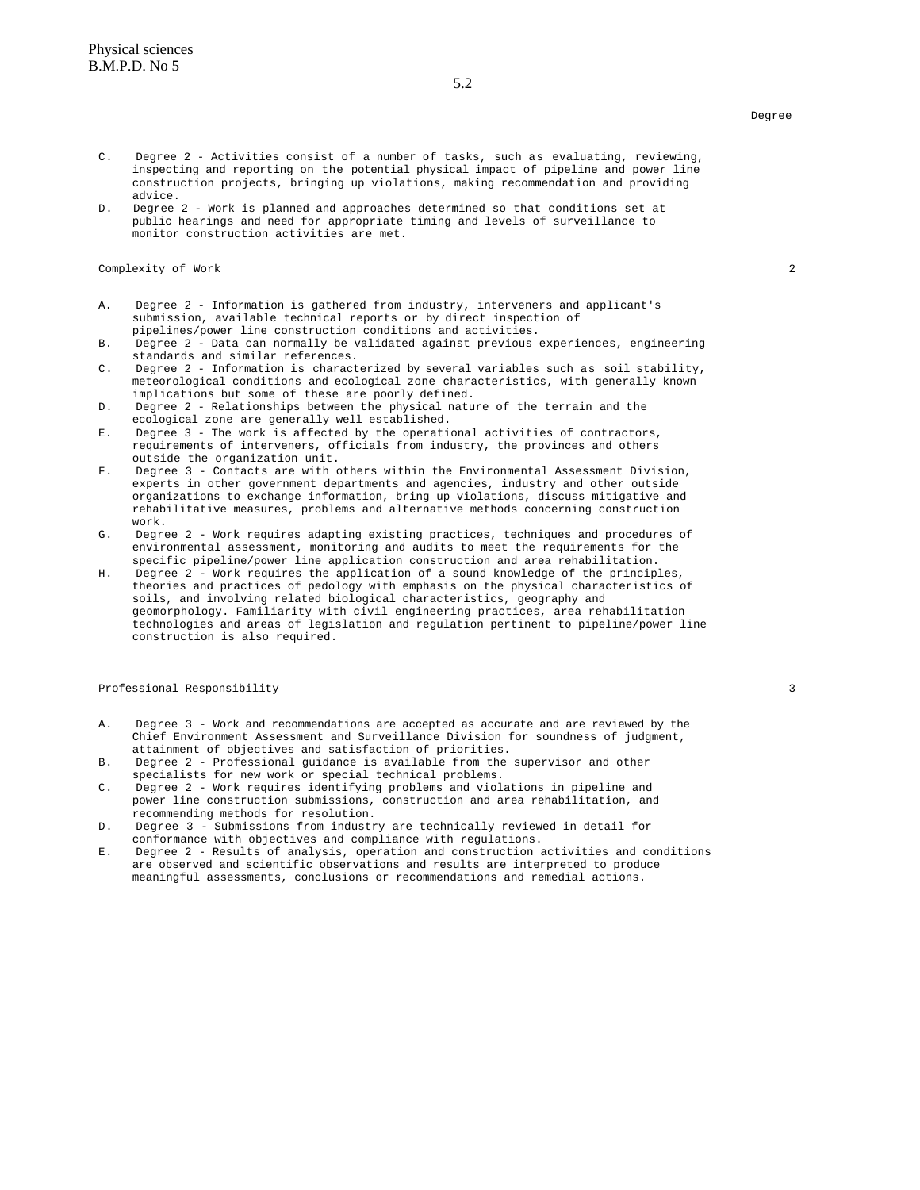Degree

C. Degree 2 - Activities consist of a number of tasks, such as evaluating, reviewing, inspecting and reporting on the potential physical impact of pipeline and power line construction projects, bringing up violations, making recommendation and providing advice.

D. Degree 2 - Work is planned and approaches determined so that conditions set at public hearings and need for appropriate timing and levels of surveillance to monitor construction activities are met.

Complexity of Work 2

A. Degree 2 - Information is gathered from industry, interveners and applicant's submission, available technical reports or by direct inspection of pipelines/power line construction conditions and activities.

B. Degree 2 - Data can normally be validated against previous experiences, engineering standards and similar references.

C. Degree 2 - Information is characterized by several variables such as soil stability, meteorological conditions and ecological zone characteristics, with generally known implications but some of these are poorly defined.

D. Degree 2 - Relationships between the physical nature of the terrain and the ecological zone are generally well established.

E. Degree 3 - The work is affected by the operational activities of contractors, requirements of interveners, officials from industry, the provinces and others outside the organization unit.

F. Degree 3 - Contacts are with others within the Environmental Assessment Division, experts in other government departments and agencies, industry and other outside organizations to exchange information, bring up violations, discuss mitigative and rehabilitative measures, problems and alternative methods concerning construction work.

G. Degree 2 - Work requires adapting existing practices, techniques and procedures of environmental assessment, monitoring and audits to meet the requirements for the specific pipeline/power line application construction and area rehabilitation.

H. Degree 2 - Work requires the application of a sound knowledge of the principles, theories and practices of pedology with emphasis on the physical characteristics of soils, and involving related biological characteristics, geography and geomorphology. Familiarity with civil engineering practices, area rehabilitation technologies and areas of legislation and regulation pertinent to pipeline/power line construction is also required.

Professional Responsibility 3

A. Degree 3 - Work and recommendations are accepted as accurate and are reviewed by the Chief Environment Assessment and Surveillance Division for soundness of judgment, attainment of objectives and satisfaction of priorities.

B. Degree 2 - Professional guidance is available from the supervisor and other specialists for new work or special technical problems.

C. Degree 2 - Work requires identifying problems and violations in pipeline and power line construction submissions, construction and area rehabilitation, and recommending methods for resolution.

D. Degree 3 - Submissions from industry are technically reviewed in detail for conformance with objectives and compliance with regulations.

E. Degree 2 - Results of analysis, operation and construction activities and conditions are observed and scientific observations and results are interpreted to produce meaningful assessments, conclusions or recommendations and remedial actions.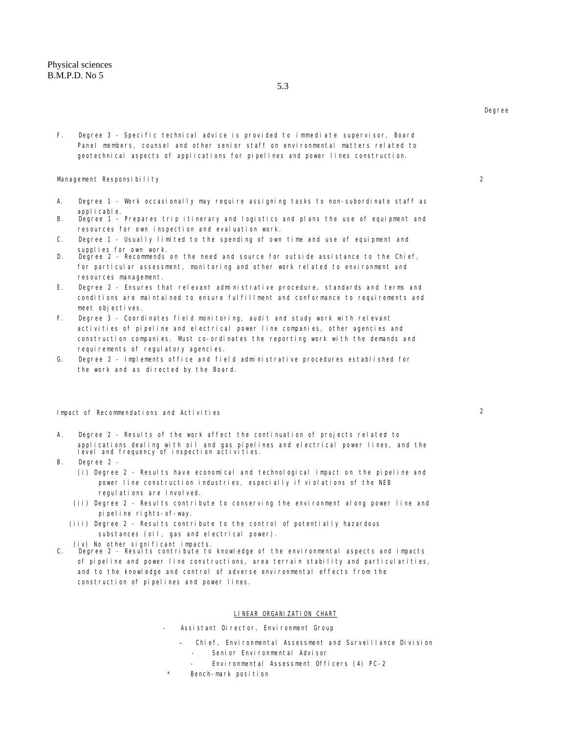Degree

F. Degree 3 - Specific technical advice is provided to immediate supervisor, Board Panel members, counsel and other senior staff on environmental matters related to geotechnical aspects of applications for pipelines and power lines construction.

Management Responsibility 2

A. Degree 1 - Work occasionally may require assigning tasks to non-subordinate staff as applicable.
B. Degree 1 - Prepares trip itinerary and logistics and plans the use of equipment and resources for own inspection and evaluation work.
C. Degree 1 - Usually limited to the spending of own time and use of equipment and supplies for own work.
D. Degree 2 - Recommends on the need and source for outside assistance to the Chief, for particular assessment, monitoring and other work related to environment and resources management.
E. Degree 2 - Ensures that relevant administrative procedure, standards and terms and conditions are maintained to ensure fulfillment and conformance to requirements and meet objectives.
F. Degree 3 - Coordinates field monitoring, audit and study work with relevant activities of pipeline and electrical power line companies, other agencies and construction companies. Must co-ordinates the reporting work with the demands and requirements of regulatory agencies.
G. Degree 2 - Implements office and field administrative procedures established for the work and as directed by the Board.

Impact of Recommendations and Activities 2

A. Degree 2 - Results of the work affect the continuation of projects related to applications dealing with oil and gas pipelines and electrical power lines, and the level and frequency of inspection activities.
B. Degree 2 -
   (i) Degree 2 - Results have economical and technological impact on the pipeline and power line construction industries, especially if violations of the NEB regulations are involved.
   (ii) Degree 2 - Results contribute to conserving the environment along power line and pipeline rights-of-way.
   (iii) Degree 2 - Results contribute to the control of potentially hazardous substances (oil, gas and electrical power).
   (iv) No other significant impacts.
C. Degree 2 - Results contribute to knowledge of the environmental aspects and impacts of pipeline and power line constructions, area terrain stability and particularities, and to the knowledge and control of adverse environmental effects from the construction of pipelines and power lines.

LINEAR ORGANIZATION CHART

- Assistant Director, Environment Group
  - Chief, Environmental Assessment and Surveillance Division
    - Senior Environmental Advisor
    - Environmental Assessment Officers (4) PC-2

\* Bench-mark position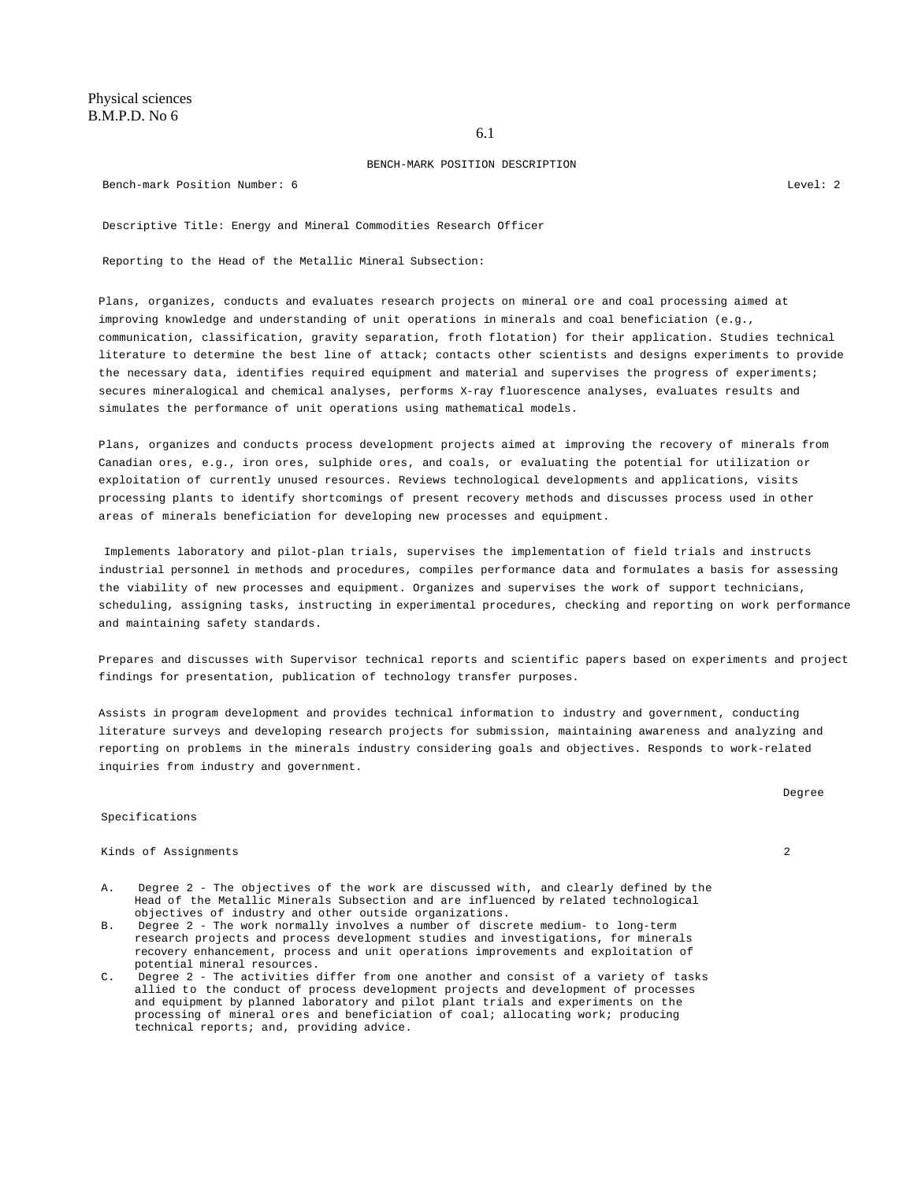Physical sciences
B.M.P.D. No 6

6.1

BENCH-MARK POSITION DESCRIPTION

Bench-mark Position Number: 6 Level: 2

Descriptive Title: Energy and Mineral Commodities Research Officer

Reporting to the Head of the Metallic Mineral Subsection:

Plans, organizes, conducts and evaluates research projects on mineral ore and coal processing aimed at improving knowledge and understanding of unit operations in minerals and coal beneficiation (e.g., communication, classification, gravity separation, froth flotation) for their application. Studies technical literature to determine the best line of attack; contacts other scientists and designs experiments to provide the necessary data, identifies required equipment and material and supervises the progress of experiments; secures mineralogical and chemical analyses, performs X-ray fluorescence analyses, evaluates results and simulates the performance of unit operations using mathematical models.

Plans, organizes and conducts process development projects aimed at improving the recovery of minerals from Canadian ores, e.g., iron ores, sulphide ores, and coals, or evaluating the potential for utilization or exploitation of currently unused resources. Reviews technological developments and applications, visits processing plants to identify shortcomings of present recovery methods and discusses process used in other areas of minerals beneficiation for developing new processes and equipment.

Implements laboratory and pilot-plan trials, supervises the implementation of field trials and instructs industrial personnel in methods and procedures, compiles performance data and formulates a basis for assessing the viability of new processes and equipment. Organizes and supervises the work of support technicians, scheduling, assigning tasks, instructing in experimental procedures, checking and reporting on work performance and maintaining safety standards.

Prepares and discusses with Supervisor technical reports and scientific papers based on experiments and project findings for presentation, publication of technology transfer purposes.

Assists in program development and provides technical information to industry and government, conducting literature surveys and developing research projects for submission, maintaining awareness and analyzing and reporting on problems in the minerals industry considering goals and objectives. Responds to work-related inquiries from industry and government.

| Specifications | Degree |
|---|---|
| Kinds of Assignments | 2 |

A. Degree 2 - The objectives of the work are discussed with, and clearly defined by the Head of the Metallic Minerals Subsection and are influenced by related technological objectives of industry and other outside organizations.

B. Degree 2 - The work normally involves a number of discrete medium- to long-term research projects and process development studies and investigations, for minerals recovery enhancement, process and unit operations improvements and exploitation of potential mineral resources.

C. Degree 2 - The activities differ from one another and consist of a variety of tasks allied to the conduct of process development projects and development of processes and equipment by planned laboratory and pilot plant trials and experiments on the processing of mineral ores and beneficiation of coal; allocating work; producing technical reports; and, providing advice.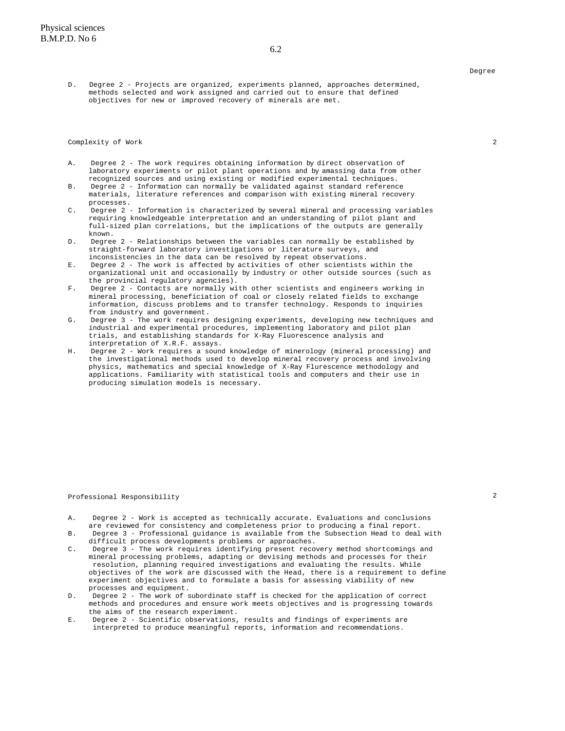Degree

D. Degree 2 - Projects are organized, experiments planned, approaches determined, methods selected and work assigned and carried out to ensure that defined objectives for new or improved recovery of minerals are met.

Complexity of Work 2

A. Degree 2 - The work requires obtaining information by direct observation of laboratory experiments or pilot plant operations and by amassing data from other recognized sources and using existing or modified experimental techniques.
B. Degree 2 - Information can normally be validated against standard reference materials, literature references and comparison with existing mineral recovery processes.
C. Degree 2 - Information is characterized by several mineral and processing variables requiring knowledgeable interpretation and an understanding of pilot plant and full-sized plan correlations, but the implications of the outputs are generally known.
D. Degree 2 - Relationships between the variables can normally be established by straight-forward laboratory investigations or literature surveys, and inconsistencies in the data can be resolved by repeat observations.
E. Degree 2 - The work is affected by activities of other scientists within the organizational unit and occasionally by industry or other outside sources (such as the provincial regulatory agencies).
F. Degree 2 - Contacts are normally with other scientists and engineers working in mineral processing, beneficiation of coal or closely related fields to exchange information, discuss problems and to transfer technology. Responds to inquiries from industry and government.
G. Degree 3 - The work requires designing experiments, developing new techniques and industrial and experimental procedures, implementing laboratory and pilot plan trials, and establishing standards for X-Ray Fluorescence analysis and interpretation of X.R.F. assays.
H. Degree 2 - Work requires a sound knowledge of minerology (mineral processing) and the investigational methods used to develop mineral recovery process and involving physics, mathematics and special knowledge of X-Ray Flurescence methodology and applications. Familiarity with statistical tools and computers and their use in producing simulation models is necessary.

Professional Responsibility 2

A. Degree 2 - Work is accepted as technically accurate. Evaluations and conclusions are reviewed for consistency and completeness prior to producing a final report.
B. Degree 3 - Professional guidance is available from the Subsection Head to deal with difficult process developments problems or approaches.
C. Degree 3 - The work requires identifying present recovery method shortcomings and mineral processing problems, adapting or devising methods and processes for their resolution, planning required investigations and evaluating the results. While objectives of the work are discussed with the Head, there is a requirement to define experiment objectives and to formulate a basis for assessing viability of new processes and equipment.
D. Degree 2 - The work of subordinate staff is checked for the application of correct methods and procedures and ensure work meets objectives and is progressing towards the aims of the research experiment.
E. Degree 2 - Scientific observations, results and findings of experiments are interpreted to produce meaningful reports, information and recommendations.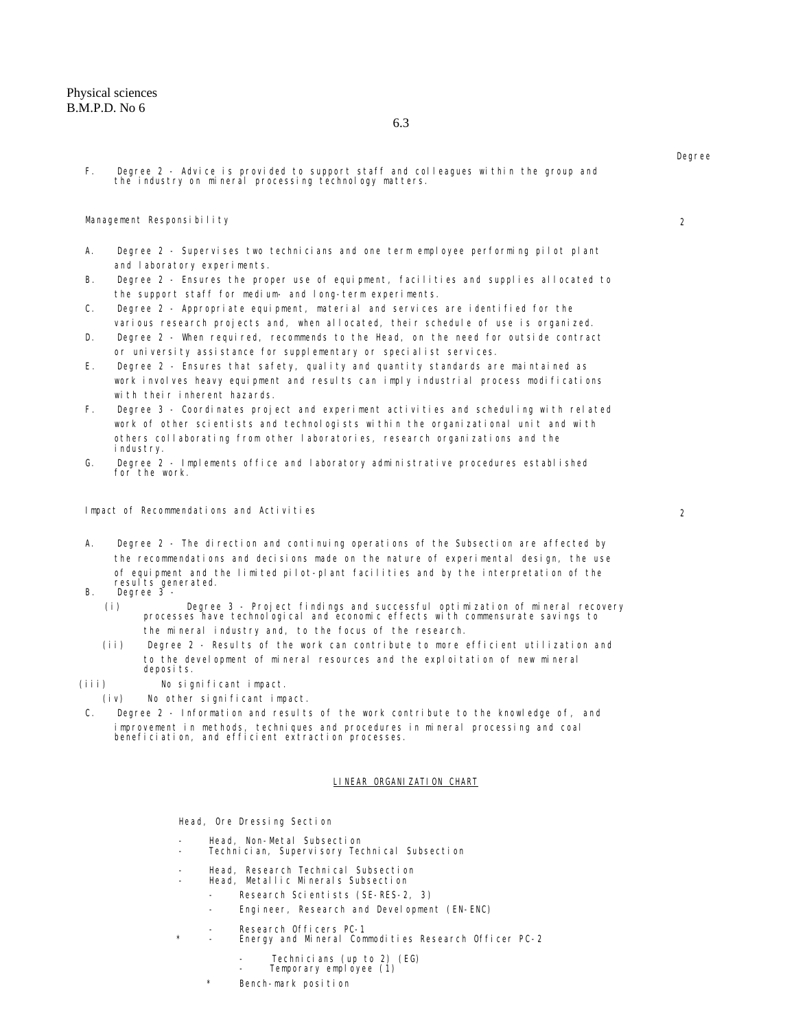Degree

F. Degree 2 - Advice is provided to support staff and colleagues within the group and the industry on mineral processing technology matters.

Management Responsibility — 2

A. Degree 2 - Supervises two technicians and one term employee performing pilot plant and laboratory experiments.
B. Degree 2 - Ensures the proper use of equipment, facilities and supplies allocated to the support staff for medium- and long-term experiments.
C. Degree 2 - Appropriate equipment, material and services are identified for the various research projects and, when allocated, their schedule of use is organized.
D. Degree 2 - When required, recommends to the Head, on the need for outside contract or university assistance for supplementary or specialist services.
E. Degree 2 - Ensures that safety, quality and quantity standards are maintained as work involves heavy equipment and results can imply industrial process modifications with their inherent hazards.
F. Degree 3 - Coordinates project and experiment activities and scheduling with related work of other scientists and technologists within the organizational unit and with others collaborating from other laboratories, research organizations and the industry.
G. Degree 2 - Implements office and laboratory administrative procedures established for the work.

Impact of Recommendations and Activities — 2

A. Degree 2 - The direction and continuing operations of the Subsection are affected by the recommendations and decisions made on the nature of experimental design, the use of equipment and the limited pilot-plant facilities and by the interpretation of the results generated.
B. Degree 3 -
  (i) Degree 3 - Project findings and successful optimization of mineral recovery processes have technological and economic effects with commensurate savings to the mineral industry and, to the focus of the research.
  (ii) Degree 2 - Results of the work can contribute to more efficient utilization and to the development of mineral resources and the exploitation of new mineral deposits.
  (iii) No significant impact.
  (iv) No other significant impact.
C. Degree 2 - Information and results of the work contribute to the knowledge of, and improvement in methods, techniques and procedures in mineral processing and coal beneficiation, and efficient extraction processes.

LINEAR ORGANIZATION CHART

Head, Ore Dressing Section

- Head, Non-Metal Subsection
- Technician, Supervisory Technical Subsection
- Head, Research Technical Subsection
- Head, Metallic Minerals Subsection
  - Research Scientists (SE-RES-2, 3)
  - Engineer, Research and Development (EN-ENC)
  - Research Officers PC-1
  - \* Energy and Mineral Commodities Research Officer PC-2
    - Technicians (up to 2) (EG)
    - Temporary employee (1)

\* Bench-mark position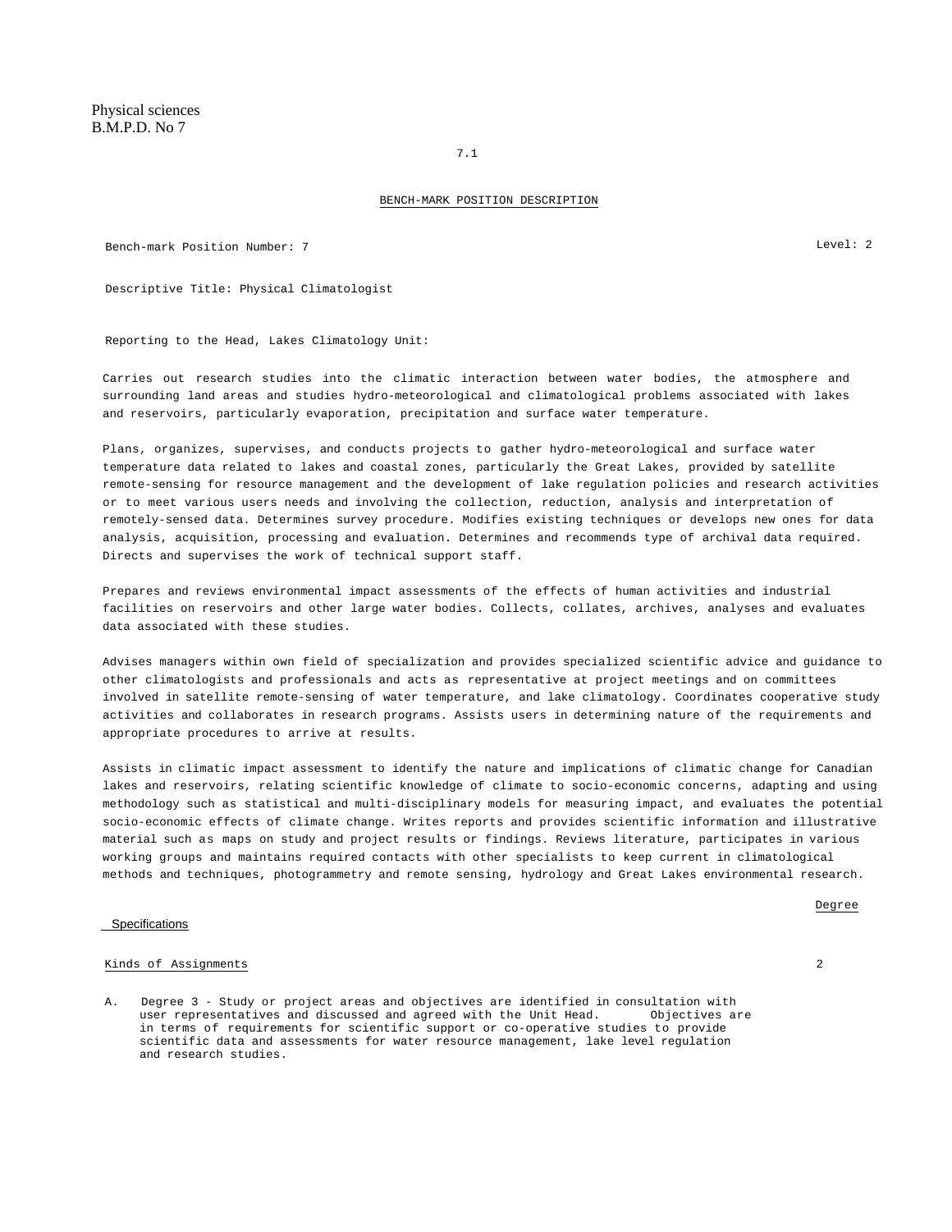Physical sciences
B.M.P.D. No 7

7.1

# BENCH-MARK POSITION DESCRIPTION

Bench-mark Position Number: 7 Level: 2

Descriptive Title: Physical Climatologist

Reporting to the Head, Lakes Climatology Unit:

Carries out research studies into the climatic interaction between water bodies, the atmosphere and surrounding land areas and studies hydro-meteorological and climatological problems associated with lakes and reservoirs, particularly evaporation, precipitation and surface water temperature.

Plans, organizes, supervises, and conducts projects to gather hydro-meteorological and surface water temperature data related to lakes and coastal zones, particularly the Great Lakes, provided by satellite remote-sensing for resource management and the development of lake regulation policies and research activities or to meet various users needs and involving the collection, reduction, analysis and interpretation of remotely-sensed data. Determines survey procedure. Modifies existing techniques or develops new ones for data analysis, acquisition, processing and evaluation. Determines and recommends type of archival data required. Directs and supervises the work of technical support staff.

Prepares and reviews environmental impact assessments of the effects of human activities and industrial facilities on reservoirs and other large water bodies. Collects, collates, archives, analyses and evaluates data associated with these studies.

Advises managers within own field of specialization and provides specialized scientific advice and guidance to other climatologists and professionals and acts as representative at project meetings and on committees involved in satellite remote-sensing of water temperature, and lake climatology. Coordinates cooperative study activities and collaborates in research programs. Assists users in determining nature of the requirements and appropriate procedures to arrive at results.

Assists in climatic impact assessment to identify the nature and implications of climatic change for Canadian lakes and reservoirs, relating scientific knowledge of climate to socio-economic concerns, adapting and using methodology such as statistical and multi-disciplinary models for measuring impact, and evaluates the potential socio-economic effects of climate change. Writes reports and provides scientific information and illustrative material such as maps on study and project results or findings. Reviews literature, participates in various working groups and maintains required contacts with other specialists to keep current in climatological methods and techniques, photogrammetry and remote sensing, hydrology and Great Lakes environmental research.

| Specifications | Degree |
|---|---|
| Kinds of Assignments | 2 |

A. Degree 3 - Study or project areas and objectives are identified in consultation with user representatives and discussed and agreed with the Unit Head. Objectives are in terms of requirements for scientific support or co-operative studies to provide scientific data and assessments for water resource management, lake level regulation and research studies.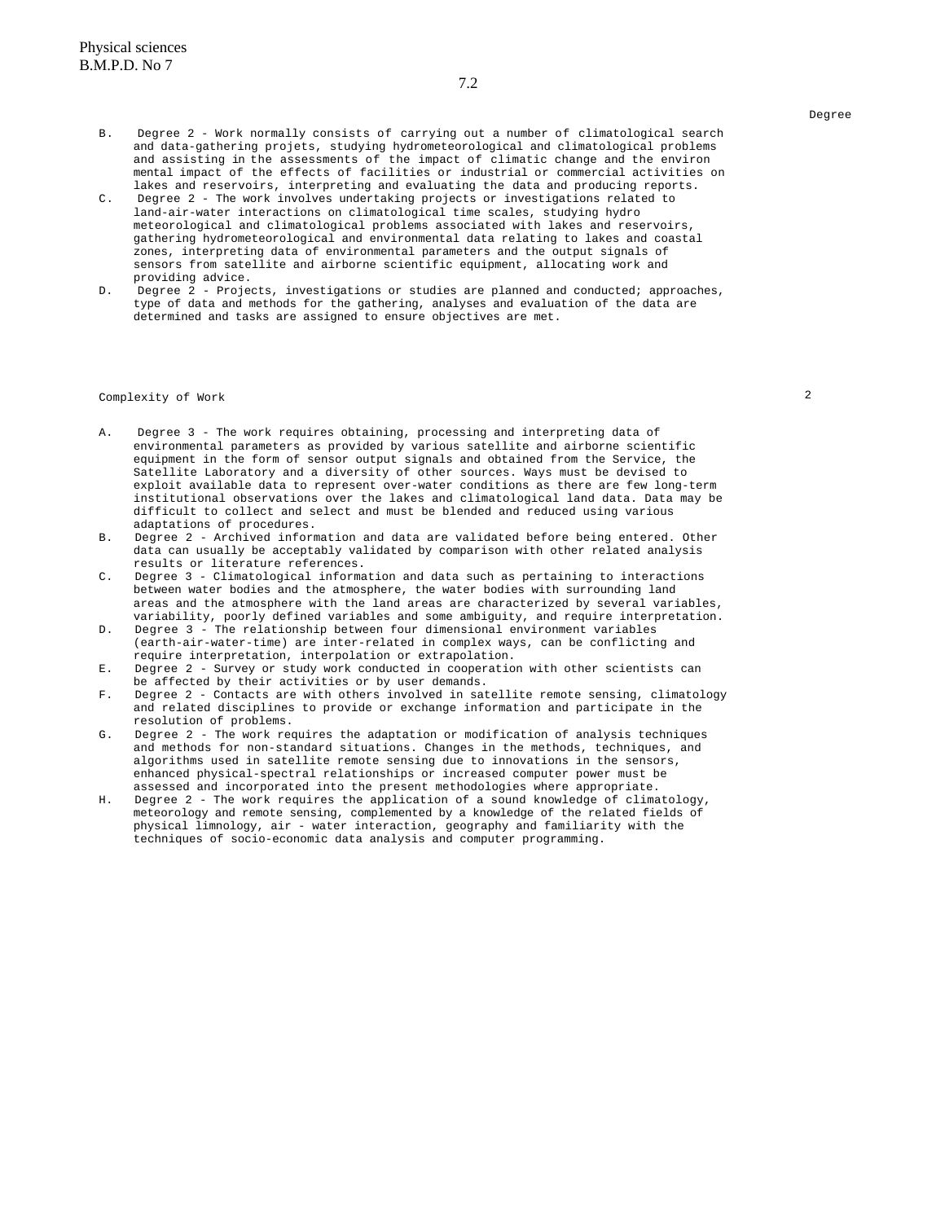Degree

B. Degree 2 - Work normally consists of carrying out a number of climatological search and data-gathering projets, studying hydrometeorological and climatological problems and assisting in the assessments of the impact of climatic change and the environ mental impact of the effects of facilities or industrial or commercial activities on lakes and reservoirs, interpreting and evaluating the data and producing reports.

C. Degree 2 - The work involves undertaking projects or investigations related to land-air-water interactions on climatological time scales, studying hydro meteorological and climatological problems associated with lakes and reservoirs, gathering hydrometeorological and environmental data relating to lakes and coastal zones, interpreting data of environmental parameters and the output signals of sensors from satellite and airborne scientific equipment, allocating work and providing advice.

D. Degree 2 - Projects, investigations or studies are planned and conducted; approaches, type of data and methods for the gathering, analyses and evaluation of the data are determined and tasks are assigned to ensure objectives are met.

Complexity of Work 2

A. Degree 3 - The work requires obtaining, processing and interpreting data of environmental parameters as provided by various satellite and airborne scientific equipment in the form of sensor output signals and obtained from the Service, the Satellite Laboratory and a diversity of other sources. Ways must be devised to exploit available data to represent over-water conditions as there are few long-term institutional observations over the lakes and climatological land data. Data may be difficult to collect and select and must be blended and reduced using various adaptations of procedures.

B. Degree 2 - Archived information and data are validated before being entered. Other data can usually be acceptably validated by comparison with other related analysis results or literature references.

C. Degree 3 - Climatological information and data such as pertaining to interactions between water bodies and the atmosphere, the water bodies with surrounding land areas and the atmosphere with the land areas are characterized by several variables, variability, poorly defined variables and some ambiguity, and require interpretation.

D. Degree 3 - The relationship between four dimensional environment variables (earth-air-water-time) are inter-related in complex ways, can be conflicting and require interpretation, interpolation or extrapolation.

E. Degree 2 - Survey or study work conducted in cooperation with other scientists can be affected by their activities or by user demands.

F. Degree 2 - Contacts are with others involved in satellite remote sensing, climatology and related disciplines to provide or exchange information and participate in the resolution of problems.

G. Degree 2 - The work requires the adaptation or modification of analysis techniques and methods for non-standard situations. Changes in the methods, techniques, and algorithms used in satellite remote sensing due to innovations in the sensors, enhanced physical-spectral relationships or increased computer power must be assessed and incorporated into the present methodologies where appropriate.

H. Degree 2 - The work requires the application of a sound knowledge of climatology, meteorology and remote sensing, complemented by a knowledge of the related fields of physical limnology, air - water interaction, geography and familiarity with the techniques of socio-economic data analysis and computer programming.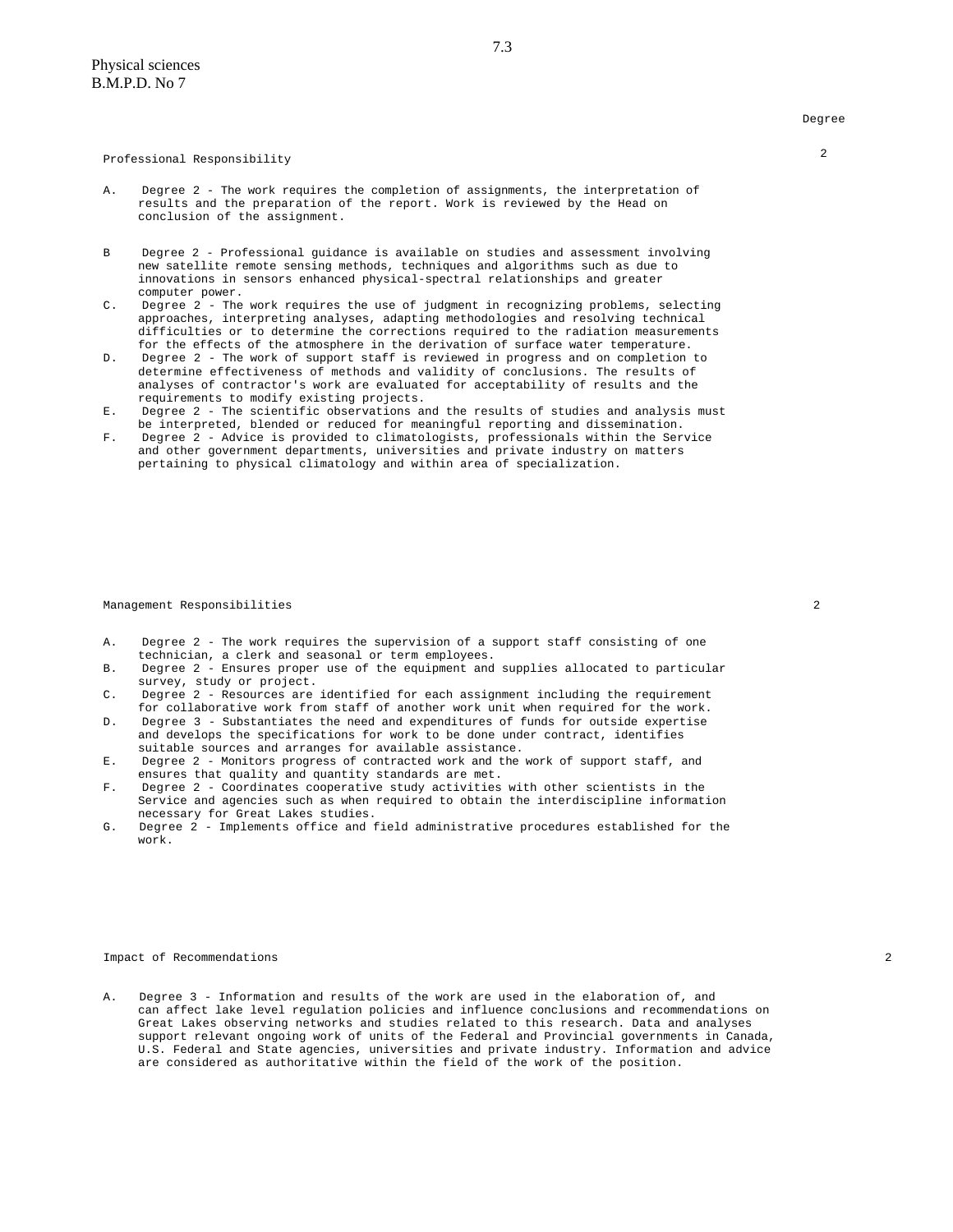Physical sciences
B.M.P.D. No 7

Degree

**Professional Responsibility** 2

A. Degree 2 - The work requires the completion of assignments, the interpretation of results and the preparation of the report. Work is reviewed by the Head on conclusion of the assignment.

B Degree 2 - Professional guidance is available on studies and assessment involving new satellite remote sensing methods, techniques and algorithms such as due to innovations in sensors enhanced physical-spectral relationships and greater computer power.

C. Degree 2 - The work requires the use of judgment in recognizing problems, selecting approaches, interpreting analyses, adapting methodologies and resolving technical difficulties or to determine the corrections required to the radiation measurements for the effects of the atmosphere in the derivation of surface water temperature.

D. Degree 2 - The work of support staff is reviewed in progress and on completion to determine effectiveness of methods and validity of conclusions. The results of analyses of contractor's work are evaluated for acceptability of results and the requirements to modify existing projects.

E. Degree 2 - The scientific observations and the results of studies and analysis must be interpreted, blended or reduced for meaningful reporting and dissemination.

F. Degree 2 - Advice is provided to climatologists, professionals within the Service and other government departments, universities and private industry on matters pertaining to physical climatology and within area of specialization.

**Management Responsibilities** 2

A. Degree 2 - The work requires the supervision of a support staff consisting of one technician, a clerk and seasonal or term employees.

B. Degree 2 - Ensures proper use of the equipment and supplies allocated to particular survey, study or project.

C. Degree 2 - Resources are identified for each assignment including the requirement for collaborative work from staff of another work unit when required for the work.

D. Degree 3 - Substantiates the need and expenditures of funds for outside expertise and develops the specifications for work to be done under contract, identifies suitable sources and arranges for available assistance.

E. Degree 2 - Monitors progress of contracted work and the work of support staff, and ensures that quality and quantity standards are met.

F. Degree 2 - Coordinates cooperative study activities with other scientists in the Service and agencies such as when required to obtain the interdiscipline information necessary for Great Lakes studies.

G. Degree 2 - Implements office and field administrative procedures established for the work.

**Impact of Recommendations** 2

A. Degree 3 - Information and results of the work are used in the elaboration of, and can affect lake level regulation policies and influence conclusions and recommendations on Great Lakes observing networks and studies related to this research. Data and analyses support relevant ongoing work of units of the Federal and Provincial governments in Canada, U.S. Federal and State agencies, universities and private industry. Information and advice are considered as authoritative within the field of the work of the position.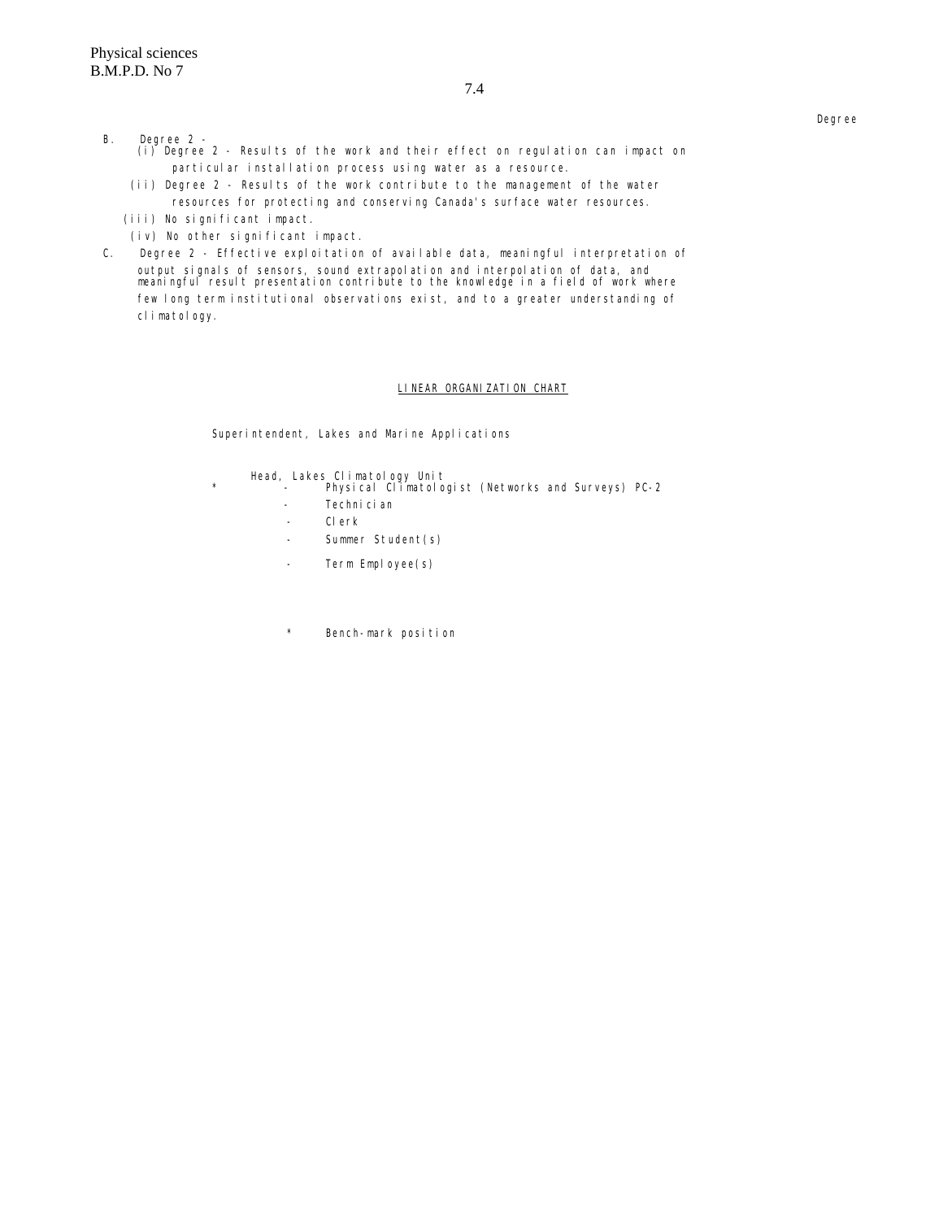Degree

B. Degree 2 -
   (i) Degree 2 - Results of the work and their effect on regulation can impact on particular installation process using water as a resource.
   (ii) Degree 2 - Results of the work contribute to the management of the water resources for protecting and conserving Canada's surface water resources.
   (iii) No significant impact.
   (iv) No other significant impact.

C. Degree 2 - Effective exploitation of available data, meaningful interpretation of output signals of sensors, sound extrapolation and interpolation of data, and meaningful result presentation contribute to the knowledge in a field of work where few long term institutional observations exist, and to a greater understanding of climatology.

<u>LINEAR ORGANIZATION CHART</u>

Superintendent, Lakes and Marine Applications

Head, Lakes Climatology Unit

\* - Physical Climatologist (Networks and Surveys) PC-2
- Technician
- Clerk
- Summer Student(s)
- Term Employee(s)

\* Bench-mark position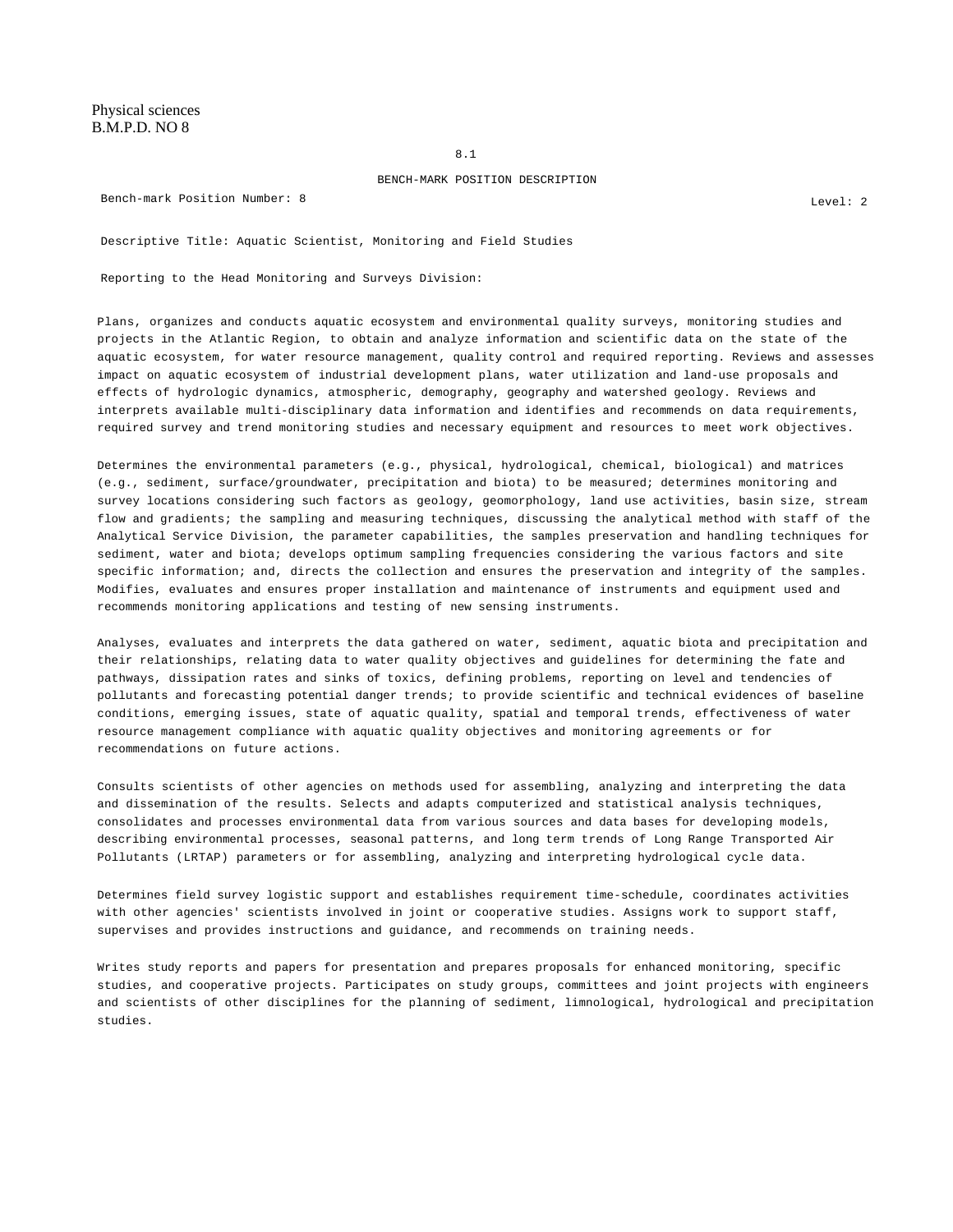Physical sciences
B.M.P.D. NO 8

8.1

BENCH-MARK POSITION DESCRIPTION

Bench-mark Position Number: 8 Level: 2

Descriptive Title: Aquatic Scientist, Monitoring and Field Studies

Reporting to the Head Monitoring and Surveys Division:

Plans, organizes and conducts aquatic ecosystem and environmental quality surveys, monitoring studies and projects in the Atlantic Region, to obtain and analyze information and scientific data on the state of the aquatic ecosystem, for water resource management, quality control and required reporting. Reviews and assesses impact on aquatic ecosystem of industrial development plans, water utilization and land-use proposals and effects of hydrologic dynamics, atmospheric, demography, geography and watershed geology. Reviews and interprets available multi-disciplinary data information and identifies and recommends on data requirements, required survey and trend monitoring studies and necessary equipment and resources to meet work objectives.

Determines the environmental parameters (e.g., physical, hydrological, chemical, biological) and matrices (e.g., sediment, surface/groundwater, precipitation and biota) to be measured; determines monitoring and survey locations considering such factors as geology, geomorphology, land use activities, basin size, stream flow and gradients; the sampling and measuring techniques, discussing the analytical method with staff of the Analytical Service Division, the parameter capabilities, the samples preservation and handling techniques for sediment, water and biota; develops optimum sampling frequencies considering the various factors and site specific information; and, directs the collection and ensures the preservation and integrity of the samples. Modifies, evaluates and ensures proper installation and maintenance of instruments and equipment used and recommends monitoring applications and testing of new sensing instruments.

Analyses, evaluates and interprets the data gathered on water, sediment, aquatic biota and precipitation and their relationships, relating data to water quality objectives and guidelines for determining the fate and pathways, dissipation rates and sinks of toxics, defining problems, reporting on level and tendencies of pollutants and forecasting potential danger trends; to provide scientific and technical evidences of baseline conditions, emerging issues, state of aquatic quality, spatial and temporal trends, effectiveness of water resource management compliance with aquatic quality objectives and monitoring agreements or for recommendations on future actions.

Consults scientists of other agencies on methods used for assembling, analyzing and interpreting the data and dissemination of the results. Selects and adapts computerized and statistical analysis techniques, consolidates and processes environmental data from various sources and data bases for developing models, describing environmental processes, seasonal patterns, and long term trends of Long Range Transported Air Pollutants (LRTAP) parameters or for assembling, analyzing and interpreting hydrological cycle data.

Determines field survey logistic support and establishes requirement time-schedule, coordinates activities with other agencies' scientists involved in joint or cooperative studies. Assigns work to support staff, supervises and provides instructions and guidance, and recommends on training needs.

Writes study reports and papers for presentation and prepares proposals for enhanced monitoring, specific studies, and cooperative projects. Participates on study groups, committees and joint projects with engineers and scientists of other disciplines for the planning of sediment, limnological, hydrological and precipitation studies.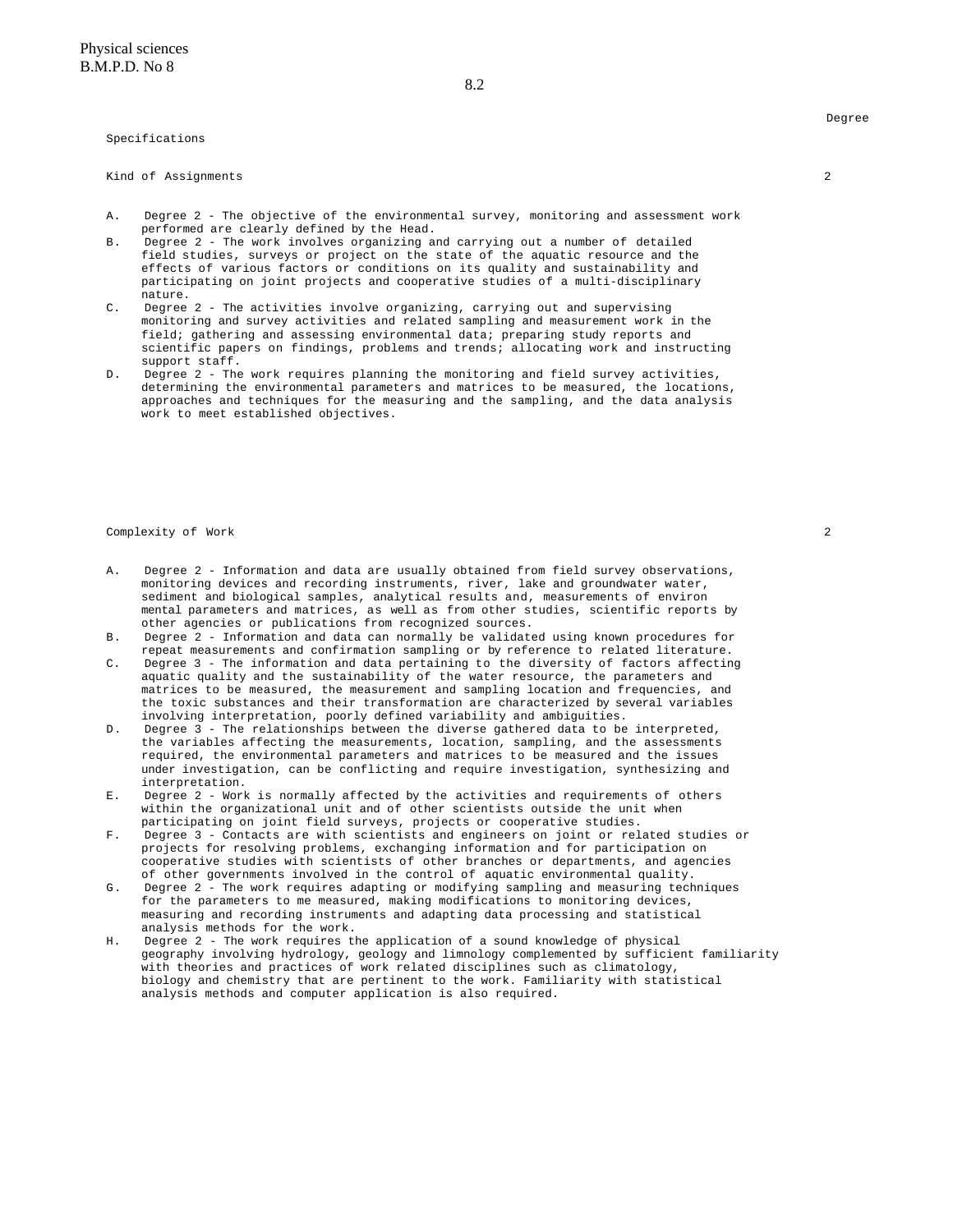Specifications | Degree

Kind of Assignments — 2

A. Degree 2 - The objective of the environmental survey, monitoring and assessment work performed are clearly defined by the Head.
B. Degree 2 - The work involves organizing and carrying out a number of detailed field studies, surveys or project on the state of the aquatic resource and the effects of various factors or conditions on its quality and sustainability and participating on joint projects and cooperative studies of a multi-disciplinary nature.
C. Degree 2 - The activities involve organizing, carrying out and supervising monitoring and survey activities and related sampling and measurement work in the field; gathering and assessing environmental data; preparing study reports and scientific papers on findings, problems and trends; allocating work and instructing support staff.
D. Degree 2 - The work requires planning the monitoring and field survey activities, determining the environmental parameters and matrices to be measured, the locations, approaches and techniques for the measuring and the sampling, and the data analysis work to meet established objectives.

Complexity of Work — 2

A. Degree 2 - Information and data are usually obtained from field survey observations, monitoring devices and recording instruments, river, lake and groundwater water, sediment and biological samples, analytical results and, measurements of environ mental parameters and matrices, as well as from other studies, scientific reports by other agencies or publications from recognized sources.
B. Degree 2 - Information and data can normally be validated using known procedures for repeat measurements and confirmation sampling or by reference to related literature.
C. Degree 3 - The information and data pertaining to the diversity of factors affecting aquatic quality and the sustainability of the water resource, the parameters and matrices to be measured, the measurement and sampling location and frequencies, and the toxic substances and their transformation are characterized by several variables involving interpretation, poorly defined variability and ambiguities.
D. Degree 3 - The relationships between the diverse gathered data to be interpreted, the variables affecting the measurements, location, sampling, and the assessments required, the environmental parameters and matrices to be measured and the issues under investigation, can be conflicting and require investigation, synthesizing and interpretation.
E. Degree 2 - Work is normally affected by the activities and requirements of others within the organizational unit and of other scientists outside the unit when participating on joint field surveys, projects or cooperative studies.
F. Degree 3 - Contacts are with scientists and engineers on joint or related studies or projects for resolving problems, exchanging information and for participation on cooperative studies with scientists of other branches or departments, and agencies of other governments involved in the control of aquatic environmental quality.
G. Degree 2 - The work requires adapting or modifying sampling and measuring techniques for the parameters to me measured, making modifications to monitoring devices, measuring and recording instruments and adapting data processing and statistical analysis methods for the work.
H. Degree 2 - The work requires the application of a sound knowledge of physical geography involving hydrology, geology and limnology complemented by sufficient familiarity with theories and practices of work related disciplines such as climatology, biology and chemistry that are pertinent to the work. Familiarity with statistical analysis methods and computer application is also required.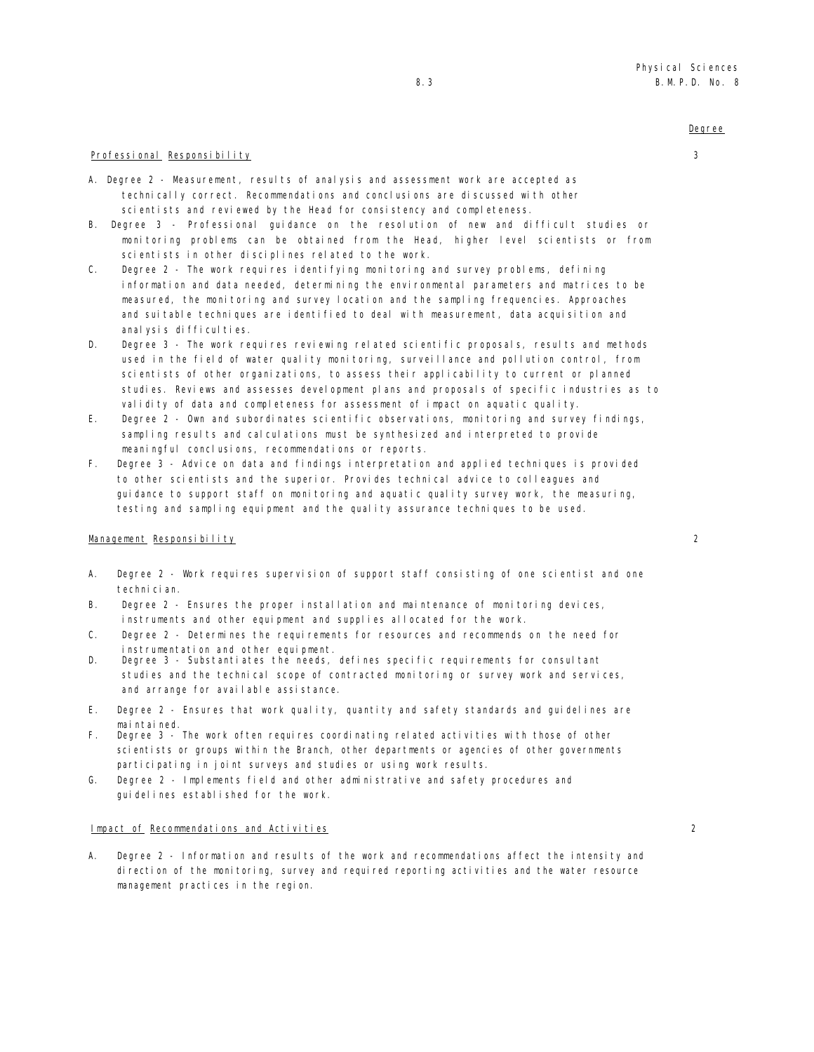Degree

**Professional Responsibility** 3

A. Degree 2 - Measurement, results of analysis and assessment work are accepted as technically correct. Recommendations and conclusions are discussed with other scientists and reviewed by the Head for consistency and completeness.

B. Degree 3 - Professional guidance on the resolution of new and difficult studies or monitoring problems can be obtained from the Head, higher level scientists or from scientists in other disciplines related to the work.

C. Degree 2 - The work requires identifying monitoring and survey problems, defining information and data needed, determining the environmental parameters and matrices to be measured, the monitoring and survey location and the sampling frequencies. Approaches and suitable techniques are identified to deal with measurement, data acquisition and analysis difficulties.

D. Degree 3 - The work requires reviewing related scientific proposals, results and methods used in the field of water quality monitoring, surveillance and pollution control, from scientists of other organizations, to assess their applicability to current or planned studies. Reviews and assesses development plans and proposals of specific industries as to validity of data and completeness for assessment of impact on aquatic quality.

E. Degree 2 - Own and subordinates scientific observations, monitoring and survey findings, sampling results and calculations must be synthesized and interpreted to provide meaningful conclusions, recommendations or reports.

F. Degree 3 - Advice on data and findings interpretation and applied techniques is provided to other scientists and the superior. Provides technical advice to colleagues and guidance to support staff on monitoring and aquatic quality survey work, the measuring, testing and sampling equipment and the quality assurance techniques to be used.

**Management Responsibility** 2

A. Degree 2 - Work requires supervision of support staff consisting of one scientist and one technician.

B. Degree 2 - Ensures the proper installation and maintenance of monitoring devices, instruments and other equipment and supplies allocated for the work.

C. Degree 2 - Determines the requirements for resources and recommends on the need for instrumentation and other equipment.

D. Degree 3 - Substantiates the needs, defines specific requirements for consultant studies and the technical scope of contracted monitoring or survey work and services, and arrange for available assistance.

E. Degree 2 - Ensures that work quality, quantity and safety standards and guidelines are maintained.

F. Degree 3 - The work often requires coordinating related activities with those of other scientists or groups within the Branch, other departments or agencies of other governments participating in joint surveys and studies or using work results.

G. Degree 2 - Implements field and other administrative and safety procedures and guidelines established for the work.

**Impact of Recommendations and Activities** 2

A. Degree 2 - Information and results of the work and recommendations affect the intensity and direction of the monitoring, survey and required reporting activities and the water resource management practices in the region.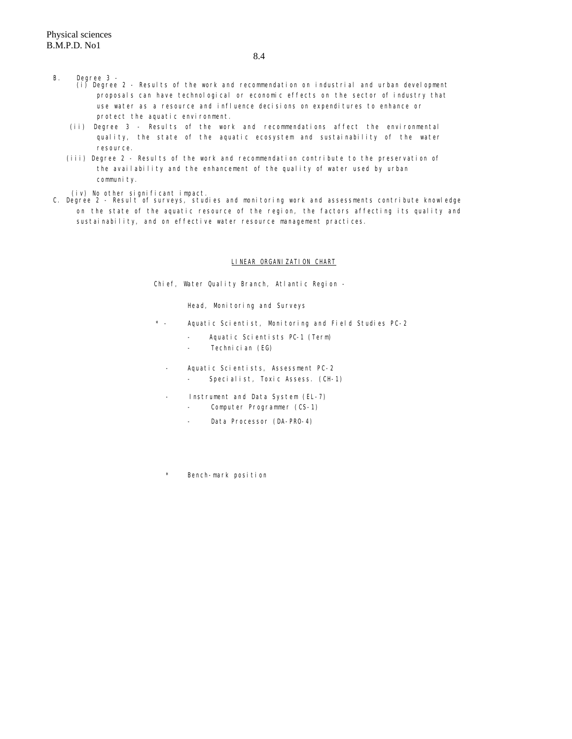B. Degree 3 -

(i) Degree 2 - Results of the work and recommendation on industrial and urban development proposals can have technological or economic effects on the sector of industry that use water as a resource and influence decisions on expenditures to enhance or protect the aquatic environment.

(ii) Degree 3 - Results of the work and recommendations affect the environmental quality, the state of the aquatic ecosystem and sustainability of the water resource.

(iii) Degree 2 - Results of the work and recommendation contribute to the preservation of the availability and the enhancement of the quality of water used by urban community.

(iv) No other significant impact.

C. Degree 2 - Result of surveys, studies and monitoring work and assessments contribute knowledge on the state of the aquatic resource of the region, the factors affecting its quality and sustainability, and on effective water resource management practices.

## LINEAR ORGANIZATION CHART

Chief, Water Quality Branch, Atlantic Region -

- Head, Monitoring and Surveys
  - \* - Aquatic Scientist, Monitoring and Field Studies PC-2
    - Aquatic Scientists PC-1 (Term)
    - Technician (EG)
  - Aquatic Scientists, Assessment PC-2
    - Specialist, Toxic Assess. (CH-1)
  - Instrument and Data System (EL-7)
    - Computer Programmer (CS-1)
    - Data Processor (DA-PRO-4)

\* Bench-mark position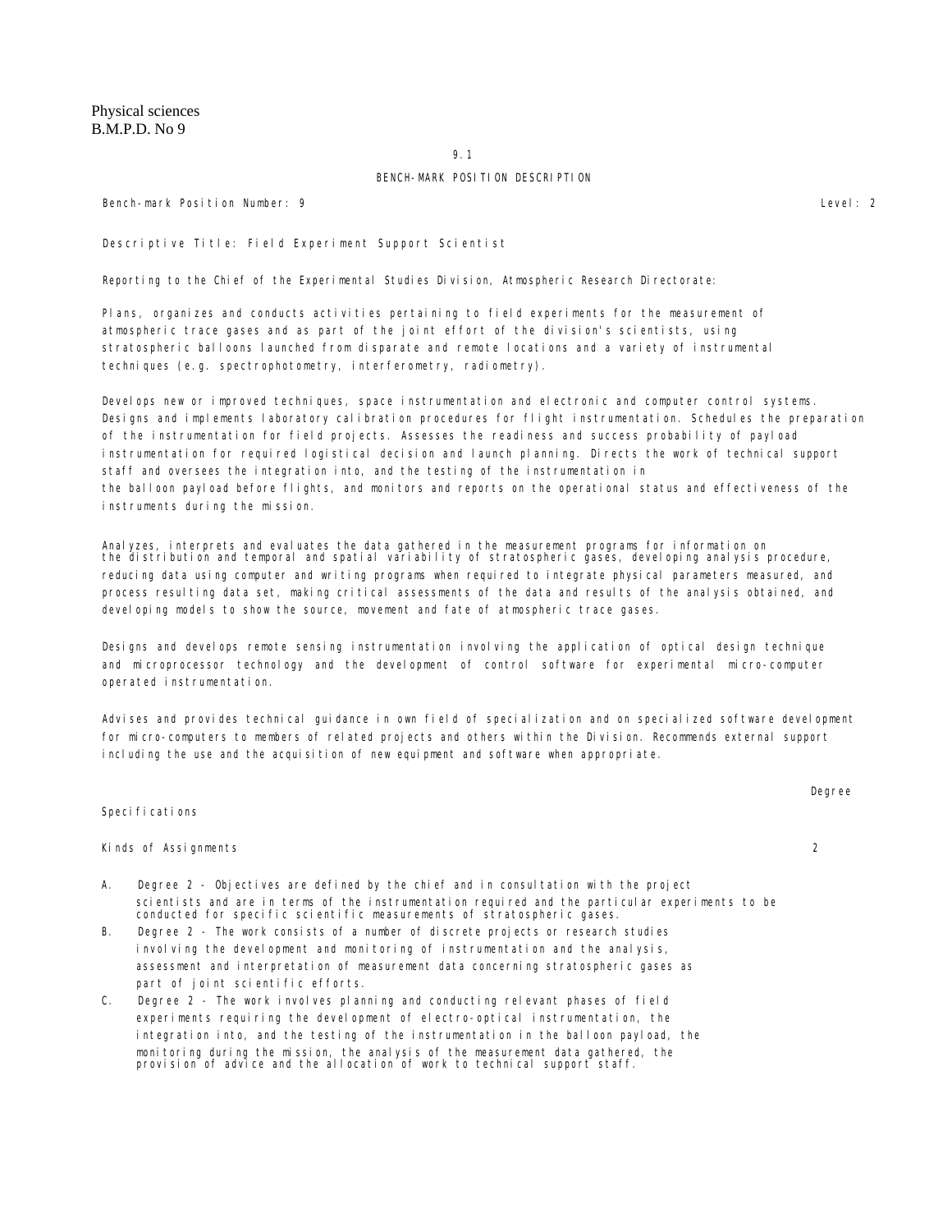Physical sciences
B.M.P.D. No 9

9.1

BENCH-MARK POSITION DESCRIPTION

Bench-mark Position Number: 9 Level: 2

Descriptive Title: Field Experiment Support Scientist

Reporting to the Chief of the Experimental Studies Division, Atmospheric Research Directorate:

Plans, organizes and conducts activities pertaining to field experiments for the measurement of atmospheric trace gases and as part of the joint effort of the division's scientists, using stratospheric balloons launched from disparate and remote locations and a variety of instrumental techniques (e.g. spectrophotometry, interferometry, radiometry).

Develops new or improved techniques, space instrumentation and electronic and computer control systems. Designs and implements laboratory calibration procedures for flight instrumentation. Schedules the preparation of the instrumentation for field projects. Assesses the readiness and success probability of payload instrumentation for required logistical decision and launch planning. Directs the work of technical support staff and oversees the integration into, and the testing of the instrumentation in the balloon payload before flights, and monitors and reports on the operational status and effectiveness of the instruments during the mission.

Analyzes, interprets and evaluates the data gathered in the measurement programs for information on the distribution and temporal and spatial variability of stratospheric gases, developing analysis procedure, reducing data using computer and writing programs when required to integrate physical parameters measured, and process resulting data set, making critical assessments of the data and results of the analysis obtained, and developing models to show the source, movement and fate of atmospheric trace gases.

Designs and develops remote sensing instrumentation involving the application of optical design technique and microprocessor technology and the development of control software for experimental micro-computer operated instrumentation.

Advises and provides technical guidance in own field of specialization and on specialized software development for micro-computers to members of related projects and others within the Division. Recommends external support including the use and the acquisition of new equipment and software when appropriate.

| Specifications | Degree |
|---|---|
| Kinds of Assignments | 2 |

A. Degree 2 - Objectives are defined by the chief and in consultation with the project scientists and are in terms of the instrumentation required and the particular experiments to be conducted for specific scientific measurements of stratospheric gases.

B. Degree 2 - The work consists of a number of discrete projects or research studies involving the development and monitoring of instrumentation and the analysis, assessment and interpretation of measurement data concerning stratospheric gases as part of joint scientific efforts.

C. Degree 2 - The work involves planning and conducting relevant phases of field experiments requiring the development of electro-optical instrumentation, the integration into, and the testing of the instrumentation in the balloon payload, the monitoring during the mission, the analysis of the measurement data gathered, the provision of advice and the allocation of work to technical support staff.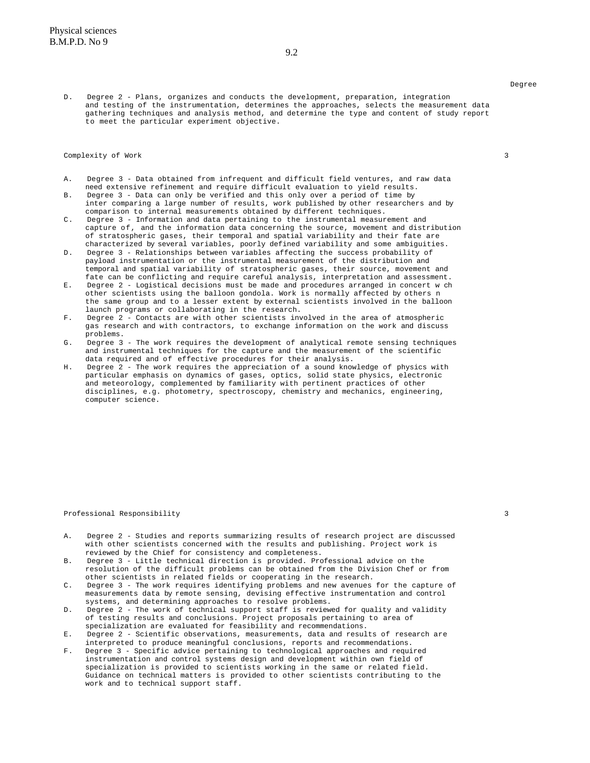Degree

D. Degree 2 - Plans, organizes and conducts the development, preparation, integration and testing of the instrumentation, determines the approaches, selects the measurement data gathering techniques and analysis method, and determine the type and content of study report to meet the particular experiment objective.

Complexity of Work 3

A. Degree 3 - Data obtained from infrequent and difficult field ventures, and raw data need extensive refinement and require difficult evaluation to yield results.
B. Degree 3 - Data can only be verified and this only over a period of time by inter comparing a large number of results, work published by other researchers and by comparison to internal measurements obtained by different techniques.
C. Degree 3 - Information and data pertaining to the instrumental measurement and capture of, and the information data concerning the source, movement and distribution of stratospheric gases, their temporal and spatial variability and their fate are characterized by several variables, poorly defined variability and some ambiguities.
D. Degree 3 - Relationships between variables affecting the success probability of payload instrumentation or the instrumental measurement of the distribution and temporal and spatial variability of stratospheric gases, their source, movement and fate can be conflicting and require careful analysis, interpretation and assessment.
E. Degree 2 - Logistical decisions must be made and procedures arranged in concert w ch other scientists using the balloon gondola. Work is normally affected by others n the same group and to a lesser extent by external scientists involved in the balloon launch programs or collaborating in the research.
F. Degree 2 - Contacts are with other scientists involved in the area of atmospheric gas research and with contractors, to exchange information on the work and discuss problems.
G. Degree 3 - The work requires the development of analytical remote sensing techniques and instrumental techniques for the capture and the measurement of the scientific data required and of effective procedures for their analysis.
H. Degree 2 - The work requires the appreciation of a sound knowledge of physics with particular emphasis on dynamics of gases, optics, solid state physics, electronic and meteorology, complemented by familiarity with pertinent practices of other disciplines, e.g. photometry, spectroscopy, chemistry and mechanics, engineering, computer science.

Professional Responsibility 3

A. Degree 2 - Studies and reports summarizing results of research project are discussed with other scientists concerned with the results and publishing. Project work is reviewed by the Chief for consistency and completeness.
B. Degree 3 - Little technical direction is provided. Professional advice on the resolution of the difficult problems can be obtained from the Division Chef or from other scientists in related fields or cooperating in the research.
C. Degree 3 - The work requires identifying problems and new avenues for the capture of measurements data by remote sensing, devising effective instrumentation and control systems, and determining approaches to resolve problems.
D. Degree 2 - The work of technical support staff is reviewed for quality and validity of testing results and conclusions. Project proposals pertaining to area of specialization are evaluated for feasibility and recommendations.
E. Degree 2 - Scientific observations, measurements, data and results of research are interpreted to produce meaningful conclusions, reports and recommendations.
F. Degree 3 - Specific advice pertaining to technological approaches and required instrumentation and control systems design and development within own field of specialization is provided to scientists working in the same or related field. Guidance on technical matters is provided to other scientists contributing to the work and to technical support staff.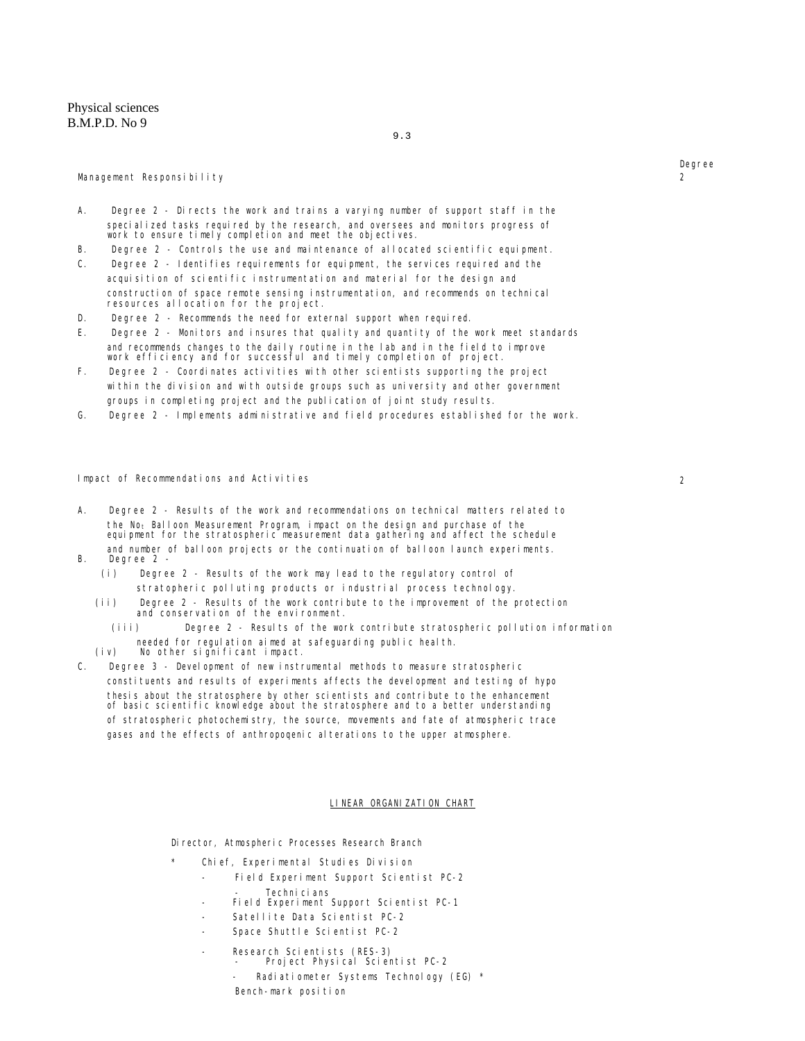Management Responsibility — Degree 2

A. Degree 2 - Directs the work and trains a varying number of support staff in the specialized tasks required by the research, and oversees and monitors progress of work to ensure timely completion and meet the objectives.

B. Degree 2 - Controls the use and maintenance of allocated scientific equipment.

C. Degree 2 - Identifies requirements for equipment, the services required and the acquisition of scientific instrumentation and material for the design and construction of space remote sensing instrumentation, and recommends on technical resources allocation for the project.

D. Degree 2 - Recommends the need for external support when required.

E. Degree 2 - Monitors and insures that quality and quantity of the work meet standards and recommends changes to the daily routine in the lab and in the field to improve work efficiency and for successful and timely completion of project.

F. Degree 2 - Coordinates activities with other scientists supporting the project within the division and with outside groups such as university and other government groups in completing project and the publication of joint study results.

G. Degree 2 - Implements administrative and field procedures established for the work.

Impact of Recommendations and Activities — 2

A. Degree 2 - Results of the work and recommendations on technical matters related to the $No_t$ Balloon Measurement Program, impact on the design and purchase of the equipment for the stratospheric measurement data gathering and affect the schedule and number of balloon projects or the continuation of balloon launch experiments.

B. Degree 2 -

(i) Degree 2 - Results of the work may lead to the regulatory control of stratopheric polluting products or industrial process technology.

(ii) Degree 2 - Results of the work contribute to the improvement of the protection and conservation of the environment.

(iii) Degree 2 - Results of the work contribute stratospheric pollution information needed for regulation aimed at safeguarding public health.

(iv) No other significant impact.

C. Degree 3 - Development of new instrumental methods to measure stratospheric constituents and results of experiments affects the development and testing of hypo thesis about the stratosphere by other scientists and contribute to the enhancement of basic scientific knowledge about the stratosphere and to a better understanding of stratospheric photochemistry, the source, movements and fate of atmospheric trace gases and the effects of anthropoqenic alterations to the upper atmosphere.

LINEAR ORGANIZATION CHART

Director, Atmospheric Processes Research Branch

- * Chief, Experimental Studies Division
  - Field Experiment Support Scientist PC-2
    - Technicians
  - Field Experiment Support Scientist PC-1
  - Satellite Data Scientist PC-2
  - Space Shuttle Scientist PC-2
  - Research Scientists (RES-3)
    - Project Physical Scientist PC-2
      - Radiatiometer Systems Technology (EG) *

Bench-mark position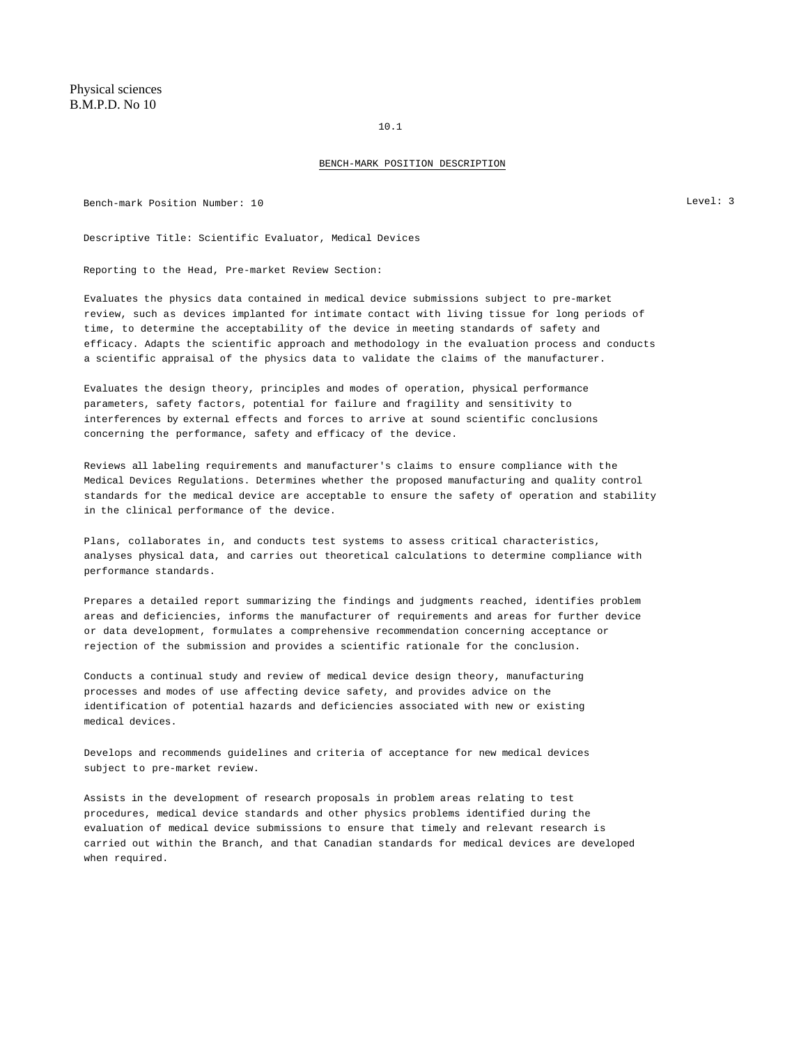Physical sciences
B.M.P.D. No 10

10.1

## BENCH-MARK POSITION DESCRIPTION

Bench-mark Position Number: 10 Level: 3

Descriptive Title: Scientific Evaluator, Medical Devices

Reporting to the Head, Pre-market Review Section:

Evaluates the physics data contained in medical device submissions subject to pre-market review, such as devices implanted for intimate contact with living tissue for long periods of time, to determine the acceptability of the device in meeting standards of safety and efficacy. Adapts the scientific approach and methodology in the evaluation process and conducts a scientific appraisal of the physics data to validate the claims of the manufacturer.

Evaluates the design theory, principles and modes of operation, physical performance parameters, safety factors, potential for failure and fragility and sensitivity to interferences by external effects and forces to arrive at sound scientific conclusions concerning the performance, safety and efficacy of the device.

Reviews all labeling requirements and manufacturer's claims to ensure compliance with the Medical Devices Regulations. Determines whether the proposed manufacturing and quality control standards for the medical device are acceptable to ensure the safety of operation and stability in the clinical performance of the device.

Plans, collaborates in, and conducts test systems to assess critical characteristics, analyses physical data, and carries out theoretical calculations to determine compliance with performance standards.

Prepares a detailed report summarizing the findings and judgments reached, identifies problem areas and deficiencies, informs the manufacturer of requirements and areas for further device or data development, formulates a comprehensive recommendation concerning acceptance or rejection of the submission and provides a scientific rationale for the conclusion.

Conducts a continual study and review of medical device design theory, manufacturing processes and modes of use affecting device safety, and provides advice on the identification of potential hazards and deficiencies associated with new or existing medical devices.

Develops and recommends guidelines and criteria of acceptance for new medical devices subject to pre-market review.

Assists in the development of research proposals in problem areas relating to test procedures, medical device standards and other physics problems identified during the evaluation of medical device submissions to ensure that timely and relevant research is carried out within the Branch, and that Canadian standards for medical devices are developed when required.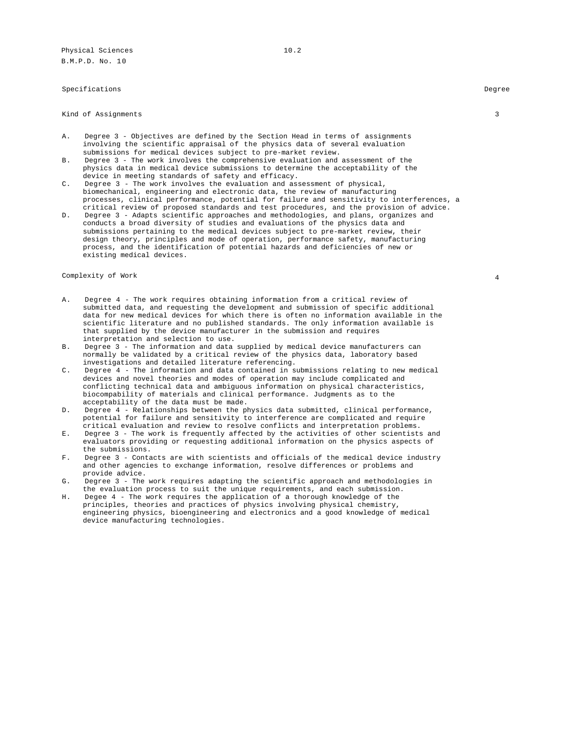Physical Sciences 10.2
B.M.P.D. No. 10

| Specifications | Degree |
| --- | --- |
| Kind of Assignments | 3 |

A. Degree 3 - Objectives are defined by the Section Head in terms of assignments involving the scientific appraisal of the physics data of several evaluation submissions for medical devices subject to pre-market review.

B. Degree 3 - The work involves the comprehensive evaluation and assessment of the physics data in medical device submissions to determine the acceptability of the device in meeting standards of safety and efficacy.

C. Degree 3 - The work involves the evaluation and assessment of physical, biomechanical, engineering and electronic data, the review of manufacturing processes, clinical performance, potential for failure and sensitivity to interferences, a critical review of proposed standards and test procedures, and the provision of advice.

D. Degree 3 - Adapts scientific approaches and methodologies, and plans, organizes and conducts a broad diversity of studies and evaluations of the physics data and submissions pertaining to the medical devices subject to pre-market review, their design theory, principles and mode of operation, performance safety, manufacturing process, and the identification of potential hazards and deficiencies of new or existing medical devices.

| | |
| --- | --- |
| Complexity of Work | 4 |

A. Degree 4 - The work requires obtaining information from a critical review of submitted data, and requesting the development and submission of specific additional data for new medical devices for which there is often no information available in the scientific literature and no published standards. The only information available is that supplied by the device manufacturer in the submission and requires interpretation and selection to use.

B. Degree 3 - The information and data supplied by medical device manufacturers can normally be validated by a critical review of the physics data, laboratory based investigations and detailed literature referencing.

C. Degree 4 - The information and data contained in submissions relating to new medical devices and novel theories and modes of operation may include complicated and conflicting technical data and ambiguous information on physical characteristics, biocompability of materials and clinical performance. Judgments as to the acceptability of the data must be made.

D. Degree 4 - Relationships between the physics data submitted, clinical performance, potential for failure and sensitivity to interference are complicated and require critical evaluation and review to resolve conflicts and interpretation problems.

E. Degree 3 - The work is frequently affected by the activities of other scientists and evaluators providing or requesting additional information on the physics aspects of the submissions.

F. Degree 3 - Contacts are with scientists and officials of the medical device industry and other agencies to exchange information, resolve differences or problems and provide advice.

G. Degree 3 - The work requires adapting the scientific approach and methodologies in the evaluation process to suit the unique requirements, and each submission.

H. Degee 4 - The work requires the application of a thorough knowledge of the principles, theories and practices of physics involving physical chemistry, engineering physics, bioengineering and electronics and a good knowledge of medical device manufacturing technologies.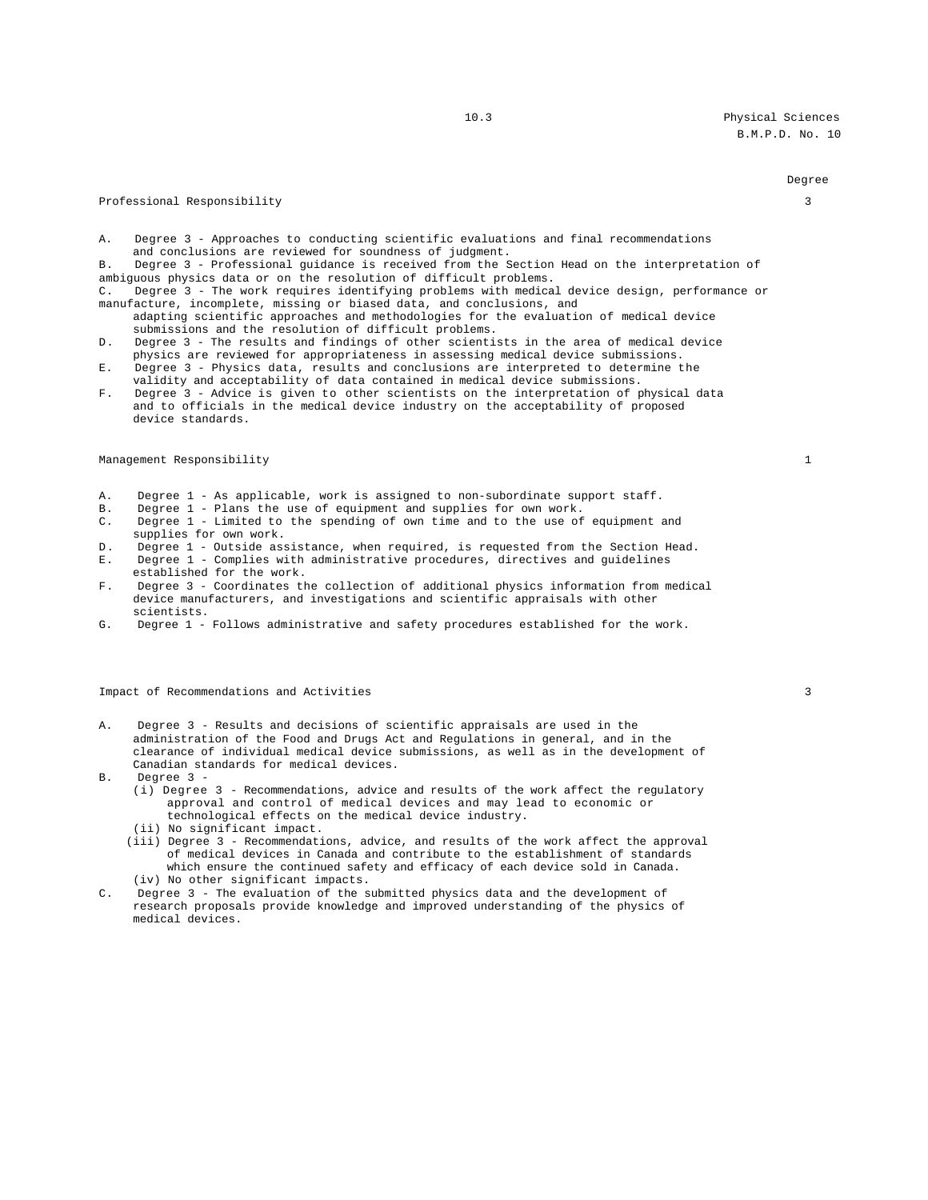Degree

Professional Responsibility 3

A. Degree 3 - Approaches to conducting scientific evaluations and final recommendations and conclusions are reviewed for soundness of judgment.
B. Degree 3 - Professional guidance is received from the Section Head on the interpretation of ambiguous physics data or on the resolution of difficult problems.
C. Degree 3 - The work requires identifying problems with medical device design, performance or manufacture, incomplete, missing or biased data, and conclusions, and adapting scientific approaches and methodologies for the evaluation of medical device submissions and the resolution of difficult problems.
D. Degree 3 - The results and findings of other scientists in the area of medical device physics are reviewed for appropriateness in assessing medical device submissions.
E. Degree 3 - Physics data, results and conclusions are interpreted to determine the validity and acceptability of data contained in medical device submissions.
F. Degree 3 - Advice is given to other scientists on the interpretation of physical data and to officials in the medical device industry on the acceptability of proposed device standards.

Management Responsibility 1

A. Degree 1 - As applicable, work is assigned to non-subordinate support staff.
B. Degree 1 - Plans the use of equipment and supplies for own work.
C. Degree 1 - Limited to the spending of own time and to the use of equipment and supplies for own work.
D. Degree 1 - Outside assistance, when required, is requested from the Section Head.
E. Degree 1 - Complies with administrative procedures, directives and guidelines established for the work.
F. Degree 3 - Coordinates the collection of additional physics information from medical device manufacturers, and investigations and scientific appraisals with other scientists.
G. Degree 1 - Follows administrative and safety procedures established for the work.

Impact of Recommendations and Activities 3

A. Degree 3 - Results and decisions of scientific appraisals are used in the administration of the Food and Drugs Act and Regulations in general, and in the clearance of individual medical device submissions, as well as in the development of Canadian standards for medical devices.
B. Degree 3 -
   (i) Degree 3 - Recommendations, advice and results of the work affect the regulatory approval and control of medical devices and may lead to economic or technological effects on the medical device industry.
   (ii) No significant impact.
   (iii) Degree 3 - Recommendations, advice, and results of the work affect the approval of medical devices in Canada and contribute to the establishment of standards which ensure the continued safety and efficacy of each device sold in Canada.
   (iv) No other significant impacts.
C. Degree 3 - The evaluation of the submitted physics data and the development of research proposals provide knowledge and improved understanding of the physics of medical devices.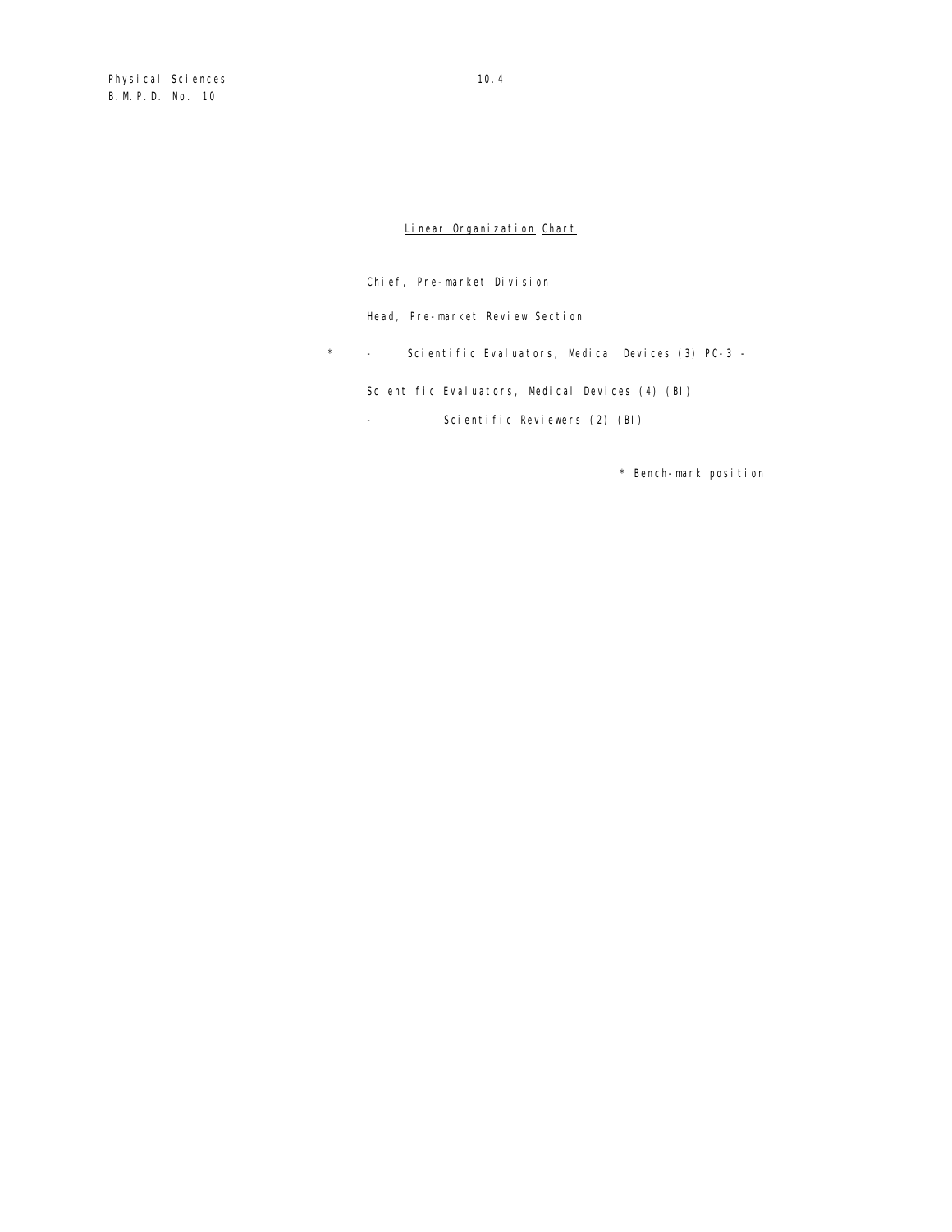Linear Organization Chart

Chief, Pre-market Division

Head, Pre-market Review Section

\* - Scientific Evaluators, Medical Devices (3) PC-3 -

Scientific Evaluators, Medical Devices (4) (BI)

- Scientific Reviewers (2) (BI)

\* Bench-mark position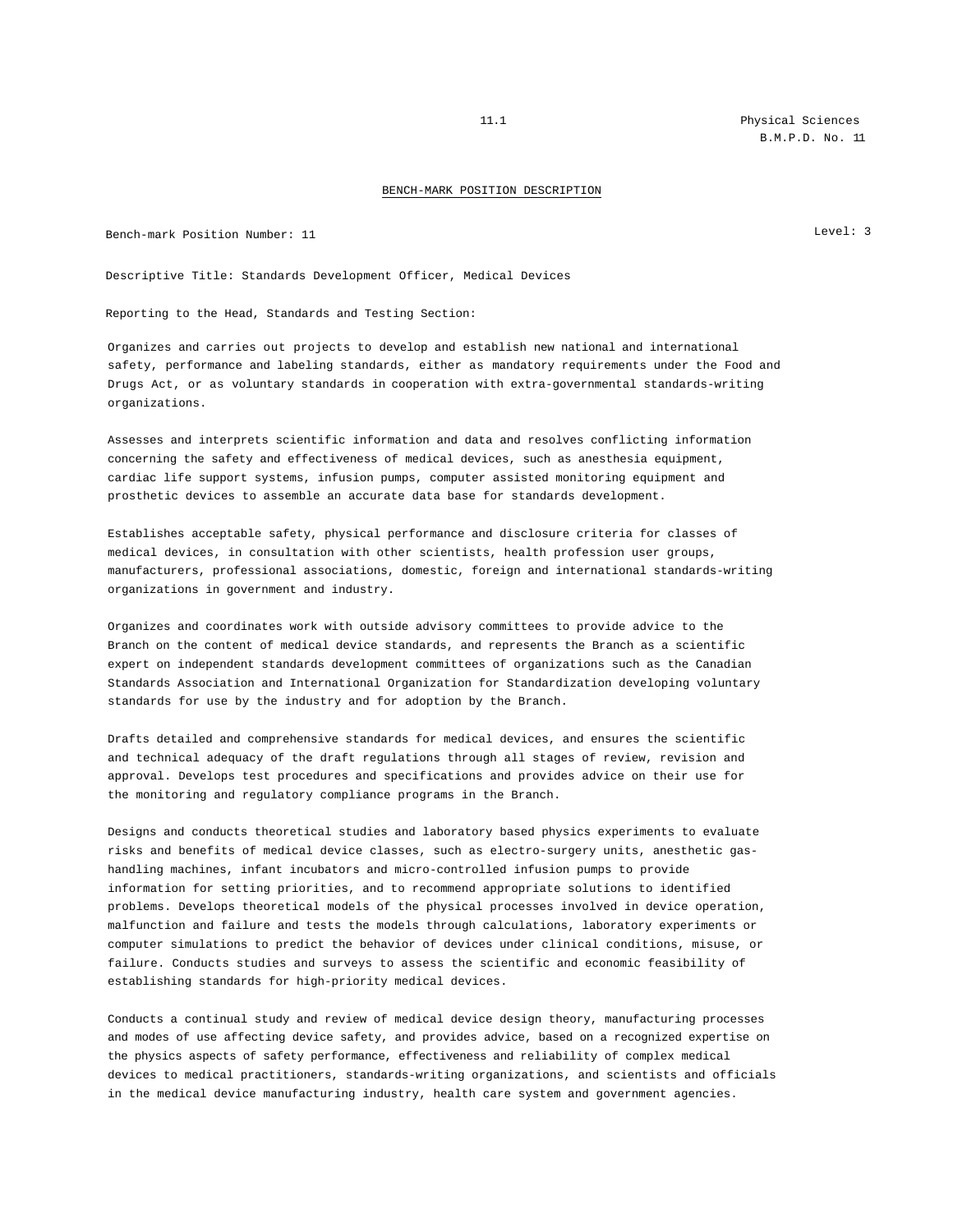## BENCH-MARK POSITION DESCRIPTION

Bench-mark Position Number: 11

Level: 3

Descriptive Title: Standards Development Officer, Medical Devices

Reporting to the Head, Standards and Testing Section:

Organizes and carries out projects to develop and establish new national and international safety, performance and labeling standards, either as mandatory requirements under the Food and Drugs Act, or as voluntary standards in cooperation with extra-governmental standards-writing organizations.

Assesses and interprets scientific information and data and resolves conflicting information concerning the safety and effectiveness of medical devices, such as anesthesia equipment, cardiac life support systems, infusion pumps, computer assisted monitoring equipment and prosthetic devices to assemble an accurate data base for standards development.

Establishes acceptable safety, physical performance and disclosure criteria for classes of medical devices, in consultation with other scientists, health profession user groups, manufacturers, professional associations, domestic, foreign and international standards-writing organizations in government and industry.

Organizes and coordinates work with outside advisory committees to provide advice to the Branch on the content of medical device standards, and represents the Branch as a scientific expert on independent standards development committees of organizations such as the Canadian Standards Association and International Organization for Standardization developing voluntary standards for use by the industry and for adoption by the Branch.

Drafts detailed and comprehensive standards for medical devices, and ensures the scientific and technical adequacy of the draft regulations through all stages of review, revision and approval. Develops test procedures and specifications and provides advice on their use for the monitoring and regulatory compliance programs in the Branch.

Designs and conducts theoretical studies and laboratory based physics experiments to evaluate risks and benefits of medical device classes, such as electro-surgery units, anesthetic gas-handling machines, infant incubators and micro-controlled infusion pumps to provide information for setting priorities, and to recommend appropriate solutions to identified problems. Develops theoretical models of the physical processes involved in device operation, malfunction and failure and tests the models through calculations, laboratory experiments or computer simulations to predict the behavior of devices under clinical conditions, misuse, or failure. Conducts studies and surveys to assess the scientific and economic feasibility of establishing standards for high-priority medical devices.

Conducts a continual study and review of medical device design theory, manufacturing processes and modes of use affecting device safety, and provides advice, based on a recognized expertise on the physics aspects of safety performance, effectiveness and reliability of complex medical devices to medical practitioners, standards-writing organizations, and scientists and officials in the medical device manufacturing industry, health care system and government agencies.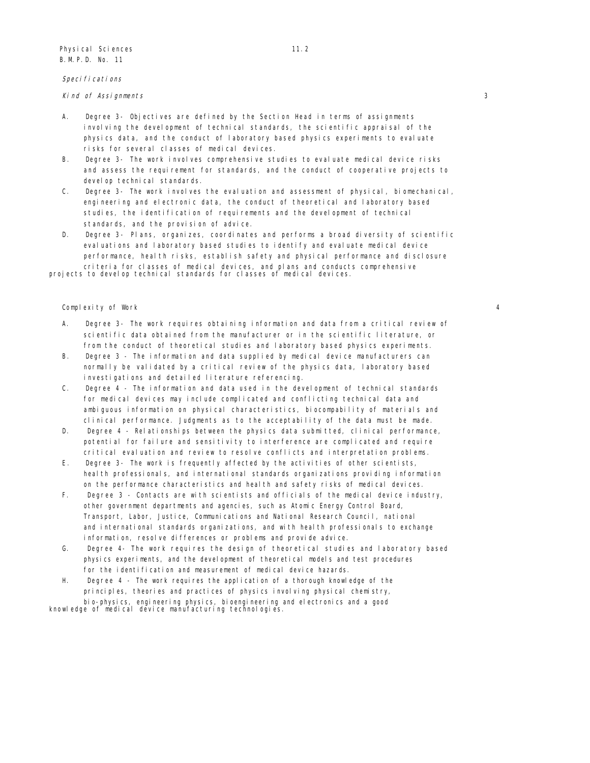Physical Sciences

B.M.P.D. No. 11

*Specifications*

*Kind of Assignments* 3

A. Degree 3- Objectives are defined by the Section Head in terms of assignments involving the development of technical standards, the scientific appraisal of the physics data, and the conduct of laboratory based physics experiments to evaluate risks for several classes of medical devices.

B. Degree 3- The work involves comprehensive studies to evaluate medical device risks and assess the requirement for standards, and the conduct of cooperative projects to develop technical standards.

C. Degree 3- The work involves the evaluation and assessment of physical, biomechanical, engineering and electronic data, the conduct of theoretical and laboratory based studies, the identification of requirements and the development of technical standards, and the provision of advice.

D. Degree 3- Plans, organizes, coordinates and performs a broad diversity of scientific evaluations and laboratory based studies to identify and evaluate medical device performance, health risks, establish safety and physical performance and disclosure criteria for classes of medical devices, and plans and conducts comprehensive projects to develop technical standards for classes of medical devices.

Complexity of Work 4

A. Degree 3- The work requires obtaining information and data from a critical review of scientific data obtained from the manufacturer or in the scientific literature, or from the conduct of theoretical studies and laboratory based physics experiments.

B. Degree 3 - The information and data supplied by medical device manufacturers can normally be validated by a critical review of the physics data, laboratory based investigations and detailed literature referencing.

C. Degree 4 - The information and data used in the development of technical standards for medical devices may include complicated and conflicting technical data and ambiguous information on physical characteristics, biocompability of materials and clinical performance. Judgments as to the acceptability of the data must be made.

D. Degree 4 - Relationships between the physics data submitted, clinical performance, potential for failure and sensitivity to interference are complicated and require critical evaluation and review to resolve conflicts and interpretation problems.

E. Degree 3- The work is frequently affected by the activities of other scientists, health professionals, and international standards organizations providing information on the performance characteristics and health and safety risks of medical devices.

F. Degree 3 - Contacts are with scientists and officials of the medical device industry, other government departments and agencies, such as Atomic Energy Control Board, Transport, Labor, Justice, Communications and National Research Council, national and international standards organizations, and with health professionals to exchange information, resolve differences or problems and provide advice.

G. Degree 4- The work requires the design of theoretical studies and laboratory based physics experiments, and the development of theoretical models and test procedures for the identification and measurement of medical device hazards.

H. Degree 4 - The work requires the application of a thorough knowledge of the principles, theories and practices of physics involving physical chemistry, bio-physics, engineering physics, bioengineering and electronics and a good knowledge of medical device manufacturing technologies.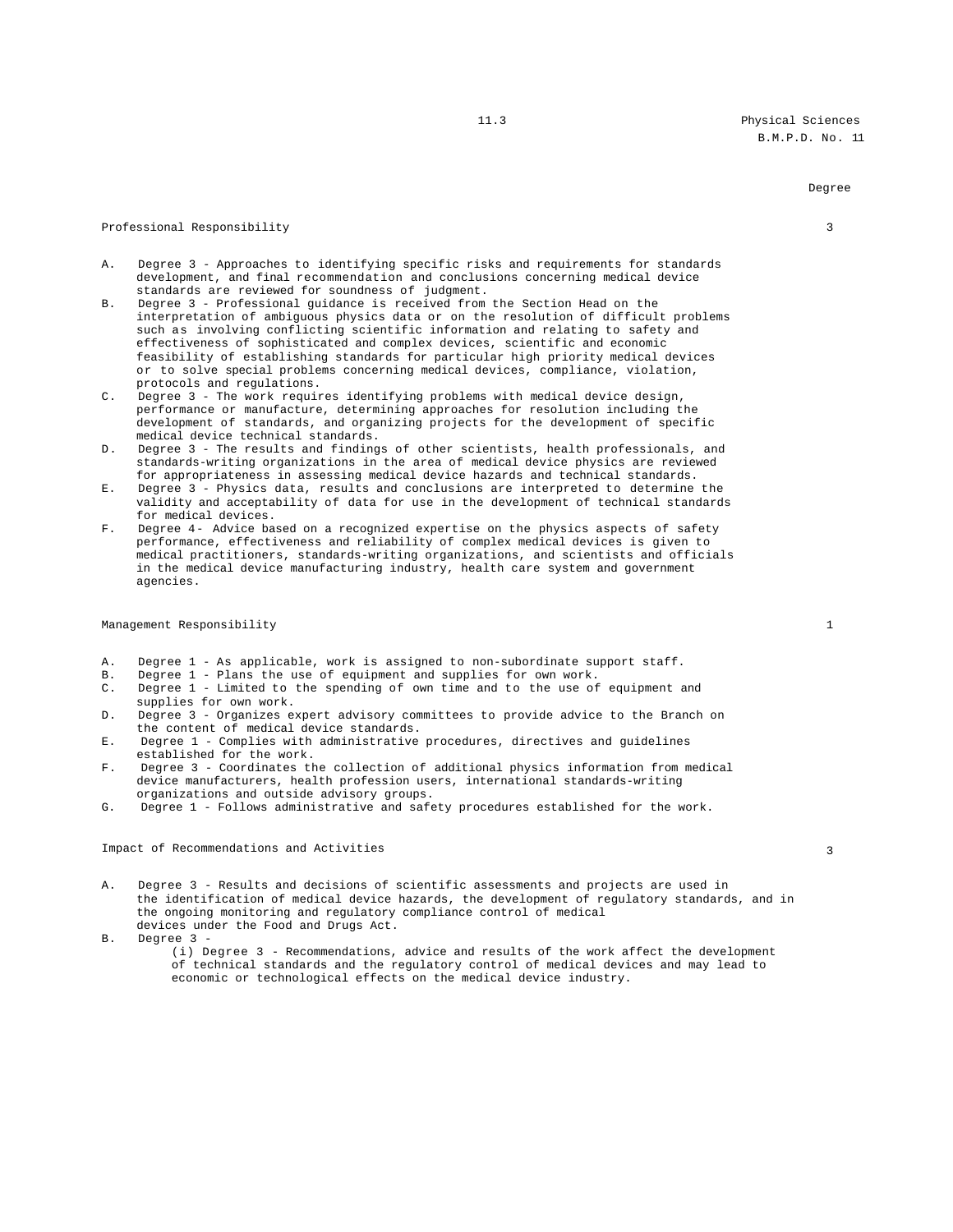Degree

Professional Responsibility 3

A. Degree 3 - Approaches to identifying specific risks and requirements for standards development, and final recommendation and conclusions concerning medical device standards are reviewed for soundness of judgment.
B. Degree 3 - Professional guidance is received from the Section Head on the interpretation of ambiguous physics data or on the resolution of difficult problems such as involving conflicting scientific information and relating to safety and effectiveness of sophisticated and complex devices, scientific and economic feasibility of establishing standards for particular high priority medical devices or to solve special problems concerning medical devices, compliance, violation, protocols and regulations.
C. Degree 3 - The work requires identifying problems with medical device design, performance or manufacture, determining approaches for resolution including the development of standards, and organizing projects for the development of specific medical device technical standards.
D. Degree 3 - The results and findings of other scientists, health professionals, and standards-writing organizations in the area of medical device physics are reviewed for appropriateness in assessing medical device hazards and technical standards.
E. Degree 3 - Physics data, results and conclusions are interpreted to determine the validity and acceptability of data for use in the development of technical standards for medical devices.
F. Degree 4- Advice based on a recognized expertise on the physics aspects of safety performance, effectiveness and reliability of complex medical devices is given to medical practitioners, standards-writing organizations, and scientists and officials in the medical device manufacturing industry, health care system and government agencies.

Management Responsibility 1

A. Degree 1 - As applicable, work is assigned to non-subordinate support staff.
B. Degree 1 - Plans the use of equipment and supplies for own work.
C. Degree 1 - Limited to the spending of own time and to the use of equipment and supplies for own work.
D. Degree 3 - Organizes expert advisory committees to provide advice to the Branch on the content of medical device standards.
E. Degree 1 - Complies with administrative procedures, directives and guidelines established for the work.
F. Degree 3 - Coordinates the collection of additional physics information from medical device manufacturers, health profession users, international standards-writing organizations and outside advisory groups.
G. Degree 1 - Follows administrative and safety procedures established for the work.

Impact of Recommendations and Activities 3

A. Degree 3 - Results and decisions of scientific assessments and projects are used in the identification of medical device hazards, the development of regulatory standards, and in the ongoing monitoring and regulatory compliance control of medical devices under the Food and Drugs Act.
B. Degree 3 -
   (i) Degree 3 - Recommendations, advice and results of the work affect the development of technical standards and the regulatory control of medical devices and may lead to economic or technological effects on the medical device industry.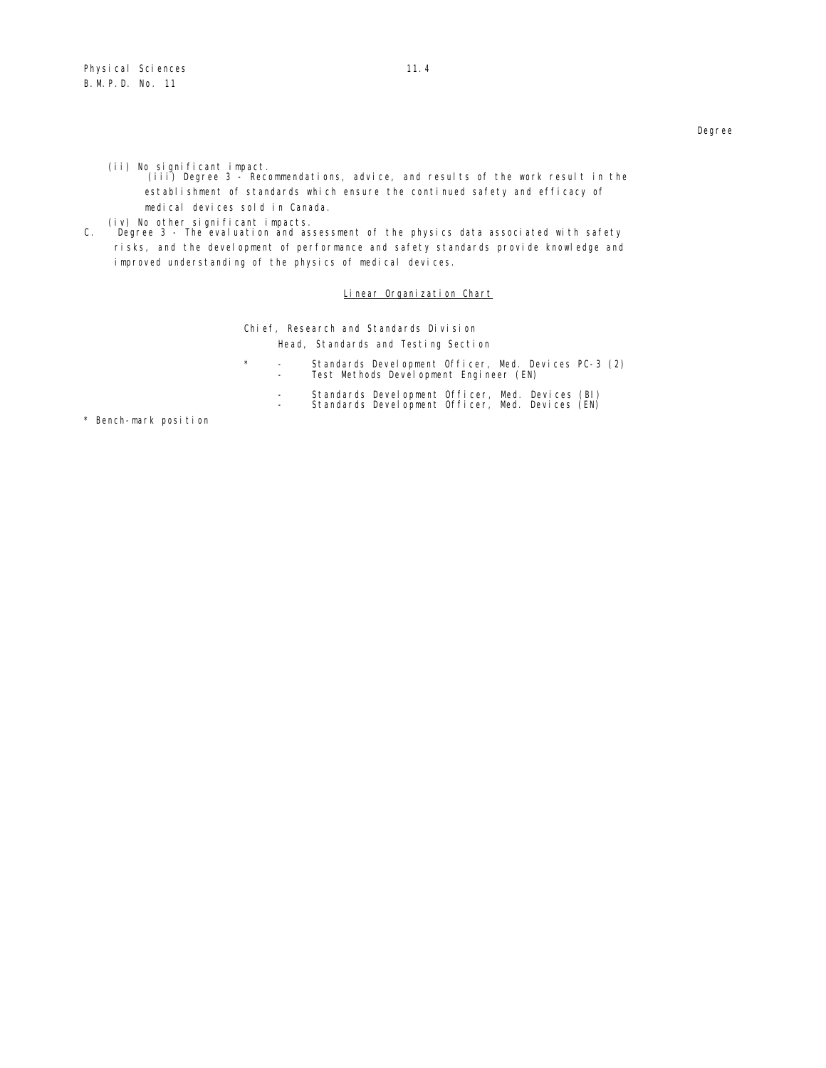Degree

(ii) No significant impact.

(iii) Degree 3 - Recommendations, advice, and results of the work result in the establishment of standards which ensure the continued safety and efficacy of medical devices sold in Canada.

(iv) No other significant impacts.

C. Degree 3 - The evaluation and assessment of the physics data associated with safety risks, and the development of performance and safety standards provide knowledge and improved understanding of the physics of medical devices.

<u>Linear Organization Chart</u>

Chief, Research and Standards Division

Head, Standards and Testing Section

\* - Standards Development Officer, Med. Devices PC-3 (2)
- Test Methods Development Engineer (EN)
- Standards Development Officer, Med. Devices (BI)
- Standards Development Officer, Med. Devices (EN)

\* Bench-mark position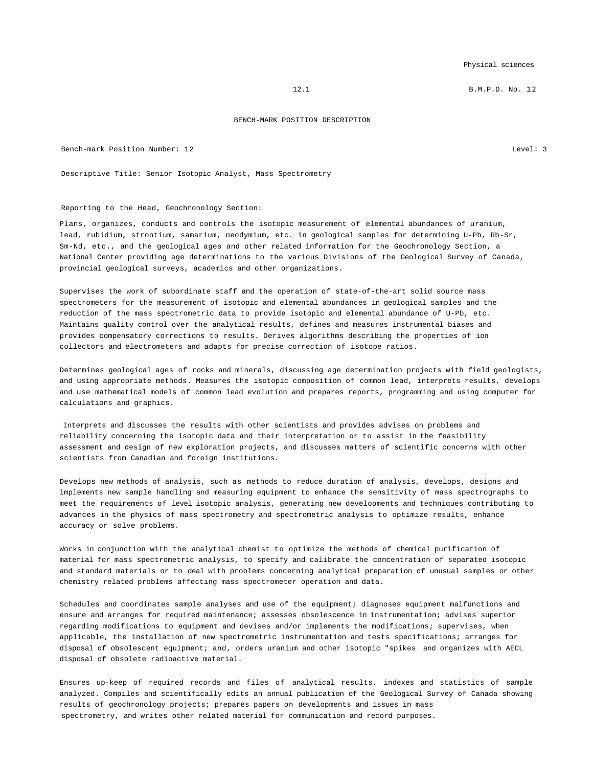12.1 B.M.P.D. No. 12

BENCH-MARK POSITION DESCRIPTION

Bench-mark Position Number: 12 Level: 3

Descriptive Title: Senior Isotopic Analyst, Mass Spectrometry

Reporting to the Head, Geochronology Section:

Plans, organizes, conducts and controls the isotopic measurement of elemental abundances of uranium, lead, rubidium, strontium, samarium, neodymium, etc. in geological samples for determining U-Pb, Rb-Sr, Sm-Nd, etc., and the geological ages and other related information for the Geochronology Section, a National Center providing age determinations to the various Divisions of the Geological Survey of Canada, provincial geological surveys, academics and other organizations.

Supervises the work of subordinate staff and the operation of state-of-the-art solid source mass spectrometers for the measurement of isotopic and elemental abundances in geological samples and the reduction of the mass spectrometric data to provide isotopic and elemental abundance of U-Pb, etc. Maintains quality control over the analytical results, defines and measures instrumental biases and provides compensatory corrections to results. Derives algorithms describing the properties of ion collectors and electrometers and adapts for precise correction of isotope ratios.

Determines geological ages of rocks and minerals, discussing age determination projects with field geologists, and using appropriate methods. Measures the isotopic composition of common lead, interprets results, develops and use mathematical models of common lead evolution and prepares reports, programming and using computer for calculations and graphics.

Interprets and discusses the results with other scientists and provides advises on problems and reliability concerning the isotopic data and their interpretation or to assist in the feasibility assessment and design of new exploration projects, and discusses matters of scientific concerns with other scientists from Canadian and foreign institutions.

Develops new methods of analysis, such as methods to reduce duration of analysis, develops, designs and implements new sample handling and measuring equipment to enhance the sensitivity of mass spectrographs to meet the requirements of level isotopic analysis, generating new developments and techniques contributing to advances in the physics of mass spectrometry and spectrometric analysis to optimize results, enhance accuracy or solve problems.

Works in conjunction with the analytical chemist to optimize the methods of chemical purification of material for mass spectrometric analysis, to specify and calibrate the concentration of separated isotopic and standard materials or to deal with problems concerning analytical preparation of unusual samples or other chemistry related problems affecting mass spectrometer operation and data.

Schedules and coordinates sample analyses and use of the equipment; diagnoses equipment malfunctions and ensure and arranges for required maintenance; assesses obsolescence in instrumentation; advises superior regarding modifications to equipment and devises and/or implements the modifications; supervises, when applicable, the installation of new spectrometric instrumentation and tests specifications; arranges for disposal of obsolescent equipment; and, orders uranium and other isotopic "spikes" and organizes with AECL disposal of obsolete radioactive material.

Ensures up-keep of required records and files of analytical results, indexes and statistics of sample analyzed. Compiles and scientifically edits an annual publication of the Geological Survey of Canada showing results of geochronology projects; prepares papers on developments and issues in mass spectrometry, and writes other related material for communication and record purposes.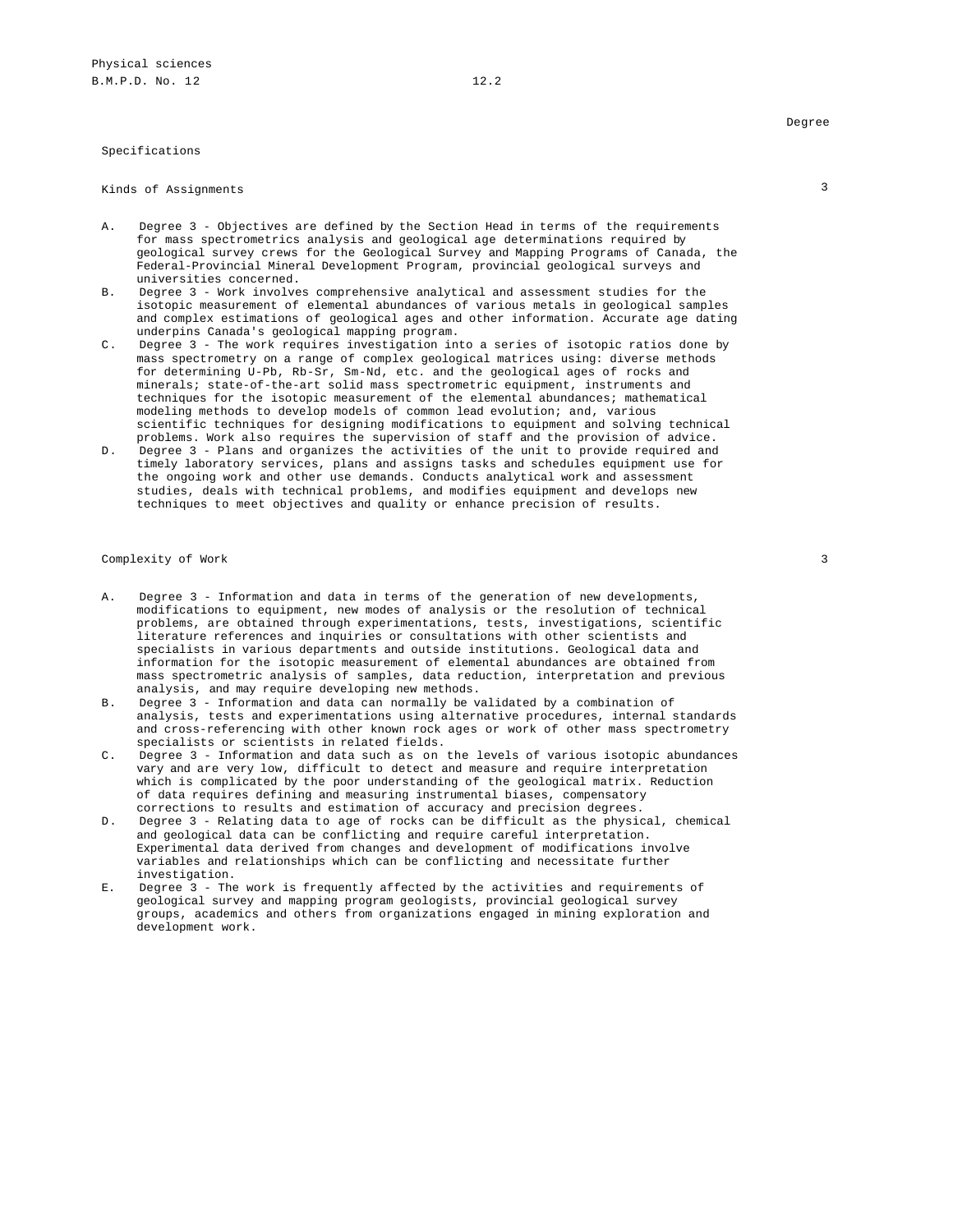Specifications

| Kinds of Assignments | Degree |
|---|---|
| | 3 |

A. Degree 3 - Objectives are defined by the Section Head in terms of the requirements for mass spectrometrics analysis and geological age determinations required by geological survey crews for the Geological Survey and Mapping Programs of Canada, the Federal-Provincial Mineral Development Program, provincial geological surveys and universities concerned.

B. Degree 3 - Work involves comprehensive analytical and assessment studies for the isotopic measurement of elemental abundances of various metals in geological samples and complex estimations of geological ages and other information. Accurate age dating underpins Canada's geological mapping program.

C. Degree 3 - The work requires investigation into a series of isotopic ratios done by mass spectrometry on a range of complex geological matrices using: diverse methods for determining U-Pb, Rb-Sr, Sm-Nd, etc. and the geological ages of rocks and minerals; state-of-the-art solid mass spectrometric equipment, instruments and techniques for the isotopic measurement of the elemental abundances; mathematical modeling methods to develop models of common lead evolution; and, various scientific techniques for designing modifications to equipment and solving technical problems. Work also requires the supervision of staff and the provision of advice.

D. Degree 3 - Plans and organizes the activities of the unit to provide required and timely laboratory services, plans and assigns tasks and schedules equipment use for the ongoing work and other use demands. Conducts analytical work and assessment studies, deals with technical problems, and modifies equipment and develops new techniques to meet objectives and quality or enhance precision of results.

| Complexity of Work | 3 |
|---|---|

A. Degree 3 - Information and data in terms of the generation of new developments, modifications to equipment, new modes of analysis or the resolution of technical problems, are obtained through experimentations, tests, investigations, scientific literature references and inquiries or consultations with other scientists and specialists in various departments and outside institutions. Geological data and information for the isotopic measurement of elemental abundances are obtained from mass spectrometric analysis of samples, data reduction, interpretation and previous analysis, and may require developing new methods.

B. Degree 3 - Information and data can normally be validated by a combination of analysis, tests and experimentations using alternative procedures, internal standards and cross-referencing with other known rock ages or work of other mass spectrometry specialists or scientists in related fields.

C. Degree 3 - Information and data such as on the levels of various isotopic abundances vary and are very low, difficult to detect and measure and require interpretation which is complicated by the poor understanding of the geological matrix. Reduction of data requires defining and measuring instrumental biases, compensatory corrections to results and estimation of accuracy and precision degrees.

D. Degree 3 - Relating data to age of rocks can be difficult as the physical, chemical and geological data can be conflicting and require careful interpretation. Experimental data derived from changes and development of modifications involve variables and relationships which can be conflicting and necessitate further investigation.

E. Degree 3 - The work is frequently affected by the activities and requirements of geological survey and mapping program geologists, provincial geological survey groups, academics and others from organizations engaged in mining exploration and development work.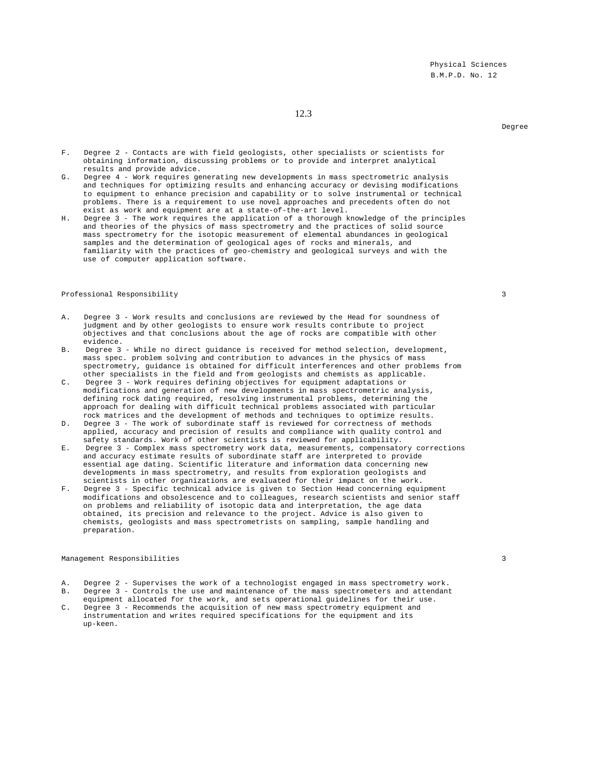12.3

Degree

F. Degree 2 - Contacts are with field geologists, other specialists or scientists for obtaining information, discussing problems or to provide and interpret analytical results and provide advice.

G. Degree 4 - Work requires generating new developments in mass spectrometric analysis and techniques for optimizing results and enhancing accuracy or devising modifications to equipment to enhance precision and capability or to solve instrumental or technical problems. There is a requirement to use novel approaches and precedents often do not exist as work and equipment are at a state-of-the-art level.

H. Degree 3 - The work requires the application of a thorough knowledge of the principles and theories of the physics of mass spectrometry and the practices of solid source mass spectrometry for the isotopic measurement of elemental abundances in geological samples and the determination of geological ages of rocks and minerals, and familiarity with the practices of geo-chemistry and geological surveys and with the use of computer application software.

Professional Responsibility 3

A. Degree 3 - Work results and conclusions are reviewed by the Head for soundness of judgment and by other geologists to ensure work results contribute to project objectives and that conclusions about the age of rocks are compatible with other evidence.

B. Degree 3 - While no direct guidance is received for method selection, development, mass spec. problem solving and contribution to advances in the physics of mass spectrometry, guidance is obtained for difficult interferences and other problems from other specialists in the field and from geologists and chemists as applicable.

C. Degree 3 - Work requires defining objectives for equipment adaptations or modifications and generation of new developments in mass spectrometric analysis, defining rock dating required, resolving instrumental problems, determining the approach for dealing with difficult technical problems associated with particular rock matrices and the development of methods and techniques to optimize results.

D. Degree 3 - The work of subordinate staff is reviewed for correctness of methods applied, accuracy and precision of results and compliance with quality control and safety standards. Work of other scientists is reviewed for applicability.

E. Degree 3 - Complex mass spectrometry work data, measurements, compensatory corrections and accuracy estimate results of subordinate staff are interpreted to provide essential age dating. Scientific literature and information data concerning new developments in mass spectrometry, and results from exploration geologists and scientists in other organizations are evaluated for their impact on the work.

F. Degree 3 - Specific technical advice is given to Section Head concerning equipment modifications and obsolescence and to colleagues, research scientists and senior staff on problems and reliability of isotopic data and interpretation, the age data obtained, its precision and relevance to the project. Advice is also given to chemists, geologists and mass spectrometrists on sampling, sample handling and preparation.

Management Responsibilities 3

A. Degree 2 - Supervises the work of a technologist engaged in mass spectrometry work.

B. Degree 3 - Controls the use and maintenance of the mass spectrometers and attendant equipment allocated for the work, and sets operational guidelines for their use.

C. Degree 3 - Recommends the acquisition of new mass spectrometry equipment and instrumentation and writes required specifications for the equipment and its up-keen.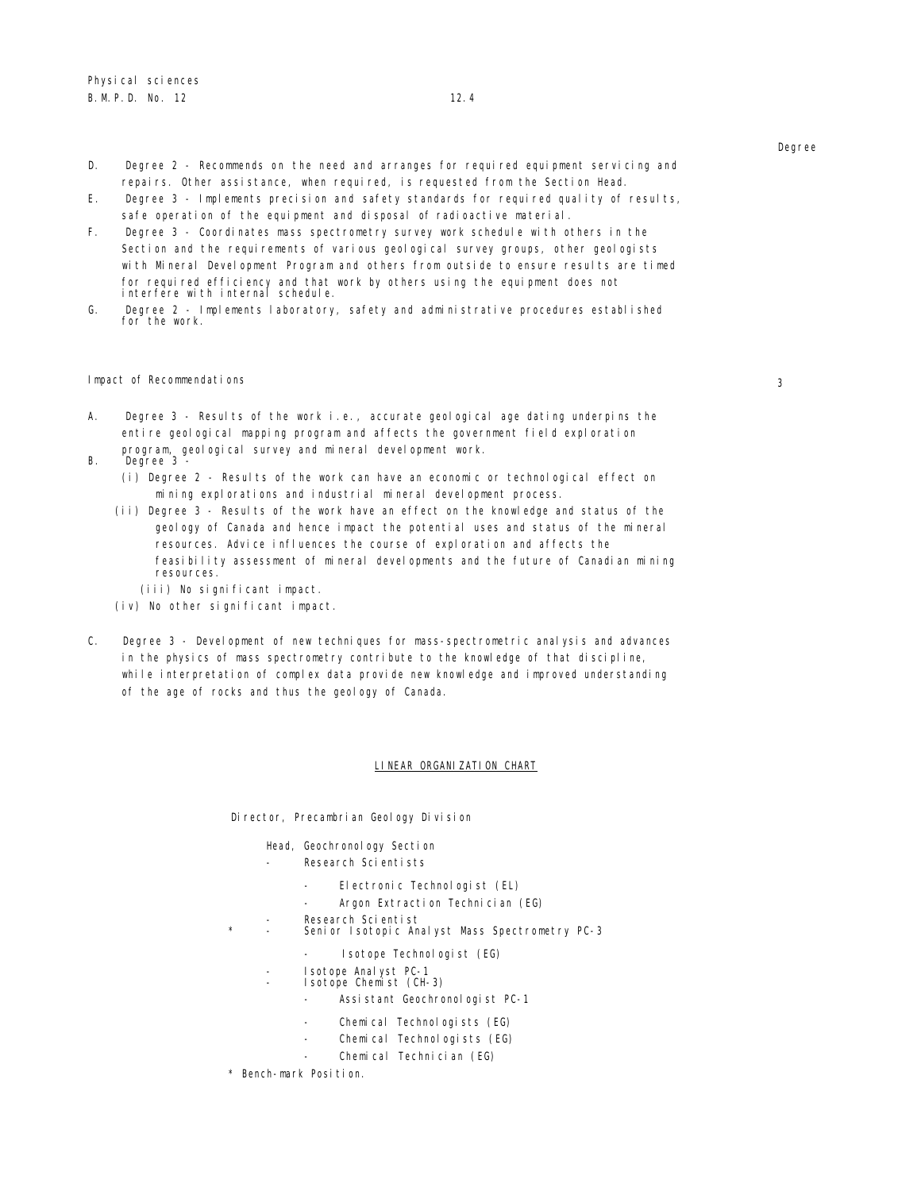Degree

D. Degree 2 - Recommends on the need and arranges for required equipment servicing and repairs. Other assistance, when required, is requested from the Section Head.

E. Degree 3 - Implements precision and safety standards for required quality of results, safe operation of the equipment and disposal of radioactive material.

F. Degree 3 - Coordinates mass spectrometry survey work schedule with others in the Section and the requirements of various geological survey groups, other geologists with Mineral Development Program and others from outside to ensure results are timed for required efficiency and that work by others using the equipment does not interfere with internal schedule.

G. Degree 2 - Implements laboratory, safety and administrative procedures established for the work.

Impact of Recommendations 3

A. Degree 3 - Results of the work i.e., accurate geological age dating underpins the entire geological mapping program and affects the government field exploration program, geological survey and mineral development work.

B. Degree 3 -
   (i) Degree 2 - Results of the work can have an economic or technological effect on mining explorations and industrial mineral development process.
   (ii) Degree 3 - Results of the work have an effect on the knowledge and status of the geology of Canada and hence impact the potential uses and status of the mineral resources. Advice influences the course of exploration and affects the feasibility assessment of mineral developments and the future of Canadian mining resources.
   (iii) No significant impact.
   (iv) No other significant impact.

C. Degree 3 - Development of new techniques for mass-spectrometric analysis and advances in the physics of mass spectrometry contribute to the knowledge of that discipline, while interpretation of complex data provide new knowledge and improved understanding of the age of rocks and thus the geology of Canada.

## LINEAR ORGANIZATION CHART

Director, Precambrian Geology Division

- Head, Geochronology Section
  - Research Scientists
    - Electronic Technologist (EL)
    - Argon Extraction Technician (EG)
  - Research Scientist
  - \* Senior Isotopic Analyst Mass Spectrometry PC-3
    - Isotope Technologist (EG)
  - Isotope Analyst PC-1
  - Isotope Chemist (CH-3)
    - Assistant Geochronologist PC-1
    - Chemical Technologists (EG)
    - Chemical Technologists (EG)
    - Chemical Technician (EG)

\* Bench-mark Position.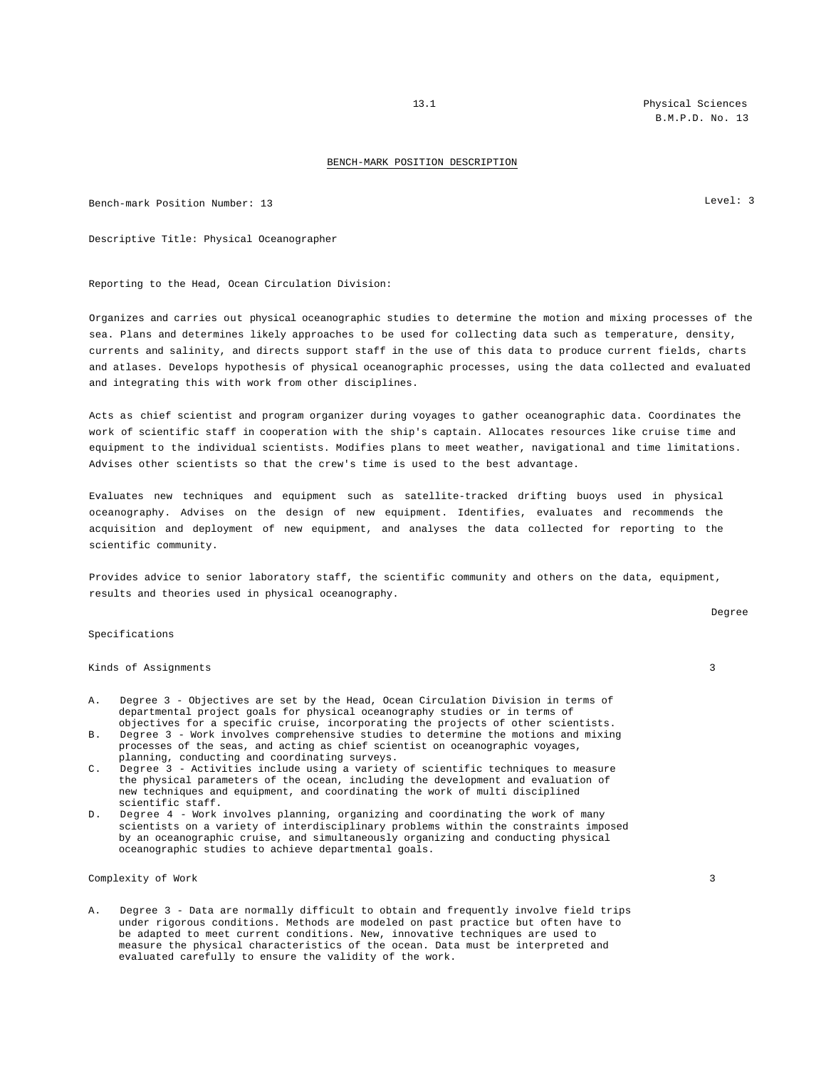## BENCH-MARK POSITION DESCRIPTION

Bench-mark Position Number: 13 — Level: 3

Descriptive Title: Physical Oceanographer

Reporting to the Head, Ocean Circulation Division:

Organizes and carries out physical oceanographic studies to determine the motion and mixing processes of the sea. Plans and determines likely approaches to be used for collecting data such as temperature, density, currents and salinity, and directs support staff in the use of this data to produce current fields, charts and atlases. Develops hypothesis of physical oceanographic processes, using the data collected and evaluated and integrating this with work from other disciplines.

Acts as chief scientist and program organizer during voyages to gather oceanographic data. Coordinates the work of scientific staff in cooperation with the ship's captain. Allocates resources like cruise time and equipment to the individual scientists. Modifies plans to meet weather, navigational and time limitations. Advises other scientists so that the crew's time is used to the best advantage.

Evaluates new techniques and equipment such as satellite-tracked drifting buoys used in physical oceanography. Advises on the design of new equipment. Identifies, evaluates and recommends the acquisition and deployment of new equipment, and analyses the data collected for reporting to the scientific community.

Provides advice to senior laboratory staff, the scientific community and others on the data, equipment, results and theories used in physical oceanography.

| Specifications | Degree |
|---|---|
| Kinds of Assignments | 3 |

A. Degree 3 - Objectives are set by the Head, Ocean Circulation Division in terms of departmental project goals for physical oceanography studies or in terms of objectives for a specific cruise, incorporating the projects of other scientists.
B. Degree 3 - Work involves comprehensive studies to determine the motions and mixing processes of the seas, and acting as chief scientist on oceanographic voyages, planning, conducting and coordinating surveys.
C. Degree 3 - Activities include using a variety of scientific techniques to measure the physical parameters of the ocean, including the development and evaluation of new techniques and equipment, and coordinating the work of multi disciplined scientific staff.
D. Degree 4 - Work involves planning, organizing and coordinating the work of many scientists on a variety of interdisciplinary problems within the constraints imposed by an oceanographic cruise, and simultaneously organizing and conducting physical oceanographic studies to achieve departmental goals.

| | Degree |
|---|---|
| Complexity of Work | 3 |

A. Degree 3 - Data are normally difficult to obtain and frequently involve field trips under rigorous conditions. Methods are modeled on past practice but often have to be adapted to meet current conditions. New, innovative techniques are used to measure the physical characteristics of the ocean. Data must be interpreted and evaluated carefully to ensure the validity of the work.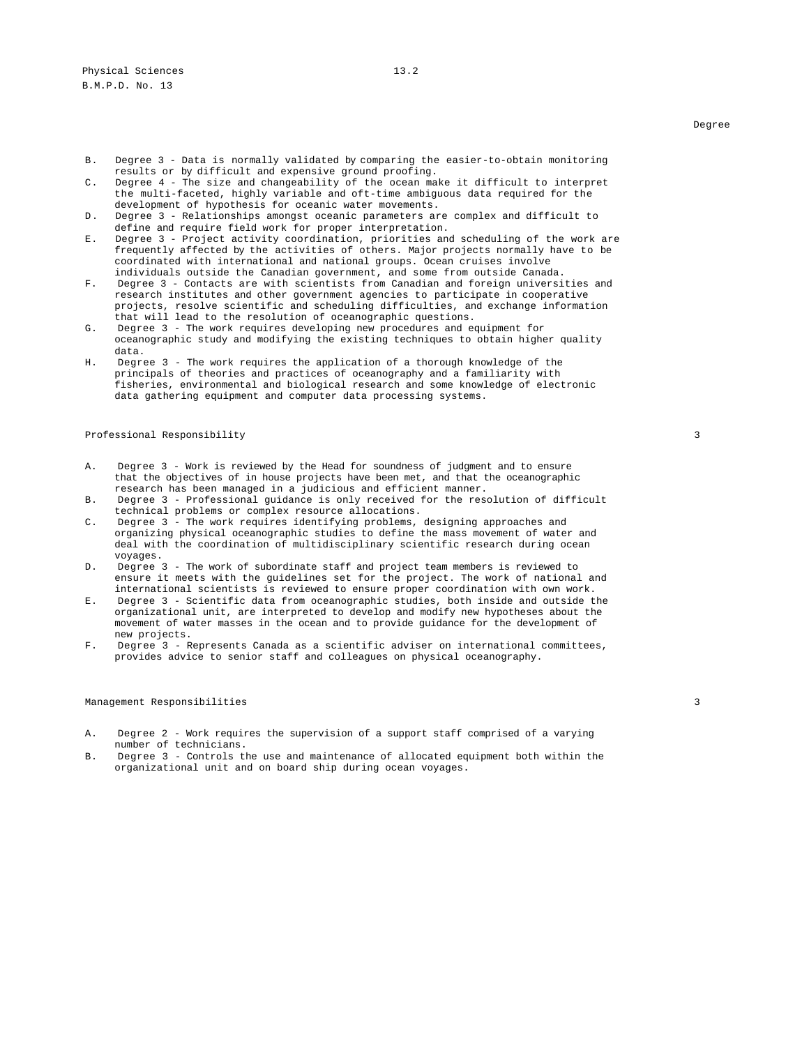Degree

B. Degree 3 - Data is normally validated by comparing the easier-to-obtain monitoring results or by difficult and expensive ground proofing.

C. Degree 4 - The size and changeability of the ocean make it difficult to interpret the multi-faceted, highly variable and oft-time ambiguous data required for the development of hypothesis for oceanic water movements.

D. Degree 3 - Relationships amongst oceanic parameters are complex and difficult to define and require field work for proper interpretation.

E. Degree 3 - Project activity coordination, priorities and scheduling of the work are frequently affected by the activities of others. Major projects normally have to be coordinated with international and national groups. Ocean cruises involve individuals outside the Canadian government, and some from outside Canada.

F. Degree 3 - Contacts are with scientists from Canadian and foreign universities and research institutes and other government agencies to participate in cooperative projects, resolve scientific and scheduling difficulties, and exchange information that will lead to the resolution of oceanographic questions.

G. Degree 3 - The work requires developing new procedures and equipment for oceanographic study and modifying the existing techniques to obtain higher quality data.

H. Degree 3 - The work requires the application of a thorough knowledge of the principals of theories and practices of oceanography and a familiarity with fisheries, environmental and biological research and some knowledge of electronic data gathering equipment and computer data processing systems.

## Professional Responsibility 3

A. Degree 3 - Work is reviewed by the Head for soundness of judgment and to ensure that the objectives of in house projects have been met, and that the oceanographic research has been managed in a judicious and efficient manner.

B. Degree 3 - Professional guidance is only received for the resolution of difficult technical problems or complex resource allocations.

C. Degree 3 - The work requires identifying problems, designing approaches and organizing physical oceanographic studies to define the mass movement of water and deal with the coordination of multidisciplinary scientific research during ocean voyages.

D. Degree 3 - The work of subordinate staff and project team members is reviewed to ensure it meets with the guidelines set for the project. The work of national and international scientists is reviewed to ensure proper coordination with own work.

E. Degree 3 - Scientific data from oceanographic studies, both inside and outside the organizational unit, are interpreted to develop and modify new hypotheses about the movement of water masses in the ocean and to provide guidance for the development of new projects.

F. Degree 3 - Represents Canada as a scientific adviser on international committees, provides advice to senior staff and colleagues on physical oceanography.

## Management Responsibilities 3

A. Degree 2 - Work requires the supervision of a support staff comprised of a varying number of technicians.

B. Degree 3 - Controls the use and maintenance of allocated equipment both within the organizational unit and on board ship during ocean voyages.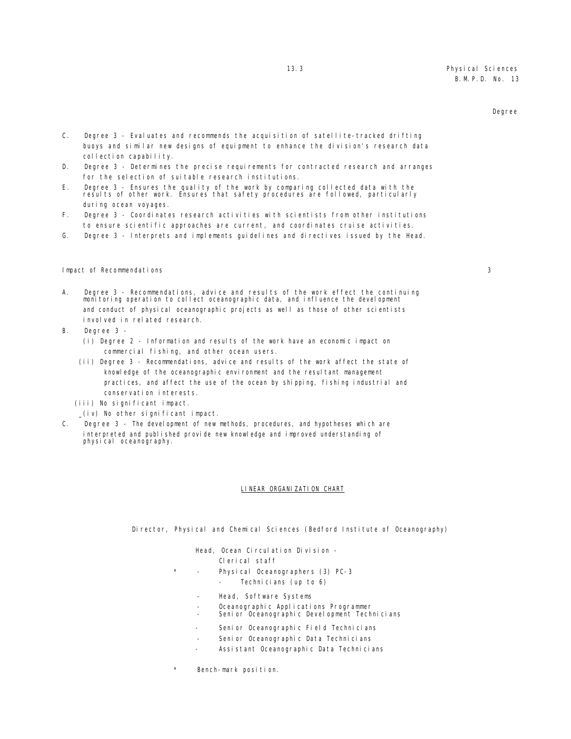Degree

C. Degree 3 - Evaluates and recommends the acquisition of satellite-tracked drifting buoys and similar new designs of equipment to enhance the division's research data collection capability.

D. Degree 3 - Determines the precise requirements for contracted research and arranges for the selection of suitable research institutions.

E. Degree 3 - Ensures the quality of the work by comparing collected data with the results of other work. Ensures that safety procedures are followed, particularly during ocean voyages.

F. Degree 3 - Coordinates research activities with scientists from other institutions to ensure scientific approaches are current, and coordinates cruise activities.

G. Degree 3 - Interprets and implements guidelines and directives issued by the Head.

Impact of Recommendations 3

A. Degree 3 - Recommendations, advice and results of the work effect the continuing monitoring operation to collect oceanographic data, and influence the development and conduct of physical oceanographic projects as well as those of other scientists involved in related research.

B. Degree 3 -
   (i) Degree 2 - Information and results of the work have an economic impact on commercial fishing, and other ocean users.
   (ii) Degree 3 - Recommendations, advice and results of the work affect the state of knowledge of the oceanographic environment and the resultant management practices, and affect the use of the ocean by shipping, fishing industrial and conservation interests.
   (iii) No significant impact.
   (iv) No other significant impact.

C. Degree 3 - The development of new methods, procedures, and hypotheses which are interpreted and published provide new knowledge and improved understanding of physical oceanography.

## LINEAR ORGANIZATION CHART

Director, Physical and Chemical Sciences (Bedford Institute of Oceanography)

- Head, Ocean Circulation Division -
  - Clerical staff
  - \* Physical Oceanographers (3) PC-3
    - Technicians (up to 6)
  - Head, Software Systems
  - Oceanographic Applications Programmer
  - Senior Oceanographic Development Technicians
  - Senior Oceanographic Field Technicians
  - Senior Oceanographic Data Technicians
  - Assistant Oceanographic Data Technicians

\* Bench-mark position.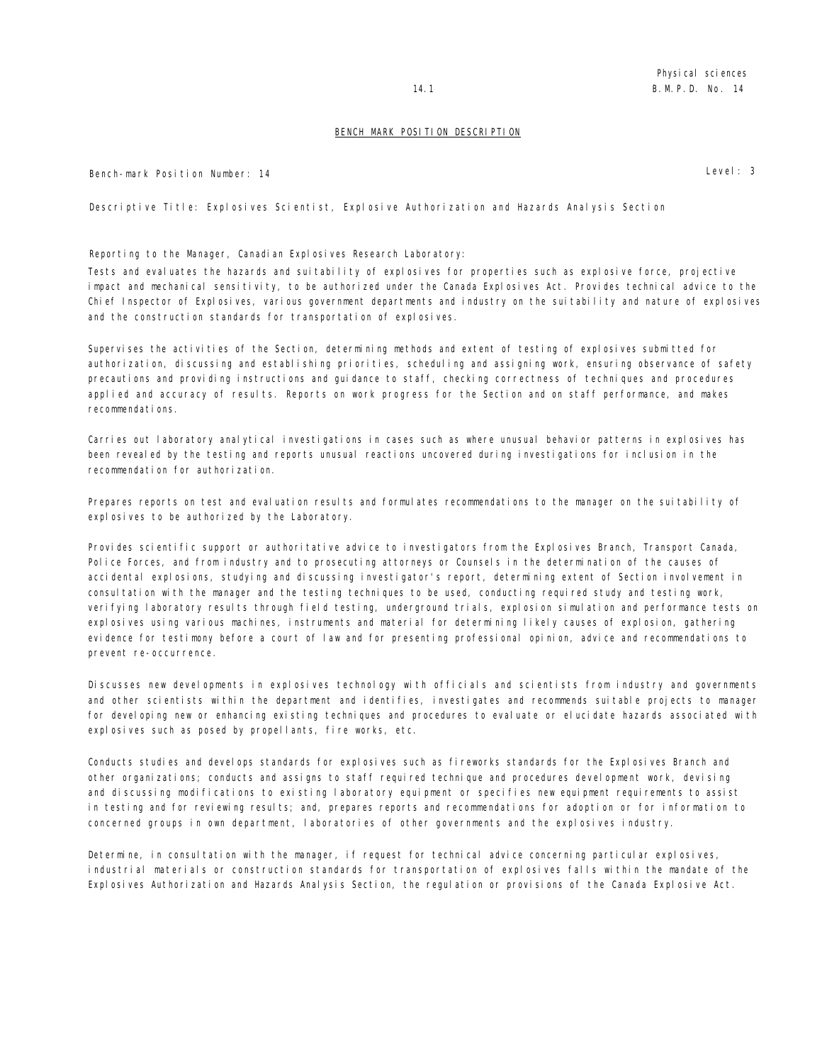## BENCH MARK POSITION DESCRIPTION

Bench-mark Position Number: 14 Level: 3

Descriptive Title: Explosives Scientist, Explosive Authorization and Hazards Analysis Section

Reporting to the Manager, Canadian Explosives Research Laboratory:

Tests and evaluates the hazards and suitability of explosives for properties such as explosive force, projective impact and mechanical sensitivity, to be authorized under the Canada Explosives Act. Provides technical advice to the Chief Inspector of Explosives, various government departments and industry on the suitability and nature of explosives and the construction standards for transportation of explosives.

Supervises the activities of the Section, determining methods and extent of testing of explosives submitted for authorization, discussing and establishing priorities, scheduling and assigning work, ensuring observance of safety precautions and providing instructions and guidance to staff, checking correctness of techniques and procedures applied and accuracy of results. Reports on work progress for the Section and on staff performance, and makes recommendations.

Carries out laboratory analytical investigations in cases such as where unusual behavior patterns in explosives has been revealed by the testing and reports unusual reactions uncovered during investigations for inclusion in the recommendation for authorization.

Prepares reports on test and evaluation results and formulates recommendations to the manager on the suitability of explosives to be authorized by the Laboratory.

Provides scientific support or authoritative advice to investigators from the Explosives Branch, Transport Canada, Police Forces, and from industry and to prosecuting attorneys or Counsels in the determination of the causes of accidental explosions, studying and discussing investigator's report, determining extent of Section involvement in consultation with the manager and the testing techniques to be used, conducting required study and testing work, verifying laboratory results through field testing, underground trials, explosion simulation and performance tests on explosives using various machines, instruments and material for determining likely causes of explosion, gathering evidence for testimony before a court of law and for presenting professional opinion, advice and recommendations to prevent re-occurrence.

Discusses new developments in explosives technology with officials and scientists from industry and governments and other scientists within the department and identifies, investigates and recommends suitable projects to manager for developing new or enhancing existing techniques and procedures to evaluate or elucidate hazards associated with explosives such as posed by propellants, fire works, etc.

Conducts studies and develops standards for explosives such as fireworks standards for the Explosives Branch and other organizations; conducts and assigns to staff required technique and procedures development work, devising and discussing modifications to existing laboratory equipment or specifies new equipment requirements to assist in testing and for reviewing results; and, prepares reports and recommendations for adoption or for information to concerned groups in own department, laboratories of other governments and the explosives industry.

Determine, in consultation with the manager, if request for technical advice concerning particular explosives, industrial materials or construction standards for transportation of explosives falls within the mandate of the Explosives Authorization and Hazards Analysis Section, the regulation or provisions of the Canada Explosive Act.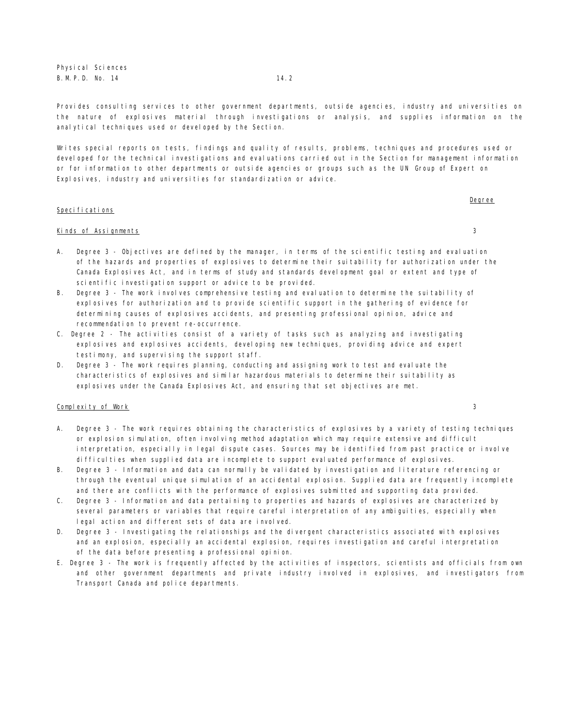Provides consulting services to other government departments, outside agencies, industry and universities on the nature of explosives material through investigations or analysis, and supplies information on the analytical techniques used or developed by the Section.

Writes special reports on tests, findings and quality of results, problems, techniques and procedures used or developed for the technical investigations and evaluations carried out in the Section for management information or for information to other departments or outside agencies or groups such as the UN Group of Expert on Explosives, industry and universities for standardization or advice.

<u>Specifications</u> <u>Degree</u>

<u>Kinds of Assignments</u> 3

A. Degree 3 - Objectives are defined by the manager, in terms of the scientific testing and evaluation of the hazards and properties of explosives to determine their suitability for authorization under the Canada Explosives Act, and in terms of study and standards development goal or extent and type of scientific investigation support or advice to be provided.
B. Degree 3 - The work involves comprehensive testing and evaluation to determine the suitability of explosives for authorization and to provide scientific support in the gathering of evidence for determining causes of explosives accidents, and presenting professional opinion, advice and recommendation to prevent re-occurrence.
C. Degree 2 - The activities consist of a variety of tasks such as analyzing and investigating explosives and explosives accidents, developing new techniques, providing advice and expert testimony, and supervising the support staff.
D. Degree 3 - The work requires planning, conducting and assigning work to test and evaluate the characteristics of explosives and similar hazardous materials to determine their suitability as explosives under the Canada Explosives Act, and ensuring that set objectives are met.

<u>Complexity of Work</u> 3

A. Degree 3 - The work requires obtaining the characteristics of explosives by a variety of testing techniques or explosion simulation, often involving method adaptation which may require extensive and difficult interpretation, especially in legal dispute cases. Sources may be identified from past practice or involve difficulties when supplied data are incomplete to support evaluated performance of explosives.
B. Degree 3 - Information and data can normally be validated by investigation and literature referencing or through the eventual unique simulation of an accidental explosion. Supplied data are frequently incomplete and there are conflicts with the performance of explosives submitted and supporting data provided.
C. Degree 3 - Information and data pertaining to properties and hazards of explosives are characterized by several parameters or variables that require careful interpretation of any ambiguities, especially when legal action and different sets of data are involved.
D. Degree 3 - Investigating the relationships and the divergent characteristics associated with explosives and an explosion, especially an accidental explosion, requires investigation and careful interpretation of the data before presenting a professional opinion.
E. Degree 3 - The work is frequently affected by the activities of inspectors, scientists and officials from own and other government departments and private industry involved in explosives, and investigators from Transport Canada and police departments.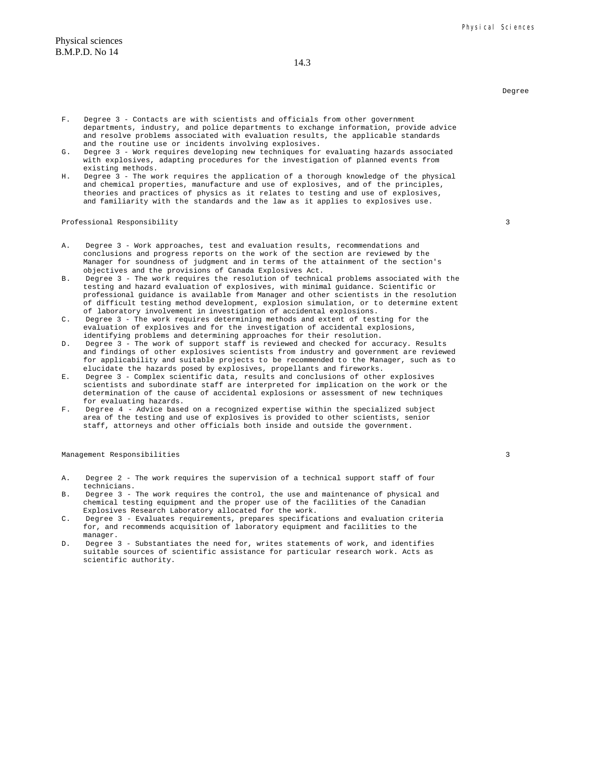Physical sciences
B.M.P.D. No 14

14.3

Degree

F. Degree 3 - Contacts are with scientists and officials from other government departments, industry, and police departments to exchange information, provide advice and resolve problems associated with evaluation results, the applicable standards and the routine use or incidents involving explosives.

G. Degree 3 - Work requires developing new techniques for evaluating hazards associated with explosives, adapting procedures for the investigation of planned events from existing methods.

H. Degree 3 - The work requires the application of a thorough knowledge of the physical and chemical properties, manufacture and use of explosives, and of the principles, theories and practices of physics as it relates to testing and use of explosives, and familiarity with the standards and the law as it applies to explosives use.

Professional Responsibility 3

A. Degree 3 - Work approaches, test and evaluation results, recommendations and conclusions and progress reports on the work of the section are reviewed by the Manager for soundness of judgment and in terms of the attainment of the section's objectives and the provisions of Canada Explosives Act.

B. Degree 3 - The work requires the resolution of technical problems associated with the testing and hazard evaluation of explosives, with minimal guidance. Scientific or professional guidance is available from Manager and other scientists in the resolution of difficult testing method development, explosion simulation, or to determine extent of laboratory involvement in investigation of accidental explosions.

C. Degree 3 - The work requires determining methods and extent of testing for the evaluation of explosives and for the investigation of accidental explosions, identifying problems and determining approaches for their resolution.

D. Degree 3 - The work of support staff is reviewed and checked for accuracy. Results and findings of other explosives scientists from industry and government are reviewed for applicability and suitable projects to be recommended to the Manager, such as to elucidate the hazards posed by explosives, propellants and fireworks.

E. Degree 3 - Complex scientific data, results and conclusions of other explosives scientists and subordinate staff are interpreted for implication on the work or the determination of the cause of accidental explosions or assessment of new techniques for evaluating hazards.

F. Degree 4 - Advice based on a recognized expertise within the specialized subject area of the testing and use of explosives is provided to other scientists, senior staff, attorneys and other officials both inside and outside the government.

Management Responsibilities 3

A. Degree 2 - The work requires the supervision of a technical support staff of four technicians.

B. Degree 3 - The work requires the control, the use and maintenance of physical and chemical testing equipment and the proper use of the facilities of the Canadian Explosives Research Laboratory allocated for the work.

C. Degree 3 - Evaluates requirements, prepares specifications and evaluation criteria for, and recommends acquisition of laboratory equipment and facilities to the manager.

D. Degree 3 - Substantiates the need for, writes statements of work, and identifies suitable sources of scientific assistance for particular research work. Acts as scientific authority.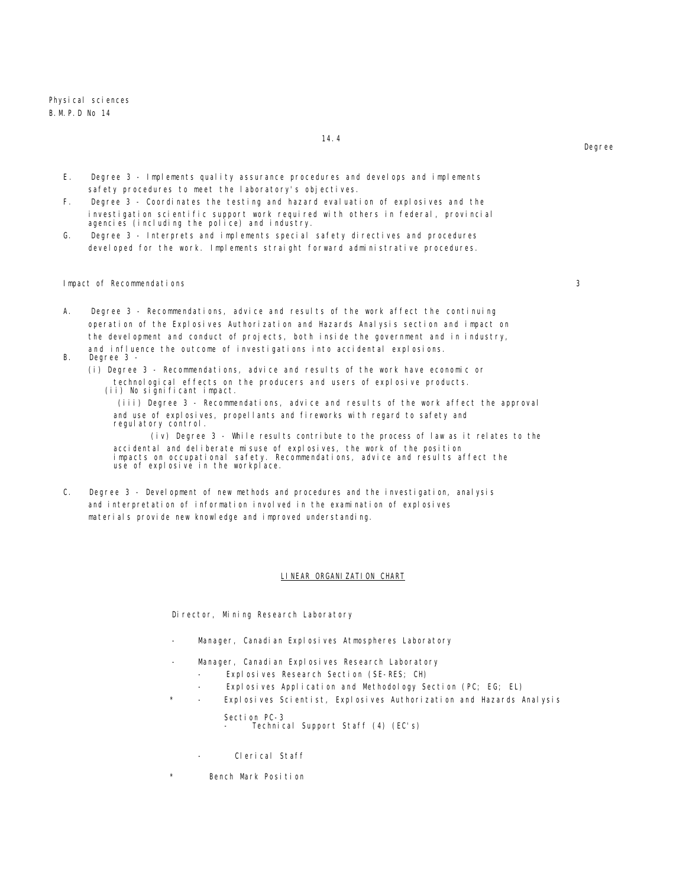E. Degree 3 - Implements quality assurance procedures and develops and implements safety procedures to meet the laboratory's objectives.

F. Degree 3 - Coordinates the testing and hazard evaluation of explosives and the investigation scientific support work required with others in federal, provincial agencies (including the police) and industry.

G. Degree 3 - Interprets and implements special safety directives and procedures developed for the work. Implements straight forward administrative procedures.

Impact of Recommendations 3

A. Degree 3 - Recommendations, advice and results of the work affect the continuing operation of the Explosives Authorization and Hazards Analysis section and impact on the development and conduct of projects, both inside the government and in industry, and influence the outcome of investigations into accidental explosions.

B. Degree 3 -

(i) Degree 3 - Recommendations, advice and results of the work have economic or technological effects on the producers and users of explosive products.

(ii) No significant impact.

(iii) Degree 3 - Recommendations, advice and results of the work affect the approval and use of explosives, propellants and fireworks with regard to safety and regulatory control.

(iv) Degree 3 - While results contribute to the process of law as it relates to the accidental and deliberate misuse of explosives, the work of the position impacts on occupational safety. Recommendations, advice and results affect the use of explosive in the workplace.

C. Degree 3 - Development of new methods and procedures and the investigation, analysis and interpretation of information involved in the examination of explosives materials provide new knowledge and improved understanding.

## LINEAR ORGANIZATION CHART

Director, Mining Research Laboratory

- Manager, Canadian Explosives Atmospheres Laboratory
- Manager, Canadian Explosives Research Laboratory
  - Explosives Research Section (SE-RES; CH)
  - Explosives Application and Methodology Section (PC; EG; EL)
  - \* Explosives Scientist, Explosives Authorization and Hazards Analysis Section PC-3
    - Technical Support Staff (4) (EC's)
  - Clerical Staff

\* Bench Mark Position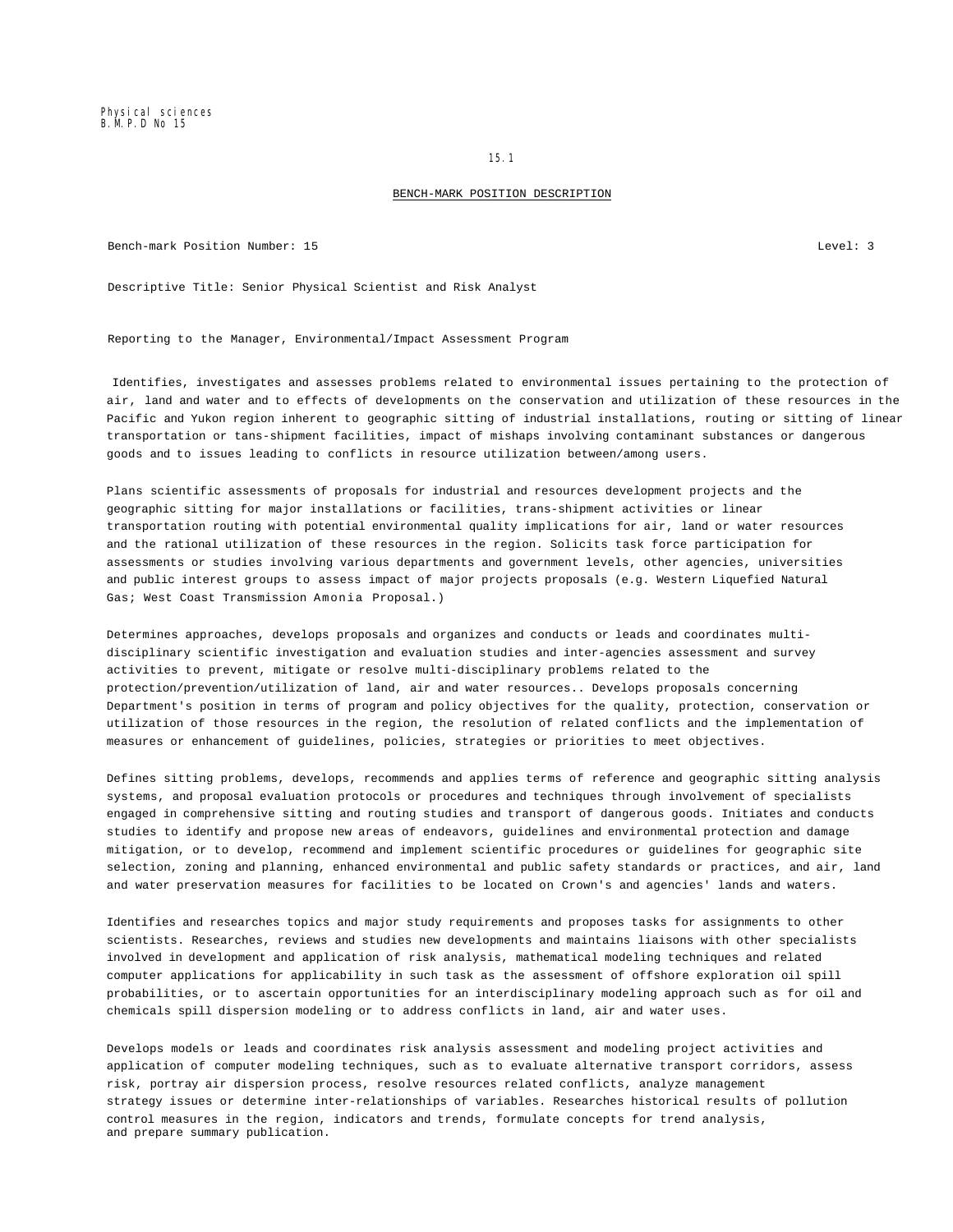Physical sciences
B.M.P.D No 15

15.1

## BENCH-MARK POSITION DESCRIPTION

Bench-mark Position Number: 15 Level: 3

Descriptive Title: Senior Physical Scientist and Risk Analyst

Reporting to the Manager, Environmental/Impact Assessment Program

Identifies, investigates and assesses problems related to environmental issues pertaining to the protection of air, land and water and to effects of developments on the conservation and utilization of these resources in the Pacific and Yukon region inherent to geographic sitting of industrial installations, routing or sitting of linear transportation or tans-shipment facilities, impact of mishaps involving contaminant substances or dangerous goods and to issues leading to conflicts in resource utilization between/among users.

Plans scientific assessments of proposals for industrial and resources development projects and the geographic sitting for major installations or facilities, trans-shipment activities or linear transportation routing with potential environmental quality implications for air, land or water resources and the rational utilization of these resources in the region. Solicits task force participation for assessments or studies involving various departments and government levels, other agencies, universities and public interest groups to assess impact of major projects proposals (e.g. Western Liquefied Natural Gas; West Coast Transmission Amonia Proposal.)

Determines approaches, develops proposals and organizes and conducts or leads and coordinates multi-disciplinary scientific investigation and evaluation studies and inter-agencies assessment and survey activities to prevent, mitigate or resolve multi-disciplinary problems related to the protection/prevention/utilization of land, air and water resources.. Develops proposals concerning Department's position in terms of program and policy objectives for the quality, protection, conservation or utilization of those resources in the region, the resolution of related conflicts and the implementation of measures or enhancement of guidelines, policies, strategies or priorities to meet objectives.

Defines sitting problems, develops, recommends and applies terms of reference and geographic sitting analysis systems, and proposal evaluation protocols or procedures and techniques through involvement of specialists engaged in comprehensive sitting and routing studies and transport of dangerous goods. Initiates and conducts studies to identify and propose new areas of endeavors, guidelines and environmental protection and damage mitigation, or to develop, recommend and implement scientific procedures or guidelines for geographic site selection, zoning and planning, enhanced environmental and public safety standards or practices, and air, land and water preservation measures for facilities to be located on Crown's and agencies' lands and waters.

Identifies and researches topics and major study requirements and proposes tasks for assignments to other scientists. Researches, reviews and studies new developments and maintains liaisons with other specialists involved in development and application of risk analysis, mathematical modeling techniques and related computer applications for applicability in such task as the assessment of offshore exploration oil spill probabilities, or to ascertain opportunities for an interdisciplinary modeling approach such as for oil and chemicals spill dispersion modeling or to address conflicts in land, air and water uses.

Develops models or leads and coordinates risk analysis assessment and modeling project activities and application of computer modeling techniques, such as to evaluate alternative transport corridors, assess risk, portray air dispersion process, resolve resources related conflicts, analyze management strategy issues or determine inter-relationships of variables. Researches historical results of pollution control measures in the region, indicators and trends, formulate concepts for trend analysis, and prepare summary publication.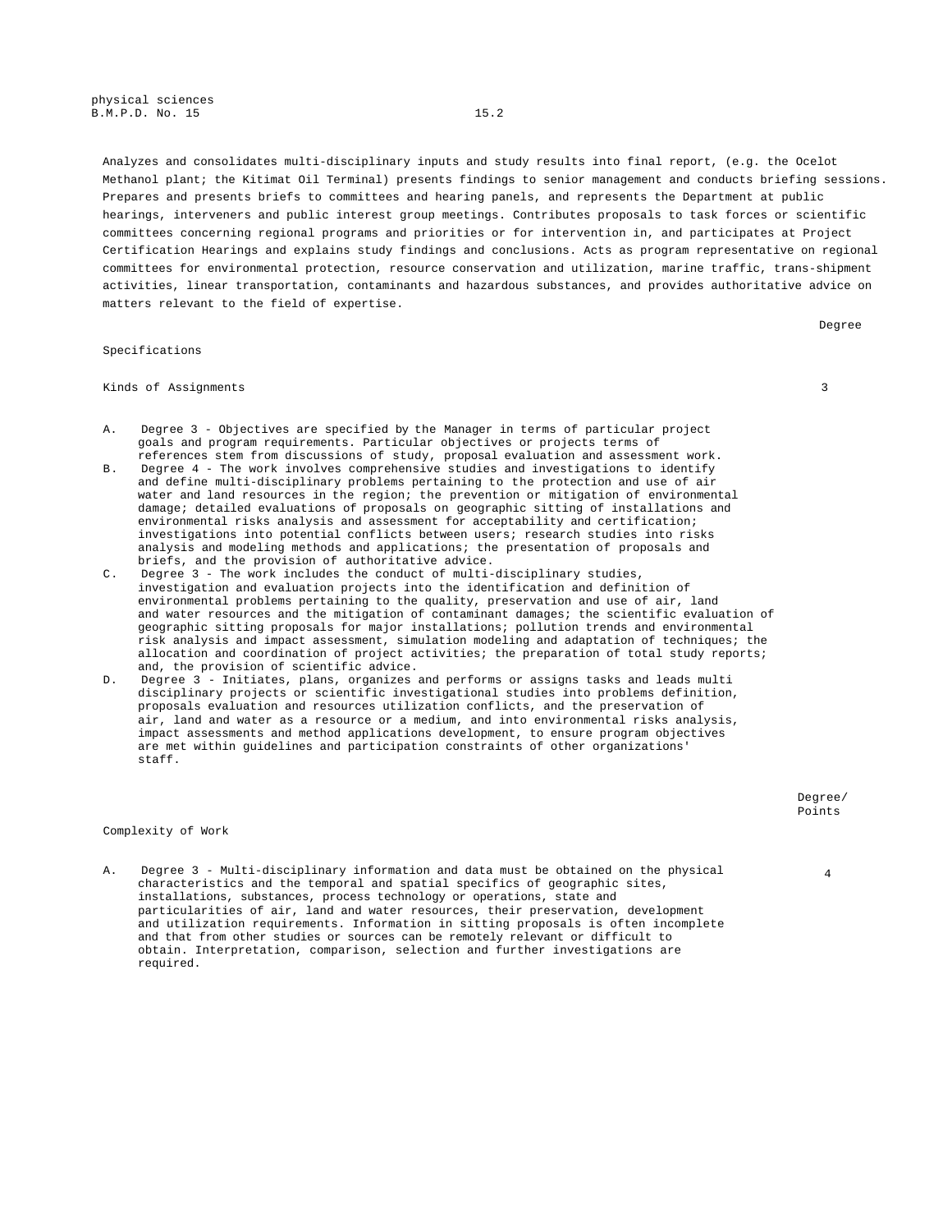Analyzes and consolidates multi-disciplinary inputs and study results into final report, (e.g. the Ocelot Methanol plant; the Kitimat Oil Terminal) presents findings to senior management and conducts briefing sessions. Prepares and presents briefs to committees and hearing panels, and represents the Department at public hearings, interveners and public interest group meetings. Contributes proposals to task forces or scientific committees concerning regional programs and priorities or for intervention in, and participates at Project Certification Hearings and explains study findings and conclusions. Acts as program representative on regional committees for environmental protection, resource conservation and utilization, marine traffic, trans-shipment activities, linear transportation, contaminants and hazardous substances, and provides authoritative advice on matters relevant to the field of expertise.

Specifications

| | Degree |
|---|---|
| Kinds of Assignments | 3 |

A. Degree 3 - Objectives are specified by the Manager in terms of particular project goals and program requirements. Particular objectives or projects terms of references stem from discussions of study, proposal evaluation and assessment work.

B. Degree 4 - The work involves comprehensive studies and investigations to identify and define multi-disciplinary problems pertaining to the protection and use of air water and land resources in the region; the prevention or mitigation of environmental damage; detailed evaluations of proposals on geographic sitting of installations and environmental risks analysis and assessment for acceptability and certification; investigations into potential conflicts between users; research studies into risks analysis and modeling methods and applications; the presentation of proposals and briefs, and the provision of authoritative advice.

C. Degree 3 - The work includes the conduct of multi-disciplinary studies, investigation and evaluation projects into the identification and definition of environmental problems pertaining to the quality, preservation and use of air, land and water resources and the mitigation of contaminant damages; the scientific evaluation of geographic sitting proposals for major installations; pollution trends and environmental risk analysis and impact assessment, simulation modeling and adaptation of techniques; the allocation and coordination of project activities; the preparation of total study reports; and, the provision of scientific advice.

D. Degree 3 - Initiates, plans, organizes and performs or assigns tasks and leads multi disciplinary projects or scientific investigational studies into problems definition, proposals evaluation and resources utilization conflicts, and the preservation of air, land and water as a resource or a medium, and into environmental risks analysis, impact assessments and method applications development, to ensure program objectives are met within guidelines and participation constraints of other organizations' staff.

| | Degree/ Points |
|---|---|
| Complexity of Work | 4 |

A. Degree 3 - Multi-disciplinary information and data must be obtained on the physical characteristics and the temporal and spatial specifics of geographic sites, installations, substances, process technology or operations, state and particularities of air, land and water resources, their preservation, development and utilization requirements. Information in sitting proposals is often incomplete and that from other studies or sources can be remotely relevant or difficult to obtain. Interpretation, comparison, selection and further investigations are required.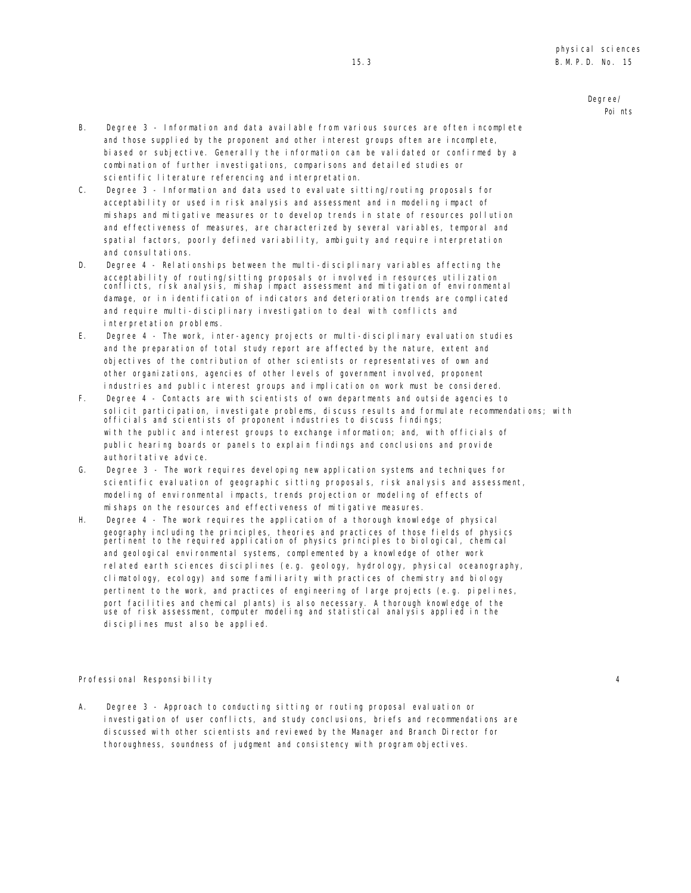Degree/
Points

B. Degree 3 - Information and data available from various sources are often incomplete and those supplied by the proponent and other interest groups often are incomplete, biased or subjective. Generally the information can be validated or confirmed by a combination of further investigations, comparisons and detailed studies or scientific literature referencing and interpretation.

C. Degree 3 - Information and data used to evaluate sitting/routing proposals for acceptability or used in risk analysis and assessment and in modeling impact of mishaps and mitigative measures or to develop trends in state of resources pollution and effectiveness of measures, are characterized by several variables, temporal and spatial factors, poorly defined variability, ambiguity and require interpretation and consultations.

D. Degree 4 - Relationships between the multi-disciplinary variables affecting the acceptability of routing/sitting proposals or involved in resources utilization conflicts, risk analysis, mishap impact assessment and mitigation of environmental damage, or in identification of indicators and deterioration trends are complicated and require multi-disciplinary investigation to deal with conflicts and interpretation problems.

E. Degree 4 - The work, inter-agency projects or multi-disciplinary evaluation studies and the preparation of total study report are affected by the nature, extent and objectives of the contribution of other scientists or representatives of own and other organizations, agencies of other levels of government involved, proponent industries and public interest groups and implication on work must be considered.

F. Degree 4 - Contacts are with scientists of own departments and outside agencies to solicit participation, investigate problems, discuss results and formulate recommendations; with officials and scientists of proponent industries to discuss findings; with the public and interest groups to exchange information; and, with officials of public hearing boards or panels to explain findings and conclusions and provide authoritative advice.

G. Degree 3 - The work requires developing new application systems and techniques for scientific evaluation of geographic sitting proposals, risk analysis and assessment, modeling of environmental impacts, trends projection or modeling of effects of mishaps on the resources and effectiveness of mitigative measures.

H. Degree 4 - The work requires the application of a thorough knowledge of physical geography including the principles, theories and practices of those fields of physics pertinent to the required application of physics principles to biological, chemical and geological environmental systems, complemented by a knowledge of other work related earth sciences disciplines (e.g. geology, hydrology, physical oceanography, climatology, ecology) and some familiarity with practices of chemistry and biology pertinent to the work, and practices of engineering of large projects (e.g. pipelines, port facilities and chemical plants) is also necessary. A thorough knowledge of the use of risk assessment, computer modeling and statistical analysis applied in the disciplines must also be applied.

Professional Responsibility 4

A. Degree 3 - Approach to conducting sitting or routing proposal evaluation or investigation of user conflicts, and study conclusions, briefs and recommendations are discussed with other scientists and reviewed by the Manager and Branch Director for thoroughness, soundness of judgment and consistency with program objectives.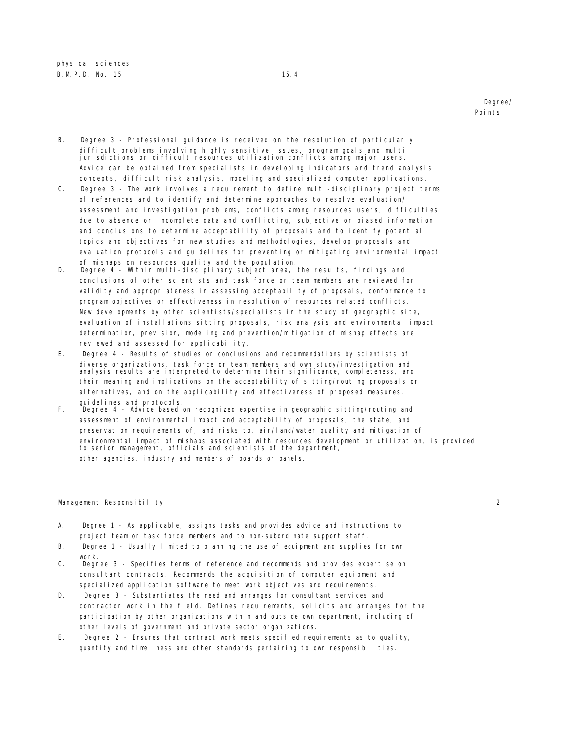Degree/
Points

B. Degree 3 - Professional guidance is received on the resolution of particularly difficult problems involving highly sensitive issues, program goals and multi jurisdictions or difficult resources utilization conflicts among major users. Advice can be obtained from specialists in developing indicators and trend analysis concepts, difficult risk analysis, modeling and specialized computer applications.

C. Degree 3 - The work involves a requirement to define multi-disciplinary project terms of references and to identify and determine approaches to resolve evaluation/assessment and investigation problems, conflicts among resources users, difficulties due to absence or incomplete data and conflicting, subjective or biased information and conclusions to determine acceptability of proposals and to identify potential topics and objectives for new studies and methodologies, develop proposals and evaluation protocols and guidelines for preventing or mitigating environmental impact of mishaps on resources quality and the population.

D. Degree 4 - Within multi-disciplinary subject area, the results, findings and conclusions of other scientists and task force or team members are reviewed for validity and appropriateness in assessing acceptability of proposals, conformance to program objectives or effectiveness in resolution of resources related conflicts. New developments by other scientists/specialists in the study of geographic site, evaluation of installations sitting proposals, risk analysis and environmental impact determination, prevision, modeling and prevention/mitigation of mishap effects are reviewed and assessed for applicability.

E. Degree 4 - Results of studies or conclusions and recommendations by scientists of diverse organizations, task force or team members and own study/investigation and analysis results are interpreted to determine their significance, completeness, and their meaning and implications on the acceptability of sitting/routing proposals or alternatives, and on the applicability and effectiveness of proposed measures, guidelines and protocols.

F. Degree 4 - Advice based on recognized expertise in geographic sitting/routing and assessment of environmental impact and acceptability of proposals, the state, and preservation requirements of, and risks to, air/land/water quality and mitigation of environmental impact of mishaps associated with resources development or utilization, is provided to senior management, officials and scientists of the department, other agencies, industry and members of boards or panels.

Management Responsibility 2

A. Degree 1 - As applicable, assigns tasks and provides advice and instructions to project team or task force members and to non-subordinate support staff.

B. Degree 1 - Usually limited to planning the use of equipment and supplies for own work.

C. Degree 3 - Specifies terms of reference and recommends and provides expertise on consultant contracts. Recommends the acquisition of computer equipment and specialized application software to meet work objectives and requirements.

D. Degree 3 - Substantiates the need and arranges for consultant services and contractor work in the field. Defines requirements, solicits and arranges for the participation by other organizations within and outside own department, including of other levels of government and private sector organizations.

E. Degree 2 - Ensures that contract work meets specified requirements as to quality, quantity and timeliness and other standards pertaining to own responsibilities.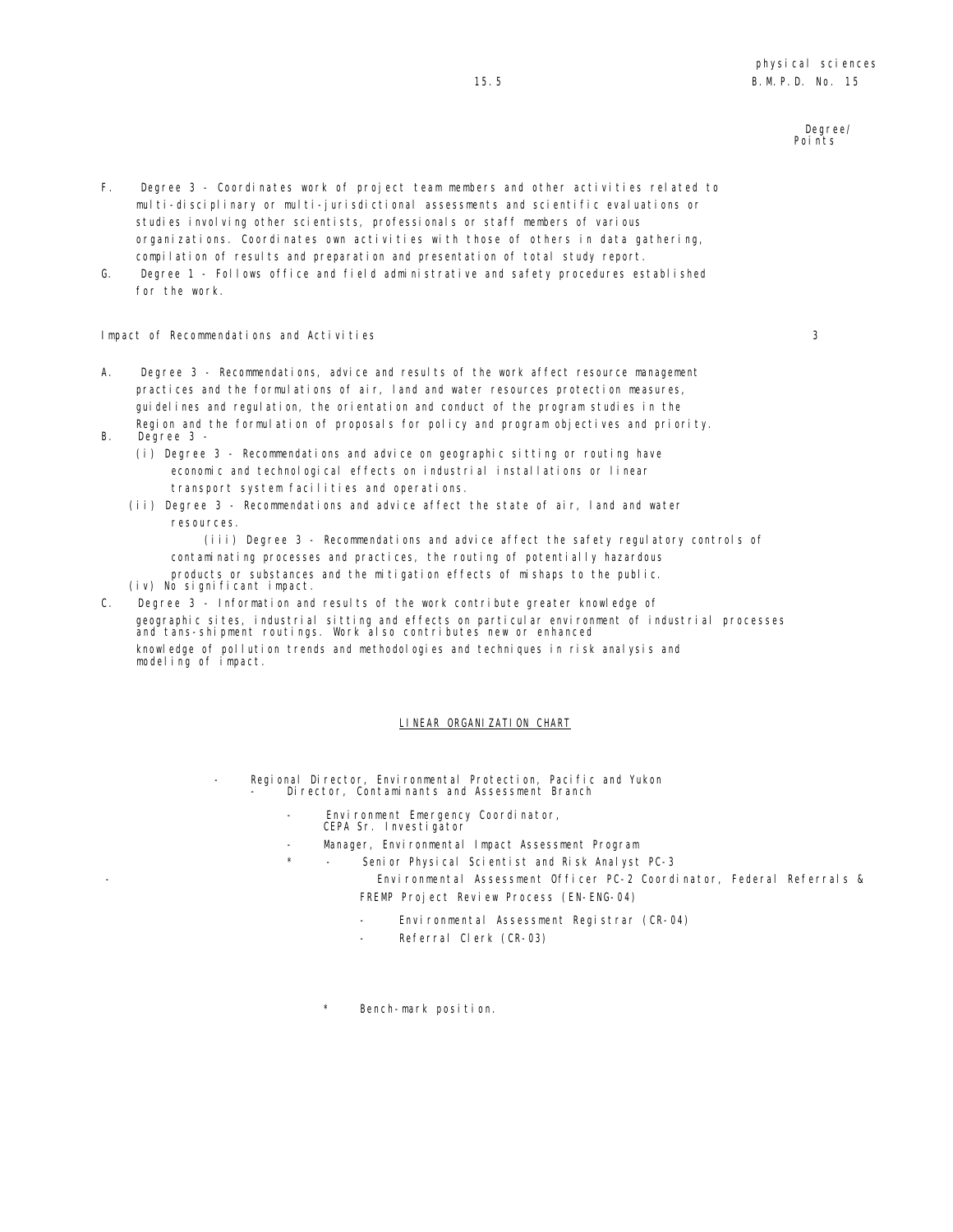Degree/
Points

F. Degree 3 - Coordinates work of project team members and other activities related to multi-disciplinary or multi-jurisdictional assessments and scientific evaluations or studies involving other scientists, professionals or staff members of various organizations. Coordinates own activities with those of others in data gathering, compilation of results and preparation and presentation of total study report.

G. Degree 1 - Follows office and field administrative and safety procedures established for the work.

Impact of Recommendations and Activities 3

A. Degree 3 - Recommendations, advice and results of the work affect resource management practices and the formulations of air, land and water resources protection measures, guidelines and regulation, the orientation and conduct of the program studies in the Region and the formulation of proposals for policy and program objectives and priority.

B. Degree 3 -
   - (i) Degree 3 - Recommendations and advice on geographic sitting or routing have economic and technological effects on industrial installations or linear transport system facilities and operations.
   - (ii) Degree 3 - Recommendations and advice affect the state of air, land and water resources.
   - (iii) Degree 3 - Recommendations and advice affect the safety regulatory controls of contaminating processes and practices, the routing of potentially hazardous products or substances and the mitigation effects of mishaps to the public.
   - (iv) No significant impact.

C. Degree 3 - Information and results of the work contribute greater knowledge of geographic sites, industrial sitting and effects on particular environment of industrial processes and tans-shipment routings. Work also contributes new or enhanced knowledge of pollution trends and methodologies and techniques in risk analysis and modeling of impact.

## LINEAR ORGANIZATION CHART

- Regional Director, Environmental Protection, Pacific and Yukon
  - Director, Contaminants and Assessment Branch
    - Environment Emergency Coordinator, CEPA Sr. Investigator
    - Manager, Environmental Impact Assessment Program
    - * - Senior Physical Scientist and Risk Analyst PC-3
      - Environmental Assessment Officer PC-2 Coordinator, Federal Referrals & FREMP Project Review Process (EN-ENG-04)
        - Environmental Assessment Registrar (CR-04)
        - Referral Clerk (CR-03)

\* Bench-mark position.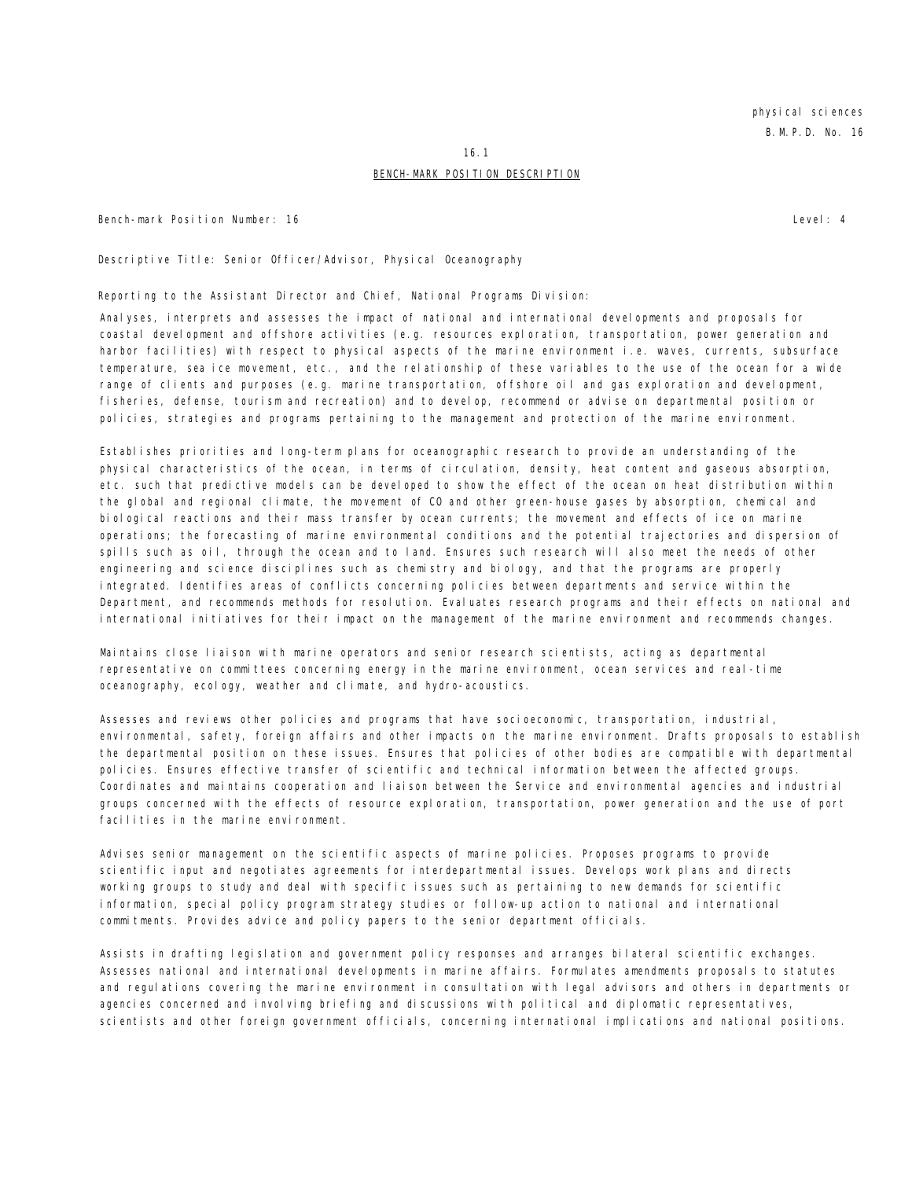16.1

## BENCH-MARK POSITION DESCRIPTION

Bench-mark Position Number: 16 Level: 4

Descriptive Title: Senior Officer/Advisor, Physical Oceanography

Reporting to the Assistant Director and Chief, National Programs Division:

Analyses, interprets and assesses the impact of national and international developments and proposals for coastal development and offshore activities (e.g. resources exploration, transportation, power generation and harbor facilities) with respect to physical aspects of the marine environment i.e. waves, currents, subsurface temperature, sea ice movement, etc., and the relationship of these variables to the use of the ocean for a wide range of clients and purposes (e.g. marine transportation, offshore oil and gas exploration and development, fisheries, defense, tourism and recreation) and to develop, recommend or advise on departmental position or policies, strategies and programs pertaining to the management and protection of the marine environment.

Establishes priorities and long-term plans for oceanographic research to provide an understanding of the physical characteristics of the ocean, in terms of circulation, density, heat content and gaseous absorption, etc. such that predictive models can be developed to show the effect of the ocean on heat distribution within the global and regional climate, the movement of CO and other green-house gases by absorption, chemical and biological reactions and their mass transfer by ocean currents; the movement and effects of ice on marine operations; the forecasting of marine environmental conditions and the potential trajectories and dispersion of spills such as oil, through the ocean and to land. Ensures such research will also meet the needs of other engineering and science disciplines such as chemistry and biology, and that the programs are properly integrated. Identifies areas of conflicts concerning policies between departments and service within the Department, and recommends methods for resolution. Evaluates research programs and their effects on national and international initiatives for their impact on the management of the marine environment and recommends changes.

Maintains close liaison with marine operators and senior research scientists, acting as departmental representative on committees concerning energy in the marine environment, ocean services and real-time oceanography, ecology, weather and climate, and hydro-acoustics.

Assesses and reviews other policies and programs that have socioeconomic, transportation, industrial, environmental, safety, foreign affairs and other impacts on the marine environment. Drafts proposals to establish the departmental position on these issues. Ensures that policies of other bodies are compatible with departmental policies. Ensures effective transfer of scientific and technical information between the affected groups. Coordinates and maintains cooperation and liaison between the Service and environmental agencies and industrial groups concerned with the effects of resource exploration, transportation, power generation and the use of port facilities in the marine environment.

Advises senior management on the scientific aspects of marine policies. Proposes programs to provide scientific input and negotiates agreements for interdepartmental issues. Develops work plans and directs working groups to study and deal with specific issues such as pertaining to new demands for scientific information, special policy program strategy studies or follow-up action to national and international commitments. Provides advice and policy papers to the senior department officials.

Assists in drafting legislation and government policy responses and arranges bilateral scientific exchanges. Assesses national and international developments in marine affairs. Formulates amendments proposals to statutes and regulations covering the marine environment in consultation with legal advisors and others in departments or agencies concerned and involving briefing and discussions with political and diplomatic representatives, scientists and other foreign government officials, concerning international implications and national positions.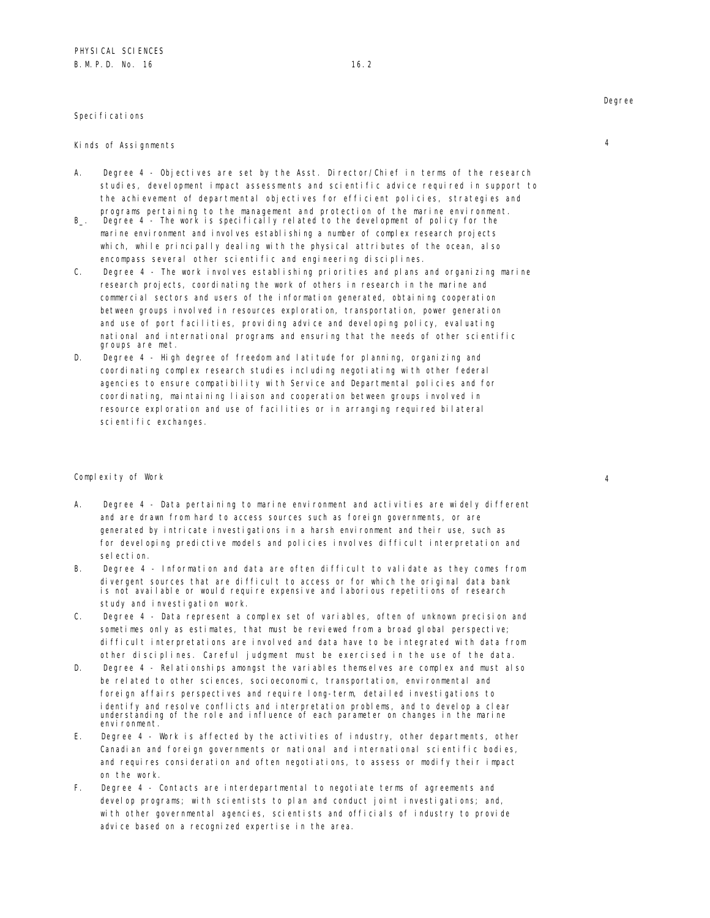Specifications

Degree

Kinds of Assignments

4

A. Degree 4 - Objectives are set by the Asst. Director/Chief in terms of the research studies, development impact assessments and scientific advice required in support to the achievement of departmental objectives for efficient policies, strategies and programs pertaining to the management and protection of the marine environment.

B_. Degree 4 - The work is specifically related to the development of policy for the marine environment and involves establishing a number of complex research projects which, while principally dealing with the physical attributes of the ocean, also encompass several other scientific and engineering disciplines.

C. Degree 4 - The work involves establishing priorities and plans and organizing marine research projects, coordinating the work of others in research in the marine and commercial sectors and users of the information generated, obtaining cooperation between groups involved in resources exploration, transportation, power generation and use of port facilities, providing advice and developing policy, evaluating national and international programs and ensuring that the needs of other scientific groups are met.

D. Degree 4 - High degree of freedom and latitude for planning, organizing and coordinating complex research studies including negotiating with other federal agencies to ensure compatibility with Service and Departmental policies and for coordinating, maintaining liaison and cooperation between groups involved in resource exploration and use of facilities or in arranging required bilateral scientific exchanges.

Complexity of Work

4

A. Degree 4 - Data pertaining to marine environment and activities are widely different and are drawn from hard to access sources such as foreign governments, or are generated by intricate investigations in a harsh environment and their use, such as for developing predictive models and policies involves difficult interpretation and selection.

B. Degree 4 - Information and data are often difficult to validate as they comes from divergent sources that are difficult to access or for which the original data bank is not available or would require expensive and laborious repetitions of research study and investigation work.

C. Degree 4 - Data represent a complex set of variables, often of unknown precision and sometimes only as estimates, that must be reviewed from a broad global perspective; difficult interpretations are involved and data have to be integrated with data from other disciplines. Careful judgment must be exercised in the use of the data.

D. Degree 4 - Relationships amongst the variables themselves are complex and must also be related to other sciences, socioeconomic, transportation, environmental and foreign affairs perspectives and require long-term, detailed investigations to identify and resolve conflicts and interpretation problems, and to develop a clear understanding of the role and influence of each parameter on changes in the marine environment.

E. Degree 4 - Work is affected by the activities of industry, other departments, other Canadian and foreign governments or national and international scientific bodies, and requires consideration and often negotiations, to assess or modify their impact on the work.

F. Degree 4 - Contacts are interdepartmental to negotiate terms of agreements and develop programs; with scientists to plan and conduct joint investigations; and, with other governmental agencies, scientists and officials of industry to provide advice based on a recognized expertise in the area.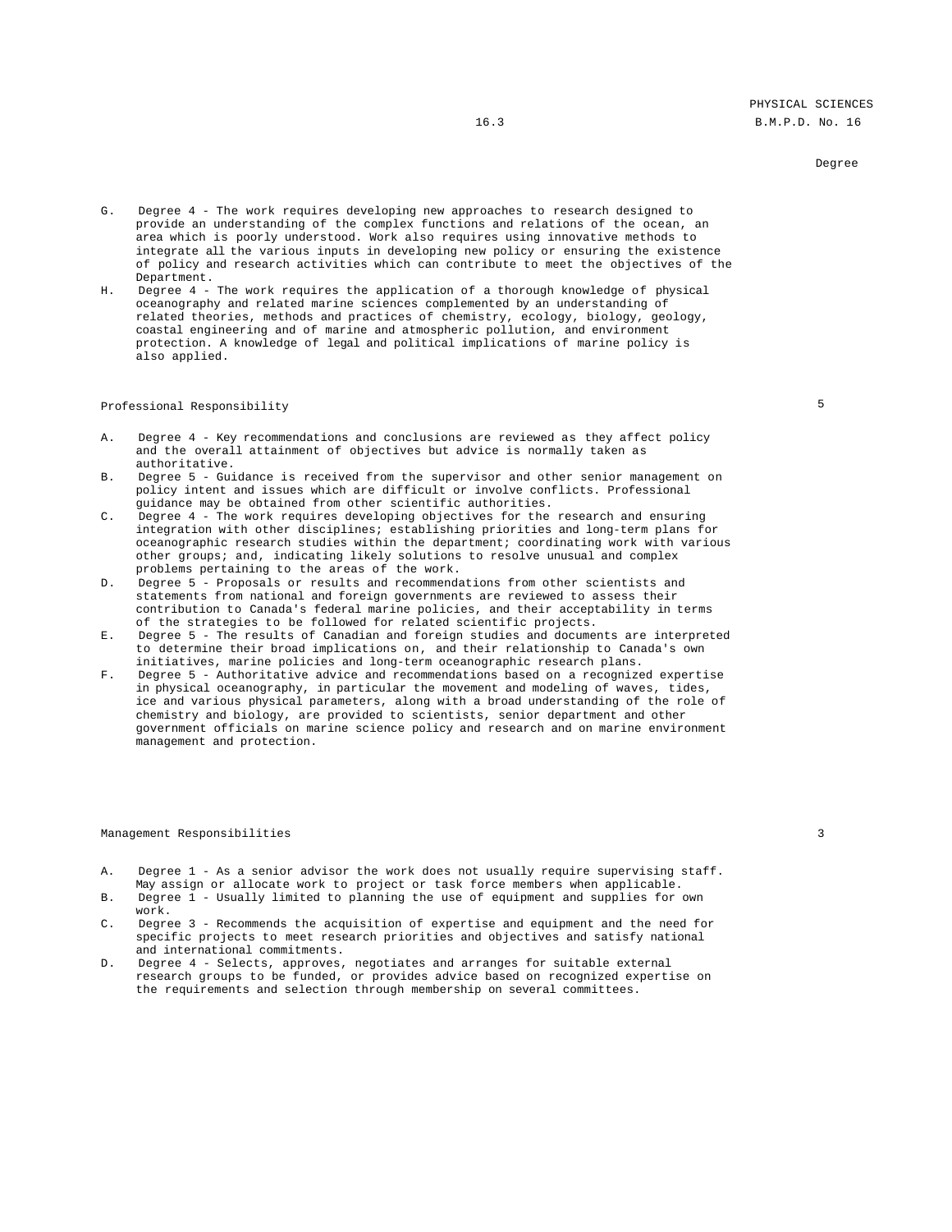Degree

G. Degree 4 - The work requires developing new approaches to research designed to provide an understanding of the complex functions and relations of the ocean, an area which is poorly understood. Work also requires using innovative methods to integrate all the various inputs in developing new policy or ensuring the existence of policy and research activities which can contribute to meet the objectives of the Department.

H. Degree 4 - The work requires the application of a thorough knowledge of physical oceanography and related marine sciences complemented by an understanding of related theories, methods and practices of chemistry, ecology, biology, geology, coastal engineering and of marine and atmospheric pollution, and environment protection. A knowledge of legal and political implications of marine policy is also applied.

Professional Responsibility — 5

A. Degree 4 - Key recommendations and conclusions are reviewed as they affect policy and the overall attainment of objectives but advice is normally taken as authoritative.

B. Degree 5 - Guidance is received from the supervisor and other senior management on policy intent and issues which are difficult or involve conflicts. Professional guidance may be obtained from other scientific authorities.

C. Degree 4 - The work requires developing objectives for the research and ensuring integration with other disciplines; establishing priorities and long-term plans for oceanographic research studies within the department; coordinating work with various other groups; and, indicating likely solutions to resolve unusual and complex problems pertaining to the areas of the work.

D. Degree 5 - Proposals or results and recommendations from other scientists and statements from national and foreign governments are reviewed to assess their contribution to Canada's federal marine policies, and their acceptability in terms of the strategies to be followed for related scientific projects.

E. Degree 5 - The results of Canadian and foreign studies and documents are interpreted to determine their broad implications on, and their relationship to Canada's own initiatives, marine policies and long-term oceanographic research plans.

F. Degree 5 - Authoritative advice and recommendations based on a recognized expertise in physical oceanography, in particular the movement and modeling of waves, tides, ice and various physical parameters, along with a broad understanding of the role of chemistry and biology, are provided to scientists, senior department and other government officials on marine science policy and research and on marine environment management and protection.

Management Responsibilities — 3

A. Degree 1 - As a senior advisor the work does not usually require supervising staff. May assign or allocate work to project or task force members when applicable.

B. Degree 1 - Usually limited to planning the use of equipment and supplies for own work.

C. Degree 3 - Recommends the acquisition of expertise and equipment and the need for specific projects to meet research priorities and objectives and satisfy national and international commitments.

D. Degree 4 - Selects, approves, negotiates and arranges for suitable external research groups to be funded, or provides advice based on recognized expertise on the requirements and selection through membership on several committees.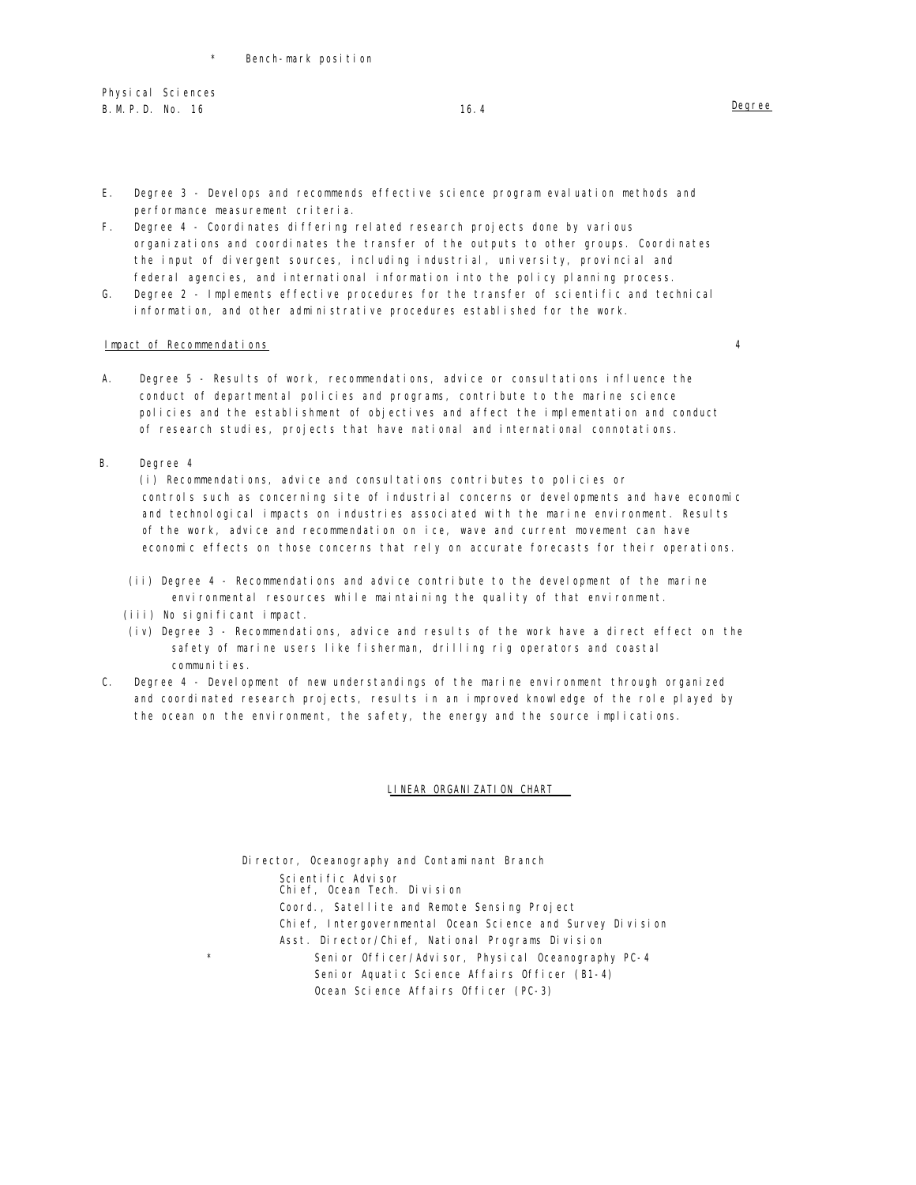\* Bench-mark position

Physical Sciences
B.M.P.D. No. 16

Degree

E. Degree 3 - Develops and recommends effective science program evaluation methods and performance measurement criteria.

F. Degree 4 - Coordinates differing related research projects done by various organizations and coordinates the transfer of the outputs to other groups. Coordinates the input of divergent sources, including industrial, university, provincial and federal agencies, and international information into the policy planning process.

G. Degree 2 - Implements effective procedures for the transfer of scientific and technical information, and other administrative procedures established for the work.

Impact of Recommendations 4

A. Degree 5 - Results of work, recommendations, advice or consultations influence the conduct of departmental policies and programs, contribute to the marine science policies and the establishment of objectives and affect the implementation and conduct of research studies, projects that have national and international connotations.

B. Degree 4

(i) Recommendations, advice and consultations contributes to policies or controls such as concerning site of industrial concerns or developments and have economic and technological impacts on industries associated with the marine environment. Results of the work, advice and recommendation on ice, wave and current movement can have economic effects on those concerns that rely on accurate forecasts for their operations.

(ii) Degree 4 - Recommendations and advice contribute to the development of the marine environmental resources while maintaining the quality of that environment.

(iii) No significant impact.

(iv) Degree 3 - Recommendations, advice and results of the work have a direct effect on the safety of marine users like fisherman, drilling rig operators and coastal communities.

C. Degree 4 - Development of new understandings of the marine environment through organized and coordinated research projects, results in an improved knowledge of the role played by the ocean on the environment, the safety, the energy and the source implications.

LINEAR ORGANIZATION CHART

Director, Oceanography and Contaminant Branch
- Scientific Advisor
- Chief, Ocean Tech. Division
- Coord., Satellite and Remote Sensing Project
- Chief, Intergovernmental Ocean Science and Survey Division
- Asst. Director/Chief, National Programs Division
  - \* Senior Officer/Advisor, Physical Oceanography PC-4
  - Senior Aquatic Science Affairs Officer (BI-4)
  - Ocean Science Affairs Officer (PC-3)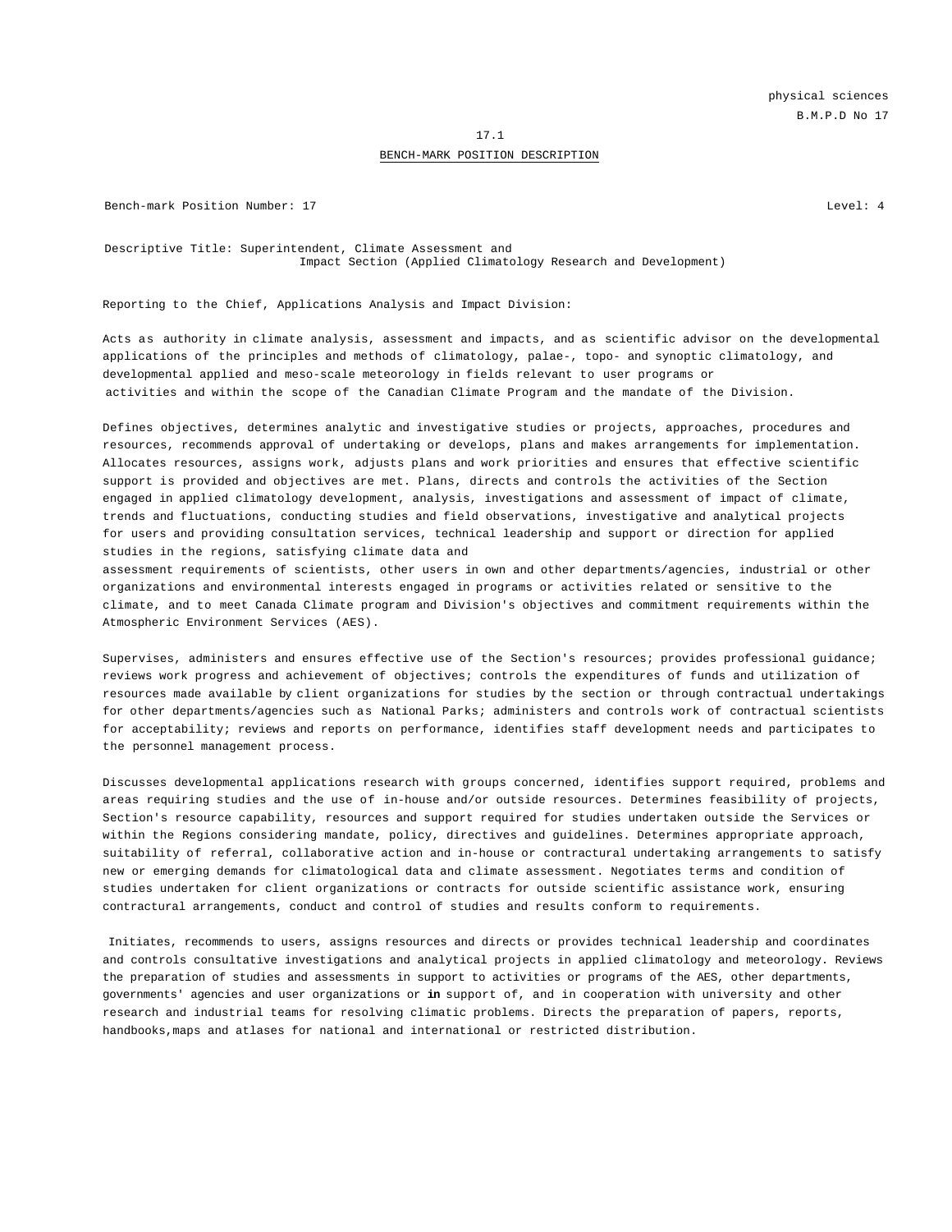physical sciences
B.M.P.D No 17

17.1

BENCH-MARK POSITION DESCRIPTION

Bench-mark Position Number: 17 Level: 4

Descriptive Title: Superintendent, Climate Assessment and Impact Section (Applied Climatology Research and Development)

Reporting to the Chief, Applications Analysis and Impact Division:

Acts as authority in climate analysis, assessment and impacts, and as scientific advisor on the developmental applications of the principles and methods of climatology, palae-, topo- and synoptic climatology, and developmental applied and meso-scale meteorology in fields relevant to user programs or activities and within the scope of the Canadian Climate Program and the mandate of the Division.

Defines objectives, determines analytic and investigative studies or projects, approaches, procedures and resources, recommends approval of undertaking or develops, plans and makes arrangements for implementation. Allocates resources, assigns work, adjusts plans and work priorities and ensures that effective scientific support is provided and objectives are met. Plans, directs and controls the activities of the Section engaged in applied climatology development, analysis, investigations and assessment of impact of climate, trends and fluctuations, conducting studies and field observations, investigative and analytical projects for users and providing consultation services, technical leadership and support or direction for applied studies in the regions, satisfying climate data and assessment requirements of scientists, other users in own and other departments/agencies, industrial or other organizations and environmental interests engaged in programs or activities related or sensitive to the climate, and to meet Canada Climate program and Division's objectives and commitment requirements within the Atmospheric Environment Services (AES).

Supervises, administers and ensures effective use of the Section's resources; provides professional guidance; reviews work progress and achievement of objectives; controls the expenditures of funds and utilization of resources made available by client organizations for studies by the section or through contractual undertakings for other departments/agencies such as National Parks; administers and controls work of contractual scientists for acceptability; reviews and reports on performance, identifies staff development needs and participates to the personnel management process.

Discusses developmental applications research with groups concerned, identifies support required, problems and areas requiring studies and the use of in-house and/or outside resources. Determines feasibility of projects, Section's resource capability, resources and support required for studies undertaken outside the Services or within the Regions considering mandate, policy, directives and guidelines. Determines appropriate approach, suitability of referral, collaborative action and in-house or contractural undertaking arrangements to satisfy new or emerging demands for climatological data and climate assessment. Negotiates terms and condition of studies undertaken for client organizations or contracts for outside scientific assistance work, ensuring contractural arrangements, conduct and control of studies and results conform to requirements.

Initiates, recommends to users, assigns resources and directs or provides technical leadership and coordinates and controls consultative investigations and analytical projects in applied climatology and meteorology. Reviews the preparation of studies and assessments in support to activities or programs of the AES, other departments, governments' agencies and user organizations or **in** support of, and in cooperation with university and other research and industrial teams for resolving climatic problems. Directs the preparation of papers, reports, handbooks,maps and atlases for national and international or restricted distribution.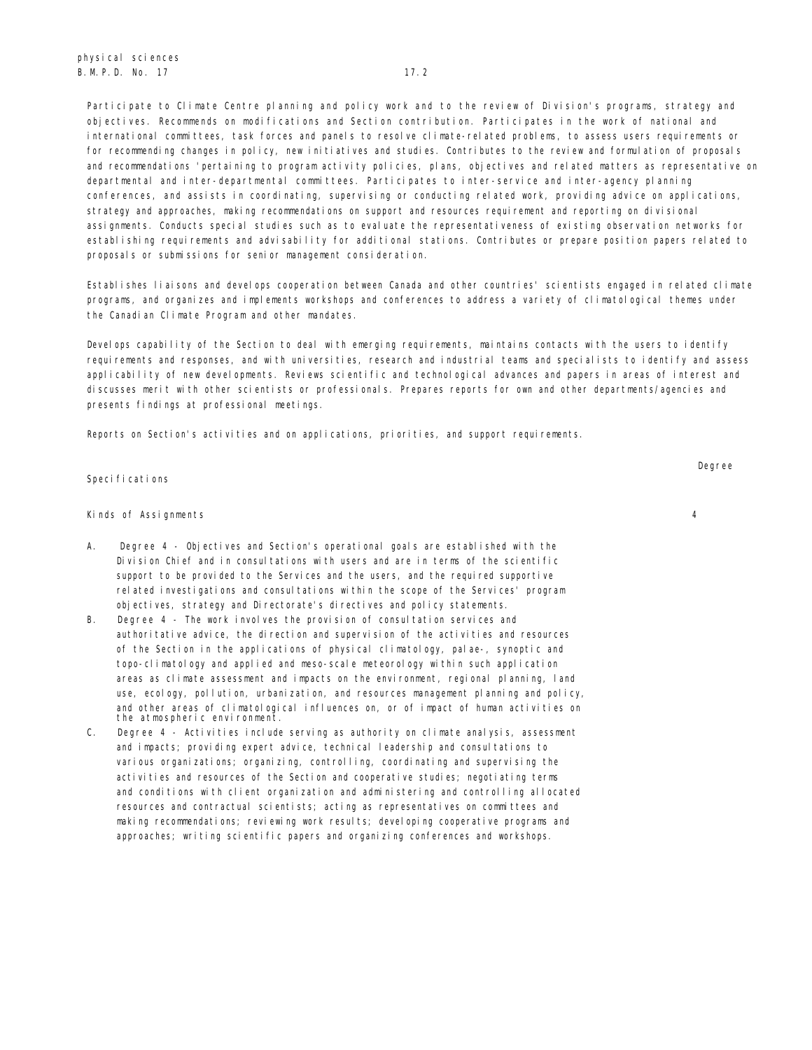Participate to Climate Centre planning and policy work and to the review of Division's programs, strategy and objectives. Recommends on modifications and Section contribution. Participates in the work of national and international committees, task forces and panels to resolve climate-related problems, to assess users requirements or for recommending changes in policy, new initiatives and studies. Contributes to the review and formulation of proposals and recommendations 'pertaining to program activity policies, plans, objectives and related matters as representative on departmental and inter-departmental committees. Participates to inter-service and inter-agency planning conferences, and assists in coordinating, supervising or conducting related work, providing advice on applications, strategy and approaches, making recommendations on support and resources requirement and reporting on divisional assignments. Conducts special studies such as to evaluate the representativeness of existing observation networks for establishing requirements and advisability for additional stations. Contributes or prepare position papers related to proposals or submissions for senior management consideration.

Establishes liaisons and develops cooperation between Canada and other countries' scientists engaged in related climate programs, and organizes and implements workshops and conferences to address a variety of climatological themes under the Canadian Climate Program and other mandates.

Develops capability of the Section to deal with emerging requirements, maintains contacts with the users to identify requirements and responses, and with universities, research and industrial teams and specialists to identify and assess applicability of new developments. Reviews scientific and technological advances and papers in areas of interest and discusses merit with other scientists or professionals. Prepares reports for own and other departments/agencies and presents findings at professional meetings.

Reports on Section's activities and on applications, priorities, and support requirements.

| Specifications | Degree |
|---|---|
| Kinds of Assignments | 4 |

A. Degree 4 - Objectives and Section's operational goals are established with the Division Chief and in consultations with users and are in terms of the scientific support to be provided to the Services and the users, and the required supportive related investigations and consultations within the scope of the Services' program objectives, strategy and Directorate's directives and policy statements.

B. Degree 4 - The work involves the provision of consultation services and authoritative advice, the direction and supervision of the activities and resources of the Section in the applications of physical climatology, palae-, synoptic and topo-climatology and applied and meso-scale meteorology within such application areas as climate assessment and impacts on the environment, regional planning, land use, ecology, pollution, urbanization, and resources management planning and policy, and other areas of climatological influences on, or of impact of human activities on the atmospheric environment.

C. Degree 4 - Activities include serving as authority on climate analysis, assessment and impacts; providing expert advice, technical leadership and consultations to various organizations; organizing, controlling, coordinating and supervising the activities and resources of the Section and cooperative studies; negotiating terms and conditions with client organization and administering and controlling allocated resources and contractual scientists; acting as representatives on committees and making recommendations; reviewing work results; developing cooperative programs and approaches; writing scientific papers and organizing conferences and workshops.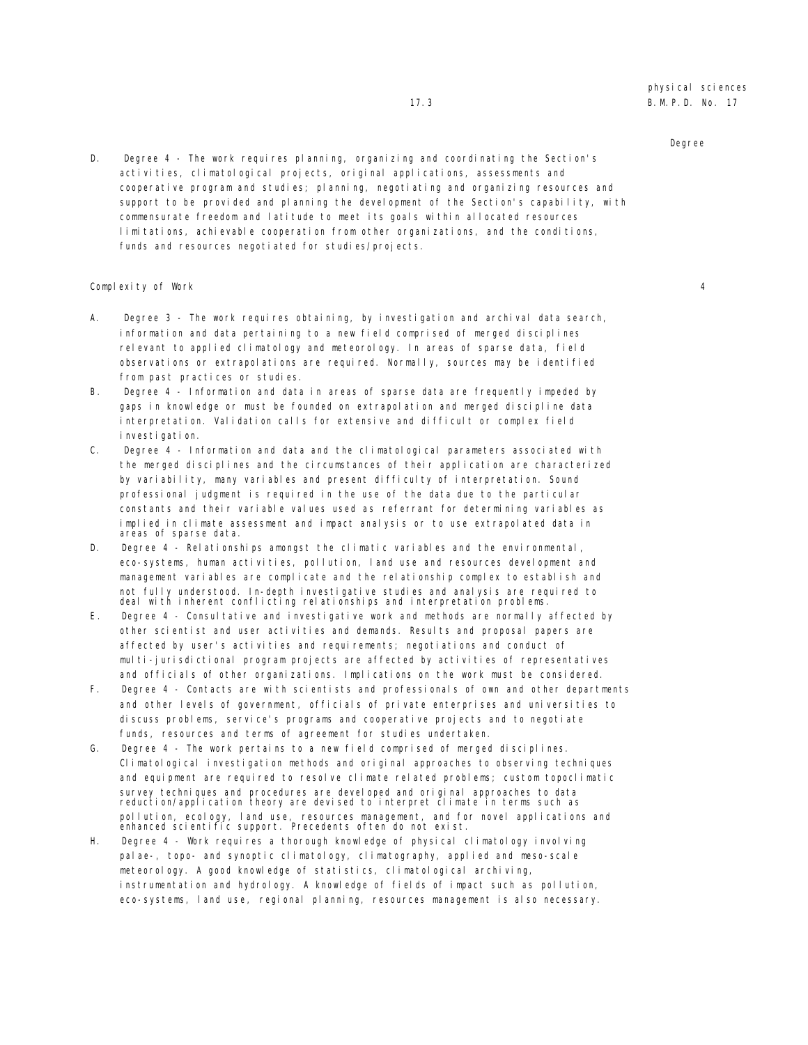Degree

D. Degree 4 - The work requires planning, organizing and coordinating the Section's activities, climatological projects, original applications, assessments and cooperative program and studies; planning, negotiating and organizing resources and support to be provided and planning the development of the Section's capability, with commensurate freedom and latitude to meet its goals within allocated resources limitations, achievable cooperation from other organizations, and the conditions, funds and resources negotiated for studies/projects.

Complexity of Work 4

A. Degree 3 - The work requires obtaining, by investigation and archival data search, information and data pertaining to a new field comprised of merged disciplines relevant to applied climatology and meteorology. In areas of sparse data, field observations or extrapolations are required. Normally, sources may be identified from past practices or studies.

B. Degree 4 - Information and data in areas of sparse data are frequently impeded by gaps in knowledge or must be founded on extrapolation and merged discipline data interpretation. Validation calls for extensive and difficult or complex field investigation.

C. Degree 4 - Information and data and the climatological parameters associated with the merged disciplines and the circumstances of their application are characterized by variability, many variables and present difficulty of interpretation. Sound professional judgment is required in the use of the data due to the particular constants and their variable values used as referrant for determining variables as implied in climate assessment and impact analysis or to use extrapolated data in areas of sparse data.

D. Degree 4 - Relationships amongst the climatic variables and the environmental, eco-systems, human activities, pollution, land use and resources development and management variables are complicate and the relationship complex to establish and not fully understood. In-depth investigative studies and analysis are required to deal with inherent conflicting relationships and interpretation problems.

E. Degree 4 - Consultative and investigative work and methods are normally affected by other scientist and user activities and demands. Results and proposal papers are affected by user's activities and requirements; negotiations and conduct of multi-jurisdictional program projects are affected by activities of representatives and officials of other organizations. Implications on the work must be considered.

F. Degree 4 - Contacts are with scientists and professionals of own and other departments and other levels of government, officials of private enterprises and universities to discuss problems, service's programs and cooperative projects and to negotiate funds, resources and terms of agreement for studies undertaken.

G. Degree 4 - The work pertains to a new field comprised of merged disciplines. Climatological investigation methods and original approaches to observing techniques and equipment are required to resolve climate related problems; custom topoclimatic survey techniques and procedures are developed and original approaches to data reduction/application theory are devised to interpret climate in terms such as pollution, ecology, land use, resources management, and for novel applications and enhanced scientific support. Precedents often do not exist.

H. Degree 4 - Work requires a thorough knowledge of physical climatology involving palae-, topo- and synoptic climatology, climatography, applied and meso-scale meteorology. A good knowledge of statistics, climatological archiving, instrumentation and hydrology. A knowledge of fields of impact such as pollution, eco-systems, land use, regional planning, resources management is also necessary.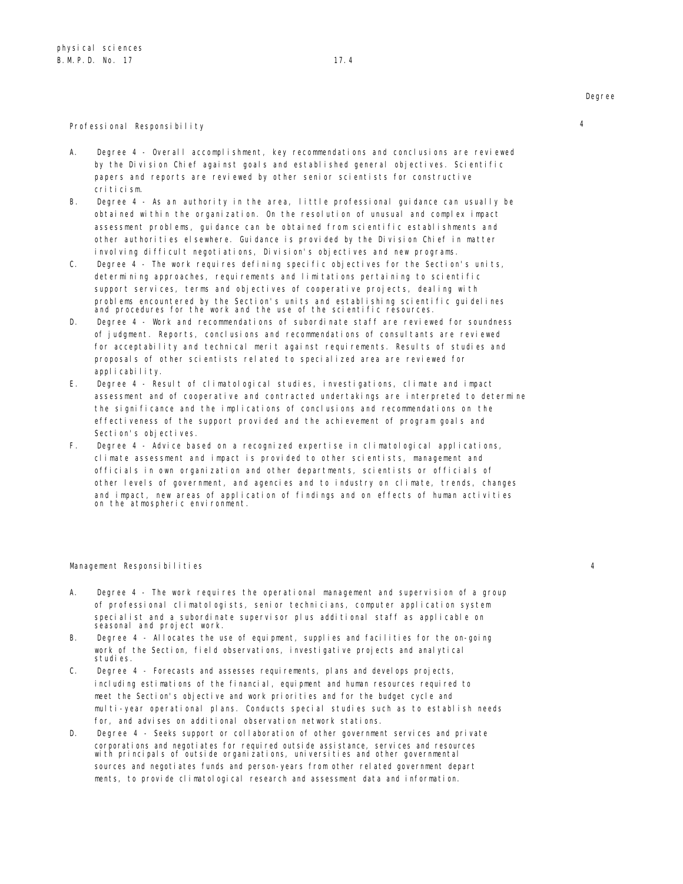Degree

Professional Responsibility 4

A. Degree 4 - Overall accomplishment, key recommendations and conclusions are reviewed by the Division Chief against goals and established general objectives. Scientific papers and reports are reviewed by other senior scientists for constructive criticism.

B. Degree 4 - As an authority in the area, little professional guidance can usually be obtained within the organization. On the resolution of unusual and complex impact assessment problems, guidance can be obtained from scientific establishments and other authorities elsewhere. Guidance is provided by the Division Chief in matter involving difficult negotiations, Division's objectives and new programs.

C. Degree 4 - The work requires defining specific objectives for the Section's units, determining approaches, requirements and limitations pertaining to scientific support services, terms and objectives of cooperative projects, dealing with problems encountered by the Section's units and establishing scientific guidelines and procedures for the work and the use of the scientific resources.

D. Degree 4 - Work and recommendations of subordinate staff are reviewed for soundness of judgment. Reports, conclusions and recommendations of consultants are reviewed for acceptability and technical merit against requirements. Results of studies and proposals of other scientists related to specialized area are reviewed for applicability.

E. Degree 4 - Result of climatological studies, investigations, climate and impact assessment and of cooperative and contracted undertakings are interpreted to determine the significance and the implications of conclusions and recommendations on the effectiveness of the support provided and the achievement of program goals and Section's objectives.

F. Degree 4 - Advice based on a recognized expertise in climatological applications, climate assessment and impact is provided to other scientists, management and officials in own organization and other departments, scientists or officials of other levels of government, and agencies and to industry on climate, trends, changes and impact, new areas of application of findings and on effects of human activities on the atmospheric environment.

Management Responsibilities 4

A. Degree 4 - The work requires the operational management and supervision of a group of professional climatologists, senior technicians, computer application system specialist and a subordinate supervisor plus additional staff as applicable on seasonal and project work.

B. Degree 4 - Allocates the use of equipment, supplies and facilities for the on-going work of the Section, field observations, investigative projects and analytical studies.

C. Degree 4 - Forecasts and assesses requirements, plans and develops projects, including estimations of the financial, equipment and human resources required to meet the Section's objective and work priorities and for the budget cycle and multi-year operational plans. Conducts special studies such as to establish needs for, and advises on additional observation network stations.

D. Degree 4 - Seeks support or collaboration of other government services and private corporations and negotiates for required outside assistance, services and resources with principals of outside organizations, universities and other governmental sources and negotiates funds and person-years from other related government depart ments, to provide climatological research and assessment data and information.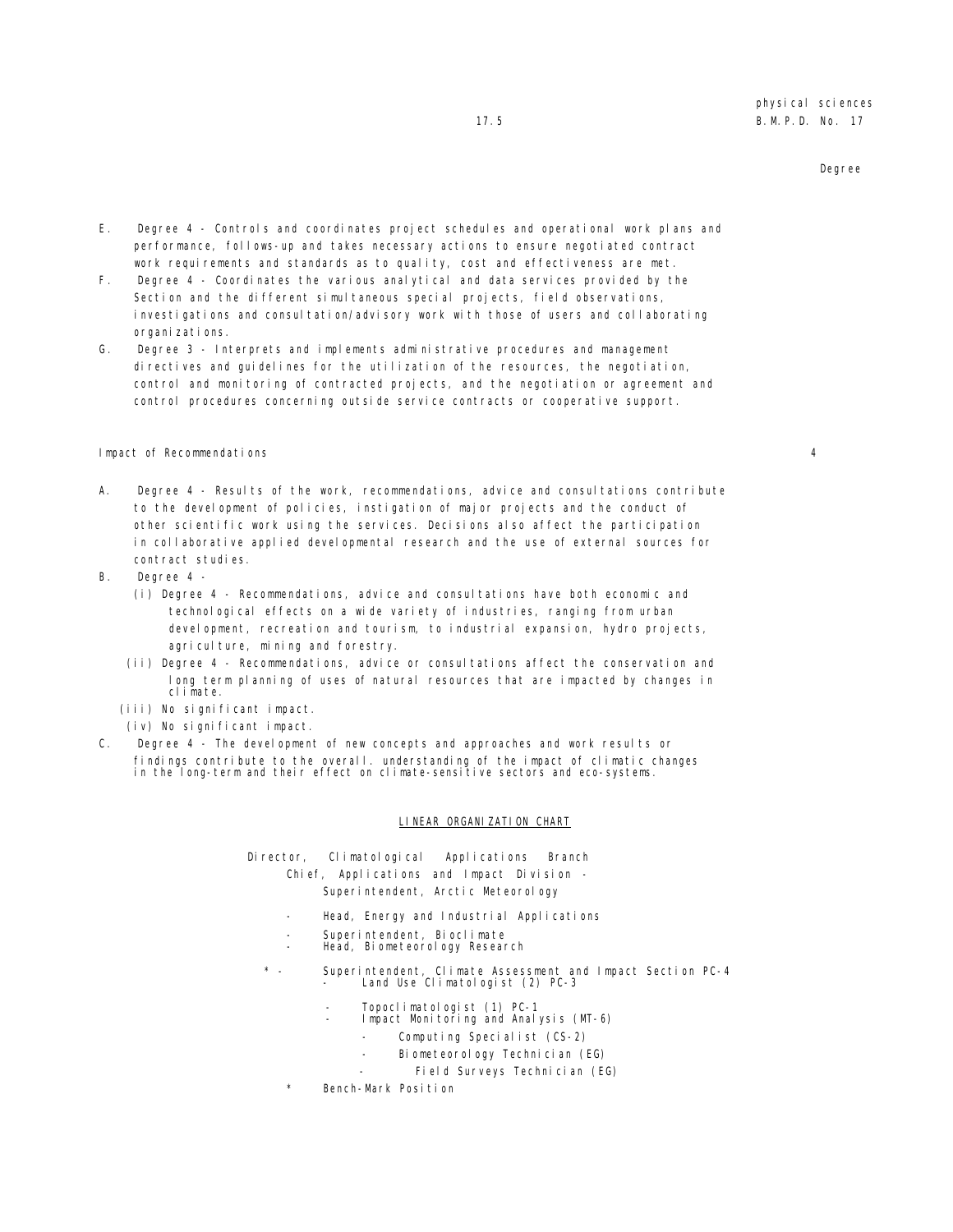Degree

E. Degree 4 - Controls and coordinates project schedules and operational work plans and performance, follows-up and takes necessary actions to ensure negotiated contract work requirements and standards as to quality, cost and effectiveness are met.

F. Degree 4 - Coordinates the various analytical and data services provided by the Section and the different simultaneous special projects, field observations, investigations and consultation/advisory work with those of users and collaborating organizations.

G. Degree 3 - Interprets and implements administrative procedures and management directives and guidelines for the utilization of the resources, the negotiation, control and monitoring of contracted projects, and the negotiation or agreement and control procedures concerning outside service contracts or cooperative support.

Impact of Recommendations 4

A. Degree 4 - Results of the work, recommendations, advice and consultations contribute to the development of policies, instigation of major projects and the conduct of other scientific work using the services. Decisions also affect the participation in collaborative applied developmental research and the use of external sources for contract studies.

B. Degree 4 -
   (i) Degree 4 - Recommendations, advice and consultations have both economic and technological effects on a wide variety of industries, ranging from urban development, recreation and tourism, to industrial expansion, hydro projects, agriculture, mining and forestry.
   (ii) Degree 4 - Recommendations, advice or consultations affect the conservation and long term planning of uses of natural resources that are impacted by changes in climate.
   (iii) No significant impact.
   (iv) No significant impact.

C. Degree 4 - The development of new concepts and approaches and work results or findings contribute to the overall. understanding of the impact of climatic changes in the long-term and their effect on climate-sensitive sectors and eco-systems.

LINEAR ORGANIZATION CHART

Director, Climatological Applications Branch
   Chief, Applications and Impact Division -
      Superintendent, Arctic Meteorology
   - Head, Energy and Industrial Applications
   - Superintendent, Bioclimate
   - Head, Biometeorology Research
   * - Superintendent, Climate Assessment and Impact Section PC-4
      - Land Use Climatologist (2) PC-3
      - Topoclimatologist (1) PC-1
      - Impact Monitoring and Analysis (MT-6)
         - Computing Specialist (CS-2)
         - Biometeorology Technician (EG)
         - Field Surveys Technician (EG)

\* Bench-Mark Position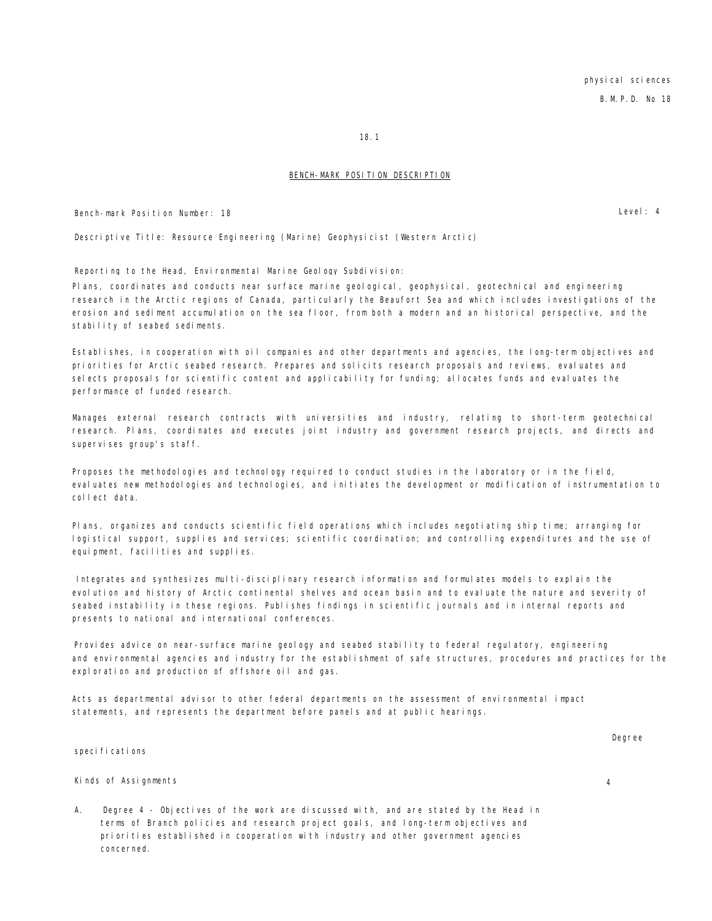physical sciences

B.M.P.D. No 18

18.1

## BENCH-MARK POSITION DESCRIPTION

Bench-mark Position Number: 18 | Level: 4

Descriptive Title: Resource Engineering (Marine) Geophysicist (Western Arctic)

Reporting to the Head, Environmental Marine Geology Subdivision:

Plans, coordinates and conducts near surface marine geological, geophysical, geotechnical and engineering research in the Arctic regions of Canada, particularly the Beaufort Sea and which includes investigations of the erosion and sediment accumulation on the sea floor, from both a modern and an historical perspective, and the stability of seabed sediments.

Establishes, in cooperation with oil companies and other departments and agencies, the long-term objectives and priorities for Arctic seabed research. Prepares and solicits research proposals and reviews, evaluates and selects proposals for scientific content and applicability for funding; allocates funds and evaluates the performance of funded research.

Manages external research contracts with universities and industry, relating to short-term geotechnical research. Plans, coordinates and executes joint industry and government research projects, and directs and supervises group's staff.

Proposes the methodologies and technology required to conduct studies in the laboratory or in the field, evaluates new methodologies and technologies, and initiates the development or modification of instrumentation to collect data.

Plans, organizes and conducts scientific field operations which includes negotiating ship time; arranging for logistical support, supplies and services; scientific coordination; and controlling expenditures and the use of equipment, facilities and supplies.

Integrates and synthesizes multi-disciplinary research information and formulates models to explain the evolution and history of Arctic continental shelves and ocean basin and to evaluate the nature and severity of seabed instability in these regions. Publishes findings in scientific journals and in internal reports and presents to national and international conferences.

Provides advice on near-surface marine geology and seabed stability to federal regulatory, engineering and environmental agencies and industry for the establishment of safe structures, procedures and practices for the exploration and production of offshore oil and gas.

Acts as departmental advisor to other federal departments on the assessment of environmental impact statements, and represents the department before panels and at public hearings.

| specifications | Degree |
|---|---|
| Kinds of Assignments | 4 |

A. Degree 4 - Objectives of the work are discussed with, and are stated by the Head in terms of Branch policies and research project goals, and long-term objectives and priorities established in cooperation with industry and other government agencies concerned.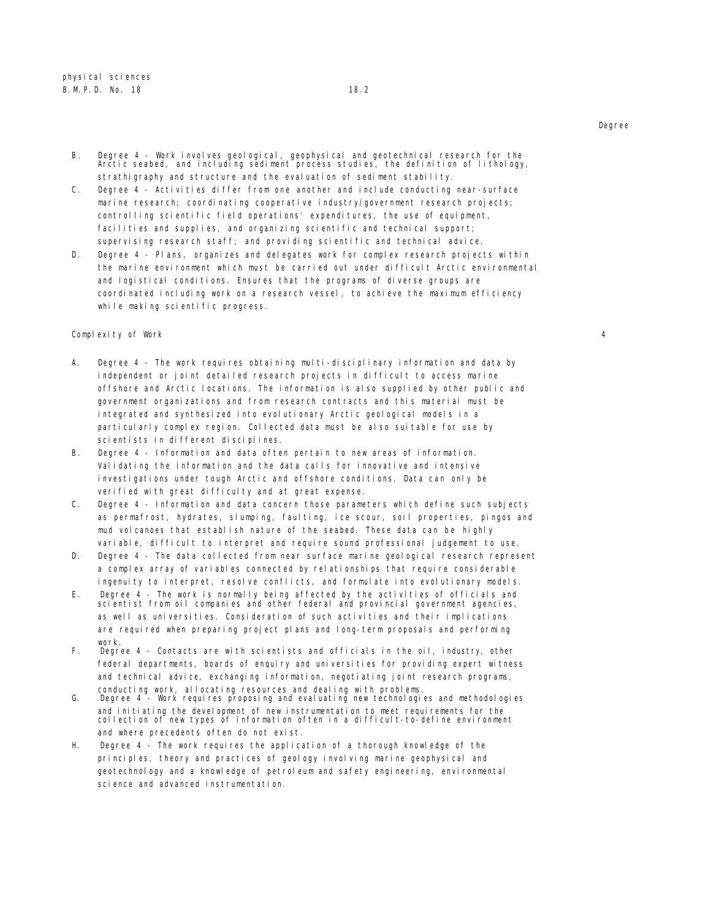Degree

B. Degree 4 - Work involves geological, geophysical and geotechnical research for the Arctic seabed, and including sediment process studies, the definition of lithology, strathigraphy and structure and the evaluation of sediment stability.

C. Degree 4 - Activities differ from one another and include conducting near-surface marine research; coordinating cooperative industry/government research projects; controlling scientific field operations' expenditures, the use of equipment, facilities and supplies, and organizing scientific and technical support; supervising research staff; and providing scientific and technical advice.

D. Degree 4 - Plans, organizes and delegates work for complex research projects within the marine environment which must be carried out under difficult Arctic environmental and logistical conditions. Ensures that the programs of diverse groups are coordinated including work on a research vessel, to achieve the maximum efficiency while making scientific progress.

Complexity of Work 4

A. Degree 4 - The work requires obtaining multi-disciplinary information and data by independent or joint detailed research projects in difficult to access marine offshore and Arctic locations. The information is also supplied by other public and government organizations and from research contracts and this material must be integrated and synthesized into evolutionary Arctic geological models in a particularly complex region. Collected data must be also suitable for use by scientists in different disciplines.

B. Degree 4 - Information and data often pertain to new areas of information. Validating the information and the data calls for innovative and intensive investigations under tough Arctic and offshore conditions. Data can only be verified with great difficulty and at great expense.

C. Degree 4 - Information and data concern those parameters which define such subjects as permafrost, hydrates, slumping, faulting, ice scour, soil properties, pingos and mud volcanoes that establish nature of the seabed. These data can be highly variable, difficult to interpret and require sound professional judgement to use.

D. Degree 4 - The data collected from near surface marine geological research represent a complex array of variables connected by relationships that require considerable ingenuity to interpret, resolve conflicts, and formulate into evolutionary models.

E. Degree 4 - The work is normally being affected by the activities of officials and scientist from oil companies and other federal and provincial government agencies, as well as universities. Consideration of such activities and their implications are required when preparing project plans and long-term proposals and performing work.

F. Degree 4 - Contacts are with scientists and officials in the oil, industry, other federal departments, boards of enquiry and universities for providing expert witness and technical advice, exchanging information, negotiating joint research programs, conducting work, allocating resources and dealing with problems.

G. Degree 4 - Work requires proposing and evaluating new technologies and methodologies and initiating the development of new instrumentation to meet requirements for the collection of new types of information often in a difficult-to-define environment and where precedents often do not exist.

H. Degree 4 - The work requires the application of a thorough knowledge of the principles, theory and practices of geology involving marine geophysical and geotechnology and a knowledge of petroleum and safety engineering, environmental science and advanced instrumentation.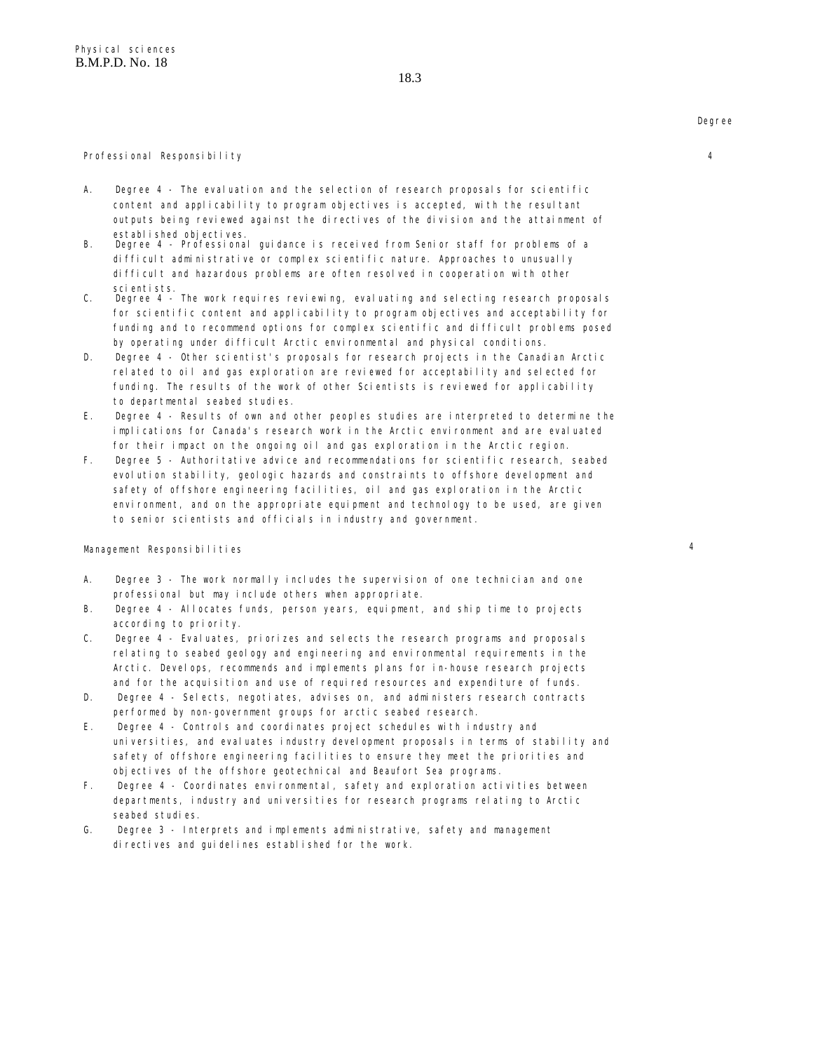Degree

Professional Responsibility 4

A. Degree 4 - The evaluation and the selection of research proposals for scientific content and applicability to program objectives is accepted, with the resultant outputs being reviewed against the directives of the division and the attainment of established objectives.

B. Degree 4 - Professional guidance is received from Senior staff for problems of a difficult administrative or complex scientific nature. Approaches to unusually difficult and hazardous problems are often resolved in cooperation with other scientists.

C. Degree 4 - The work requires reviewing, evaluating and selecting research proposals for scientific content and applicability to program objectives and acceptability for funding and to recommend options for complex scientific and difficult problems posed by operating under difficult Arctic environmental and physical conditions.

D. Degree 4 - Other scientist's proposals for research projects in the Canadian Arctic related to oil and gas exploration are reviewed for acceptability and selected for funding. The results of the work of other Scientists is reviewed for applicability to departmental seabed studies.

E. Degree 4 - Results of own and other peoples studies are interpreted to determine the implications for Canada's research work in the Arctic environment and are evaluated for their impact on the ongoing oil and gas exploration in the Arctic region.

F. Degree 5 - Authoritative advice and recommendations for scientific research, seabed evolution stability, geologic hazards and constraints to offshore development and safety of offshore engineering facilities, oil and gas exploration in the Arctic environment, and on the appropriate equipment and technology to be used, are given to senior scientists and officials in industry and government.

Management Responsibilities 4

A. Degree 3 - The work normally includes the supervision of one technician and one professional but may include others when appropriate.

B. Degree 4 - Allocates funds, person years, equipment, and ship time to projects according to priority.

C. Degree 4 - Evaluates, priorizes and selects the research programs and proposals relating to seabed geology and engineering and environmental requirements in the Arctic. Develops, recommends and implements plans for in-house research projects and for the acquisition and use of required resources and expenditure of funds.

D. Degree 4 - Selects, negotiates, advises on, and administers research contracts performed by non-government groups for arctic seabed research.

E. Degree 4 - Controls and coordinates project schedules with industry and universities, and evaluates industry development proposals in terms of stability and safety of offshore engineering facilities to ensure they meet the priorities and objectives of the offshore geotechnical and Beaufort Sea programs.

F. Degree 4 - Coordinates environmental, safety and exploration activities between departments, industry and universities for research programs relating to Arctic seabed studies.

G. Degree 3 - Interprets and implements administrative, safety and management directives and guidelines established for the work.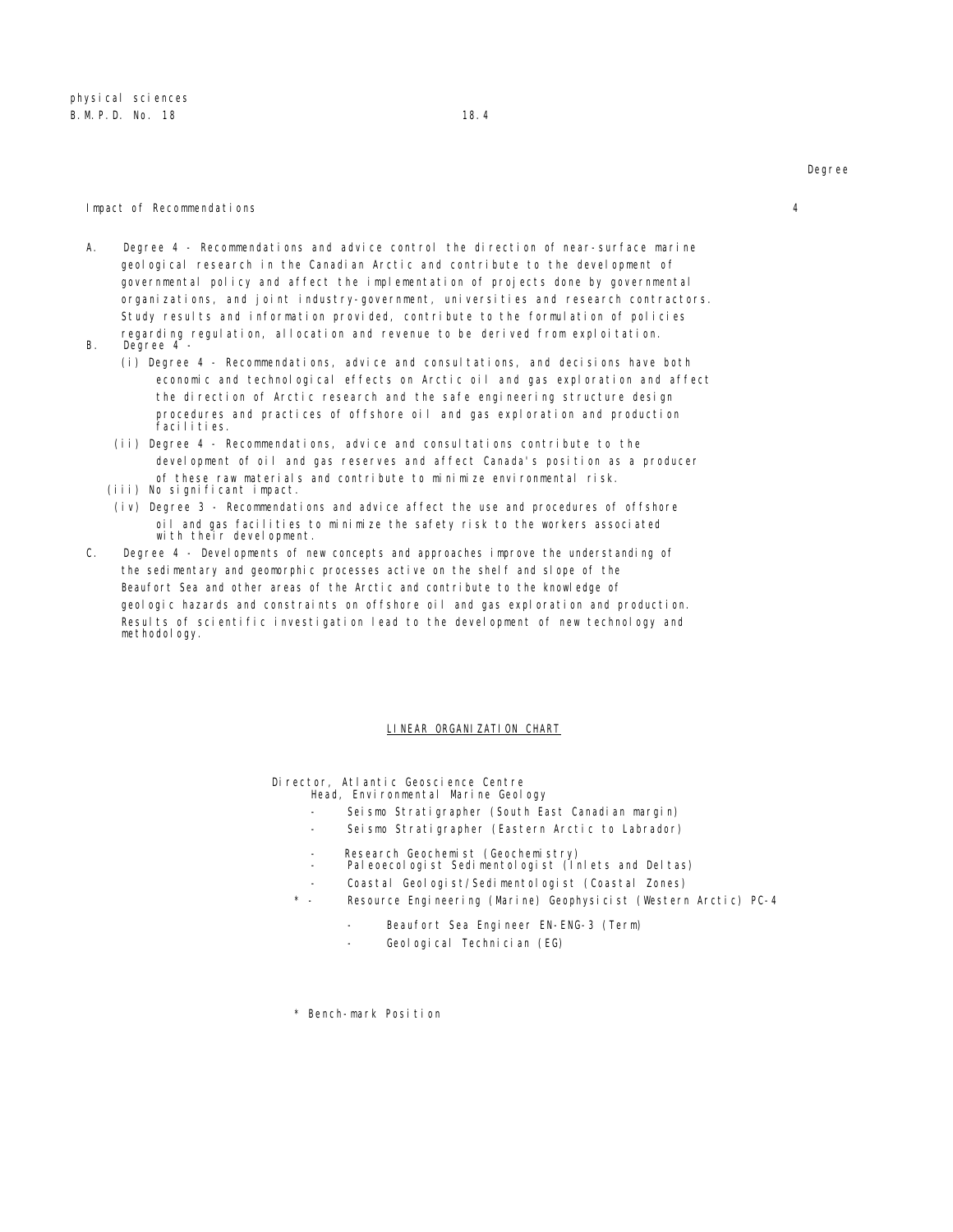Degree

Impact of Recommendations 4

A. Degree 4 - Recommendations and advice control the direction of near-surface marine geological research in the Canadian Arctic and contribute to the development of governmental policy and affect the implementation of projects done by governmental organizations, and joint industry-government, universities and research contractors. Study results and information provided, contribute to the formulation of policies regarding regulation, allocation and revenue to be derived from exploitation.

B. Degree 4 -

(i) Degree 4 - Recommendations, advice and consultations, and decisions have both economic and technological effects on Arctic oil and gas exploration and affect the direction of Arctic research and the safe engineering structure design procedures and practices of offshore oil and gas exploration and production facilities.

(ii) Degree 4 - Recommendations, advice and consultations contribute to the development of oil and gas reserves and affect Canada's position as a producer of these raw materials and contribute to minimize environmental risk.

(iii) No significant impact.

(iv) Degree 3 - Recommendations and advice affect the use and procedures of offshore oil and gas facilities to minimize the safety risk to the workers associated with their development.

C. Degree 4 - Developments of new concepts and approaches improve the understanding of the sedimentary and geomorphic processes active on the shelf and slope of the Beaufort Sea and other areas of the Arctic and contribute to the knowledge of geologic hazards and constraints on offshore oil and gas exploration and production. Results of scientific investigation lead to the development of new technology and methodology.

## LINEAR ORGANIZATION CHART

Director, Atlantic Geoscience Centre
- Head, Environmental Marine Geology
  - Seismo Stratigrapher (South East Canadian margin)
  - Seismo Stratigrapher (Eastern Arctic to Labrador)
  - Research Geochemist (Geochemistry)
  - Paleoecologist Sedimentologist (Inlets and Deltas)
  - Coastal Geologist/Sedimentologist (Coastal Zones)
  - \* Resource Engineering (Marine) Geophysicist (Western Arctic) PC-4
    - Beaufort Sea Engineer EN-ENG-3 (Term)
    - Geological Technician (EG)

\* Bench-mark Position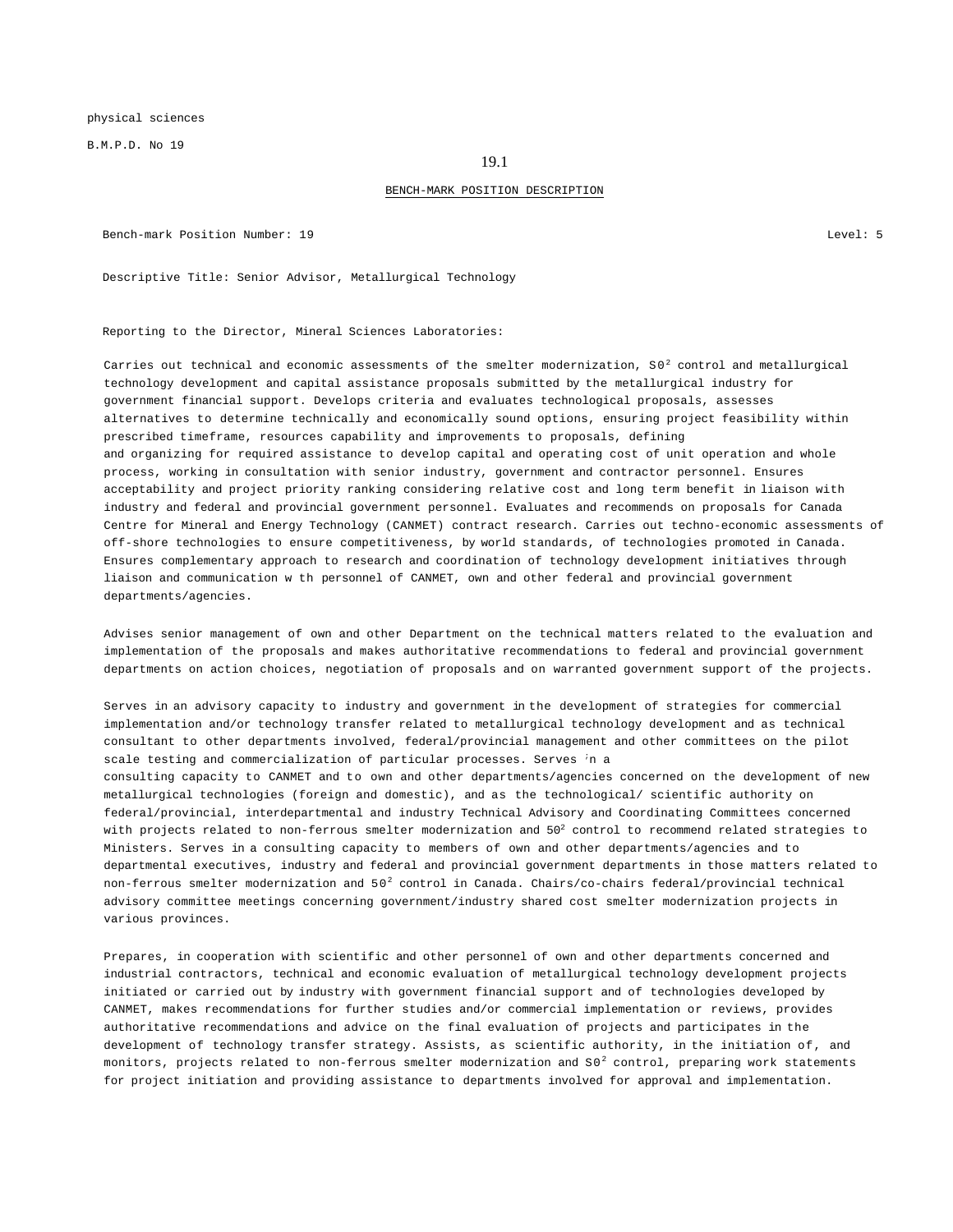physical sciences

B.M.P.D. No 19

19.1

BENCH-MARK POSITION DESCRIPTION

Bench-mark Position Number: 19 Level: 5

Descriptive Title: Senior Advisor, Metallurgical Technology

Reporting to the Director, Mineral Sciences Laboratories:

Carries out technical and economic assessments of the smelter modernization, $S0^2$ control and metallurgical technology development and capital assistance proposals submitted by the metallurgical industry for government financial support. Develops criteria and evaluates technological proposals, assesses alternatives to determine technically and economically sound options, ensuring project feasibility within prescribed timeframe, resources capability and improvements to proposals, defining and organizing for required assistance to develop capital and operating cost of unit operation and whole process, working in consultation with senior industry, government and contractor personnel. Ensures acceptability and project priority ranking considering relative cost and long term benefit in liaison with industry and federal and provincial government personnel. Evaluates and recommends on proposals for Canada Centre for Mineral and Energy Technology (CANMET) contract research. Carries out techno-economic assessments of off-shore technologies to ensure competitiveness, by world standards, of technologies promoted in Canada. Ensures complementary approach to research and coordination of technology development initiatives through liaison and communication w th personnel of CANMET, own and other federal and provincial government departments/agencies.

Advises senior management of own and other Department on the technical matters related to the evaluation and implementation of the proposals and makes authoritative recommendations to federal and provincial government departments on action choices, negotiation of proposals and on warranted government support of the projects.

Serves in an advisory capacity to industry and government in the development of strategies for commercial implementation and/or technology transfer related to metallurgical technology development and as technical consultant to other departments involved, federal/provincial management and other committees on the pilot scale testing and commercialization of particular processes. Serves in a consulting capacity to CANMET and to own and other departments/agencies concerned on the development of new metallurgical technologies (foreign and domestic), and as the technological/ scientific authority on federal/provincial, interdepartmental and industry Technical Advisory and Coordinating Committees concerned with projects related to non-ferrous smelter modernization and $50^2$ control to recommend related strategies to Ministers. Serves in a consulting capacity to members of own and other departments/agencies and to departmental executives, industry and federal and provincial government departments in those matters related to non-ferrous smelter modernization and $50^2$ control in Canada. Chairs/co-chairs federal/provincial technical advisory committee meetings concerning government/industry shared cost smelter modernization projects in various provinces.

Prepares, in cooperation with scientific and other personnel of own and other departments concerned and industrial contractors, technical and economic evaluation of metallurgical technology development projects initiated or carried out by industry with government financial support and of technologies developed by CANMET, makes recommendations for further studies and/or commercial implementation or reviews, provides authoritative recommendations and advice on the final evaluation of projects and participates in the development of technology transfer strategy. Assists, as scientific authority, in the initiation of, and monitors, projects related to non-ferrous smelter modernization and $S0^2$ control, preparing work statements for project initiation and providing assistance to departments involved for approval and implementation.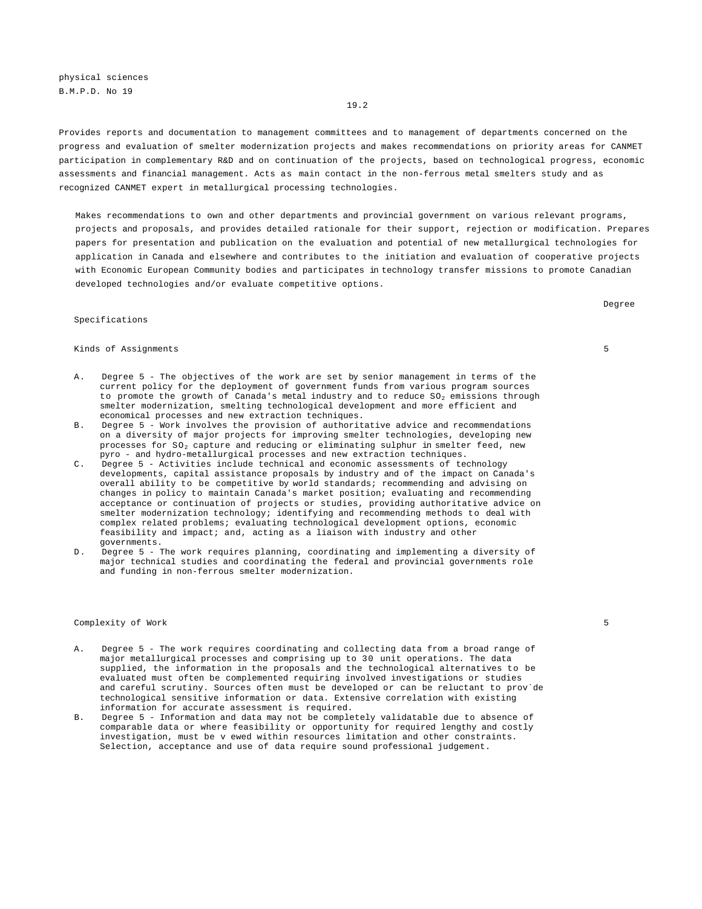physical sciences
B.M.P.D. No 19

19.2

Provides reports and documentation to management committees and to management of departments concerned on the progress and evaluation of smelter modernization projects and makes recommendations on priority areas for CANMET participation in complementary R&D and on continuation of the projects, based on technological progress, economic assessments and financial management. Acts as main contact in the non-ferrous metal smelters study and as recognized CANMET expert in metallurgical processing technologies.

Makes recommendations to own and other departments and provincial government on various relevant programs, projects and proposals, and provides detailed rationale for their support, rejection or modification. Prepares papers for presentation and publication on the evaluation and potential of new metallurgical technologies for application in Canada and elsewhere and contributes to the initiation and evaluation of cooperative projects with Economic European Community bodies and participates in technology transfer missions to promote Canadian developed technologies and/or evaluate competitive options.

| Specifications | Degree |
|---|---|
| Kinds of Assignments | 5 |

A. Degree 5 - The objectives of the work are set by senior management in terms of the current policy for the deployment of government funds from various program sources to promote the growth of Canada's metal industry and to reduce $SO_2$ emissions through smelter modernization, smelting technological development and more efficient and economical processes and new extraction techniques.

B. Degree 5 - Work involves the provision of authoritative advice and recommendations on a diversity of major projects for improving smelter technologies, developing new processes for $SO_2$ capture and reducing or eliminating sulphur in smelter feed, new pyro - and hydro-metallurgical processes and new extraction techniques.

C. Degree 5 - Activities include technical and economic assessments of technology developments, capital assistance proposals by industry and of the impact on Canada's overall ability to be competitive by world standards; recommending and advising on changes in policy to maintain Canada's market position; evaluating and recommending acceptance or continuation of projects or studies, providing authoritative advice on smelter modernization technology; identifying and recommending methods to deal with complex related problems; evaluating technological development options, economic feasibility and impact; and, acting as a liaison with industry and other governments.

D. Degree 5 - The work requires planning, coordinating and implementing a diversity of major technical studies and coordinating the federal and provincial governments role and funding in non-ferrous smelter modernization.

| | |
|---|---|
| Complexity of Work | 5 |

A. Degree 5 - The work requires coordinating and collecting data from a broad range of major metallurgical processes and comprising up to 30 unit operations. The data supplied, the information in the proposals and the technological alternatives to be evaluated must often be complemented requiring involved investigations or studies and careful scrutiny. Sources often must be developed or can be reluctant to prov`de technological sensitive information or data. Extensive correlation with existing information for accurate assessment is required.

B. Degree 5 - Information and data may not be completely validatable due to absence of comparable data or where feasibility or opportunity for required lengthy and costly investigation, must be v ewed within resources limitation and other constraints. Selection, acceptance and use of data require sound professional judgement.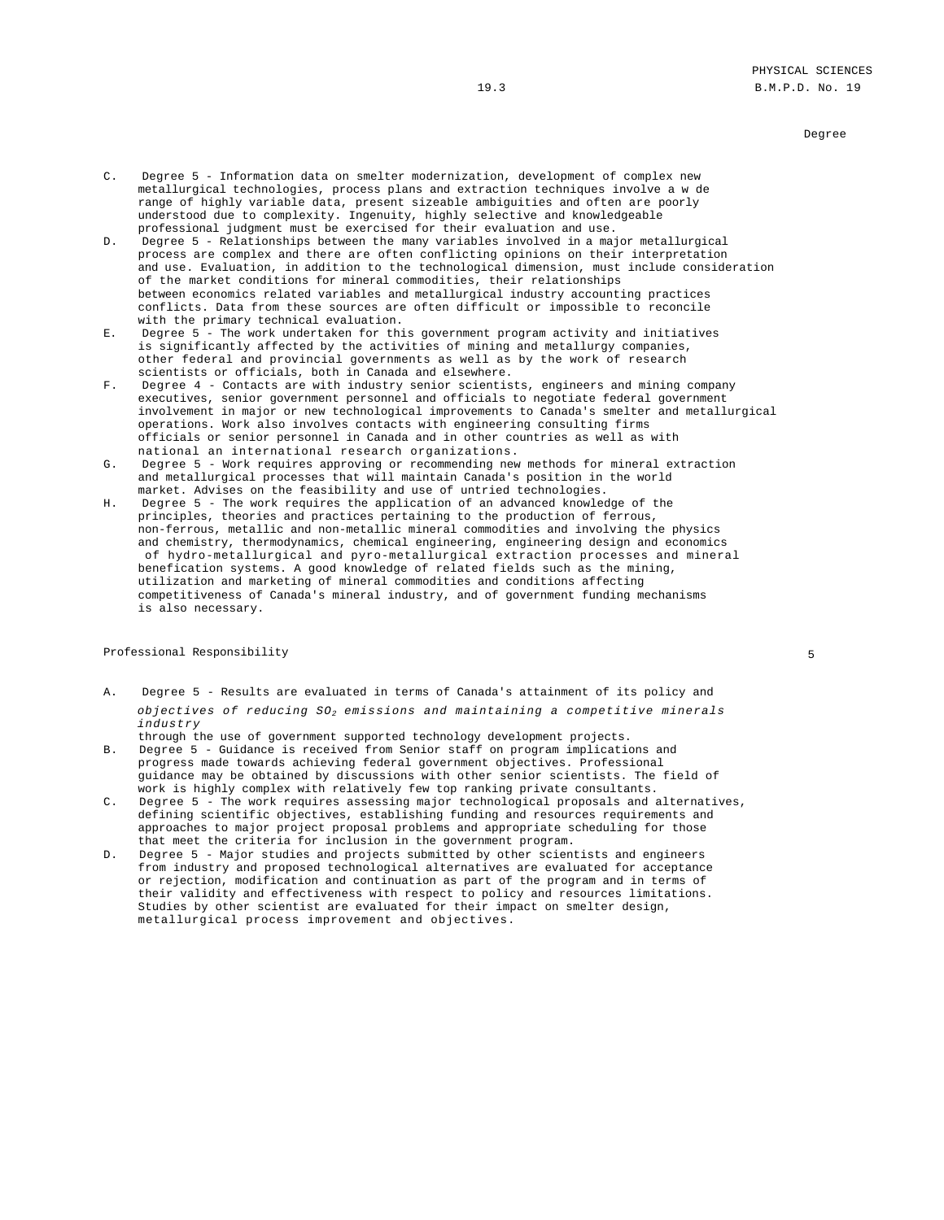Degree

C. Degree 5 - Information data on smelter modernization, development of complex new metallurgical technologies, process plans and extraction techniques involve a w de range of highly variable data, present sizeable ambiguities and often are poorly understood due to complexity. Ingenuity, highly selective and knowledgeable professional judgment must be exercised for their evaluation and use.

D. Degree 5 - Relationships between the many variables involved in a major metallurgical process are complex and there are often conflicting opinions on their interpretation and use. Evaluation, in addition to the technological dimension, must include consideration of the market conditions for mineral commodities, their relationships between economics related variables and metallurgical industry accounting practices conflicts. Data from these sources are often difficult or impossible to reconcile with the primary technical evaluation.

E. Degree 5 - The work undertaken for this government program activity and initiatives is significantly affected by the activities of mining and metallurgy companies, other federal and provincial governments as well as by the work of research scientists or officials, both in Canada and elsewhere.

F. Degree 4 - Contacts are with industry senior scientists, engineers and mining company executives, senior government personnel and officials to negotiate federal government involvement in major or new technological improvements to Canada's smelter and metallurgical operations. Work also involves contacts with engineering consulting firms officials or senior personnel in Canada and in other countries as well as with national an international research organizations.

G. Degree 5 - Work requires approving or recommending new methods for mineral extraction and metallurgical processes that will maintain Canada's position in the world market. Advises on the feasibility and use of untried technologies.

H. Degree 5 - The work requires the application of an advanced knowledge of the principles, theories and practices pertaining to the production of ferrous, non-ferrous, metallic and non-metallic mineral commodities and involving the physics and chemistry, thermodynamics, chemical engineering, engineering design and economics of hydro-metallurgical and pyro-metallurgical extraction processes and mineral benefication systems. A good knowledge of related fields such as the mining, utilization and marketing of mineral commodities and conditions affecting competitiveness of Canada's mineral industry, and of government funding mechanisms is also necessary.

Professional Responsibility 5

A. Degree 5 - Results are evaluated in terms of Canada's attainment of its policy and *objectives of reducing $SO_2$ emissions and maintaining a competitive minerals industry* through the use of government supported technology development projects.

B. Degree 5 - Guidance is received from Senior staff on program implications and progress made towards achieving federal government objectives. Professional guidance may be obtained by discussions with other senior scientists. The field of work is highly complex with relatively few top ranking private consultants.

C. Degree 5 - The work requires assessing major technological proposals and alternatives, defining scientific objectives, establishing funding and resources requirements and approaches to major project proposal problems and appropriate scheduling for those that meet the criteria for inclusion in the government program.

D. Degree 5 - Major studies and projects submitted by other scientists and engineers from industry and proposed technological alternatives are evaluated for acceptance or rejection, modification and continuation as part of the program and in terms of their validity and effectiveness with respect to policy and resources limitations. Studies by other scientist are evaluated for their impact on smelter design, metallurgical process improvement and objectives.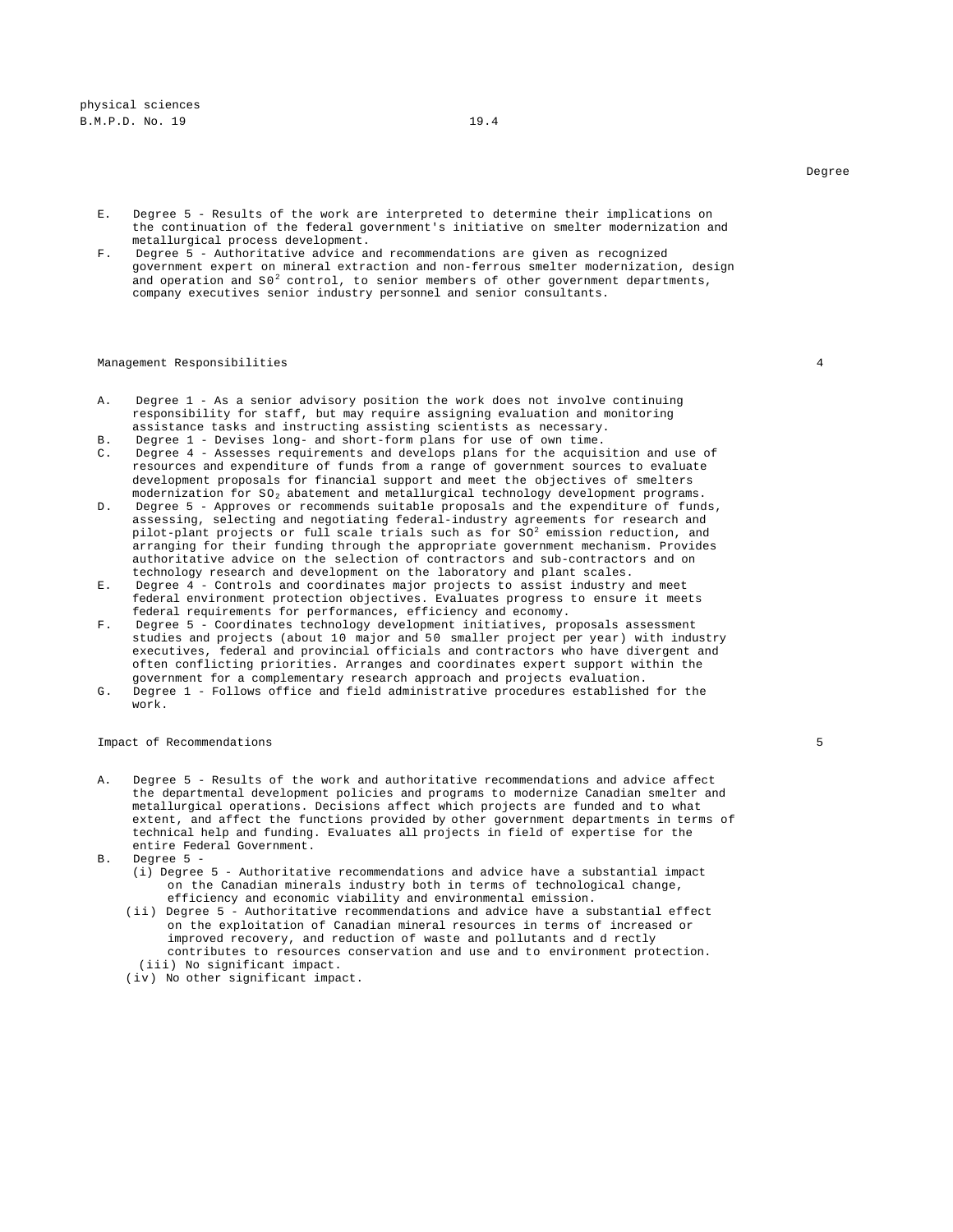Degree

E. Degree 5 - Results of the work are interpreted to determine their implications on the continuation of the federal government's initiative on smelter modernization and metallurgical process development.

F. Degree 5 - Authoritative advice and recommendations are given as recognized government expert on mineral extraction and non-ferrous smelter modernization, design and operation and $S0^2$ control, to senior members of other government departments, company executives senior industry personnel and senior consultants.

Management Responsibilities 4

A. Degree 1 - As a senior advisory position the work does not involve continuing responsibility for staff, but may require assigning evaluation and monitoring assistance tasks and instructing assisting scientists as necessary.

B. Degree 1 - Devises long- and short-form plans for use of own time.

C. Degree 4 - Assesses requirements and develops plans for the acquisition and use of resources and expenditure of funds from a range of government sources to evaluate development proposals for financial support and meet the objectives of smelters modernization for $SO_2$ abatement and metallurgical technology development programs.

D. Degree 5 - Approves or recommends suitable proposals and the expenditure of funds, assessing, selecting and negotiating federal-industry agreements for research and pilot-plant projects or full scale trials such as for $SO^2$ emission reduction, and arranging for their funding through the appropriate government mechanism. Provides authoritative advice on the selection of contractors and sub-contractors and on technology research and development on the laboratory and plant scales.

E. Degree 4 - Controls and coordinates major projects to assist industry and meet federal environment protection objectives. Evaluates progress to ensure it meets federal requirements for performances, efficiency and economy.

F. Degree 5 - Coordinates technology development initiatives, proposals assessment studies and projects (about 10 major and 50 smaller project per year) with industry executives, federal and provincial officials and contractors who have divergent and often conflicting priorities. Arranges and coordinates expert support within the government for a complementary research approach and projects evaluation.

G. Degree 1 - Follows office and field administrative procedures established for the work.

Impact of Recommendations 5

A. Degree 5 - Results of the work and authoritative recommendations and advice affect the departmental development policies and programs to modernize Canadian smelter and metallurgical operations. Decisions affect which projects are funded and to what extent, and affect the functions provided by other government departments in terms of technical help and funding. Evaluates all projects in field of expertise for the entire Federal Government.

B. Degree 5 -
   (i) Degree 5 - Authoritative recommendations and advice have a substantial impact on the Canadian minerals industry both in terms of technological change, efficiency and economic viability and environmental emission.
   (ii) Degree 5 - Authoritative recommendations and advice have a substantial effect on the exploitation of Canadian mineral resources in terms of increased or improved recovery, and reduction of waste and pollutants and d rectly contributes to resources conservation and use and to environment protection.
   (iii) No significant impact.
   (iv) No other significant impact.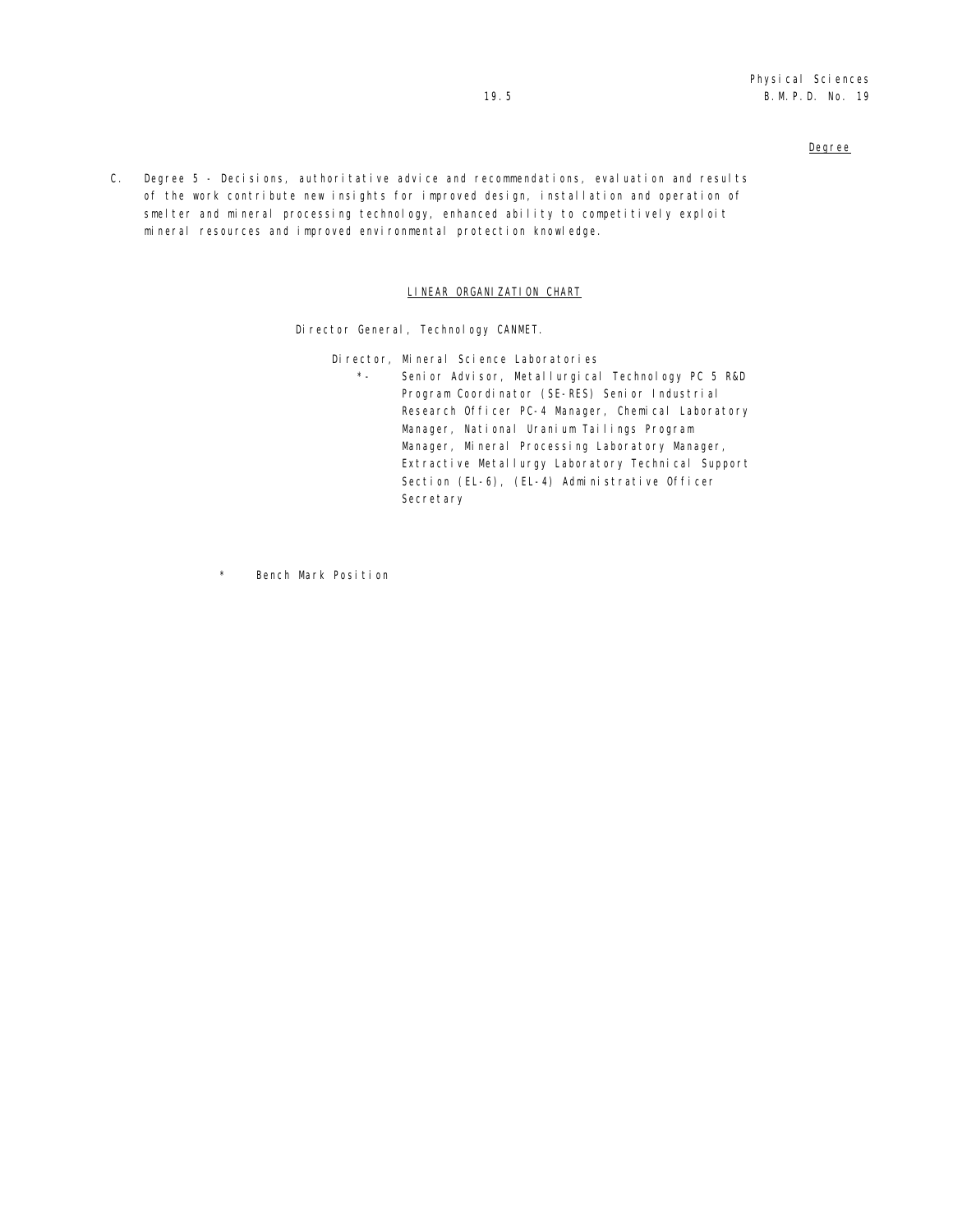Degree

C. Degree 5 - Decisions, authoritative advice and recommendations, evaluation and results of the work contribute new insights for improved design, installation and operation of smelter and mineral processing technology, enhanced ability to competitively exploit mineral resources and improved environmental protection knowledge.

LINEAR ORGANIZATION CHART

Director General, Technology CANMET.

Director, Mineral Science Laboratories

*- Senior Advisor, Metallurgical Technology PC 5 R&D Program Coordinator (SE-RES) Senior Industrial Research Officer PC-4 Manager, Chemical Laboratory Manager, National Uranium Tailings Program Manager, Mineral Processing Laboratory Manager, Extractive Metallurgy Laboratory Technical Support Section (EL-6), (EL-4) Administrative Officer Secretary

\* Bench Mark Position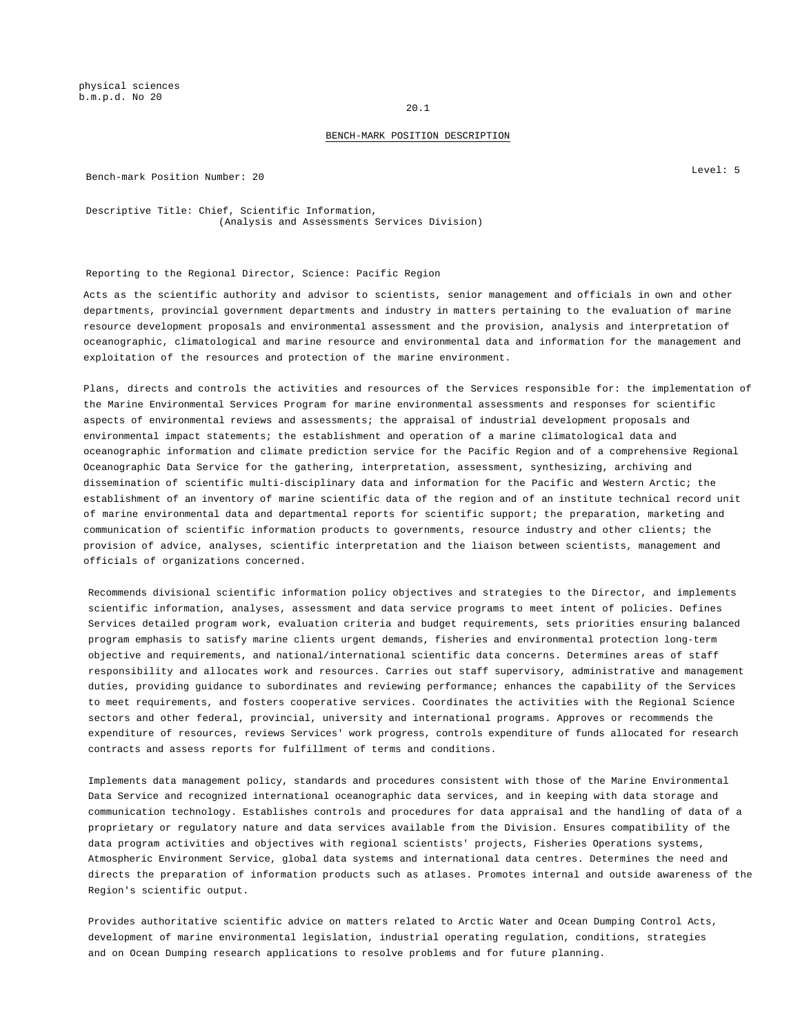physical sciences
b.m.p.d. No 20

20.1

BENCH-MARK POSITION DESCRIPTION

Bench-mark Position Number: 20

Level: 5

Descriptive Title: Chief, Scientific Information,
(Analysis and Assessments Services Division)

Reporting to the Regional Director, Science: Pacific Region

Acts as the scientific authority and advisor to scientists, senior management and officials in own and other departments, provincial government departments and industry in matters pertaining to the evaluation of marine resource development proposals and environmental assessment and the provision, analysis and interpretation of oceanographic, climatological and marine resource and environmental data and information for the management and exploitation of the resources and protection of the marine environment.

Plans, directs and controls the activities and resources of the Services responsible for: the implementation of the Marine Environmental Services Program for marine environmental assessments and responses for scientific aspects of environmental reviews and assessments; the appraisal of industrial development proposals and environmental impact statements; the establishment and operation of a marine climatological data and oceanographic information and climate prediction service for the Pacific Region and of a comprehensive Regional Oceanographic Data Service for the gathering, interpretation, assessment, synthesizing, archiving and dissemination of scientific multi-disciplinary data and information for the Pacific and Western Arctic; the establishment of an inventory of marine scientific data of the region and of an institute technical record unit of marine environmental data and departmental reports for scientific support; the preparation, marketing and communication of scientific information products to governments, resource industry and other clients; the provision of advice, analyses, scientific interpretation and the liaison between scientists, management and officials of organizations concerned.

Recommends divisional scientific information policy objectives and strategies to the Director, and implements scientific information, analyses, assessment and data service programs to meet intent of policies. Defines Services detailed program work, evaluation criteria and budget requirements, sets priorities ensuring balanced program emphasis to satisfy marine clients urgent demands, fisheries and environmental protection long-term objective and requirements, and national/international scientific data concerns. Determines areas of staff responsibility and allocates work and resources. Carries out staff supervisory, administrative and management duties, providing guidance to subordinates and reviewing performance; enhances the capability of the Services to meet requirements, and fosters cooperative services. Coordinates the activities with the Regional Science sectors and other federal, provincial, university and international programs. Approves or recommends the expenditure of resources, reviews Services' work progress, controls expenditure of funds allocated for research contracts and assess reports for fulfillment of terms and conditions.

Implements data management policy, standards and procedures consistent with those of the Marine Environmental Data Service and recognized international oceanographic data services, and in keeping with data storage and communication technology. Establishes controls and procedures for data appraisal and the handling of data of a proprietary or regulatory nature and data services available from the Division. Ensures compatibility of the data program activities and objectives with regional scientists' projects, Fisheries Operations systems, Atmospheric Environment Service, global data systems and international data centres. Determines the need and directs the preparation of information products such as atlases. Promotes internal and outside awareness of the Region's scientific output.

Provides authoritative scientific advice on matters related to Arctic Water and Ocean Dumping Control Acts, development of marine environmental legislation, industrial operating regulation, conditions, strategies and on Ocean Dumping research applications to resolve problems and for future planning.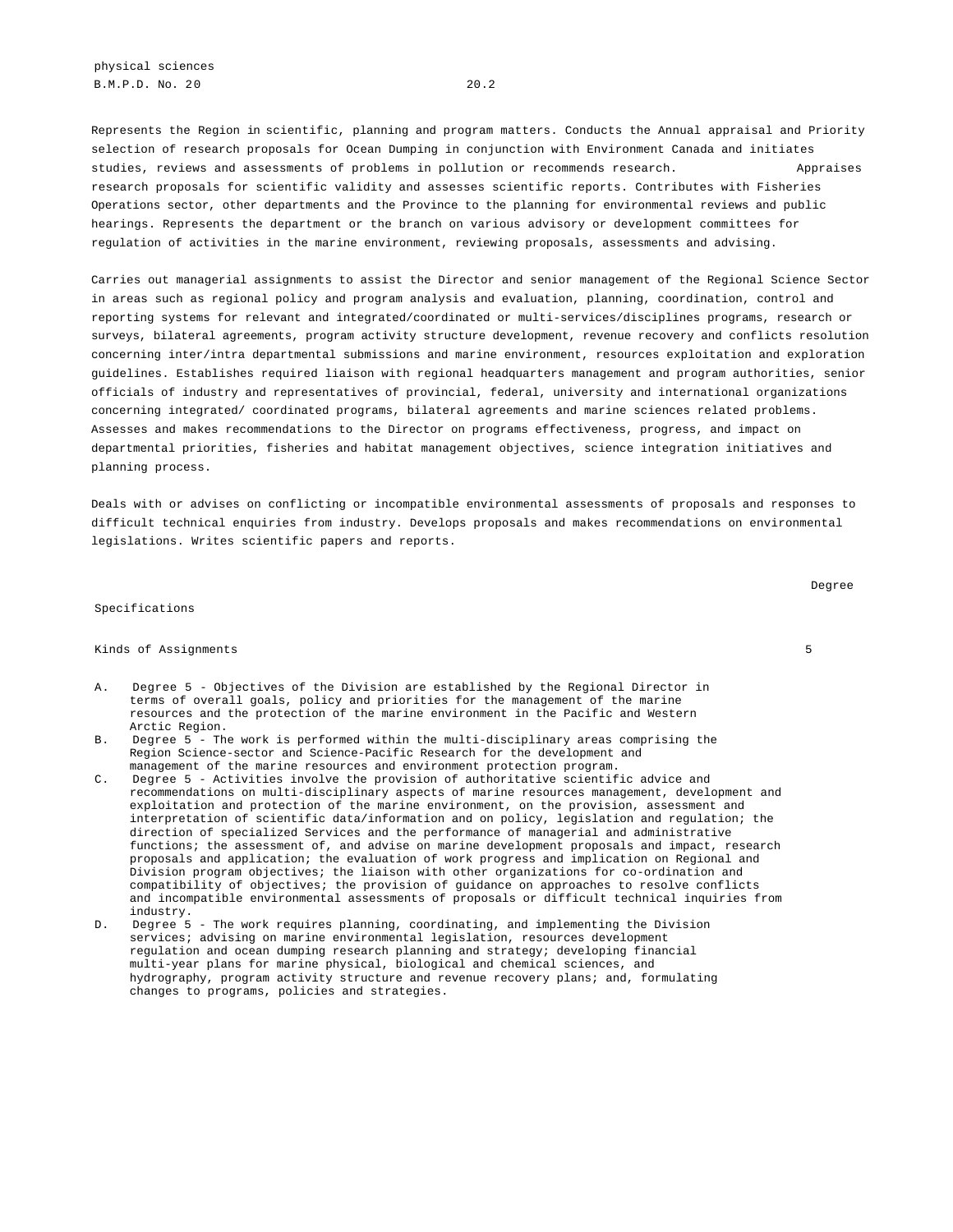Represents the Region in scientific, planning and program matters. Conducts the Annual appraisal and Priority selection of research proposals for Ocean Dumping in conjunction with Environment Canada and initiates studies, reviews and assessments of problems in pollution or recommends research. Appraises research proposals for scientific validity and assesses scientific reports. Contributes with Fisheries Operations sector, other departments and the Province to the planning for environmental reviews and public hearings. Represents the department or the branch on various advisory or development committees for regulation of activities in the marine environment, reviewing proposals, assessments and advising.

Carries out managerial assignments to assist the Director and senior management of the Regional Science Sector in areas such as regional policy and program analysis and evaluation, planning, coordination, control and reporting systems for relevant and integrated/coordinated or multi-services/disciplines programs, research or surveys, bilateral agreements, program activity structure development, revenue recovery and conflicts resolution concerning inter/intra departmental submissions and marine environment, resources exploitation and exploration guidelines. Establishes required liaison with regional headquarters management and program authorities, senior officials of industry and representatives of provincial, federal, university and international organizations concerning integrated/ coordinated programs, bilateral agreements and marine sciences related problems. Assesses and makes recommendations to the Director on programs effectiveness, progress, and impact on departmental priorities, fisheries and habitat management objectives, science integration initiatives and planning process.

Deals with or advises on conflicting or incompatible environmental assessments of proposals and responses to difficult technical enquiries from industry. Develops proposals and makes recommendations on environmental legislations. Writes scientific papers and reports.

| Specifications | Degree |
|---|---|
| Kinds of Assignments | 5 |

A. Degree 5 - Objectives of the Division are established by the Regional Director in terms of overall goals, policy and priorities for the management of the marine resources and the protection of the marine environment in the Pacific and Western Arctic Region.

B. Degree 5 - The work is performed within the multi-disciplinary areas comprising the Region Science-sector and Science-Pacific Research for the development and management of the marine resources and environment protection program.

C. Degree 5 - Activities involve the provision of authoritative scientific advice and recommendations on multi-disciplinary aspects of marine resources management, development and exploitation and protection of the marine environment, on the provision, assessment and interpretation of scientific data/information and on policy, legislation and regulation; the direction of specialized Services and the performance of managerial and administrative functions; the assessment of, and advise on marine development proposals and impact, research proposals and application; the evaluation of work progress and implication on Regional and Division program objectives; the liaison with other organizations for co-ordination and compatibility of objectives; the provision of guidance on approaches to resolve conflicts and incompatible environmental assessments of proposals or difficult technical inquiries from industry.

D. Degree 5 - The work requires planning, coordinating, and implementing the Division services; advising on marine environmental legislation, resources development regulation and ocean dumping research planning and strategy; developing financial multi-year plans for marine physical, biological and chemical sciences, and hydrography, program activity structure and revenue recovery plans; and, formulating changes to programs, policies and strategies.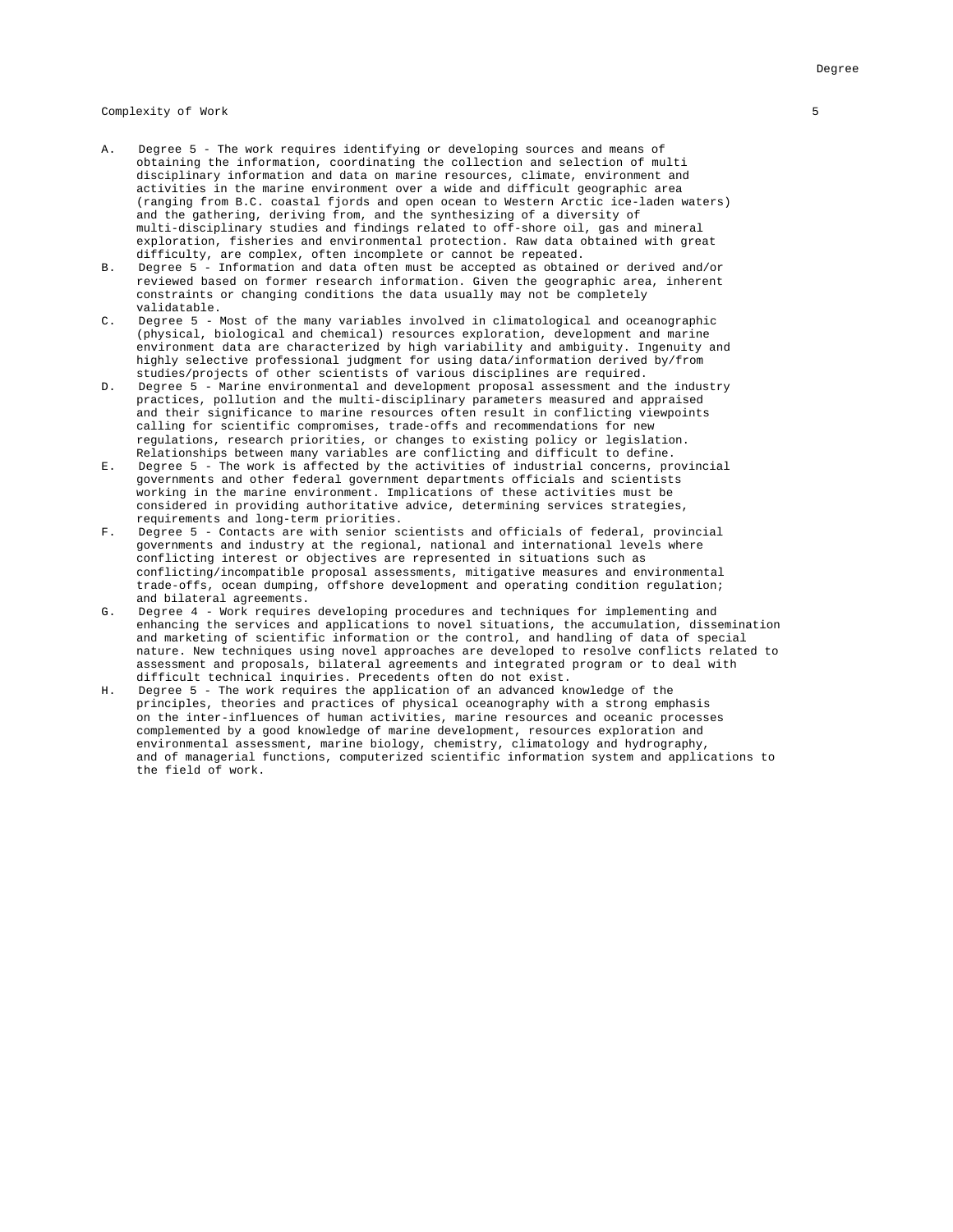| | Degree |
|---|---|
| Complexity of Work | 5 |

A. Degree 5 - The work requires identifying or developing sources and means of obtaining the information, coordinating the collection and selection of multi disciplinary information and data on marine resources, climate, environment and activities in the marine environment over a wide and difficult geographic area (ranging from B.C. coastal fjords and open ocean to Western Arctic ice-laden waters) and the gathering, deriving from, and the synthesizing of a diversity of multi-disciplinary studies and findings related to off-shore oil, gas and mineral exploration, fisheries and environmental protection. Raw data obtained with great difficulty, are complex, often incomplete or cannot be repeated.

B. Degree 5 - Information and data often must be accepted as obtained or derived and/or reviewed based on former research information. Given the geographic area, inherent constraints or changing conditions the data usually may not be completely validatable.

C. Degree 5 - Most of the many variables involved in climatological and oceanographic (physical, biological and chemical) resources exploration, development and marine environment data are characterized by high variability and ambiguity. Ingenuity and highly selective professional judgment for using data/information derived by/from studies/projects of other scientists of various disciplines are required.

D. Degree 5 - Marine environmental and development proposal assessment and the industry practices, pollution and the multi-disciplinary parameters measured and appraised and their significance to marine resources often result in conflicting viewpoints calling for scientific compromises, trade-offs and recommendations for new regulations, research priorities, or changes to existing policy or legislation. Relationships between many variables are conflicting and difficult to define.

E. Degree 5 - The work is affected by the activities of industrial concerns, provincial governments and other federal government departments officials and scientists working in the marine environment. Implications of these activities must be considered in providing authoritative advice, determining services strategies, requirements and long-term priorities.

F. Degree 5 - Contacts are with senior scientists and officials of federal, provincial governments and industry at the regional, national and international levels where conflicting interest or objectives are represented in situations such as conflicting/incompatible proposal assessments, mitigative measures and environmental trade-offs, ocean dumping, offshore development and operating condition regulation; and bilateral agreements.

G. Degree 4 - Work requires developing procedures and techniques for implementing and enhancing the services and applications to novel situations, the accumulation, dissemination and marketing of scientific information or the control, and handling of data of special nature. New techniques using novel approaches are developed to resolve conflicts related to assessment and proposals, bilateral agreements and integrated program or to deal with difficult technical inquiries. Precedents often do not exist.

H. Degree 5 - The work requires the application of an advanced knowledge of the principles, theories and practices of physical oceanography with a strong emphasis on the inter-influences of human activities, marine resources and oceanic processes complemented by a good knowledge of marine development, resources exploration and environmental assessment, marine biology, chemistry, climatology and hydrography, and of managerial functions, computerized scientific information system and applications to the field of work.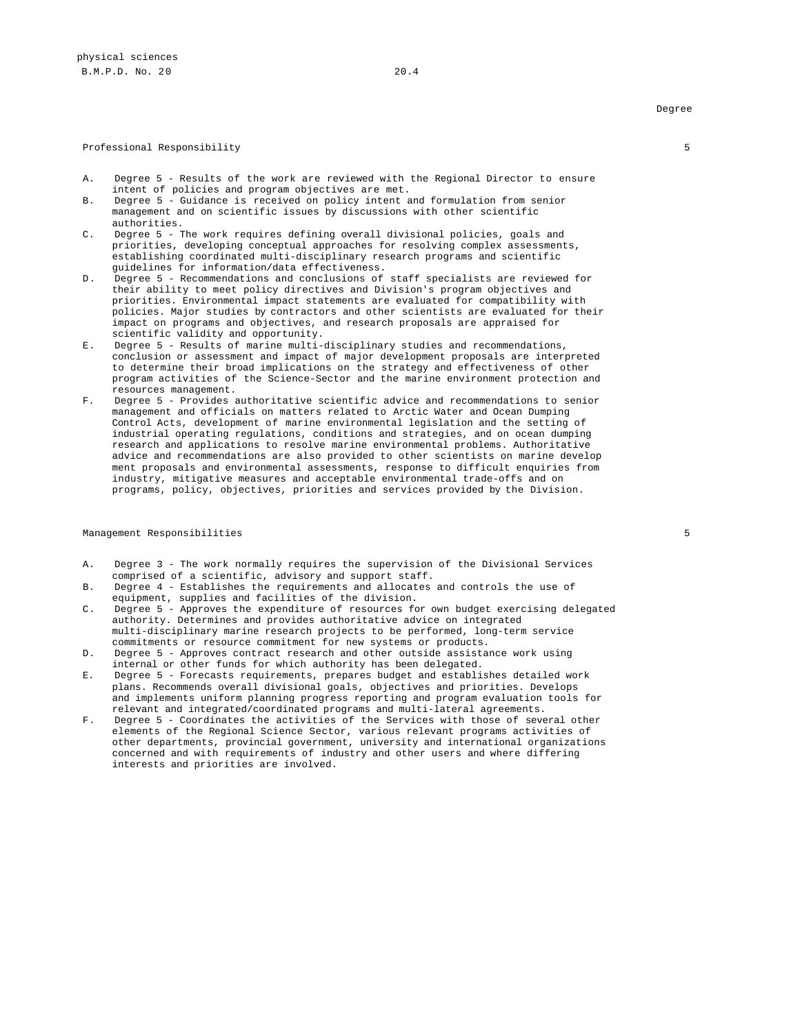physical sciences
B.M.P.D. No. 20 20.4

Degree

**Professional Responsibility** 5

A. Degree 5 - Results of the work are reviewed with the Regional Director to ensure intent of policies and program objectives are met.
B. Degree 5 - Guidance is received on policy intent and formulation from senior management and on scientific issues by discussions with other scientific authorities.
C. Degree 5 - The work requires defining overall divisional policies, goals and priorities, developing conceptual approaches for resolving complex assessments, establishing coordinated multi-disciplinary research programs and scientific guidelines for information/data effectiveness.
D. Degree 5 - Recommendations and conclusions of staff specialists are reviewed for their ability to meet policy directives and Division's program objectives and priorities. Environmental impact statements are evaluated for compatibility with policies. Major studies by contractors and other scientists are evaluated for their impact on programs and objectives, and research proposals are appraised for scientific validity and opportunity.
E. Degree 5 - Results of marine multi-disciplinary studies and recommendations, conclusion or assessment and impact of major development proposals are interpreted to determine their broad implications on the strategy and effectiveness of other program activities of the Science-Sector and the marine environment protection and resources management.
F. Degree 5 - Provides authoritative scientific advice and recommendations to senior management and officials on matters related to Arctic Water and Ocean Dumping Control Acts, development of marine environmental legislation and the setting of industrial operating regulations, conditions and strategies, and on ocean dumping research and applications to resolve marine environmental problems. Authoritative advice and recommendations are also provided to other scientists on marine develop ment proposals and environmental assessments, response to difficult enquiries from industry, mitigative measures and acceptable environmental trade-offs and on programs, policy, objectives, priorities and services provided by the Division.

**Management Responsibilities** 5

A. Degree 3 - The work normally requires the supervision of the Divisional Services comprised of a scientific, advisory and support staff.
B. Degree 4 - Establishes the requirements and allocates and controls the use of equipment, supplies and facilities of the division.
C. Degree 5 - Approves the expenditure of resources for own budget exercising delegated authority. Determines and provides authoritative advice on integrated multi-disciplinary marine research projects to be performed, long-term service commitments or resource commitment for new systems or products.
D. Degree 5 - Approves contract research and other outside assistance work using internal or other funds for which authority has been delegated.
E. Degree 5 - Forecasts requirements, prepares budget and establishes detailed work plans. Recommends overall divisional goals, objectives and priorities. Develops and implements uniform planning progress reporting and program evaluation tools for relevant and integrated/coordinated programs and multi-lateral agreements.
F. Degree 5 - Coordinates the activities of the Services with those of several other elements of the Regional Science Sector, various relevant programs activities of other departments, provincial government, university and international organizations concerned and with requirements of industry and other users and where differing interests and priorities are involved.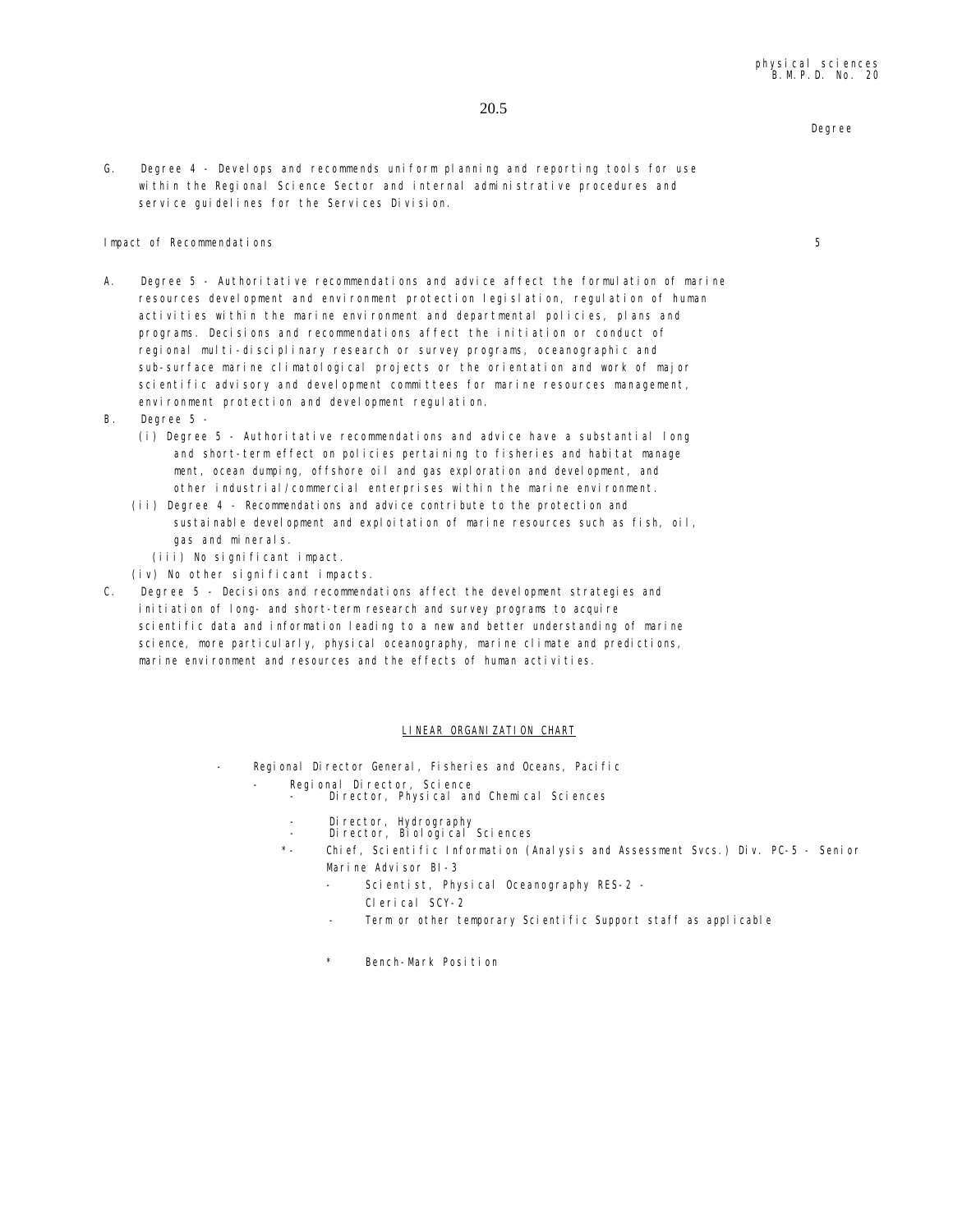Degree

G. Degree 4 - Develops and recommends uniform planning and reporting tools for use within the Regional Science Sector and internal administrative procedures and service guidelines for the Services Division.

Impact of Recommendations 5

A. Degree 5 - Authoritative recommendations and advice affect the formulation of marine resources development and environment protection legislation, regulation of human activities within the marine environment and departmental policies, plans and programs. Decisions and recommendations affect the initiation or conduct of regional multi-disciplinary research or survey programs, oceanographic and sub-surface marine climatological projects or the orientation and work of major scientific advisory and development committees for marine resources management, environment protection and development regulation.

B. Degree 5 -
   (i) Degree 5 - Authoritative recommendations and advice have a substantial long and short-term effect on policies pertaining to fisheries and habitat manage ment, ocean dumping, offshore oil and gas exploration and development, and other industrial/commercial enterprises within the marine environment.
   (ii) Degree 4 - Recommendations and advice contribute to the protection and sustainable development and exploitation of marine resources such as fish, oil, gas and minerals.
   (iii) No significant impact.
   (iv) No other significant impacts.

C. Degree 5 - Decisions and recommendations affect the development strategies and initiation of long- and short-term research and survey programs to acquire scientific data and information leading to a new and better understanding of marine science, more particularly, physical oceanography, marine climate and predictions, marine environment and resources and the effects of human activities.

LINEAR ORGANIZATION CHART

- Regional Director General, Fisheries and Oceans, Pacific
  - Regional Director, Science
    - Director, Physical and Chemical Sciences
    - Director, Hydrography
    - Director, Biological Sciences
    - *- Chief, Scientific Information (Analysis and Assessment Svcs.) Div. PC-5 - Senior Marine Advisor BI-3
      - Scientist, Physical Oceanography RES-2 -
        Clerical SCY-2
      - Term or other temporary Scientific Support staff as applicable

\* Bench-Mark Position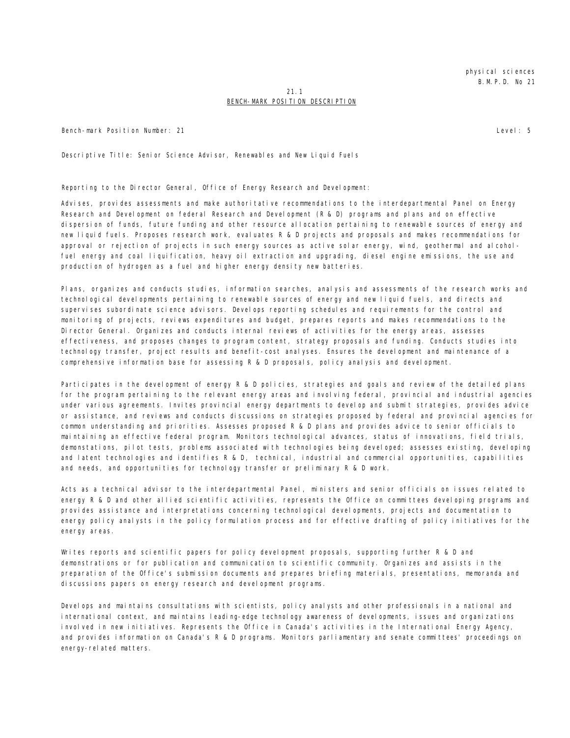21.1

## BENCH-MARK POSITION DESCRIPTION

Bench-mark Position Number: 21 Level: 5

Descriptive Title: Senior Science Advisor, Renewables and New Liquid Fuels

Reporting to the Director General, Office of Energy Research and Development:

Advises, provides assessments and make authoritative recommendations to the interdepartmental Panel on Energy Research and Development on federal Research and Development (R & D) programs and plans and on effective dispersion of funds, future funding and other resource allocation pertaining to renewable sources of energy and new liquid fuels. Proposes research work, evaluates R & D projects and proposals and makes recommendations for approval or rejection of projects in such energy sources as active solar energy, wind, geothermal and alcohol-fuel energy and coal liquification, heavy oil extraction and upgrading, diesel engine emissions, the use and production of hydrogen as a fuel and higher energy density new batteries.

Plans, organizes and conducts studies, information searches, analysis and assessments of the research works and technological developments pertaining to renewable sources of energy and new liquid fuels, and directs and supervises subordinate science advisors. Develops reporting schedules and requirements for the control and monitoring of projects, reviews expenditures and budget, prepares reports and makes recommendations to the Director General. Organizes and conducts internal reviews of activities for the energy areas, assesses effectiveness, and proposes changes to program content, strategy proposals and funding. Conducts studies into technology transfer, project results and benefit-cost analyses. Ensures the development and maintenance of a comprehensive information base for assessing R & D proposals, policy analysis and development.

Participates in the development of energy R & D policies, strategies and goals and review of the detailed plans for the program pertaining to the relevant energy areas and involving federal, provincial and industrial agencies under various agreements. Invites provincial energy departments to develop and submit strategies, provides advice or assistance, and reviews and conducts discussions on strategies proposed by federal and provincial agencies for common understanding and priorities. Assesses proposed R & D plans and provides advice to senior officials to maintaining an effective federal program. Monitors technological advances, status of innovations, field trials, demonstations, pilot tests, problems associated with technologies being developed; assesses existing, developing and latent technologies and identifies R & D, technical, industrial and commercial opportunities, capabilities and needs, and opportunities for technology transfer or preliminary R & D work.

Acts as a technical advisor to the interdepartmental Panel, ministers and senior officials on issues related to energy R & D and other allied scientific activities, represents the Office on committees developing programs and provides assistance and interpretations concerning technological developments, projects and documentation to energy policy analysts in the policy formulation process and for effective drafting of policy initiatives for the energy areas.

Writes reports and scientific papers for policy development proposals, supporting further R & D and demonstrations or for publication and communication to scientific community. Organizes and assists in the preparation of the Office's submission documents and prepares briefing materials, presentations, memoranda and discussions papers on energy research and development programs.

Develops and maintains consultations with scientists, policy analysts and other professionals in a national and international context, and maintains leading-edge technology awareness of developments, issues and organizations involved in new initiatives. Represents the Office in Canada's activities in the International Energy Agency, and provides information on Canada's R & D programs. Monitors parliamentary and senate committees' proceedings on energy-related matters.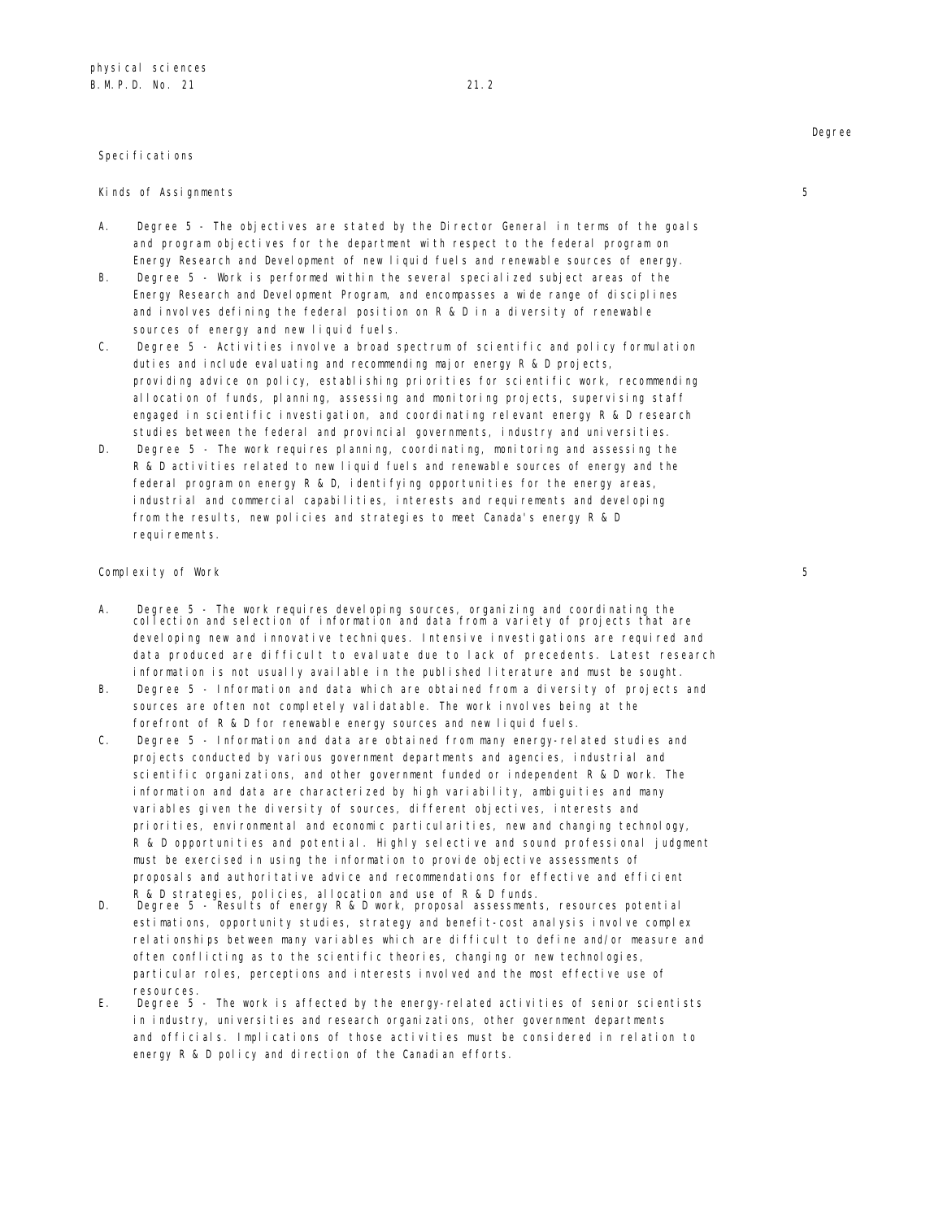Degree

Specifications

Kinds of Assignments 5

A. Degree 5 - The objectives are stated by the Director General in terms of the goals and program objectives for the department with respect to the federal program on Energy Research and Development of new liquid fuels and renewable sources of energy.
B. Degree 5 - Work is performed within the several specialized subject areas of the Energy Research and Development Program, and encompasses a wide range of disciplines and involves defining the federal position on R & D in a diversity of renewable sources of energy and new liquid fuels.
C. Degree 5 - Activities involve a broad spectrum of scientific and policy formulation duties and include evaluating and recommending major energy R & D projects, providing advice on policy, establishing priorities for scientific work, recommending allocation of funds, planning, assessing and monitoring projects, supervising staff engaged in scientific investigation, and coordinating relevant energy R & D research studies between the federal and provincial governments, industry and universities.
D. Degree 5 - The work requires planning, coordinating, monitoring and assessing the R & D activities related to new liquid fuels and renewable sources of energy and the federal program on energy R & D, identifying opportunities for the energy areas, industrial and commercial capabilities, interests and requirements and developing from the results, new policies and strategies to meet Canada's energy R & D requirements.

Complexity of Work 5

A. Degree 5 - The work requires developing sources, organizing and coordinating the collection and selection of information and data from a variety of projects that are developing new and innovative techniques. Intensive investigations are required and data produced are difficult to evaluate due to lack of precedents. Latest research information is not usually available in the published literature and must be sought.
B. Degree 5 - Information and data which are obtained from a diversity of projects and sources are often not completely validatable. The work involves being at the forefront of R & D for renewable energy sources and new liquid fuels.
C. Degree 5 - Information and data are obtained from many energy-related studies and projects conducted by various government departments and agencies, industrial and scientific organizations, and other government funded or independent R & D work. The information and data are characterized by high variability, ambiguities and many variables given the diversity of sources, different objectives, interests and priorities, environmental and economic particularities, new and changing technology, R & D opportunities and potential. Highly selective and sound professional judgment must be exercised in using the information to provide objective assessments of proposals and authoritative advice and recommendations for effective and efficient R & D strategies, policies, allocation and use of R & D funds.
D. Degree 5 - Results of energy R & D work, proposal assessments, resources potential estimations, opportunity studies, strategy and benefit-cost analysis involve complex relationships between many variables which are difficult to define and/or measure and often conflicting as to the scientific theories, changing or new technologies, particular roles, perceptions and interests involved and the most effective use of resources.
E. Degree 5 - The work is affected by the energy-related activities of senior scientists in industry, universities and research organizations, other government departments and officials. Implications of those activities must be considered in relation to energy R & D policy and direction of the Canadian efforts.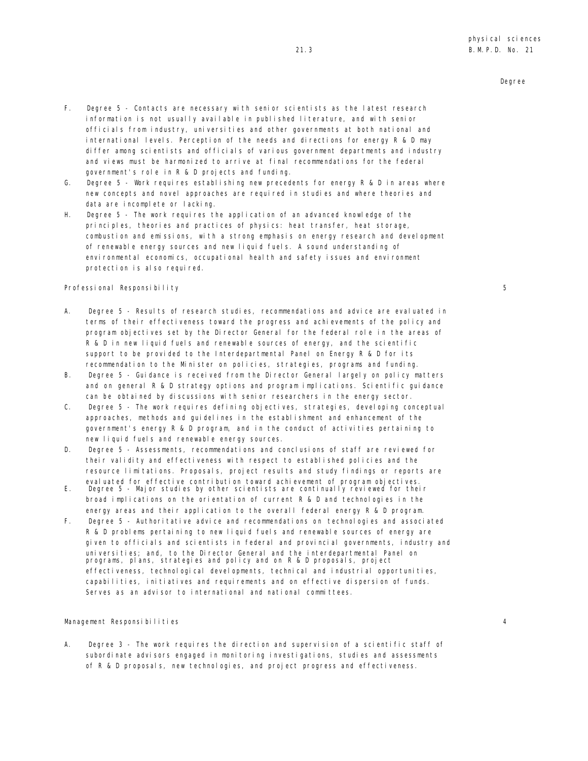Degree

F. Degree 5 - Contacts are necessary with senior scientists as the latest research information is not usually available in published literature, and with senior officials from industry, universities and other governments at both national and international levels. Perception of the needs and directions for energy R & D may differ among scientists and officials of various government departments and industry and views must be harmonized to arrive at final recommendations for the federal government's role in R & D projects and funding.

G. Degree 5 - Work requires establishing new precedents for energy R & D in areas where new concepts and novel approaches are required in studies and where theories and data are incomplete or lacking.

H. Degree 5 - The work requires the application of an advanced knowledge of the principles, theories and practices of physics: heat transfer, heat storage, combustion and emissions, with a strong emphasis on energy research and development of renewable energy sources and new liquid fuels. A sound understanding of environmental economics, occupational health and safety issues and environment protection is also required.

Professional Responsibility 5

A. Degree 5 - Results of research studies, recommendations and advice are evaluated in terms of their effectiveness toward the progress and achievements of the policy and program objectives set by the Director General for the federal role in the areas of R & D in new liquid fuels and renewable sources of energy, and the scientific support to be provided to the Interdepartmental Panel on Energy R & D for its recommendation to the Minister on policies, strategies, programs and funding.

B. Degree 5 - Guidance is received from the Director General largely on policy matters and on general R & D strategy options and program implications. Scientific guidance can be obtained by discussions with senior researchers in the energy sector.

C. Degree 5 - The work requires defining objectives, strategies, developing conceptual approaches, methods and guidelines in the establishment and enhancement of the government's energy R & D program, and in the conduct of activities pertaining to new liquid fuels and renewable energy sources.

D. Degree 5 - Assessments, recommendations and conclusions of staff are reviewed for their validity and effectiveness with respect to established policies and the resource limitations. Proposals, project results and study findings or reports are evaluated for effective contribution toward achievement of program objectives.

E. Degree 5 - Major studies by other scientists are continually reviewed for their broad implications on the orientation of current R & D and technologies in the energy areas and their application to the overall federal energy R & D program.

F. Degree 5 - Authoritative advice and recommendations on technologies and associated R & D problems pertaining to new liquid fuels and renewable sources of energy are given to officials and scientists in federal and provincial governments, industry and universities; and, to the Director General and the interdepartmental Panel on programs, plans, strategies and policy and on R & D proposals, project effectiveness, technological developments, technical and industrial opportunities, capabilities, initiatives and requirements and on effective dispersion of funds. Serves as an advisor to international and national committees.

Management Responsibilities 4

A. Degree 3 - The work requires the direction and supervision of a scientific staff of subordinate advisors engaged in monitoring investigations, studies and assessments of R & D proposals, new technologies, and project progress and effectiveness.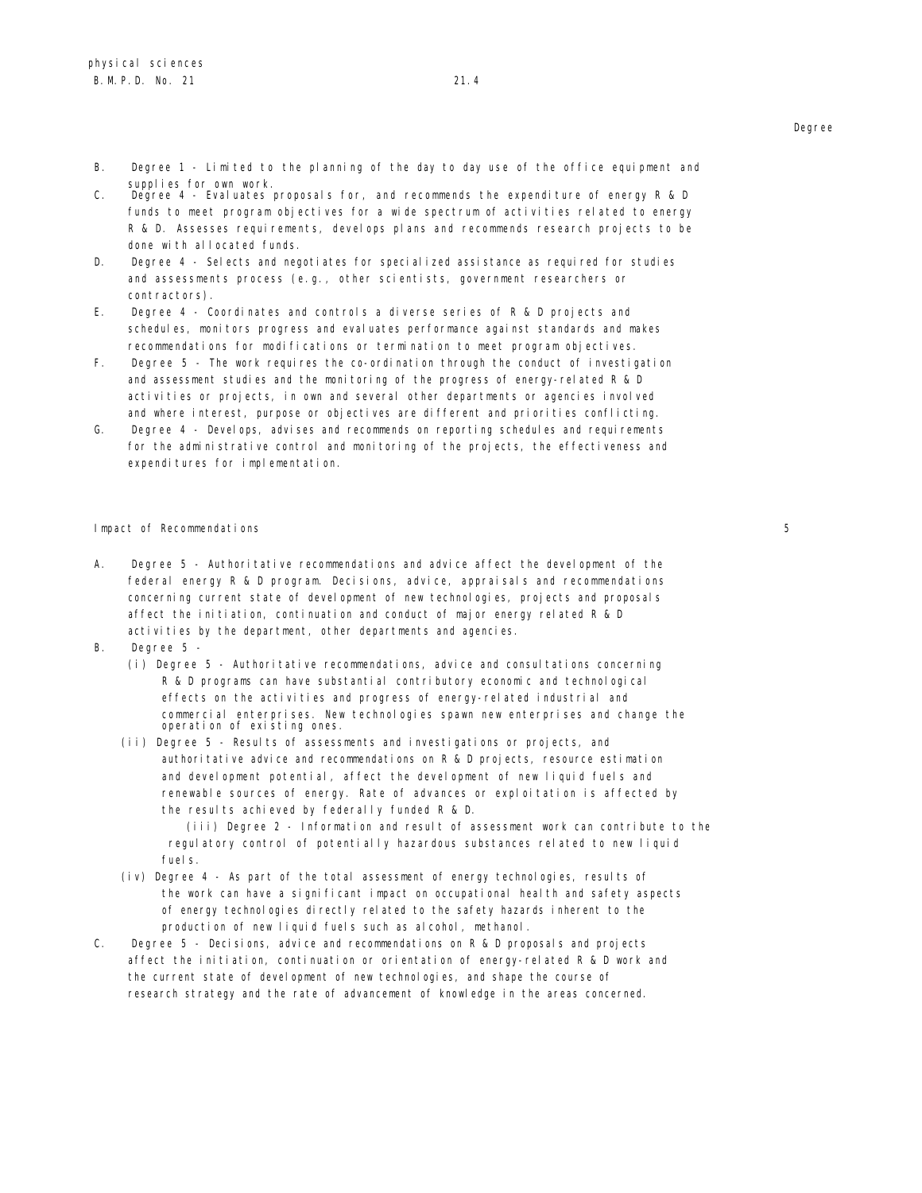Degree

B. Degree 1 - Limited to the planning of the day to day use of the office equipment and supplies for own work.

C. Degree 4 - Evaluates proposals for, and recommends the expenditure of energy R & D funds to meet program objectives for a wide spectrum of activities related to energy R & D. Assesses requirements, develops plans and recommends research projects to be done with allocated funds.

D. Degree 4 - Selects and negotiates for specialized assistance as required for studies and assessments process (e.g., other scientists, government researchers or contractors).

E. Degree 4 - Coordinates and controls a diverse series of R & D projects and schedules, monitors progress and evaluates performance against standards and makes recommendations for modifications or termination to meet program objectives.

F. Degree 5 - The work requires the co-ordination through the conduct of investigation and assessment studies and the monitoring of the progress of energy-related R & D activities or projects, in own and several other departments or agencies involved and where interest, purpose or objectives are different and priorities conflicting.

G. Degree 4 - Develops, advises and recommends on reporting schedules and requirements for the administrative control and monitoring of the projects, the effectiveness and expenditures for implementation.

Impact of Recommendations 5

A. Degree 5 - Authoritative recommendations and advice affect the development of the federal energy R & D program. Decisions, advice, appraisals and recommendations concerning current state of development of new technologies, projects and proposals affect the initiation, continuation and conduct of major energy related R & D activities by the department, other departments and agencies.

B. Degree 5 -

(i) Degree 5 - Authoritative recommendations, advice and consultations concerning R & D programs can have substantial contributory economic and technological effects on the activities and progress of energy-related industrial and commercial enterprises. New technologies spawn new enterprises and change the operation of existing ones.

(ii) Degree 5 - Results of assessments and investigations or projects, and authoritative advice and recommendations on R & D projects, resource estimation and development potential, affect the development of new liquid fuels and renewable sources of energy. Rate of advances or exploitation is affected by the results achieved by federally funded R & D.

(iii) Degree 2 - Information and result of assessment work can contribute to the regulatory control of potentially hazardous substances related to new liquid fuels.

(iv) Degree 4 - As part of the total assessment of energy technologies, results of the work can have a significant impact on occupational health and safety aspects of energy technologies directly related to the safety hazards inherent to the production of new liquid fuels such as alcohol, methanol.

C. Degree 5 - Decisions, advice and recommendations on R & D proposals and projects affect the initiation, continuation or orientation of energy-related R & D work and the current state of development of new technologies, and shape the course of research strategy and the rate of advancement of knowledge in the areas concerned.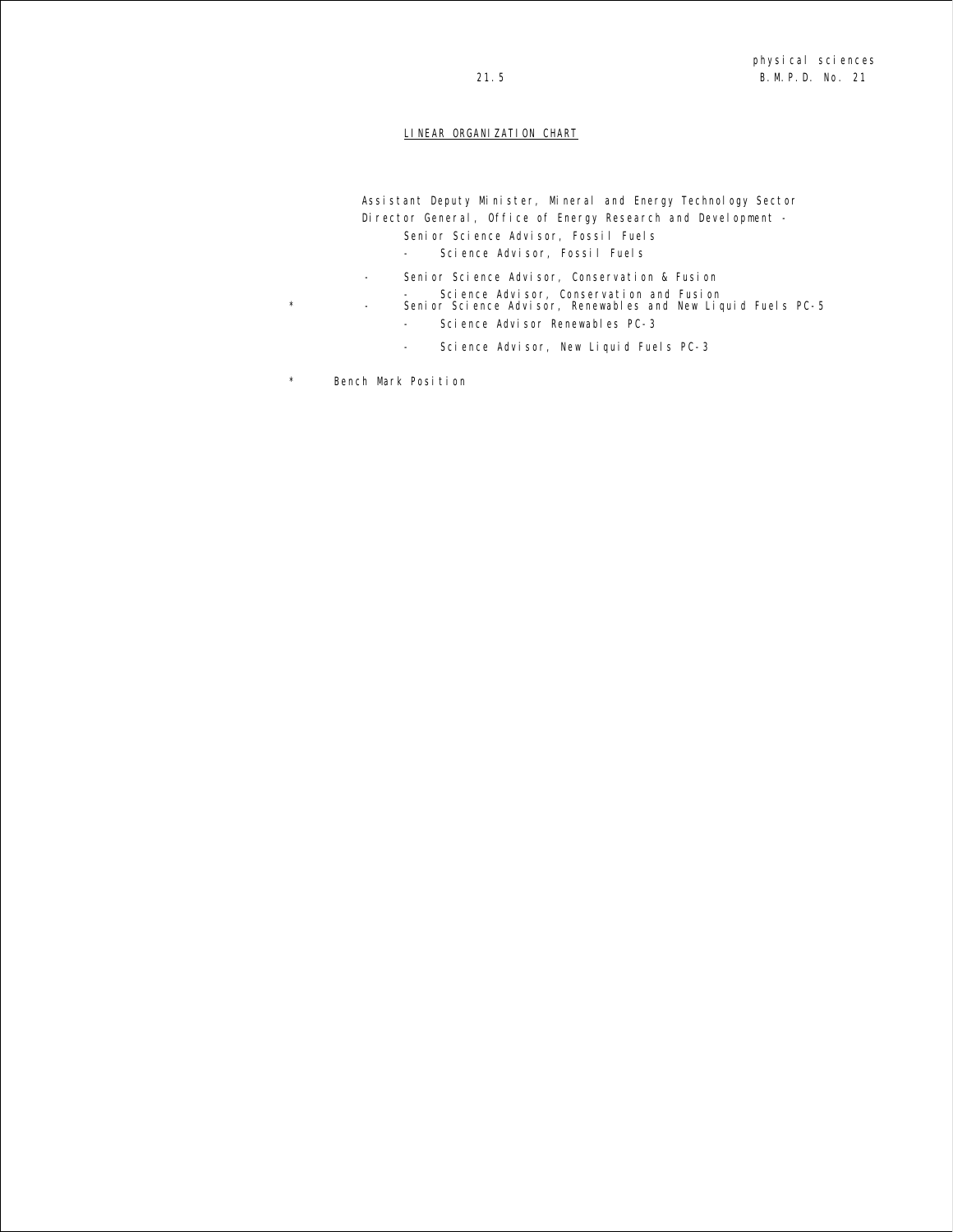## LINEAR ORGANIZATION CHART

Assistant Deputy Minister, Mineral and Energy Technology Sector

Director General, Office of Energy Research and Development -

- Senior Science Advisor, Fossil Fuels
  - Science Advisor, Fossil Fuels
- Senior Science Advisor, Conservation & Fusion
  - Science Advisor, Conservation and Fusion
- \* Senior Science Advisor, Renewables and New Liquid Fuels PC-5
  - Science Advisor Renewables PC-3
  - Science Advisor, New Liquid Fuels PC-3

\* Bench Mark Position